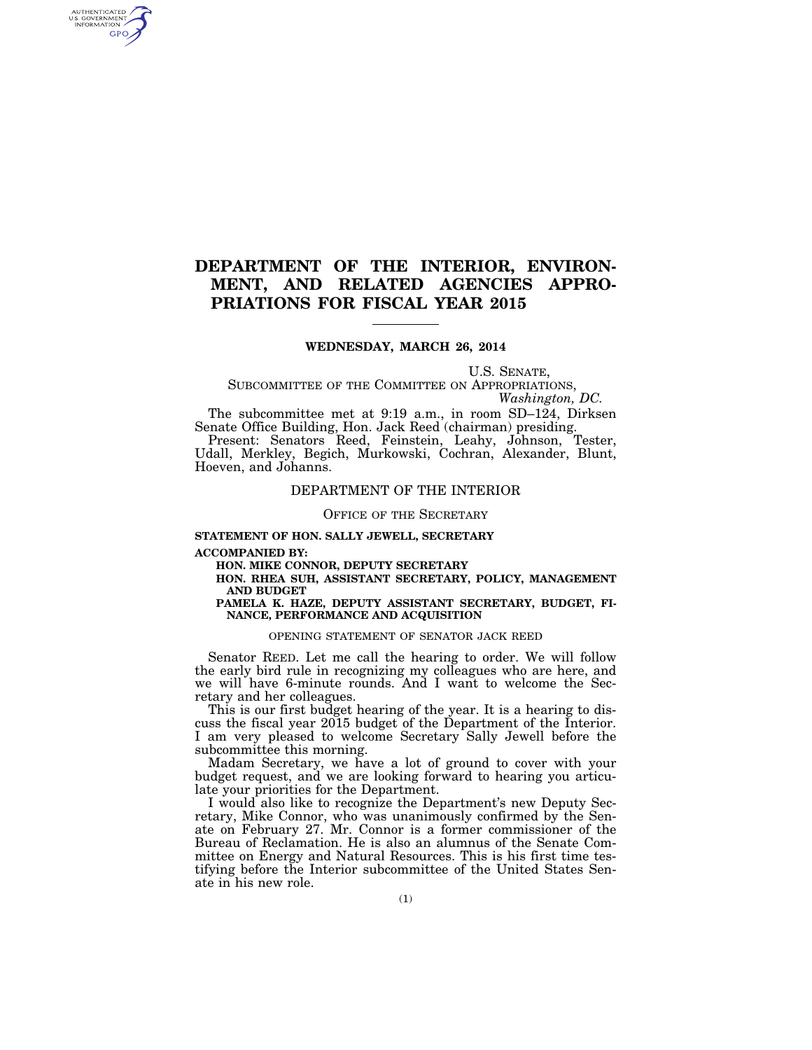# DEPARTMENT OF THE INTERIOR, ENVIRONMENT, AND RELATED AGENCIES APPROPRIATIONS FOR FISCAL YEAR 2015

**WEDNESDAY, MARCH 26, 2014**

U.S. SENATE,
SUBCOMMITTEE OF THE COMMITTEE ON APPROPRIATIONS,
*Washington, DC.*

The subcommittee met at 9:19 a.m., in room SD–124, Dirksen Senate Office Building, Hon. Jack Reed (chairman) presiding.

Present: Senators Reed, Feinstein, Leahy, Johnson, Tester, Udall, Merkley, Begich, Murkowski, Cochran, Alexander, Blunt, Hoeven, and Johanns.

## DEPARTMENT OF THE INTERIOR

### OFFICE OF THE SECRETARY

**STATEMENT OF HON. SALLY JEWELL, SECRETARY**

**ACCOMPANIED BY:**

**HON. MIKE CONNOR, DEPUTY SECRETARY**

**HON. RHEA SUH, ASSISTANT SECRETARY, POLICY, MANAGEMENT AND BUDGET**

**PAMELA K. HAZE, DEPUTY ASSISTANT SECRETARY, BUDGET, FINANCE, PERFORMANCE AND ACQUISITION**

#### OPENING STATEMENT OF SENATOR JACK REED

Senator REED. Let me call the hearing to order. We will follow the early bird rule in recognizing my colleagues who are here, and we will have 6-minute rounds. And I want to welcome the Secretary and her colleagues.

This is our first budget hearing of the year. It is a hearing to discuss the fiscal year 2015 budget of the Department of the Interior. I am very pleased to welcome Secretary Sally Jewell before the subcommittee this morning.

Madam Secretary, we have a lot of ground to cover with your budget request, and we are looking forward to hearing you articulate your priorities for the Department.

I would also like to recognize the Department's new Deputy Secretary, Mike Connor, who was unanimously confirmed by the Senate on February 27. Mr. Connor is a former commissioner of the Bureau of Reclamation. He is also an alumnus of the Senate Committee on Energy and Natural Resources. This is his first time testifying before the Interior subcommittee of the United States Senate in his new role.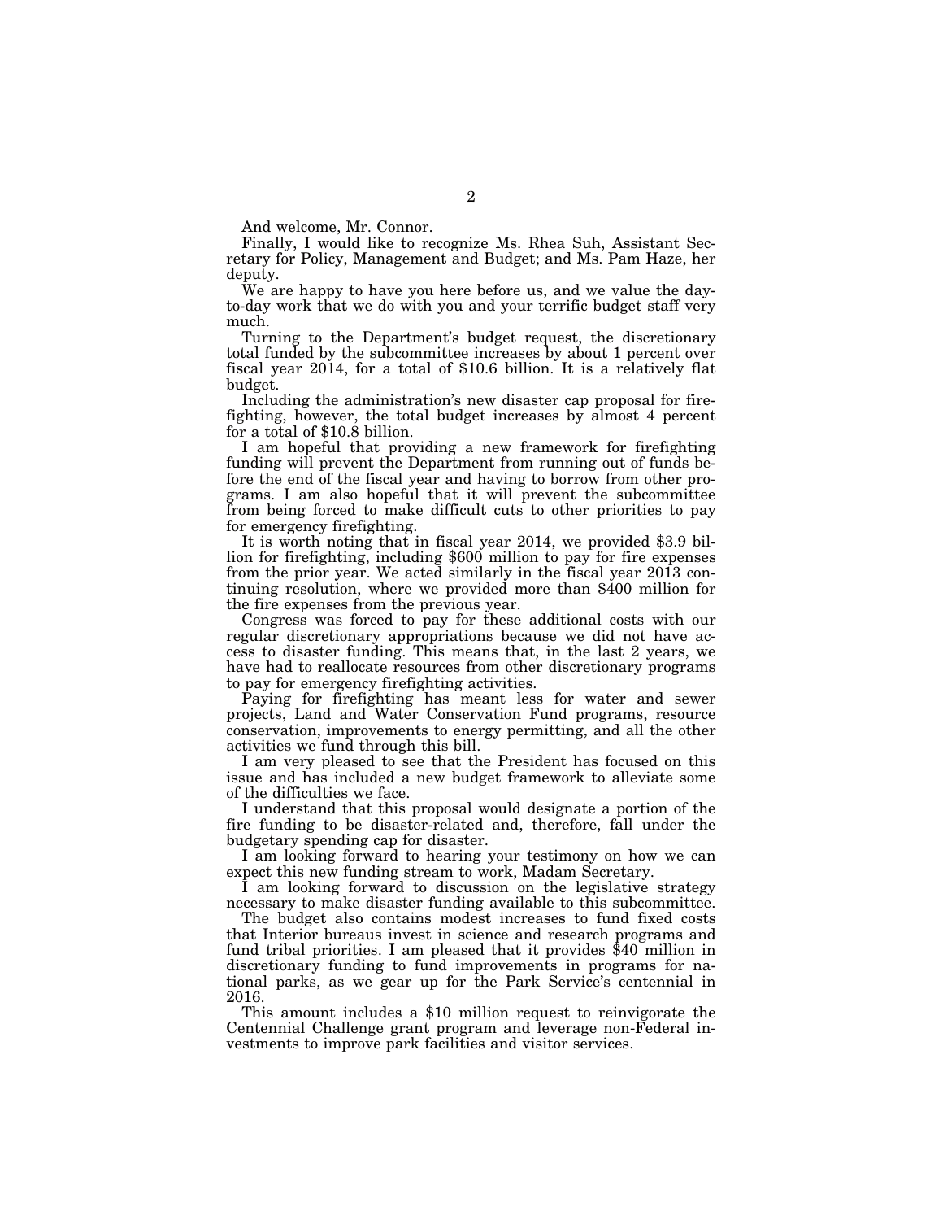And welcome, Mr. Connor.

Finally, I would like to recognize Ms. Rhea Suh, Assistant Secretary for Policy, Management and Budget; and Ms. Pam Haze, her deputy.

We are happy to have you here before us, and we value the day-to-day work that we do with you and your terrific budget staff very much.

Turning to the Department's budget request, the discretionary total funded by the subcommittee increases by about 1 percent over fiscal year 2014, for a total of $10.6 billion. It is a relatively flat budget.

Including the administration's new disaster cap proposal for firefighting, however, the total budget increases by almost 4 percent for a total of $10.8 billion.

I am hopeful that providing a new framework for firefighting funding will prevent the Department from running out of funds before the end of the fiscal year and having to borrow from other programs. I am also hopeful that it will prevent the subcommittee from being forced to make difficult cuts to other priorities to pay for emergency firefighting.

It is worth noting that in fiscal year 2014, we provided $3.9 billion for firefighting, including $600 million to pay for fire expenses from the prior year. We acted similarly in the fiscal year 2013 continuing resolution, where we provided more than $400 million for the fire expenses from the previous year.

Congress was forced to pay for these additional costs with our regular discretionary appropriations because we did not have access to disaster funding. This means that, in the last 2 years, we have had to reallocate resources from other discretionary programs to pay for emergency firefighting activities.

Paying for firefighting has meant less for water and sewer projects, Land and Water Conservation Fund programs, resource conservation, improvements to energy permitting, and all the other activities we fund through this bill.

I am very pleased to see that the President has focused on this issue and has included a new budget framework to alleviate some of the difficulties we face.

I understand that this proposal would designate a portion of the fire funding to be disaster-related and, therefore, fall under the budgetary spending cap for disaster.

I am looking forward to hearing your testimony on how we can expect this new funding stream to work, Madam Secretary.

I am looking forward to discussion on the legislative strategy necessary to make disaster funding available to this subcommittee.

The budget also contains modest increases to fund fixed costs that Interior bureaus invest in science and research programs and fund tribal priorities. I am pleased that it provides $40 million in discretionary funding to fund improvements in programs for national parks, as we gear up for the Park Service's centennial in 2016.

This amount includes a $10 million request to reinvigorate the Centennial Challenge grant program and leverage non-Federal investments to improve park facilities and visitor services.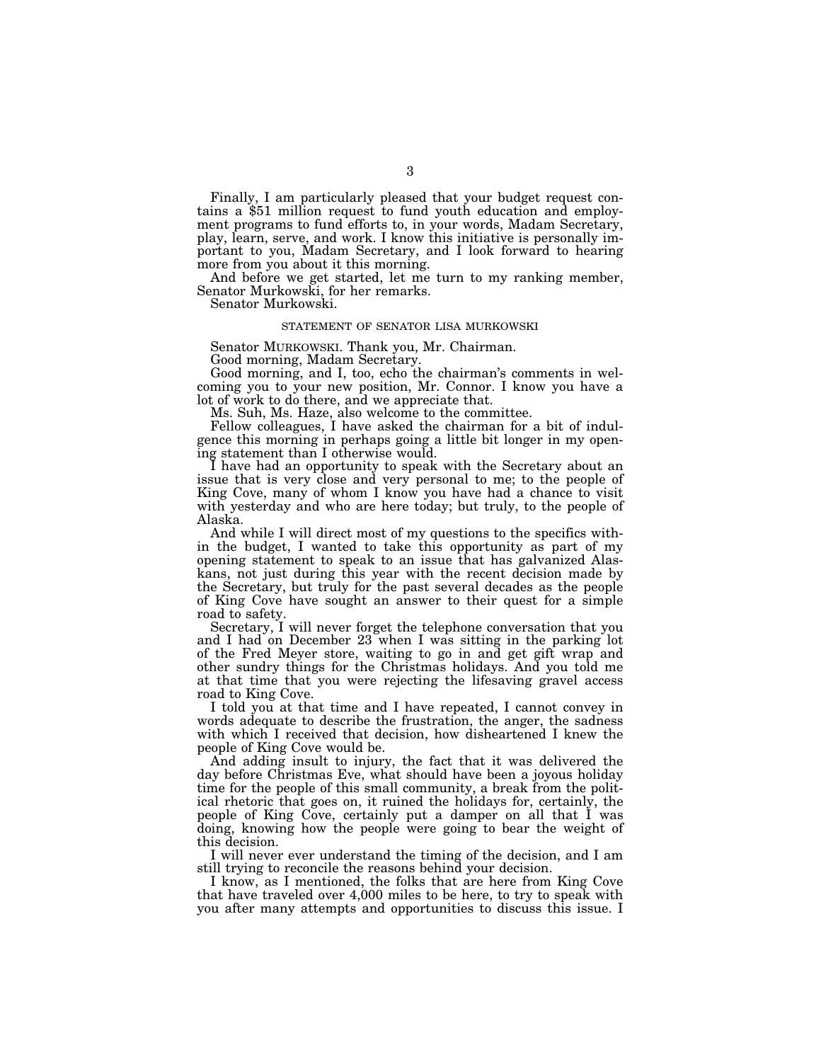Finally, I am particularly pleased that your budget request contains a $51 million request to fund youth education and employment programs to fund efforts to, in your words, Madam Secretary, play, learn, serve, and work. I know this initiative is personally important to you, Madam Secretary, and I look forward to hearing more from you about it this morning.

And before we get started, let me turn to my ranking member, Senator Murkowski, for her remarks.

Senator Murkowski.

## STATEMENT OF SENATOR LISA MURKOWSKI

Senator MURKOWSKI. Thank you, Mr. Chairman.

Good morning, Madam Secretary.

Good morning, and I, too, echo the chairman's comments in welcoming you to your new position, Mr. Connor. I know you have a lot of work to do there, and we appreciate that.

Ms. Suh, Ms. Haze, also welcome to the committee.

Fellow colleagues, I have asked the chairman for a bit of indulgence this morning in perhaps going a little bit longer in my opening statement than I otherwise would.

I have had an opportunity to speak with the Secretary about an issue that is very close and very personal to me; to the people of King Cove, many of whom I know you have had a chance to visit with yesterday and who are here today; but truly, to the people of Alaska.

And while I will direct most of my questions to the specifics within the budget, I wanted to take this opportunity as part of my opening statement to speak to an issue that has galvanized Alaskans, not just during this year with the recent decision made by the Secretary, but truly for the past several decades as the people of King Cove have sought an answer to their quest for a simple road to safety.

Secretary, I will never forget the telephone conversation that you and I had on December 23 when I was sitting in the parking lot of the Fred Meyer store, waiting to go in and get gift wrap and other sundry things for the Christmas holidays. And you told me at that time that you were rejecting the lifesaving gravel access road to King Cove.

I told you at that time and I have repeated, I cannot convey in words adequate to describe the frustration, the anger, the sadness with which I received that decision, how disheartened I knew the people of King Cove would be.

And adding insult to injury, the fact that it was delivered the day before Christmas Eve, what should have been a joyous holiday time for the people of this small community, a break from the political rhetoric that goes on, it ruined the holidays for, certainly, the people of King Cove, certainly put a damper on all that I was doing, knowing how the people were going to bear the weight of this decision.

I will never ever understand the timing of the decision, and I am still trying to reconcile the reasons behind your decision.

I know, as I mentioned, the folks that are here from King Cove that have traveled over 4,000 miles to be here, to try to speak with you after many attempts and opportunities to discuss this issue. I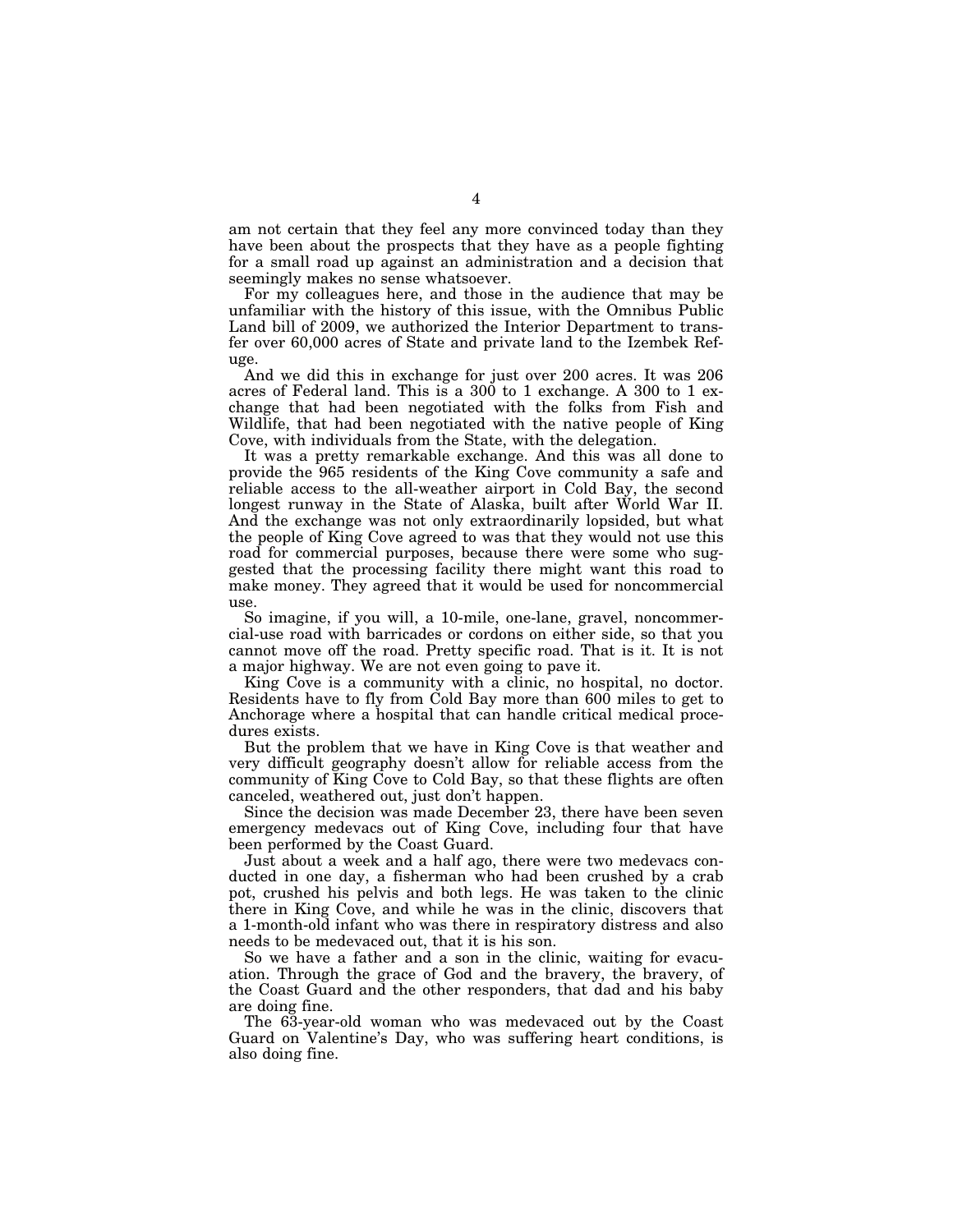am not certain that they feel any more convinced today than they have been about the prospects that they have as a people fighting for a small road up against an administration and a decision that seemingly makes no sense whatsoever.

For my colleagues here, and those in the audience that may be unfamiliar with the history of this issue, with the Omnibus Public Land bill of 2009, we authorized the Interior Department to transfer over 60,000 acres of State and private land to the Izembek Refuge.

And we did this in exchange for just over 200 acres. It was 206 acres of Federal land. This is a 300 to 1 exchange. A 300 to 1 exchange that had been negotiated with the folks from Fish and Wildlife, that had been negotiated with the native people of King Cove, with individuals from the State, with the delegation.

It was a pretty remarkable exchange. And this was all done to provide the 965 residents of the King Cove community a safe and reliable access to the all-weather airport in Cold Bay, the second longest runway in the State of Alaska, built after World War II. And the exchange was not only extraordinarily lopsided, but what the people of King Cove agreed to was that they would not use this road for commercial purposes, because there were some who suggested that the processing facility there might want this road to make money. They agreed that it would be used for noncommercial use.

So imagine, if you will, a 10-mile, one-lane, gravel, noncommercial-use road with barricades or cordons on either side, so that you cannot move off the road. Pretty specific road. That is it. It is not a major highway. We are not even going to pave it.

King Cove is a community with a clinic, no hospital, no doctor. Residents have to fly from Cold Bay more than 600 miles to get to Anchorage where a hospital that can handle critical medical procedures exists.

But the problem that we have in King Cove is that weather and very difficult geography doesn't allow for reliable access from the community of King Cove to Cold Bay, so that these flights are often canceled, weathered out, just don't happen.

Since the decision was made December 23, there have been seven emergency medevacs out of King Cove, including four that have been performed by the Coast Guard.

Just about a week and a half ago, there were two medevacs conducted in one day, a fisherman who had been crushed by a crab pot, crushed his pelvis and both legs. He was taken to the clinic there in King Cove, and while he was in the clinic, discovers that a 1-month-old infant who was there in respiratory distress and also needs to be medevaced out, that it is his son.

So we have a father and a son in the clinic, waiting for evacuation. Through the grace of God and the bravery, the bravery, of the Coast Guard and the other responders, that dad and his baby are doing fine.

The 63-year-old woman who was medevaced out by the Coast Guard on Valentine's Day, who was suffering heart conditions, is also doing fine.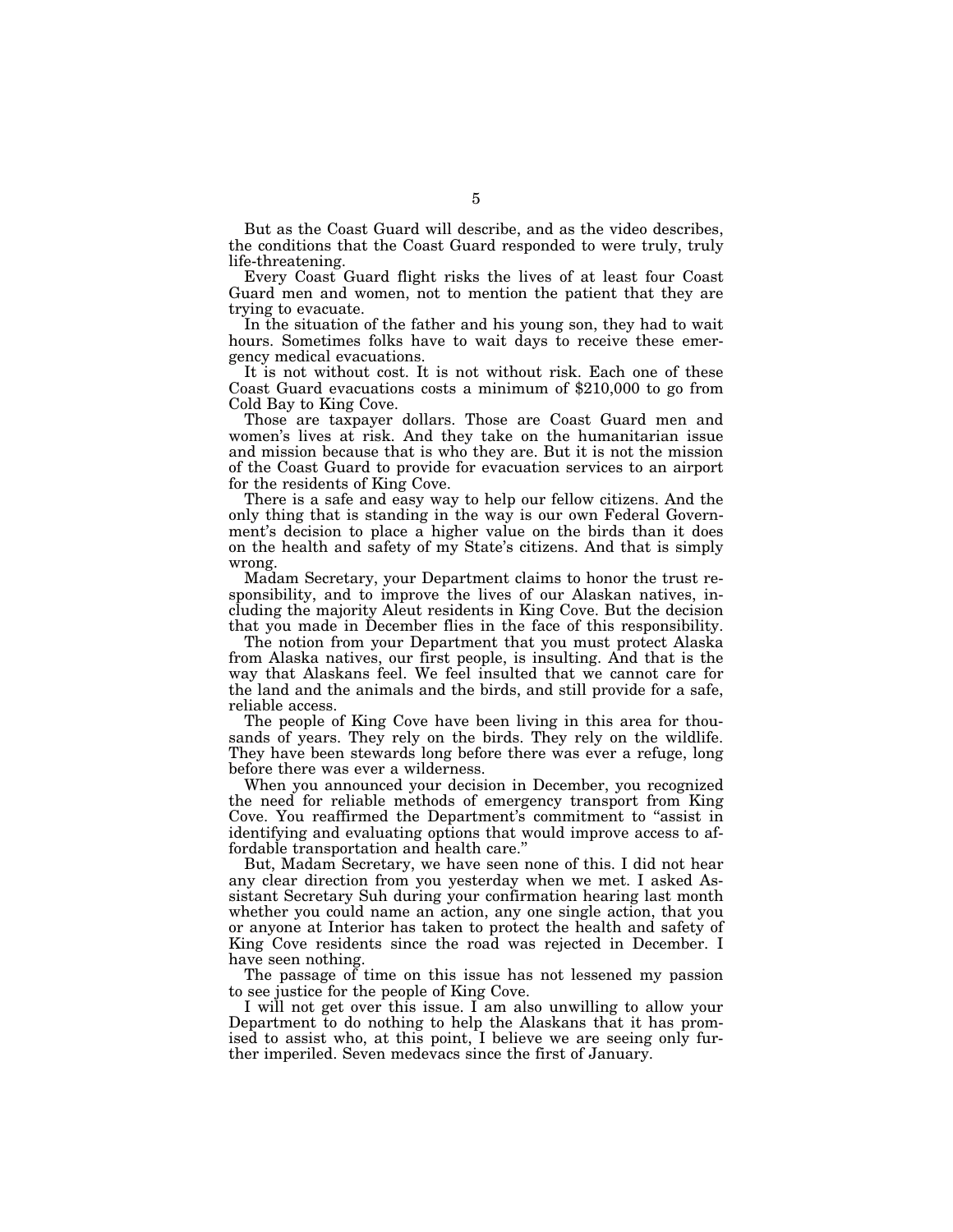But as the Coast Guard will describe, and as the video describes, the conditions that the Coast Guard responded to were truly, truly life-threatening.

Every Coast Guard flight risks the lives of at least four Coast Guard men and women, not to mention the patient that they are trying to evacuate.

In the situation of the father and his young son, they had to wait hours. Sometimes folks have to wait days to receive these emergency medical evacuations.

It is not without cost. It is not without risk. Each one of these Coast Guard evacuations costs a minimum of $210,000 to go from Cold Bay to King Cove.

Those are taxpayer dollars. Those are Coast Guard men and women's lives at risk. And they take on the humanitarian issue and mission because that is who they are. But it is not the mission of the Coast Guard to provide for evacuation services to an airport for the residents of King Cove.

There is a safe and easy way to help our fellow citizens. And the only thing that is standing in the way is our own Federal Government's decision to place a higher value on the birds than it does on the health and safety of my State's citizens. And that is simply wrong.

Madam Secretary, your Department claims to honor the trust responsibility, and to improve the lives of our Alaskan natives, including the majority Aleut residents in King Cove. But the decision that you made in December flies in the face of this responsibility.

The notion from your Department that you must protect Alaska from Alaska natives, our first people, is insulting. And that is the way that Alaskans feel. We feel insulted that we cannot care for the land and the animals and the birds, and still provide for a safe, reliable access.

The people of King Cove have been living in this area for thousands of years. They rely on the birds. They rely on the wildlife. They have been stewards long before there was ever a refuge, long before there was ever a wilderness.

When you announced your decision in December, you recognized the need for reliable methods of emergency transport from King Cove. You reaffirmed the Department's commitment to "assist in identifying and evaluating options that would improve access to affordable transportation and health care."

But, Madam Secretary, we have seen none of this. I did not hear any clear direction from you yesterday when we met. I asked Assistant Secretary Suh during your confirmation hearing last month whether you could name an action, any one single action, that you or anyone at Interior has taken to protect the health and safety of King Cove residents since the road was rejected in December. I have seen nothing.

The passage of time on this issue has not lessened my passion to see justice for the people of King Cove.

I will not get over this issue. I am also unwilling to allow your Department to do nothing to help the Alaskans that it has promised to assist who, at this point, I believe we are seeing only further imperiled. Seven medevacs since the first of January.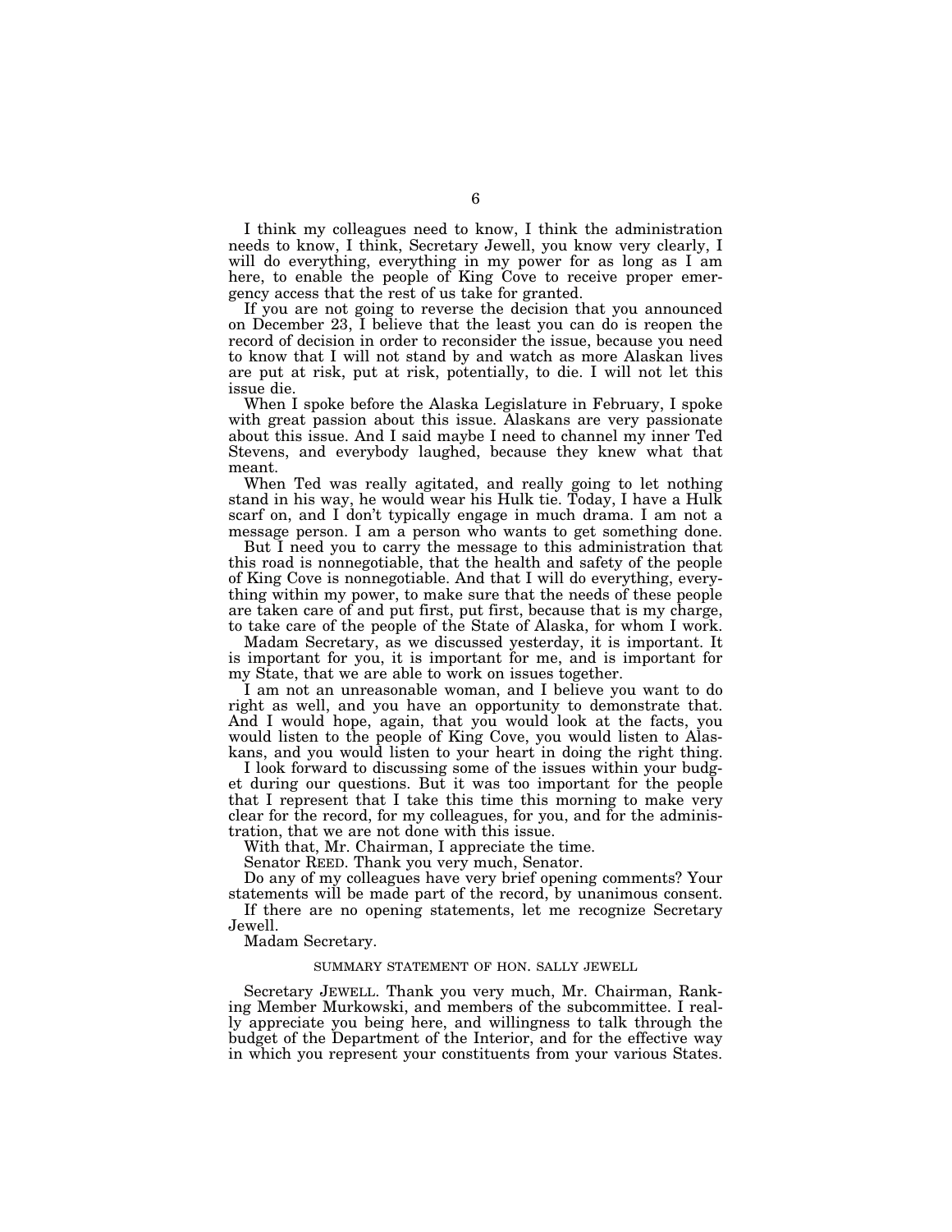I think my colleagues need to know, I think the administration needs to know, I think, Secretary Jewell, you know very clearly, I will do everything, everything in my power for as long as I am here, to enable the people of King Cove to receive proper emergency access that the rest of us take for granted.

If you are not going to reverse the decision that you announced on December 23, I believe that the least you can do is reopen the record of decision in order to reconsider the issue, because you need to know that I will not stand by and watch as more Alaskan lives are put at risk, put at risk, potentially, to die. I will not let this issue die.

When I spoke before the Alaska Legislature in February, I spoke with great passion about this issue. Alaskans are very passionate about this issue. And I said maybe I need to channel my inner Ted Stevens, and everybody laughed, because they knew what that meant.

When Ted was really agitated, and really going to let nothing stand in his way, he would wear his Hulk tie. Today, I have a Hulk scarf on, and I don't typically engage in much drama. I am not a message person. I am a person who wants to get something done.

But I need you to carry the message to this administration that this road is nonnegotiable, that the health and safety of the people of King Cove is nonnegotiable. And that I will do everything, everything within my power, to make sure that the needs of these people are taken care of and put first, put first, because that is my charge, to take care of the people of the State of Alaska, for whom I work.

Madam Secretary, as we discussed yesterday, it is important. It is important for you, it is important for me, and is important for my State, that we are able to work on issues together.

I am not an unreasonable woman, and I believe you want to do right as well, and you have an opportunity to demonstrate that. And I would hope, again, that you would look at the facts, you would listen to the people of King Cove, you would listen to Alaskans, and you would listen to your heart in doing the right thing.

I look forward to discussing some of the issues within your budget during our questions. But it was too important for the people that I represent that I take this time this morning to make very clear for the record, for my colleagues, for you, and for the administration, that we are not done with this issue.

With that, Mr. Chairman, I appreciate the time.

Senator REED. Thank you very much, Senator.

Do any of my colleagues have very brief opening comments? Your statements will be made part of the record, by unanimous consent.

If there are no opening statements, let me recognize Secretary Jewell.

Madam Secretary.

SUMMARY STATEMENT OF HON. SALLY JEWELL

Secretary JEWELL. Thank you very much, Mr. Chairman, Ranking Member Murkowski, and members of the subcommittee. I really appreciate you being here, and willingness to talk through the budget of the Department of the Interior, and for the effective way in which you represent your constituents from your various States.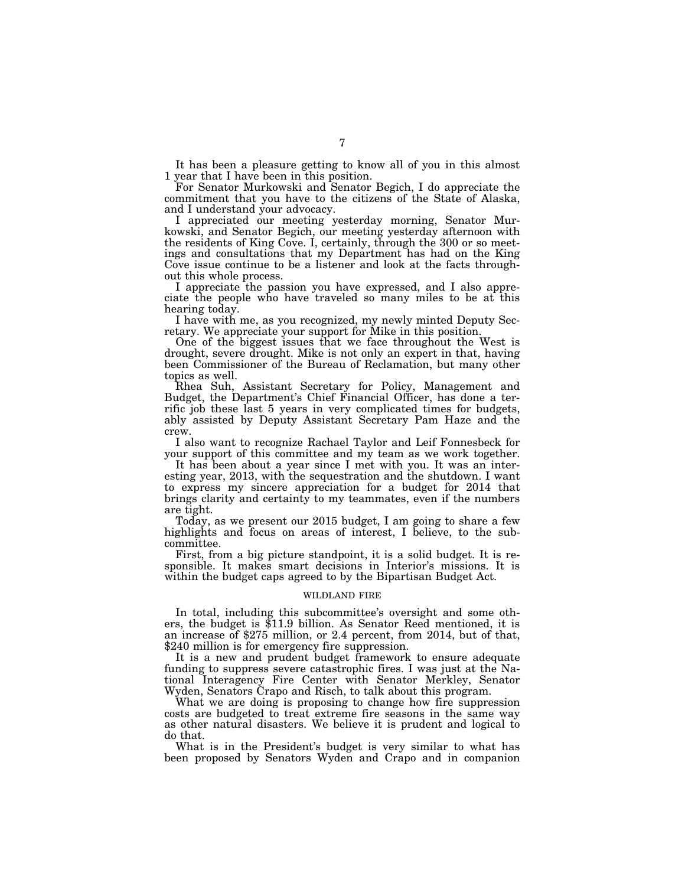It has been a pleasure getting to know all of you in this almost 1 year that I have been in this position.

For Senator Murkowski and Senator Begich, I do appreciate the commitment that you have to the citizens of the State of Alaska, and I understand your advocacy.

I appreciated our meeting yesterday morning, Senator Murkowski, and Senator Begich, our meeting yesterday afternoon with the residents of King Cove. I, certainly, through the 300 or so meetings and consultations that my Department has had on the King Cove issue continue to be a listener and look at the facts throughout this whole process.

I appreciate the passion you have expressed, and I also appreciate the people who have traveled so many miles to be at this hearing today.

I have with me, as you recognized, my newly minted Deputy Secretary. We appreciate your support for Mike in this position.

One of the biggest issues that we face throughout the West is drought, severe drought. Mike is not only an expert in that, having been Commissioner of the Bureau of Reclamation, but many other topics as well.

Rhea Suh, Assistant Secretary for Policy, Management and Budget, the Department's Chief Financial Officer, has done a terrific job these last 5 years in very complicated times for budgets, ably assisted by Deputy Assistant Secretary Pam Haze and the crew.

I also want to recognize Rachael Taylor and Leif Fonnesbeck for your support of this committee and my team as we work together.

It has been about a year since I met with you. It was an interesting year, 2013, with the sequestration and the shutdown. I want to express my sincere appreciation for a budget for 2014 that brings clarity and certainty to my teammates, even if the numbers are tight.

Today, as we present our 2015 budget, I am going to share a few highlights and focus on areas of interest, I believe, to the subcommittee.

First, from a big picture standpoint, it is a solid budget. It is responsible. It makes smart decisions in Interior's missions. It is within the budget caps agreed to by the Bipartisan Budget Act.

## WILDLAND FIRE

In total, including this subcommittee's oversight and some others, the budget is $11.9 billion. As Senator Reed mentioned, it is an increase of $275 million, or 2.4 percent, from 2014, but of that, $240 million is for emergency fire suppression.

It is a new and prudent budget framework to ensure adequate funding to suppress severe catastrophic fires. I was just at the National Interagency Fire Center with Senator Merkley, Senator Wyden, Senators Crapo and Risch, to talk about this program.

What we are doing is proposing to change how fire suppression costs are budgeted to treat extreme fire seasons in the same way as other natural disasters. We believe it is prudent and logical to do that.

What is in the President's budget is very similar to what has been proposed by Senators Wyden and Crapo and in companion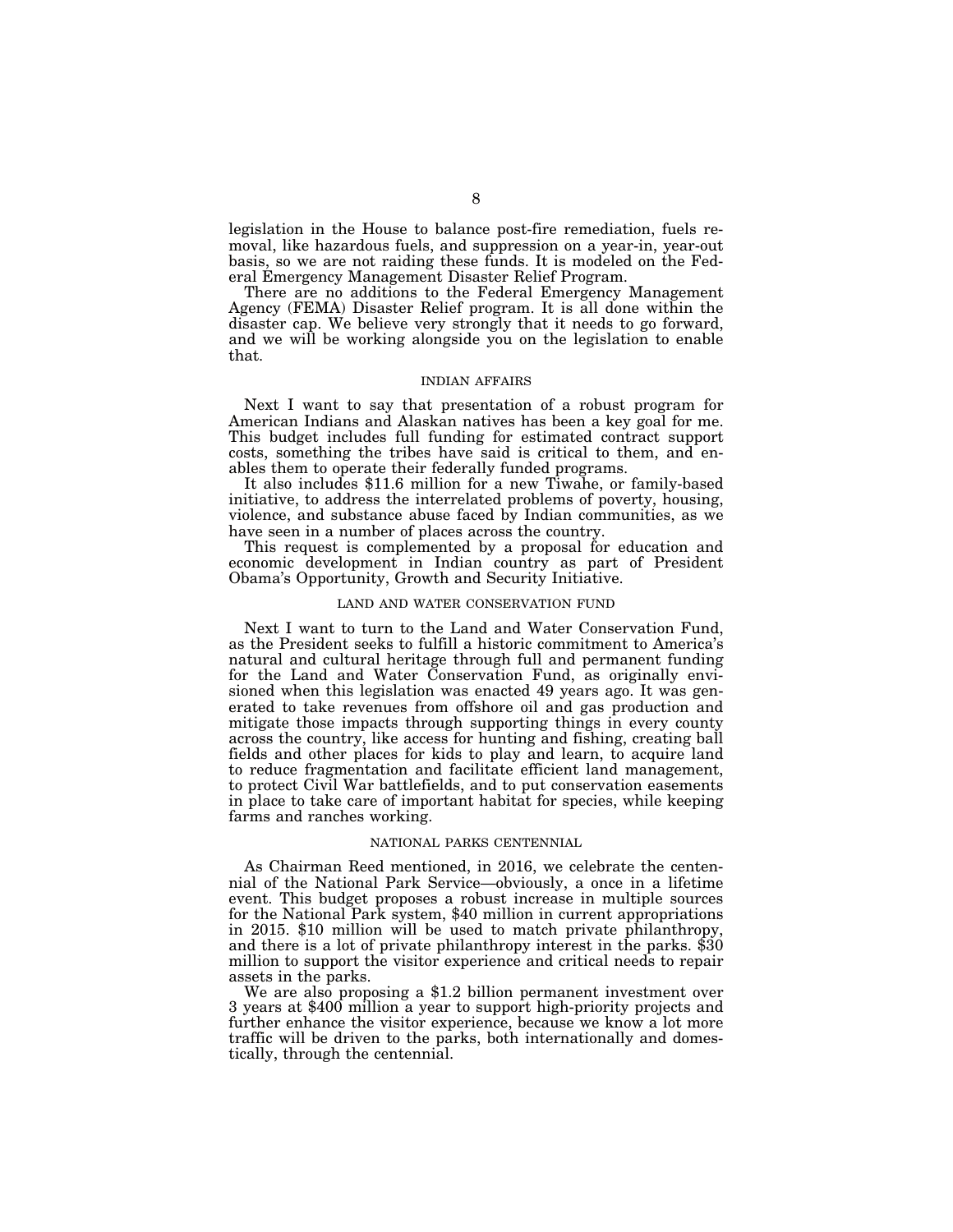legislation in the House to balance post-fire remediation, fuels removal, like hazardous fuels, and suppression on a year-in, year-out basis, so we are not raiding these funds. It is modeled on the Federal Emergency Management Disaster Relief Program.

There are no additions to the Federal Emergency Management Agency (FEMA) Disaster Relief program. It is all done within the disaster cap. We believe very strongly that it needs to go forward, and we will be working alongside you on the legislation to enable that.

## INDIAN AFFAIRS

Next I want to say that presentation of a robust program for American Indians and Alaskan natives has been a key goal for me. This budget includes full funding for estimated contract support costs, something the tribes have said is critical to them, and enables them to operate their federally funded programs.

It also includes $11.6 million for a new Tiwahe, or family-based initiative, to address the interrelated problems of poverty, housing, violence, and substance abuse faced by Indian communities, as we have seen in a number of places across the country.

This request is complemented by a proposal for education and economic development in Indian country as part of President Obama's Opportunity, Growth and Security Initiative.

## LAND AND WATER CONSERVATION FUND

Next I want to turn to the Land and Water Conservation Fund, as the President seeks to fulfill a historic commitment to America's natural and cultural heritage through full and permanent funding for the Land and Water Conservation Fund, as originally envisioned when this legislation was enacted 49 years ago. It was generated to take revenues from offshore oil and gas production and mitigate those impacts through supporting things in every county across the country, like access for hunting and fishing, creating ball fields and other places for kids to play and learn, to acquire land to reduce fragmentation and facilitate efficient land management, to protect Civil War battlefields, and to put conservation easements in place to take care of important habitat for species, while keeping farms and ranches working.

## NATIONAL PARKS CENTENNIAL

As Chairman Reed mentioned, in 2016, we celebrate the centennial of the National Park Service—obviously, a once in a lifetime event. This budget proposes a robust increase in multiple sources for the National Park system, $40 million in current appropriations in 2015. $10 million will be used to match private philanthropy, and there is a lot of private philanthropy interest in the parks. $30 million to support the visitor experience and critical needs to repair assets in the parks.

We are also proposing a $1.2 billion permanent investment over 3 years at $400 million a year to support high-priority projects and further enhance the visitor experience, because we know a lot more traffic will be driven to the parks, both internationally and domestically, through the centennial.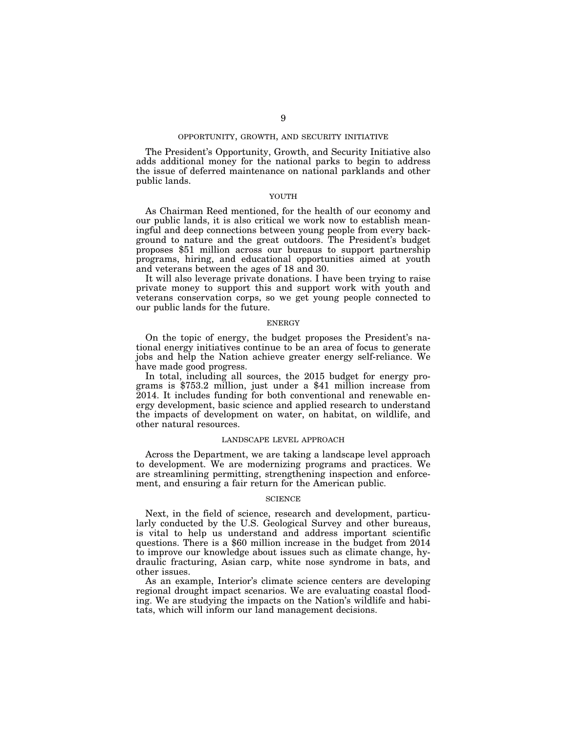## OPPORTUNITY, GROWTH, AND SECURITY INITIATIVE

The President's Opportunity, Growth, and Security Initiative also adds additional money for the national parks to begin to address the issue of deferred maintenance on national parklands and other public lands.

## YOUTH

As Chairman Reed mentioned, for the health of our economy and our public lands, it is also critical we work now to establish meaningful and deep connections between young people from every background to nature and the great outdoors. The President's budget proposes $51 million across our bureaus to support partnership programs, hiring, and educational opportunities aimed at youth and veterans between the ages of 18 and 30.

It will also leverage private donations. I have been trying to raise private money to support this and support work with youth and veterans conservation corps, so we get young people connected to our public lands for the future.

## ENERGY

On the topic of energy, the budget proposes the President's national energy initiatives continue to be an area of focus to generate jobs and help the Nation achieve greater energy self-reliance. We have made good progress.

In total, including all sources, the 2015 budget for energy programs is $753.2 million, just under a $41 million increase from 2014. It includes funding for both conventional and renewable energy development, basic science and applied research to understand the impacts of development on water, on habitat, on wildlife, and other natural resources.

## LANDSCAPE LEVEL APPROACH

Across the Department, we are taking a landscape level approach to development. We are modernizing programs and practices. We are streamlining permitting, strengthening inspection and enforcement, and ensuring a fair return for the American public.

## SCIENCE

Next, in the field of science, research and development, particularly conducted by the U.S. Geological Survey and other bureaus, is vital to help us understand and address important scientific questions. There is a $60 million increase in the budget from 2014 to improve our knowledge about issues such as climate change, hydraulic fracturing, Asian carp, white nose syndrome in bats, and other issues.

As an example, Interior's climate science centers are developing regional drought impact scenarios. We are evaluating coastal flooding. We are studying the impacts on the Nation's wildlife and habitats, which will inform our land management decisions.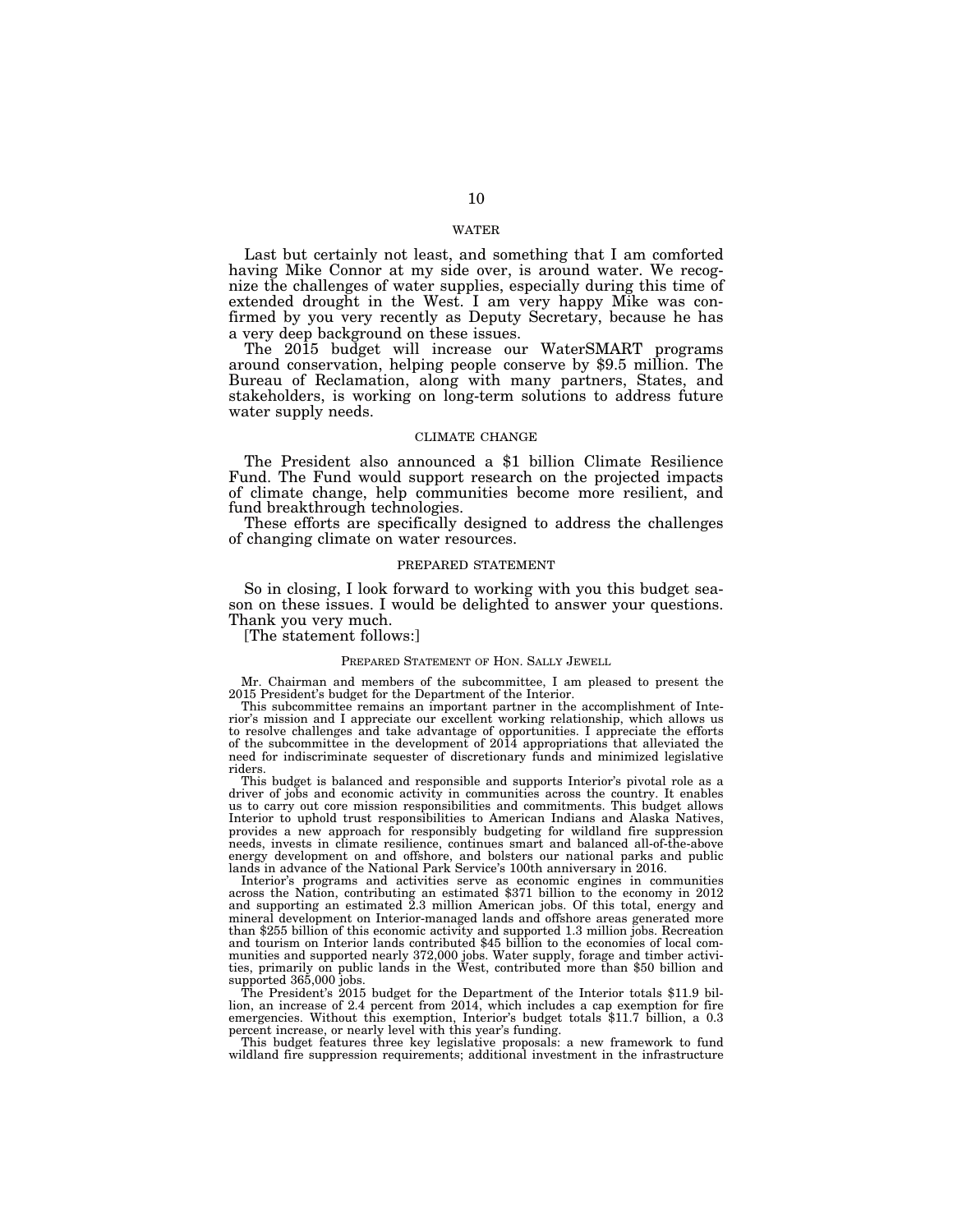## WATER

Last but certainly not least, and something that I am comforted having Mike Connor at my side over, is around water. We recognize the challenges of water supplies, especially during this time of extended drought in the West. I am very happy Mike was confirmed by you very recently as Deputy Secretary, because he has a very deep background on these issues.

The 2015 budget will increase our WaterSMART programs around conservation, helping people conserve by $9.5 million. The Bureau of Reclamation, along with many partners, States, and stakeholders, is working on long-term solutions to address future water supply needs.

## CLIMATE CHANGE

The President also announced a $1 billion Climate Resilience Fund. The Fund would support research on the projected impacts of climate change, help communities become more resilient, and fund breakthrough technologies.

These efforts are specifically designed to address the challenges of changing climate on water resources.

## PREPARED STATEMENT

So in closing, I look forward to working with you this budget season on these issues. I would be delighted to answer your questions. Thank you very much.

[The statement follows:]

### PREPARED STATEMENT OF HON. SALLY JEWELL

Mr. Chairman and members of the subcommittee, I am pleased to present the 2015 President's budget for the Department of the Interior.

This subcommittee remains an important partner in the accomplishment of Interior's mission and I appreciate our excellent working relationship, which allows us to resolve challenges and take advantage of opportunities. I appreciate the efforts of the subcommittee in the development of 2014 appropriations that alleviated the need for indiscriminate sequester of discretionary funds and minimized legislative riders.

This budget is balanced and responsible and supports Interior's pivotal role as a driver of jobs and economic activity in communities across the country. It enables us to carry out core mission responsibilities and commitments. This budget allows Interior to uphold trust responsibilities to American Indians and Alaska Natives, provides a new approach for responsibly budgeting for wildland fire suppression needs, invests in climate resilience, continues smart and balanced all-of-the-above energy development on and offshore, and bolsters our national parks and public lands in advance of the National Park Service's 100th anniversary in 2016.

Interior's programs and activities serve as economic engines in communities across the Nation, contributing an estimated $371 billion to the economy in 2012 and supporting an estimated 2.3 million American jobs. Of this total, energy and mineral development on Interior-managed lands and offshore areas generated more than $255 billion of this economic activity and supported 1.3 million jobs. Recreation and tourism on Interior lands contributed $45 billion to the economies of local communities and supported nearly 372,000 jobs. Water supply, forage and timber activities, primarily on public lands in the West, contributed more than $50 billion and supported 365,000 jobs.

The President's 2015 budget for the Department of the Interior totals $11.9 billion, an increase of 2.4 percent from 2014, which includes a cap exemption for fire emergencies. Without this exemption, Interior's budget totals $11.7 billion, a 0.3 percent increase, or nearly level with this year's funding.

This budget features three key legislative proposals: a new framework to fund wildland fire suppression requirements; additional investment in the infrastructure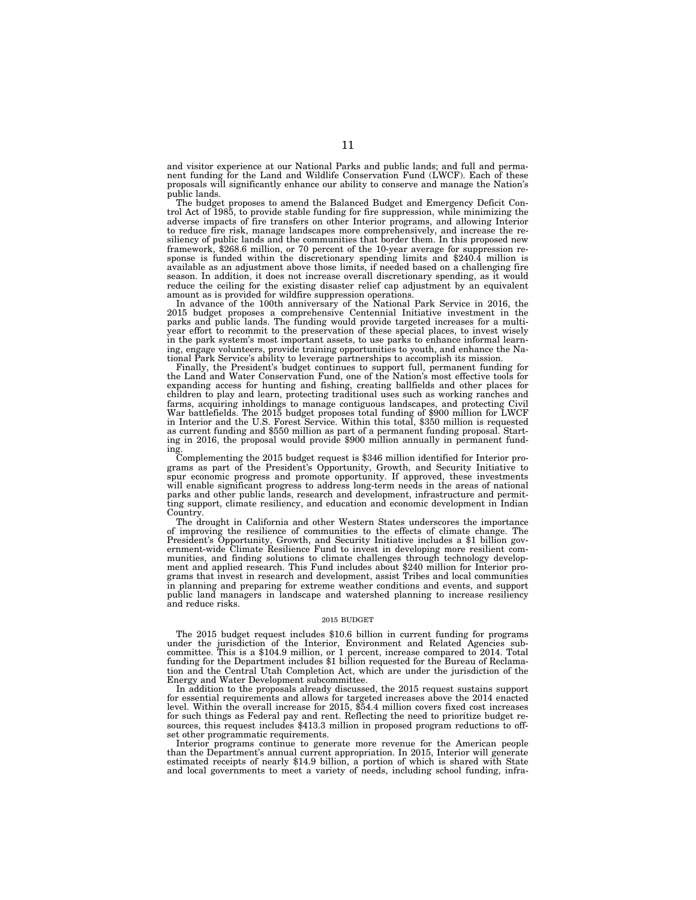and visitor experience at our National Parks and public lands; and full and permanent funding for the Land and Wildlife Conservation Fund (LWCF). Each of these proposals will significantly enhance our ability to conserve and manage the Nation's public lands.

The budget proposes to amend the Balanced Budget and Emergency Deficit Control Act of 1985, to provide stable funding for fire suppression, while minimizing the adverse impacts of fire transfers on other Interior programs, and allowing Interior to reduce fire risk, manage landscapes more comprehensively, and increase the resiliency of public lands and the communities that border them. In this proposed new framework, $268.6 million, or 70 percent of the 10-year average for suppression response is funded within the discretionary spending limits and $240.4 million is available as an adjustment above those limits, if needed based on a challenging fire season. In addition, it does not increase overall discretionary spending, as it would reduce the ceiling for the existing disaster relief cap adjustment by an equivalent amount as is provided for wildfire suppression operations.

In advance of the 100th anniversary of the National Park Service in 2016, the 2015 budget proposes a comprehensive Centennial Initiative investment in the parks and public lands. The funding would provide targeted increases for a multiyear effort to recommit to the preservation of these special places, to invest wisely in the park system's most important assets, to use parks to enhance informal learning, engage volunteers, provide training opportunities to youth, and enhance the National Park Service's ability to leverage partnerships to accomplish its mission.

Finally, the President's budget continues to support full, permanent funding for the Land and Water Conservation Fund, one of the Nation's most effective tools for expanding access for hunting and fishing, creating ballfields and other places for children to play and learn, protecting traditional uses such as working ranches and farms, acquiring inholdings to manage contiguous landscapes, and protecting Civil War battlefields. The 2015 budget proposes total funding of $900 million for LWCF in Interior and the U.S. Forest Service. Within this total, $350 million is requested as current funding and $550 million as part of a permanent funding proposal. Starting in 2016, the proposal would provide $900 million annually in permanent funding.

Complementing the 2015 budget request is $346 million identified for Interior programs as part of the President's Opportunity, Growth, and Security Initiative to spur economic progress and promote opportunity. If approved, these investments will enable significant progress to address long-term needs in the areas of national parks and other public lands, research and development, infrastructure and permitting support, climate resiliency, and education and economic development in Indian Country.

The drought in California and other Western States underscores the importance of improving the resilience of communities to the effects of climate change. The President's Opportunity, Growth, and Security Initiative includes a $1 billion government-wide Climate Resilience Fund to invest in developing more resilient communities, and finding solutions to climate challenges through technology development and applied research. This Fund includes about $240 million for Interior programs that invest in research and development, assist Tribes and local communities in planning and preparing for extreme weather conditions and events, and support public land managers in landscape and watershed planning to increase resiliency and reduce risks.

## 2015 BUDGET

The 2015 budget request includes $10.6 billion in current funding for programs under the jurisdiction of the Interior, Environment and Related Agencies subcommittee. This is a $104.9 million, or 1 percent, increase compared to 2014. Total funding for the Department includes $1 billion requested for the Bureau of Reclamation and the Central Utah Completion Act, which are under the jurisdiction of the Energy and Water Development subcommittee.

In addition to the proposals already discussed, the 2015 request sustains support for essential requirements and allows for targeted increases above the 2014 enacted level. Within the overall increase for 2015, $54.4 million covers fixed cost increases for such things as Federal pay and rent. Reflecting the need to prioritize budget resources, this request includes $413.3 million in proposed program reductions to offset other programmatic requirements.

Interior programs continue to generate more revenue for the American people than the Department's annual current appropriation. In 2015, Interior will generate estimated receipts of nearly $14.9 billion, a portion of which is shared with State and local governments to meet a variety of needs, including school funding, infra-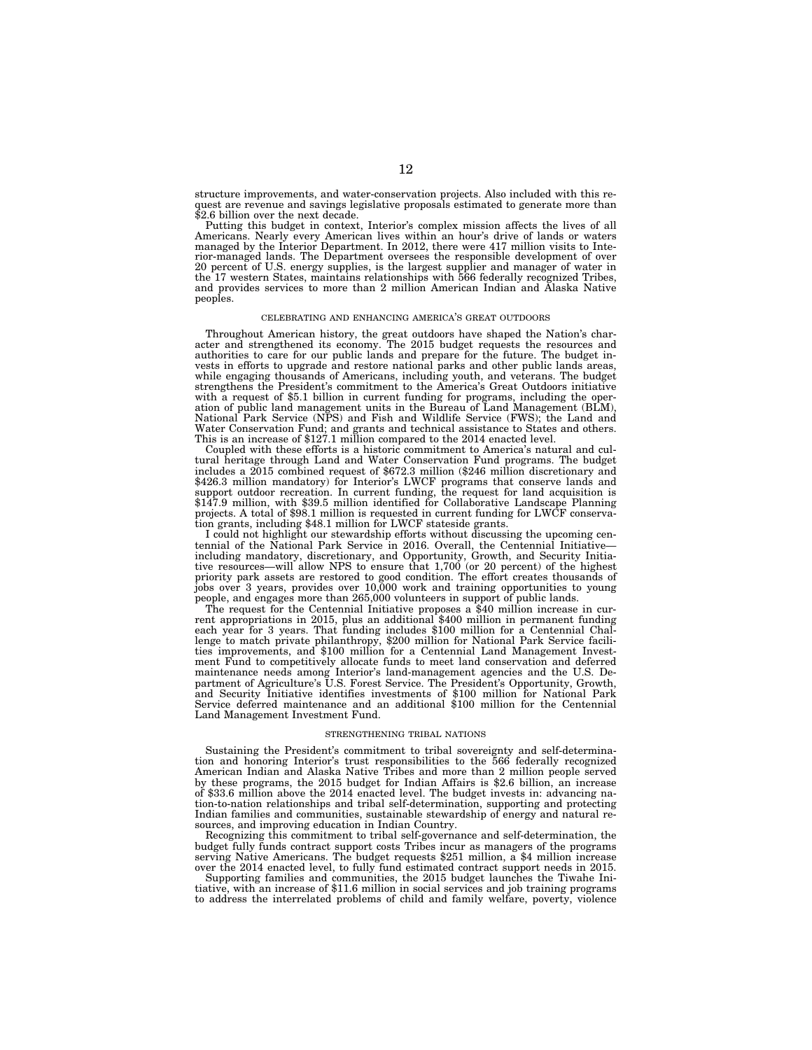structure improvements, and water-conservation projects. Also included with this request are revenue and savings legislative proposals estimated to generate more than $2.6 billion over the next decade.

Putting this budget in context, Interior's complex mission affects the lives of all Americans. Nearly every American lives within an hour's drive of lands or waters managed by the Interior Department. In 2012, there were 417 million visits to Interior-managed lands. The Department oversees the responsible development of over 20 percent of U.S. energy supplies, is the largest supplier and manager of water in the 17 western States, maintains relationships with 566 federally recognized Tribes, and provides services to more than 2 million American Indian and Alaska Native peoples.

## CELEBRATING AND ENHANCING AMERICA'S GREAT OUTDOORS

Throughout American history, the great outdoors have shaped the Nation's character and strengthened its economy. The 2015 budget requests the resources and authorities to care for our public lands and prepare for the future. The budget invests in efforts to upgrade and restore national parks and other public lands areas, while engaging thousands of Americans, including youth, and veterans. The budget strengthens the President's commitment to the America's Great Outdoors initiative with a request of $5.1 billion in current funding for programs, including the operation of public land management units in the Bureau of Land Management (BLM), National Park Service (NPS) and Fish and Wildlife Service (FWS); the Land and Water Conservation Fund; and grants and technical assistance to States and others. This is an increase of $127.1 million compared to the 2014 enacted level.

Coupled with these efforts is a historic commitment to America's natural and cultural heritage through Land and Water Conservation Fund programs. The budget includes a 2015 combined request of $672.3 million ($246 million discretionary and $426.3 million mandatory) for Interior's LWCF programs that conserve lands and support outdoor recreation. In current funding, the request for land acquisition is $147.9 million, with $39.5 million identified for Collaborative Landscape Planning projects. A total of $98.1 million is requested in current funding for LWCF conservation grants, including $48.1 million for LWCF stateside grants.

I could not highlight our stewardship efforts without discussing the upcoming centennial of the National Park Service in 2016. Overall, the Centennial Initiative—including mandatory, discretionary, and Opportunity, Growth, and Security Initiative resources—will allow NPS to ensure that 1,700 (or 20 percent) of the highest priority park assets are restored to good condition. The effort creates thousands of jobs over 3 years, provides over 10,000 work and training opportunities to young people, and engages more than 265,000 volunteers in support of public lands.

The request for the Centennial Initiative proposes a $40 million increase in current appropriations in 2015, plus an additional $400 million in permanent funding each year for 3 years. That funding includes $100 million for a Centennial Challenge to match private philanthropy, $200 million for National Park Service facilities improvements, and $100 million for a Centennial Land Management Investment Fund to competitively allocate funds to meet land conservation and deferred maintenance needs among Interior's land-management agencies and the U.S. Department of Agriculture's U.S. Forest Service. The President's Opportunity, Growth, and Security Initiative identifies investments of $100 million for National Park Service deferred maintenance and an additional $100 million for the Centennial Land Management Investment Fund.

## STRENGTHENING TRIBAL NATIONS

Sustaining the President's commitment to tribal sovereignty and self-determination and honoring Interior's trust responsibilities to the 566 federally recognized American Indian and Alaska Native Tribes and more than 2 million people served by these programs, the 2015 budget for Indian Affairs is $2.6 billion, an increase of $33.6 million above the 2014 enacted level. The budget invests in: advancing nation-to-nation relationships and tribal self-determination, supporting and protecting Indian families and communities, sustainable stewardship of energy and natural resources, and improving education in Indian Country.

Recognizing this commitment to tribal self-governance and self-determination, the budget fully funds contract support costs Tribes incur as managers of the programs serving Native Americans. The budget requests $251 million, a $4 million increase over the 2014 enacted level, to fully fund estimated contract support needs in 2015.

Supporting families and communities, the 2015 budget launches the Tiwahe Initiative, with an increase of $11.6 million in social services and job training programs to address the interrelated problems of child and family welfare, poverty, violence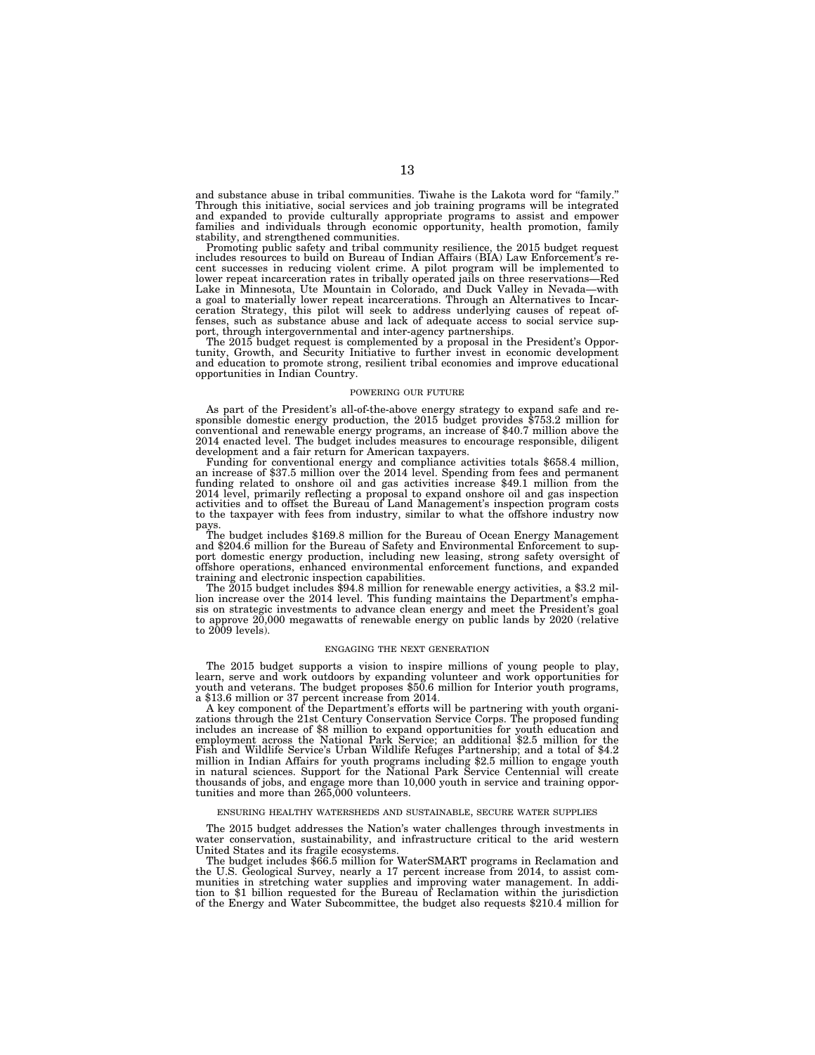and substance abuse in tribal communities. Tiwahe is the Lakota word for "family." Through this initiative, social services and job training programs will be integrated and expanded to provide culturally appropriate programs to assist and empower families and individuals through economic opportunity, health promotion, family stability, and strengthened communities.

Promoting public safety and tribal community resilience, the 2015 budget request includes resources to build on Bureau of Indian Affairs (BIA) Law Enforcement's recent successes in reducing violent crime. A pilot program will be implemented to lower repeat incarceration rates in tribally operated jails on three reservations—Red Lake in Minnesota, Ute Mountain in Colorado, and Duck Valley in Nevada—with a goal to materially lower repeat incarcerations. Through an Alternatives to Incarceration Strategy, this pilot will seek to address underlying causes of repeat offenses, such as substance abuse and lack of adequate access to social service support, through intergovernmental and inter-agency partnerships.

The 2015 budget request is complemented by a proposal in the President's Opportunity, Growth, and Security Initiative to further invest in economic development and education to promote strong, resilient tribal economies and improve educational opportunities in Indian Country.

## POWERING OUR FUTURE

As part of the President's all-of-the-above energy strategy to expand safe and responsible domestic energy production, the 2015 budget provides $753.2 million for conventional and renewable energy programs, an increase of $40.7 million above the 2014 enacted level. The budget includes measures to encourage responsible, diligent development and a fair return for American taxpayers.

Funding for conventional energy and compliance activities totals $658.4 million, an increase of $37.5 million over the 2014 level. Spending from fees and permanent funding related to onshore oil and gas activities increase $49.1 million from the 2014 level, primarily reflecting a proposal to expand onshore oil and gas inspection activities and to offset the Bureau of Land Management's inspection program costs to the taxpayer with fees from industry, similar to what the offshore industry now pays.

The budget includes $169.8 million for the Bureau of Ocean Energy Management and $204.6 million for the Bureau of Safety and Environmental Enforcement to support domestic energy production, including new leasing, strong safety oversight of offshore operations, enhanced environmental enforcement functions, and expanded training and electronic inspection capabilities.

The 2015 budget includes $94.8 million for renewable energy activities, a $3.2 million increase over the 2014 level. This funding maintains the Department's emphasis on strategic investments to advance clean energy and meet the President's goal to approve 20,000 megawatts of renewable energy on public lands by 2020 (relative to 2009 levels).

## ENGAGING THE NEXT GENERATION

The 2015 budget supports a vision to inspire millions of young people to play, learn, serve and work outdoors by expanding volunteer and work opportunities for youth and veterans. The budget proposes $50.6 million for Interior youth programs, a $13.6 million or 37 percent increase from 2014.

A key component of the Department's efforts will be partnering with youth organizations through the 21st Century Conservation Service Corps. The proposed funding includes an increase of $8 million to expand opportunities for youth education and employment across the National Park Service; an additional $2.5 million for the Fish and Wildlife Service's Urban Wildlife Refuges Partnership; and a total of $4.2 million in Indian Affairs for youth programs including $2.5 million to engage youth in natural sciences. Support for the National Park Service Centennial will create thousands of jobs, and engage more than 10,000 youth in service and training opportunities and more than 265,000 volunteers.

## ENSURING HEALTHY WATERSHEDS AND SUSTAINABLE, SECURE WATER SUPPLIES

The 2015 budget addresses the Nation's water challenges through investments in water conservation, sustainability, and infrastructure critical to the arid western United States and its fragile ecosystems.

The budget includes $66.5 million for WaterSMART programs in Reclamation and the U.S. Geological Survey, nearly a 17 percent increase from 2014, to assist communities in stretching water supplies and improving water management. In addition to $1 billion requested for the Bureau of Reclamation within the jurisdiction of the Energy and Water Subcommittee, the budget also requests $210.4 million for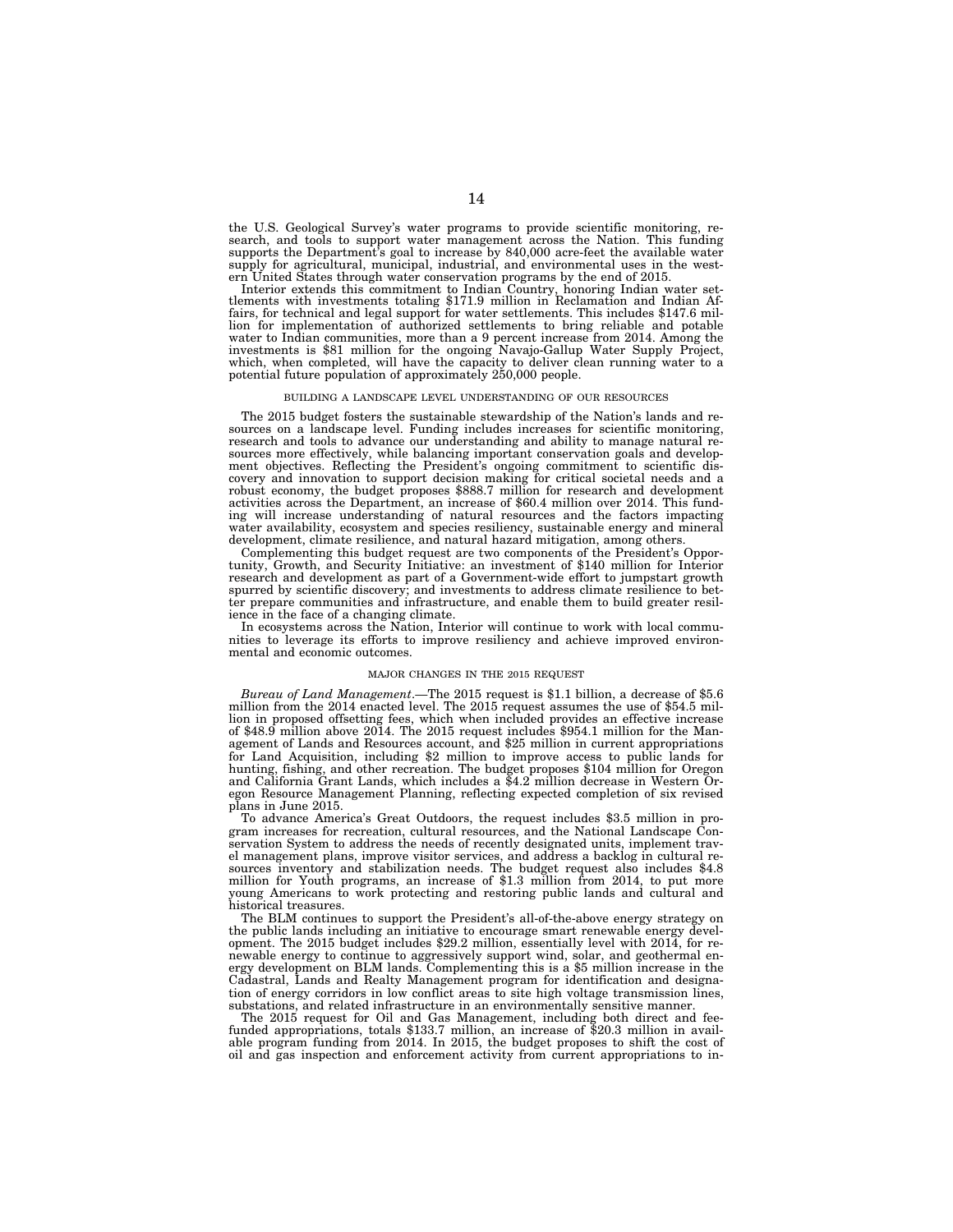the U.S. Geological Survey's water programs to provide scientific monitoring, research, and tools to support water management across the Nation. This funding supports the Department's goal to increase by 840,000 acre-feet the available water supply for agricultural, municipal, industrial, and environmental uses in the western United States through water conservation programs by the end of 2015.

Interior extends this commitment to Indian Country, honoring Indian water settlements with investments totaling $171.9 million in Reclamation and Indian Affairs, for technical and legal support for water settlements. This includes $147.6 million for implementation of authorized settlements to bring reliable and potable water to Indian communities, more than a 9 percent increase from 2014. Among the investments is $81 million for the ongoing Navajo-Gallup Water Supply Project, which, when completed, will have the capacity to deliver clean running water to a potential future population of approximately 250,000 people.

## BUILDING A LANDSCAPE LEVEL UNDERSTANDING OF OUR RESOURCES

The 2015 budget fosters the sustainable stewardship of the Nation's lands and resources on a landscape level. Funding includes increases for scientific monitoring, research and tools to advance our understanding and ability to manage natural resources more effectively, while balancing important conservation goals and development objectives. Reflecting the President's ongoing commitment to scientific discovery and innovation to support decision making for critical societal needs and a robust economy, the budget proposes $888.7 million for research and development activities across the Department, an increase of $60.4 million over 2014. This funding will increase understanding of natural resources and the factors impacting water availability, ecosystem and species resiliency, sustainable energy and mineral development, climate resilience, and natural hazard mitigation, among others.

Complementing this budget request are two components of the President's Opportunity, Growth, and Security Initiative: an investment of $140 million for Interior research and development as part of a Government-wide effort to jumpstart growth spurred by scientific discovery; and investments to address climate resilience to better prepare communities and infrastructure, and enable them to build greater resilience in the face of a changing climate.

In ecosystems across the Nation, Interior will continue to work with local communities to leverage its efforts to improve resiliency and achieve improved environmental and economic outcomes.

## MAJOR CHANGES IN THE 2015 REQUEST

*Bureau of Land Management*.—The 2015 request is $1.1 billion, a decrease of $5.6 million from the 2014 enacted level. The 2015 request assumes the use of $54.5 million in proposed offsetting fees, which when included provides an effective increase of $48.9 million above 2014. The 2015 request includes $954.1 million for the Management of Lands and Resources account, and $25 million in current appropriations for Land Acquisition, including $2 million to improve access to public lands for hunting, fishing, and other recreation. The budget proposes $104 million for Oregon and California Grant Lands, which includes a $4.2 million decrease in Western Oregon Resource Management Planning, reflecting expected completion of six revised plans in June 2015.

To advance America's Great Outdoors, the request includes $3.5 million in program increases for recreation, cultural resources, and the National Landscape Conservation System to address the needs of recently designated units, implement travel management plans, improve visitor services, and address a backlog in cultural resources inventory and stabilization needs. The budget request also includes $4.8 million for Youth programs, an increase of $1.3 million from 2014, to put more young Americans to work protecting and restoring public lands and cultural and historical treasures.

The BLM continues to support the President's all-of-the-above energy strategy on the public lands including an initiative to encourage smart renewable energy development. The 2015 budget includes $29.2 million, essentially level with 2014, for renewable energy to continue to aggressively support wind, solar, and geothermal energy development on BLM lands. Complementing this is a $5 million increase in the Cadastral, Lands and Realty Management program for identification and designation of energy corridors in low conflict areas to site high voltage transmission lines, substations, and related infrastructure in an environmentally sensitive manner.

The 2015 request for Oil and Gas Management, including both direct and fee-funded appropriations, totals $133.7 million, an increase of $20.3 million in available program funding from 2014. In 2015, the budget proposes to shift the cost of oil and gas inspection and enforcement activity from current appropriations to in-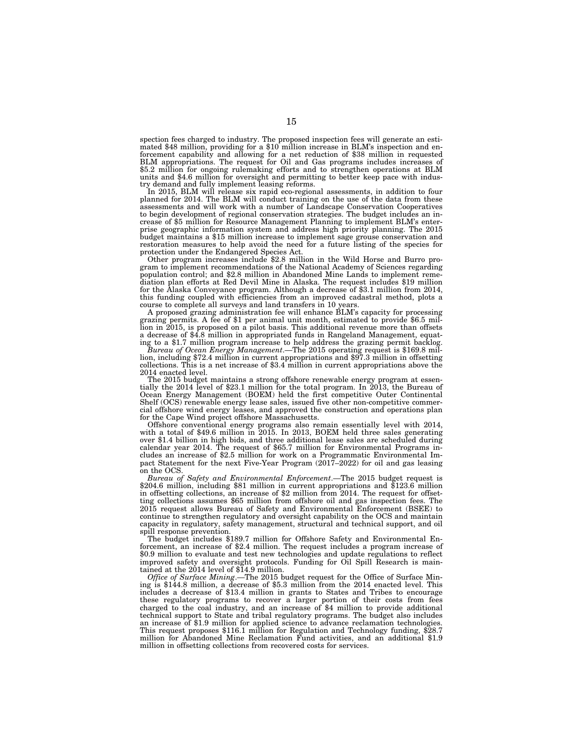spection fees charged to industry. The proposed inspection fees will generate an estimated $48 million, providing for a $10 million increase in BLM's inspection and enforcement capability and allowing for a net reduction of $38 million in requested BLM appropriations. The request for Oil and Gas programs includes increases of $5.2 million for ongoing rulemaking efforts and to strengthen operations at BLM units and $4.6 million for oversight and permitting to better keep pace with industry demand and fully implement leasing reforms.

In 2015, BLM will release six rapid eco-regional assessments, in addition to four planned for 2014. The BLM will conduct training on the use of the data from these assessments and will work with a number of Landscape Conservation Cooperatives to begin development of regional conservation strategies. The budget includes an increase of $5 million for Resource Management Planning to implement BLM's enterprise geographic information system and address high priority planning. The 2015 budget maintains a $15 million increase to implement sage grouse conservation and restoration measures to help avoid the need for a future listing of the species for protection under the Endangered Species Act.

Other program increases include $2.8 million in the Wild Horse and Burro program to implement recommendations of the National Academy of Sciences regarding population control; and $2.8 million in Abandoned Mine Lands to implement remediation plan efforts at Red Devil Mine in Alaska. The request includes $19 million for the Alaska Conveyance program. Although a decrease of $3.1 million from 2014, this funding coupled with efficiencies from an improved cadastral method, plots a course to complete all surveys and land transfers in 10 years.

A proposed grazing administration fee will enhance BLM's capacity for processing grazing permits. A fee of $1 per animal unit month, estimated to provide $6.5 million in 2015, is proposed on a pilot basis. This additional revenue more than offsets a decrease of $4.8 million in appropriated funds in Rangeland Management, equating to a $1.7 million program increase to help address the grazing permit backlog.

*Bureau of Ocean Energy Management*.—The 2015 operating request is $169.8 million, including $72.4 million in current appropriations and $97.3 million in offsetting collections. This is a net increase of $3.4 million in current appropriations above the 2014 enacted level.

The 2015 budget maintains a strong offshore renewable energy program at essentially the 2014 level of $23.1 million for the total program. In 2013, the Bureau of Ocean Energy Management (BOEM) held the first competitive Outer Continental Shelf (OCS) renewable energy lease sales, issued five other non-competitive commercial offshore wind energy leases, and approved the construction and operations plan for the Cape Wind project offshore Massachusetts.

Offshore conventional energy programs also remain essentially level with 2014, with a total of $49.6 million in 2015. In 2013, BOEM held three sales generating over $1.4 billion in high bids, and three additional lease sales are scheduled during calendar year 2014. The request of $65.7 million for Environmental Programs includes an increase of $2.5 million for work on a Programmatic Environmental Impact Statement for the next Five-Year Program (2017–2022) for oil and gas leasing on the OCS.

*Bureau of Safety and Environmental Enforcement*.—The 2015 budget request is $204.6 million, including $81 million in current appropriations and $123.6 million in offsetting collections, an increase of $2 million from 2014. The request for offsetting collections assumes $65 million from offshore oil and gas inspection fees. The 2015 request allows Bureau of Safety and Environmental Enforcement (BSEE) to continue to strengthen regulatory and oversight capability on the OCS and maintain capacity in regulatory, safety management, structural and technical support, and oil spill response prevention.

The budget includes $189.7 million for Offshore Safety and Environmental Enforcement, an increase of $2.4 million. The request includes a program increase of $0.9 million to evaluate and test new technologies and update regulations to reflect improved safety and oversight protocols. Funding for Oil Spill Research is maintained at the 2014 level of $14.9 million.

*Office of Surface Mining*.—The 2015 budget request for the Office of Surface Mining is $144.8 million, a decrease of $5.3 million from the 2014 enacted level. This includes a decrease of $13.4 million in grants to States and Tribes to encourage these regulatory programs to recover a larger portion of their costs from fees charged to the coal industry, and an increase of $4 million to provide additional technical support to State and tribal regulatory programs. The budget also includes an increase of $1.9 million for applied science to advance reclamation technologies. This request proposes $116.1 million for Regulation and Technology funding, $28.7 million for Abandoned Mine Reclamation Fund activities, and an additional $1.9 million in offsetting collections from recovered costs for services.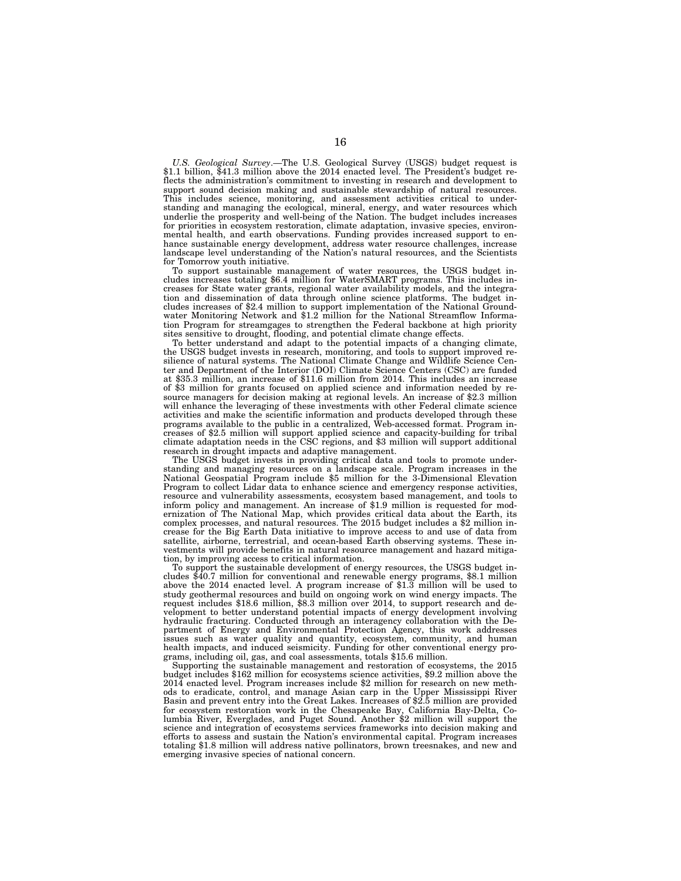*U.S. Geological Survey*.—The U.S. Geological Survey (USGS) budget request is $1.1 billion, $41.3 million above the 2014 enacted level. The President's budget reflects the administration's commitment to investing in research and development to support sound decision making and sustainable stewardship of natural resources. This includes science, monitoring, and assessment activities critical to understanding and managing the ecological, mineral, energy, and water resources which underlie the prosperity and well-being of the Nation. The budget includes increases for priorities in ecosystem restoration, climate adaptation, invasive species, environmental health, and earth observations. Funding provides increased support to enhance sustainable energy development, address water resource challenges, increase landscape level understanding of the Nation's natural resources, and the Scientists for Tomorrow youth initiative.

To support sustainable management of water resources, the USGS budget includes increases totaling $6.4 million for WaterSMART programs. This includes increases for State water grants, regional water availability models, and the integration and dissemination of data through online science platforms. The budget includes increases of $2.4 million to support implementation of the National Groundwater Monitoring Network and $1.2 million for the National Streamflow Information Program for streamgages to strengthen the Federal backbone at high priority sites sensitive to drought, flooding, and potential climate change effects.

To better understand and adapt to the potential impacts of a changing climate, the USGS budget invests in research, monitoring, and tools to support improved resilience of natural systems. The National Climate Change and Wildlife Science Center and Department of the Interior (DOI) Climate Science Centers (CSC) are funded at $35.3 million, an increase of $11.6 million from 2014. This includes an increase of $3 million for grants focused on applied science and information needed by resource managers for decision making at regional levels. An increase of $2.3 million will enhance the leveraging of these investments with other Federal climate science activities and make the scientific information and products developed through these programs available to the public in a centralized, Web-accessed format. Program increases of $2.5 million will support applied science and capacity-building for tribal climate adaptation needs in the CSC regions, and $3 million will support additional research in drought impacts and adaptive management.

The USGS budget invests in providing critical data and tools to promote understanding and managing resources on a landscape scale. Program increases in the National Geospatial Program include $5 million for the 3-Dimensional Elevation Program to collect Lidar data to enhance science and emergency response activities, resource and vulnerability assessments, ecosystem based management, and tools to inform policy and management. An increase of $1.9 million is requested for modernization of The National Map, which provides critical data about the Earth, its complex processes, and natural resources. The 2015 budget includes a $2 million increase for the Big Earth Data initiative to improve access to and use of data from satellite, airborne, terrestrial, and ocean-based Earth observing systems. These investments will provide benefits in natural resource management and hazard mitigation, by improving access to critical information.

To support the sustainable development of energy resources, the USGS budget includes $40.7 million for conventional and renewable energy programs, $8.1 million above the 2014 enacted level. A program increase of $1.3 million will be used to study geothermal resources and build on ongoing work on wind energy impacts. The request includes $18.6 million, $8.3 million over 2014, to support research and development to better understand potential impacts of energy development involving hydraulic fracturing. Conducted through an interagency collaboration with the Department of Energy and Environmental Protection Agency, this work addresses issues such as water quality and quantity, ecosystem, community, and human health impacts, and induced seismicity. Funding for other conventional energy programs, including oil, gas, and coal assessments, totals $15.6 million.

Supporting the sustainable management and restoration of ecosystems, the 2015 budget includes $162 million for ecosystems science activities, $9.2 million above the 2014 enacted level. Program increases include $2 million for research on new methods to eradicate, control, and manage Asian carp in the Upper Mississippi River Basin and prevent entry into the Great Lakes. Increases of $2.5 million are provided for ecosystem restoration work in the Chesapeake Bay, California Bay-Delta, Columbia River, Everglades, and Puget Sound. Another $2 million will support the science and integration of ecosystems services frameworks into decision making and efforts to assess and sustain the Nation's environmental capital. Program increases totaling $1.8 million will address native pollinators, brown treesnakes, and new and emerging invasive species of national concern.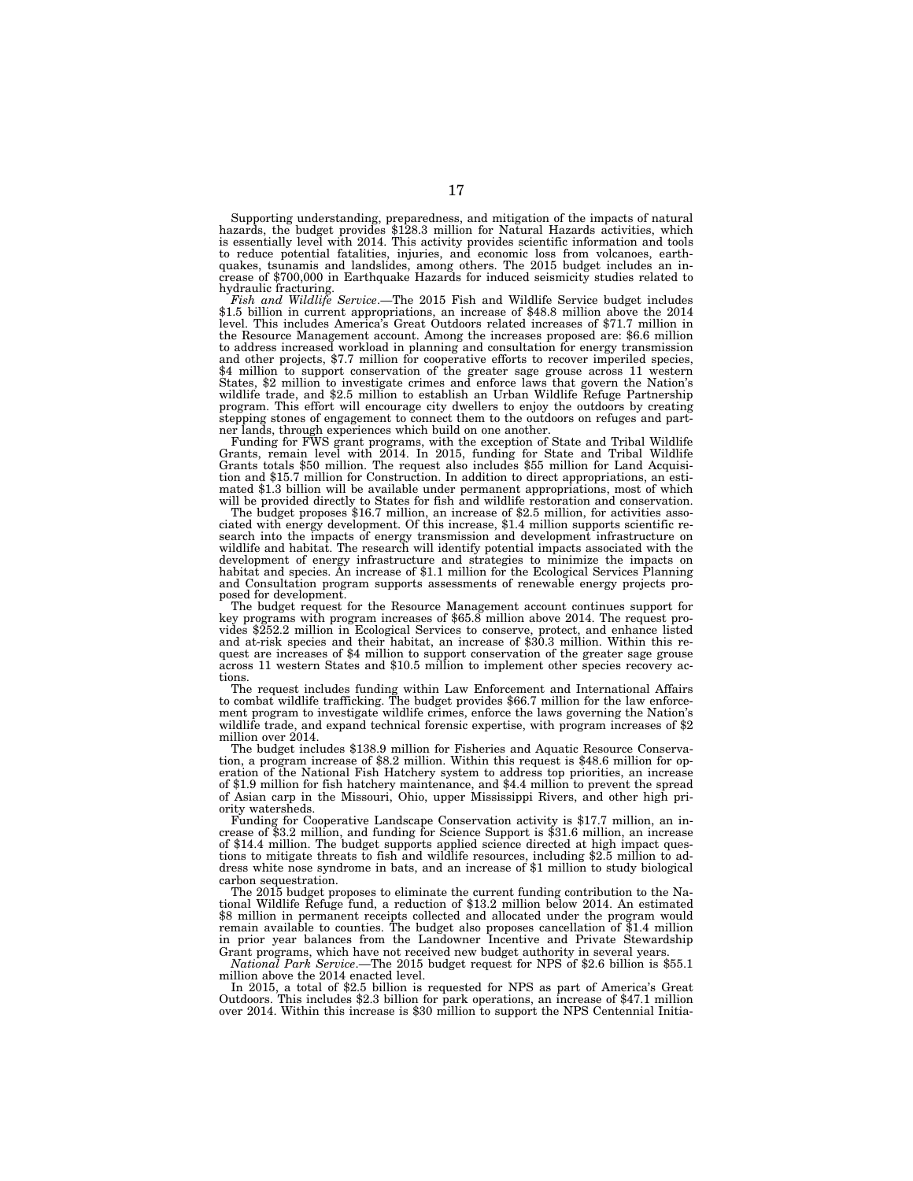Supporting understanding, preparedness, and mitigation of the impacts of natural hazards, the budget provides $128.3 million for Natural Hazards activities, which is essentially level with 2014. This activity provides scientific information and tools to reduce potential fatalities, injuries, and economic loss from volcanoes, earthquakes, tsunamis and landslides, among others. The 2015 budget includes an increase of $700,000 in Earthquake Hazards for induced seismicity studies related to hydraulic fracturing.

*Fish and Wildlife Service*.—The 2015 Fish and Wildlife Service budget includes $1.5 billion in current appropriations, an increase of $48.8 million above the 2014 level. This includes America's Great Outdoors related increases of $71.7 million in the Resource Management account. Among the increases proposed are: $6.6 million to address increased workload in planning and consultation for energy transmission and other projects, $7.7 million for cooperative efforts to recover imperiled species, $4 million to support conservation of the greater sage grouse across 11 western States, $2 million to investigate crimes and enforce laws that govern the Nation's wildlife trade, and $2.5 million to establish an Urban Wildlife Refuge Partnership program. This effort will encourage city dwellers to enjoy the outdoors by creating stepping stones of engagement to connect them to the outdoors on refuges and partner lands, through experiences which build on one another.

Funding for FWS grant programs, with the exception of State and Tribal Wildlife Grants, remain level with 2014. In 2015, funding for State and Tribal Wildlife Grants totals $50 million. The request also includes $55 million for Land Acquisition and $15.7 million for Construction. In addition to direct appropriations, an estimated $1.3 billion will be available under permanent appropriations, most of which will be provided directly to States for fish and wildlife restoration and conservation.

The budget proposes $16.7 million, an increase of $2.5 million, for activities associated with energy development. Of this increase, $1.4 million supports scientific research into the impacts of energy transmission and development infrastructure on wildlife and habitat. The research will identify potential impacts associated with the development of energy infrastructure and strategies to minimize the impacts on habitat and species. An increase of $1.1 million for the Ecological Services Planning and Consultation program supports assessments of renewable energy projects proposed for development.

The budget request for the Resource Management account continues support for key programs with program increases of $65.8 million above 2014. The request provides $252.2 million in Ecological Services to conserve, protect, and enhance listed and at-risk species and their habitat, an increase of $30.3 million. Within this request are increases of $4 million to support conservation of the greater sage grouse across 11 western States and $10.5 million to implement other species recovery actions.

The request includes funding within Law Enforcement and International Affairs to combat wildlife trafficking. The budget provides $66.7 million for the law enforcement program to investigate wildlife crimes, enforce the laws governing the Nation's wildlife trade, and expand technical forensic expertise, with program increases of $2 million over 2014.

The budget includes $138.9 million for Fisheries and Aquatic Resource Conservation, a program increase of $8.2 million. Within this request is $48.6 million for operation of the National Fish Hatchery system to address top priorities, an increase of $1.9 million for fish hatchery maintenance, and $4.4 million to prevent the spread of Asian carp in the Missouri, Ohio, upper Mississippi Rivers, and other high priority watersheds.

Funding for Cooperative Landscape Conservation activity is $17.7 million, an increase of $3.2 million, and funding for Science Support is $31.6 million, an increase of $14.4 million. The budget supports applied science directed at high impact questions to mitigate threats to fish and wildlife resources, including $2.5 million to address white nose syndrome in bats, and an increase of $1 million to study biological carbon sequestration.

The 2015 budget proposes to eliminate the current funding contribution to the National Wildlife Refuge fund, a reduction of $13.2 million below 2014. An estimated $8 million in permanent receipts collected and allocated under the program would remain available to counties. The budget also proposes cancellation of $1.4 million in prior year balances from the Landowner Incentive and Private Stewardship Grant programs, which have not received new budget authority in several years.

*National Park Service*.—The 2015 budget request for NPS of $2.6 billion is $55.1 million above the 2014 enacted level.

In 2015, a total of $2.5 billion is requested for NPS as part of America's Great Outdoors. This includes $2.3 billion for park operations, an increase of $47.1 million over 2014. Within this increase is $30 million to support the NPS Centennial Initia-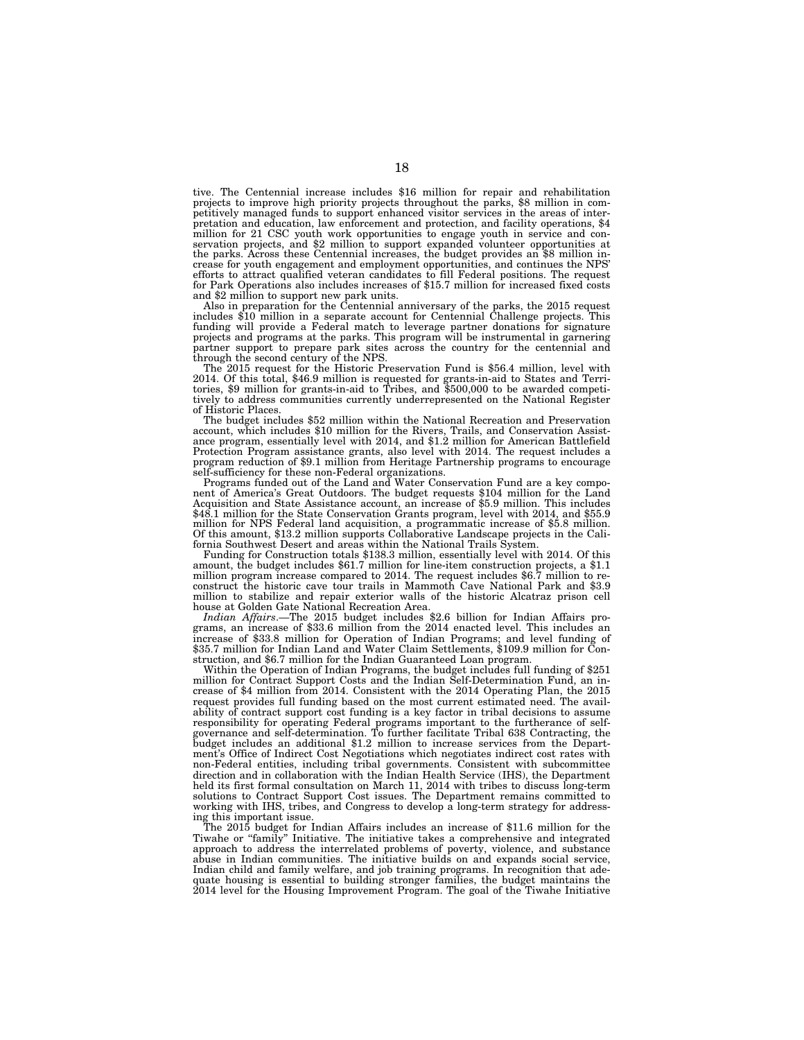tive. The Centennial increase includes $16 million for repair and rehabilitation projects to improve high priority projects throughout the parks, $8 million in competitively managed funds to support enhanced visitor services in the areas of interpretation and education, law enforcement and protection, and facility operations, $4 million for 21 CSC youth work opportunities to engage youth in service and conservation projects, and $2 million to support expanded volunteer opportunities at the parks. Across these Centennial increases, the budget provides an $8 million increase for youth engagement and employment opportunities, and continues the NPS' efforts to attract qualified veteran candidates to fill Federal positions. The request for Park Operations also includes increases of $15.7 million for increased fixed costs and $2 million to support new park units.

Also in preparation for the Centennial anniversary of the parks, the 2015 request includes $10 million in a separate account for Centennial Challenge projects. This funding will provide a Federal match to leverage partner donations for signature projects and programs at the parks. This program will be instrumental in garnering partner support to prepare park sites across the country for the centennial and through the second century of the NPS.

The 2015 request for the Historic Preservation Fund is $56.4 million, level with 2014. Of this total, $46.9 million is requested for grants-in-aid to States and Territories, $9 million for grants-in-aid to Tribes, and $500,000 to be awarded competitively to address communities currently underrepresented on the National Register of Historic Places.

The budget includes $52 million within the National Recreation and Preservation account, which includes $10 million for the Rivers, Trails, and Conservation Assistance program, essentially level with 2014, and $1.2 million for American Battlefield Protection Program assistance grants, also level with 2014. The request includes a program reduction of $9.1 million from Heritage Partnership programs to encourage self-sufficiency for these non-Federal organizations.

Programs funded out of the Land and Water Conservation Fund are a key component of America's Great Outdoors. The budget requests $104 million for the Land Acquisition and State Assistance account, an increase of $5.9 million. This includes $48.1 million for the State Conservation Grants program, level with 2014, and $55.9 million for NPS Federal land acquisition, a programmatic increase of $5.8 million. Of this amount, $13.2 million supports Collaborative Landscape projects in the California Southwest Desert and areas within the National Trails System.

Funding for Construction totals $138.3 million, essentially level with 2014. Of this amount, the budget includes $61.7 million for line-item construction projects, a $1.1 million program increase compared to 2014. The request includes $6.7 million to reconstruct the historic cave tour trails in Mammoth Cave National Park and $3.9 million to stabilize and repair exterior walls of the historic Alcatraz prison cell house at Golden Gate National Recreation Area.

*Indian Affairs*.—The 2015 budget includes $2.6 billion for Indian Affairs programs, an increase of $33.6 million from the 2014 enacted level. This includes an increase of $33.8 million for Operation of Indian Programs; and level funding of $35.7 million for Indian Land and Water Claim Settlements, $109.9 million for Construction, and $6.7 million for the Indian Guaranteed Loan program.

Within the Operation of Indian Programs, the budget includes full funding of $251 million for Contract Support Costs and the Indian Self-Determination Fund, an increase of $4 million from 2014. Consistent with the 2014 Operating Plan, the 2015 request provides full funding based on the most current estimated need. The availability of contract support cost funding is a key factor in tribal decisions to assume responsibility for operating Federal programs important to the furtherance of self-governance and self-determination. To further facilitate Tribal 638 Contracting, the budget includes an additional $1.2 million to increase services from the Department's Office of Indirect Cost Negotiations which negotiates indirect cost rates with non-Federal entities, including tribal governments. Consistent with subcommittee direction and in collaboration with the Indian Health Service (IHS), the Department held its first formal consultation on March 11, 2014 with tribes to discuss long-term solutions to Contract Support Cost issues. The Department remains committed to working with IHS, tribes, and Congress to develop a long-term strategy for addressing this important issue.

The 2015 budget for Indian Affairs includes an increase of $11.6 million for the Tiwahe or "family" Initiative. The initiative takes a comprehensive and integrated approach to address the interrelated problems of poverty, violence, and substance abuse in Indian communities. The initiative builds on and expands social service, Indian child and family welfare, and job training programs. In recognition that adequate housing is essential to building stronger families, the budget maintains the 2014 level for the Housing Improvement Program. The goal of the Tiwahe Initiative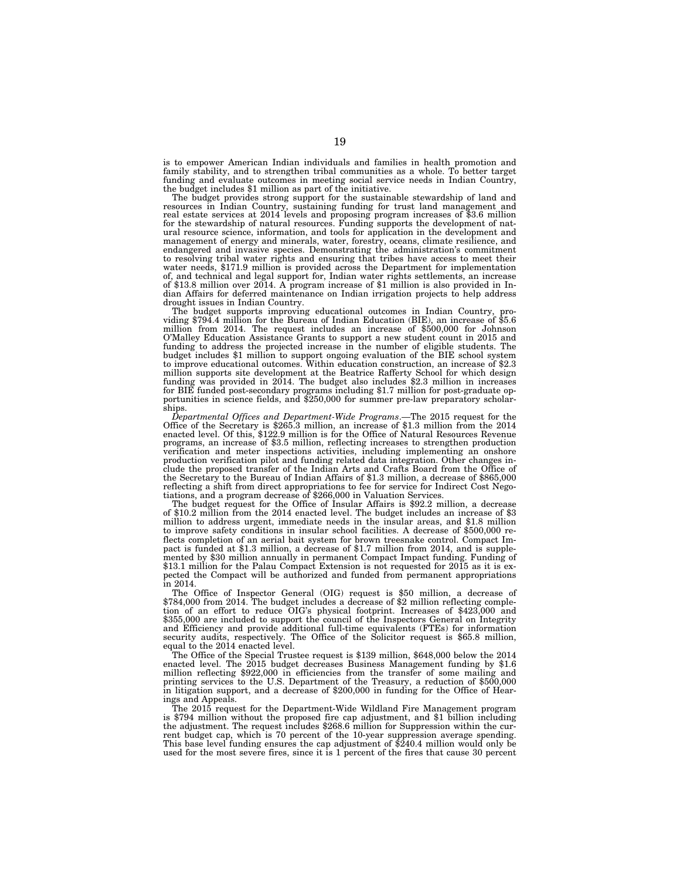is to empower American Indian individuals and families in health promotion and family stability, and to strengthen tribal communities as a whole. To better target funding and evaluate outcomes in meeting social service needs in Indian Country, the budget includes $1 million as part of the initiative.

The budget provides strong support for the sustainable stewardship of land and resources in Indian Country, sustaining funding for trust land management and real estate services at 2014 levels and proposing program increases of $3.6 million for the stewardship of natural resources. Funding supports the development of natural resource science, information, and tools for application in the development and management of energy and minerals, water, forestry, oceans, climate resilience, and endangered and invasive species. Demonstrating the administration's commitment to resolving tribal water rights and ensuring that tribes have access to meet their water needs, $171.9 million is provided across the Department for implementation of, and technical and legal support for, Indian water rights settlements, an increase of $13.8 million over 2014. A program increase of $1 million is also provided in Indian Affairs for deferred maintenance on Indian irrigation projects to help address drought issues in Indian Country.

The budget supports improving educational outcomes in Indian Country, providing $794.4 million for the Bureau of Indian Education (BIE), an increase of $5.6 million from 2014. The request includes an increase of $500,000 for Johnson O'Malley Education Assistance Grants to support a new student count in 2015 and funding to address the projected increase in the number of eligible students. The budget includes $1 million to support ongoing evaluation of the BIE school system to improve educational outcomes. Within education construction, an increase of $2.3 million supports site development at the Beatrice Rafferty School for which design funding was provided in 2014. The budget also includes $2.3 million in increases for BIE funded post-secondary programs including $1.7 million for post-graduate opportunities in science fields, and $250,000 for summer pre-law preparatory scholarships.

*Departmental Offices and Department-Wide Programs.*—The 2015 request for the Office of the Secretary is $265.3 million, an increase of $1.3 million from the 2014 enacted level. Of this, $122.9 million is for the Office of Natural Resources Revenue programs, an increase of $3.5 million, reflecting increases to strengthen production verification and meter inspections activities, including implementing an onshore production verification pilot and funding related data integration. Other changes include the proposed transfer of the Indian Arts and Crafts Board from the Office of the Secretary to the Bureau of Indian Affairs of $1.3 million, a decrease of $865,000 reflecting a shift from direct appropriations to fee for service for Indirect Cost Negotiations, and a program decrease of $266,000 in Valuation Services.

The budget request for the Office of Insular Affairs is $92.2 million, a decrease of $10.2 million from the 2014 enacted level. The budget includes an increase of $3 million to address urgent, immediate needs in the insular areas, and $1.8 million to improve safety conditions in insular school facilities. A decrease of $500,000 reflects completion of an aerial bait system for brown treesnake control. Compact Impact is funded at $1.3 million, a decrease of $1.7 million from 2014, and is supplemented by $30 million annually in permanent Compact Impact funding. Funding of $13.1 million for the Palau Compact Extension is not requested for 2015 as it is expected the Compact will be authorized and funded from permanent appropriations in 2014.

The Office of Inspector General (OIG) request is $50 million, a decrease of $784,000 from 2014. The budget includes a decrease of $2 million reflecting completion of an effort to reduce OIG's physical footprint. Increases of $423,000 and $355,000 are included to support the council of the Inspectors General on Integrity and Efficiency and provide additional full-time equivalents (FTEs) for information security audits, respectively. The Office of the Solicitor request is $65.8 million, equal to the 2014 enacted level.

The Office of the Special Trustee request is $139 million, $648,000 below the 2014 enacted level. The 2015 budget decreases Business Management funding by $1.6 million reflecting $922,000 in efficiencies from the transfer of some mailing and printing services to the U.S. Department of the Treasury, a reduction of $500,000 in litigation support, and a decrease of $200,000 in funding for the Office of Hearings and Appeals.

The 2015 request for the Department-Wide Wildland Fire Management program is $794 million without the proposed fire cap adjustment, and $1 billion including the adjustment. The request includes $268.6 million for Suppression within the current budget cap, which is 70 percent of the 10-year suppression average spending. This base level funding ensures the cap adjustment of $240.4 million would only be used for the most severe fires, since it is 1 percent of the fires that cause 30 percent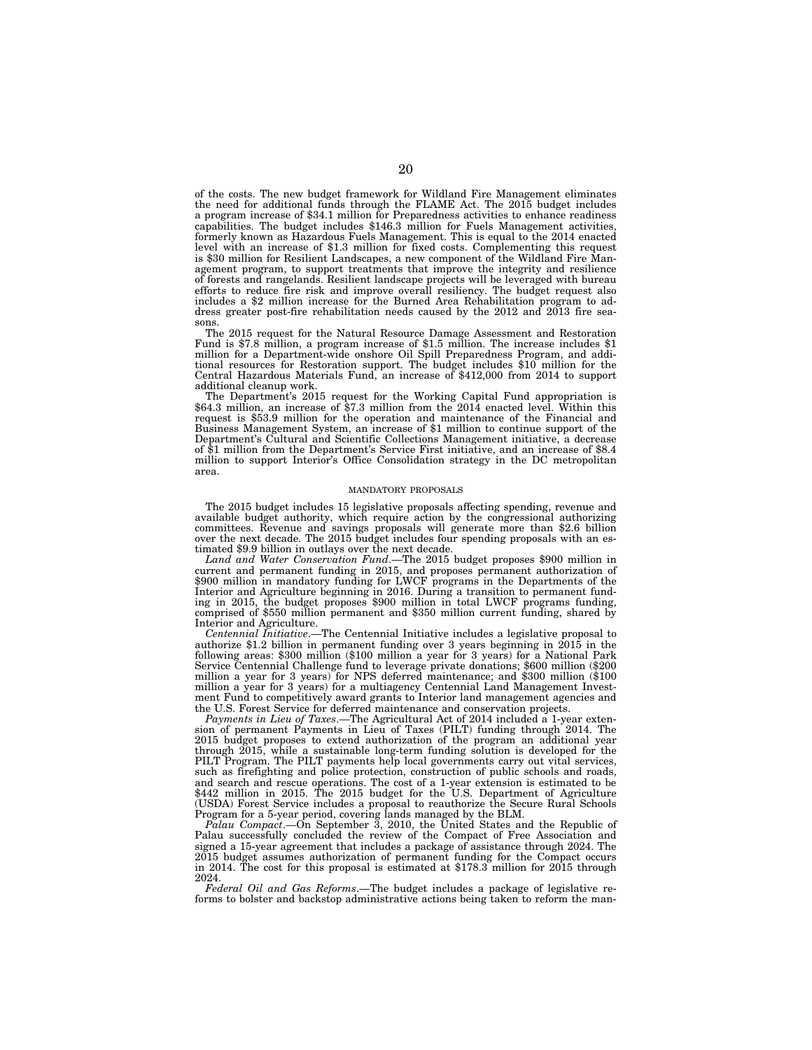of the costs. The new budget framework for Wildland Fire Management eliminates the need for additional funds through the FLAME Act. The 2015 budget includes a program increase of $34.1 million for Preparedness activities to enhance readiness capabilities. The budget includes $146.3 million for Fuels Management activities, formerly known as Hazardous Fuels Management. This is equal to the 2014 enacted level with an increase of $1.3 million for fixed costs. Complementing this request is $30 million for Resilient Landscapes, a new component of the Wildland Fire Management program, to support treatments that improve the integrity and resilience of forests and rangelands. Resilient landscape projects will be leveraged with bureau efforts to reduce fire risk and improve overall resiliency. The budget request also includes a $2 million increase for the Burned Area Rehabilitation program to address greater post-fire rehabilitation needs caused by the 2012 and 2013 fire seasons.

The 2015 request for the Natural Resource Damage Assessment and Restoration Fund is $7.8 million, a program increase of $1.5 million. The increase includes $1 million for a Department-wide onshore Oil Spill Preparedness Program, and additional resources for Restoration support. The budget includes $10 million for the Central Hazardous Materials Fund, an increase of $412,000 from 2014 to support additional cleanup work.

The Department's 2015 request for the Working Capital Fund appropriation is $64.3 million, an increase of $7.3 million from the 2014 enacted level. Within this request is $53.9 million for the operation and maintenance of the Financial and Business Management System, an increase of $1 million to continue support of the Department's Cultural and Scientific Collections Management initiative, a decrease of $1 million from the Department's Service First initiative, and an increase of $8.4 million to support Interior's Office Consolidation strategy in the DC metropolitan area.

## MANDATORY PROPOSALS

The 2015 budget includes 15 legislative proposals affecting spending, revenue and available budget authority, which require action by the congressional authorizing committees. Revenue and savings proposals will generate more than $2.6 billion over the next decade. The 2015 budget includes four spending proposals with an estimated $9.9 billion in outlays over the next decade.

*Land and Water Conservation Fund*.—The 2015 budget proposes $900 million in current and permanent funding in 2015, and proposes permanent authorization of $900 million in mandatory funding for LWCF programs in the Departments of the Interior and Agriculture beginning in 2016. During a transition to permanent funding in 2015, the budget proposes $900 million in total LWCF programs funding, comprised of $550 million permanent and $350 million current funding, shared by Interior and Agriculture.

*Centennial Initiative*.—The Centennial Initiative includes a legislative proposal to authorize $1.2 billion in permanent funding over 3 years beginning in 2015 in the following areas: $300 million ($100 million a year for 3 years) for a National Park Service Centennial Challenge fund to leverage private donations; $600 million ($200 million a year for 3 years) for NPS deferred maintenance; and $300 million ($100 million a year for 3 years) for a multiagency Centennial Land Management Investment Fund to competitively award grants to Interior land management agencies and the U.S. Forest Service for deferred maintenance and conservation projects.

*Payments in Lieu of Taxes*.—The Agricultural Act of 2014 included a 1-year extension of permanent Payments in Lieu of Taxes (PILT) funding through 2014. The 2015 budget proposes to extend authorization of the program an additional year through 2015, while a sustainable long-term funding solution is developed for the PILT Program. The PILT payments help local governments carry out vital services, such as firefighting and police protection, construction of public schools and roads, and search and rescue operations. The cost of a 1-year extension is estimated to be $442 million in 2015. The 2015 budget for the U.S. Department of Agriculture (USDA) Forest Service includes a proposal to reauthorize the Secure Rural Schools Program for a 5-year period, covering lands managed by the BLM.

*Palau Compact*.—On September 3, 2010, the United States and the Republic of Palau successfully concluded the review of the Compact of Free Association and signed a 15-year agreement that includes a package of assistance through 2024. The 2015 budget assumes authorization of permanent funding for the Compact occurs in 2014. The cost for this proposal is estimated at $178.3 million for 2015 through 2024.

*Federal Oil and Gas Reforms*.—The budget includes a package of legislative reforms to bolster and backstop administrative actions being taken to reform the man-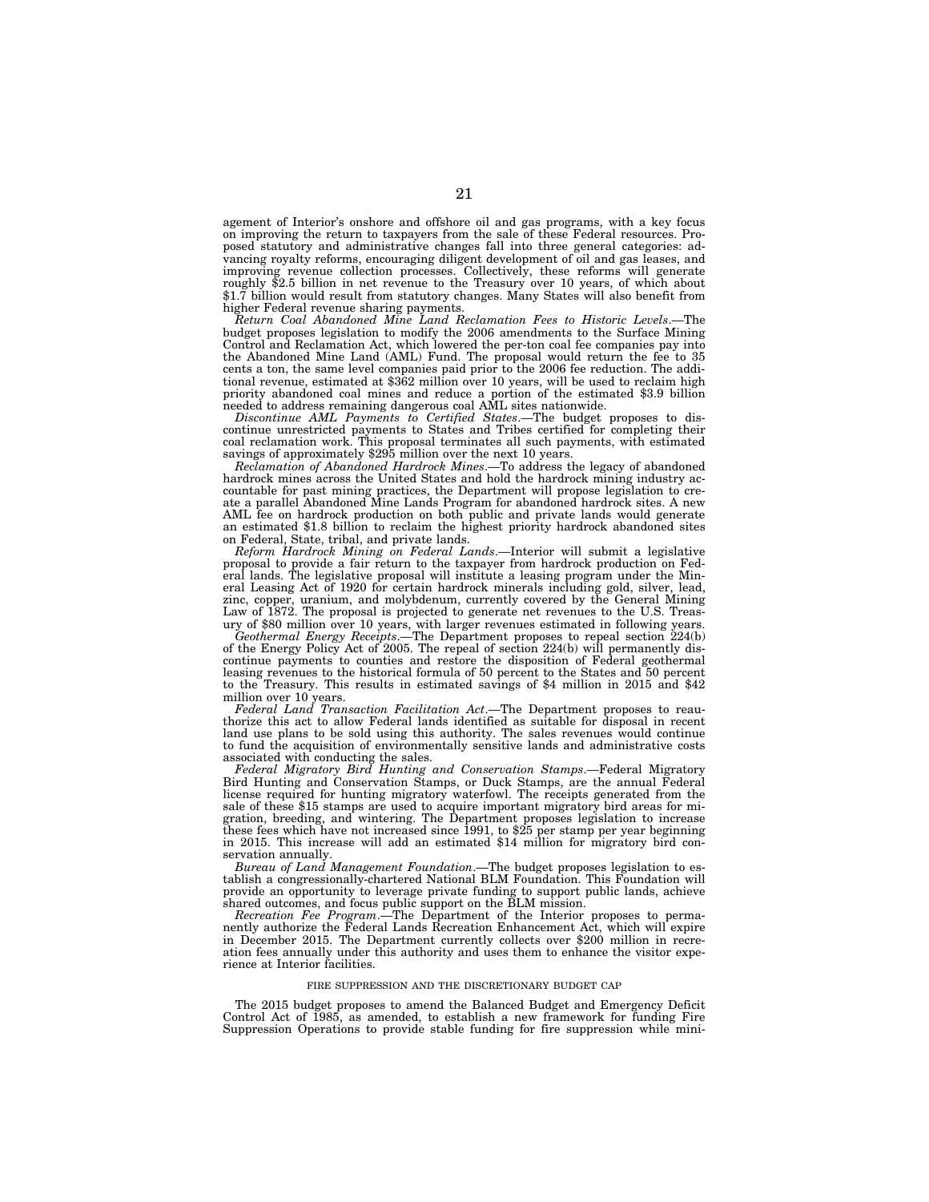agement of Interior's onshore and offshore oil and gas programs, with a key focus on improving the return to taxpayers from the sale of these Federal resources. Proposed statutory and administrative changes fall into three general categories: advancing royalty reforms, encouraging diligent development of oil and gas leases, and improving revenue collection processes. Collectively, these reforms will generate roughly $2.5 billion in net revenue to the Treasury over 10 years, of which about $1.7 billion would result from statutory changes. Many States will also benefit from higher Federal revenue sharing payments.

*Return Coal Abandoned Mine Land Reclamation Fees to Historic Levels*.—The budget proposes legislation to modify the 2006 amendments to the Surface Mining Control and Reclamation Act, which lowered the per-ton coal fee companies pay into the Abandoned Mine Land (AML) Fund. The proposal would return the fee to 35 cents a ton, the same level companies paid prior to the 2006 fee reduction. The additional revenue, estimated at $362 million over 10 years, will be used to reclaim high priority abandoned coal mines and reduce a portion of the estimated $3.9 billion needed to address remaining dangerous coal AML sites nationwide.

*Discontinue AML Payments to Certified States*.—The budget proposes to discontinue unrestricted payments to States and Tribes certified for completing their coal reclamation work. This proposal terminates all such payments, with estimated savings of approximately $295 million over the next 10 years.

*Reclamation of Abandoned Hardrock Mines*.—To address the legacy of abandoned hardrock mines across the United States and hold the hardrock mining industry accountable for past mining practices, the Department will propose legislation to create a parallel Abandoned Mine Lands Program for abandoned hardrock sites. A new AML fee on hardrock production on both public and private lands would generate an estimated $1.8 billion to reclaim the highest priority hardrock abandoned sites on Federal, State, tribal, and private lands.

*Reform Hardrock Mining on Federal Lands*.—Interior will submit a legislative proposal to provide a fair return to the taxpayer from hardrock production on Federal lands. The legislative proposal will institute a leasing program under the Mineral Leasing Act of 1920 for certain hardrock minerals including gold, silver, lead, zinc, copper, uranium, and molybdenum, currently covered by the General Mining Law of 1872. The proposal is projected to generate net revenues to the U.S. Treasury of $80 million over 10 years, with larger revenues estimated in following years.

*Geothermal Energy Receipts*.—The Department proposes to repeal section 224(b) of the Energy Policy Act of 2005. The repeal of section 224(b) will permanently discontinue payments to counties and restore the disposition of Federal geothermal leasing revenues to the historical formula of 50 percent to the States and 50 percent to the Treasury. This results in estimated savings of $4 million in 2015 and $42 million over 10 years.

*Federal Land Transaction Facilitation Act*.—The Department proposes to reauthorize this act to allow Federal lands identified as suitable for disposal in recent land use plans to be sold using this authority. The sales revenues would continue to fund the acquisition of environmentally sensitive lands and administrative costs associated with conducting the sales.

*Federal Migratory Bird Hunting and Conservation Stamps*.—Federal Migratory Bird Hunting and Conservation Stamps, or Duck Stamps, are the annual Federal license required for hunting migratory waterfowl. The receipts generated from the sale of these $15 stamps are used to acquire important migratory bird areas for migration, breeding, and wintering. The Department proposes legislation to increase these fees which have not increased since 1991, to $25 per stamp per year beginning in 2015. This increase will add an estimated $14 million for migratory bird conservation annually.

*Bureau of Land Management Foundation*.—The budget proposes legislation to establish a congressionally-chartered National BLM Foundation. This Foundation will provide an opportunity to leverage private funding to support public lands, achieve shared outcomes, and focus public support on the BLM mission.

*Recreation Fee Program*.—The Department of the Interior proposes to permanently authorize the Federal Lands Recreation Enhancement Act, which will expire in December 2015. The Department currently collects over $200 million in recreation fees annually under this authority and uses them to enhance the visitor experience at Interior facilities.

FIRE SUPPRESSION AND THE DISCRETIONARY BUDGET CAP

The 2015 budget proposes to amend the Balanced Budget and Emergency Deficit Control Act of 1985, as amended, to establish a new framework for funding Fire Suppression Operations to provide stable funding for fire suppression while mini-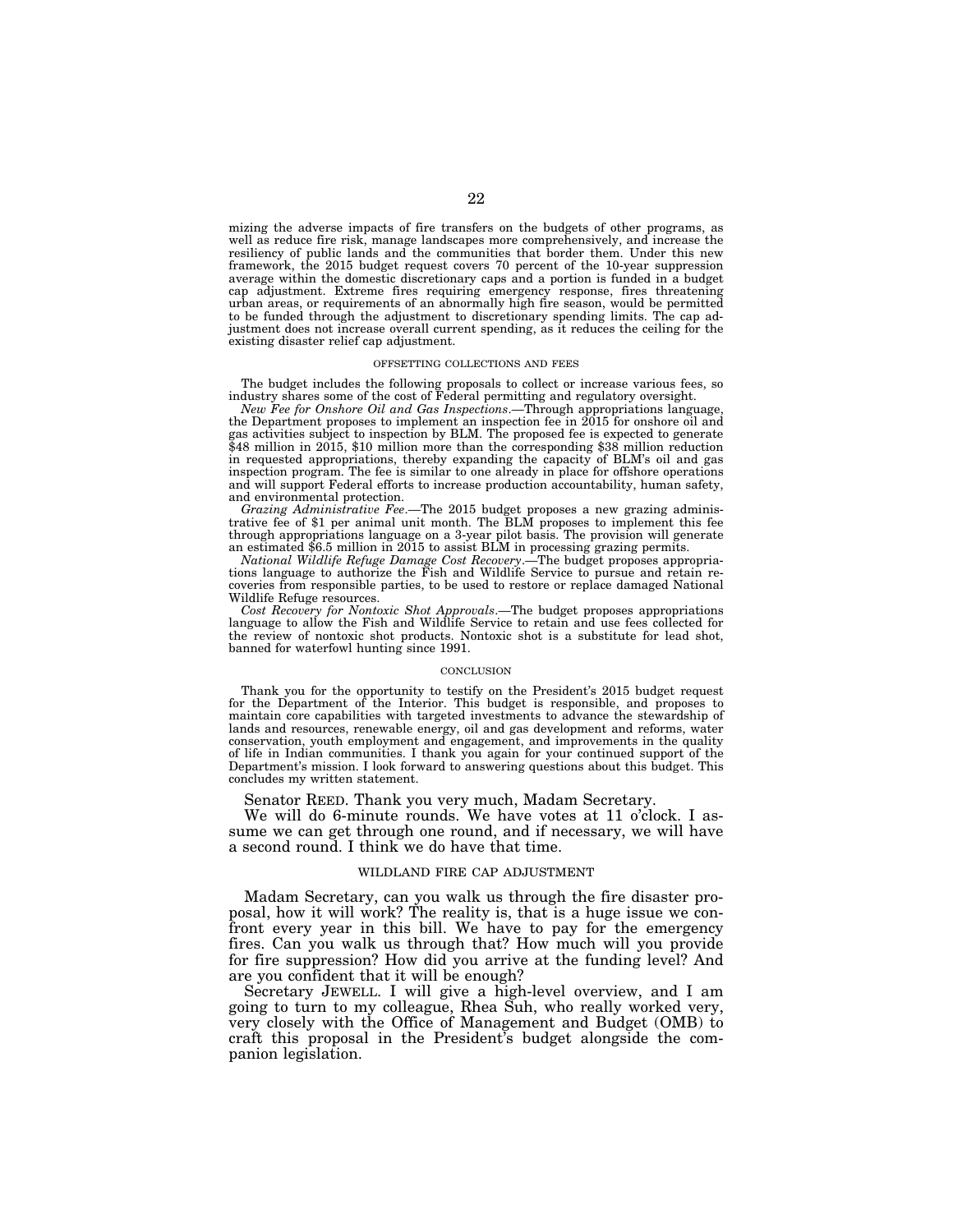mizing the adverse impacts of fire transfers on the budgets of other programs, as well as reduce fire risk, manage landscapes more comprehensively, and increase the resiliency of public lands and the communities that border them. Under this new framework, the 2015 budget request covers 70 percent of the 10-year suppression average within the domestic discretionary caps and a portion is funded in a budget cap adjustment. Extreme fires requiring emergency response, fires threatening urban areas, or requirements of an abnormally high fire season, would be permitted to be funded through the adjustment to discretionary spending limits. The cap adjustment does not increase overall current spending, as it reduces the ceiling for the existing disaster relief cap adjustment.

### OFFSETTING COLLECTIONS AND FEES

The budget includes the following proposals to collect or increase various fees, so industry shares some of the cost of Federal permitting and regulatory oversight.

*New Fee for Onshore Oil and Gas Inspections*.—Through appropriations language, the Department proposes to implement an inspection fee in 2015 for onshore oil and gas activities subject to inspection by BLM. The proposed fee is expected to generate $48 million in 2015, $10 million more than the corresponding $38 million reduction in requested appropriations, thereby expanding the capacity of BLM's oil and gas inspection program. The fee is similar to one already in place for offshore operations and will support Federal efforts to increase production accountability, human safety, and environmental protection.

*Grazing Administrative Fee*.—The 2015 budget proposes a new grazing administrative fee of $1 per animal unit month. The BLM proposes to implement this fee through appropriations language on a 3-year pilot basis. The provision will generate an estimated $6.5 million in 2015 to assist BLM in processing grazing permits.

*National Wildlife Refuge Damage Cost Recovery*.—The budget proposes appropriations language to authorize the Fish and Wildlife Service to pursue and retain recoveries from responsible parties, to be used to restore or replace damaged National Wildlife Refuge resources.

*Cost Recovery for Nontoxic Shot Approvals*.—The budget proposes appropriations language to allow the Fish and Wildlife Service to retain and use fees collected for the review of nontoxic shot products. Nontoxic shot is a substitute for lead shot, banned for waterfowl hunting since 1991.

### CONCLUSION

Thank you for the opportunity to testify on the President's 2015 budget request for the Department of the Interior. This budget is responsible, and proposes to maintain core capabilities with targeted investments to advance the stewardship of lands and resources, renewable energy, oil and gas development and reforms, water conservation, youth employment and engagement, and improvements in the quality of life in Indian communities. I thank you again for your continued support of the Department's mission. I look forward to answering questions about this budget. This concludes my written statement.

Senator REED. Thank you very much, Madam Secretary.

We will do 6-minute rounds. We have votes at 11 o'clock. I assume we can get through one round, and if necessary, we will have a second round. I think we do have that time.

### WILDLAND FIRE CAP ADJUSTMENT

Madam Secretary, can you walk us through the fire disaster proposal, how it will work? The reality is, that is a huge issue we confront every year in this bill. We have to pay for the emergency fires. Can you walk us through that? How much will you provide for fire suppression? How did you arrive at the funding level? And are you confident that it will be enough?

Secretary JEWELL. I will give a high-level overview, and I am going to turn to my colleague, Rhea Suh, who really worked very, very closely with the Office of Management and Budget (OMB) to craft this proposal in the President's budget alongside the companion legislation.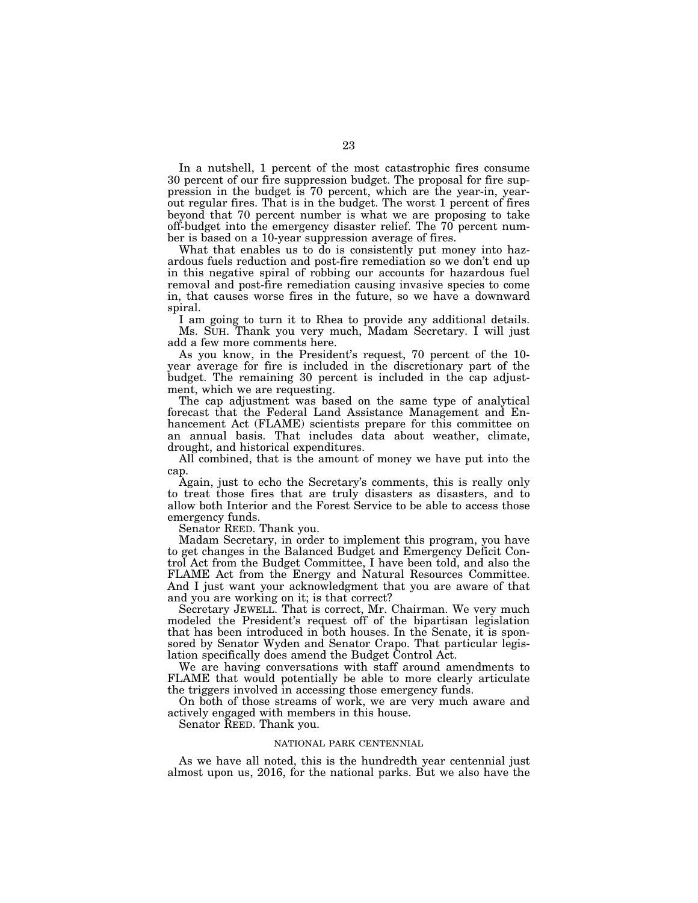In a nutshell, 1 percent of the most catastrophic fires consume 30 percent of our fire suppression budget. The proposal for fire suppression in the budget is 70 percent, which are the year-in, year-out regular fires. That is in the budget. The worst 1 percent of fires beyond that 70 percent number is what we are proposing to take off-budget into the emergency disaster relief. The 70 percent number is based on a 10-year suppression average of fires.

What that enables us to do is consistently put money into hazardous fuels reduction and post-fire remediation so we don't end up in this negative spiral of robbing our accounts for hazardous fuel removal and post-fire remediation causing invasive species to come in, that causes worse fires in the future, so we have a downward spiral.

I am going to turn it to Rhea to provide any additional details.

Ms. SUH. Thank you very much, Madam Secretary. I will just add a few more comments here.

As you know, in the President's request, 70 percent of the 10-year average for fire is included in the discretionary part of the budget. The remaining 30 percent is included in the cap adjustment, which we are requesting.

The cap adjustment was based on the same type of analytical forecast that the Federal Land Assistance Management and Enhancement Act (FLAME) scientists prepare for this committee on an annual basis. That includes data about weather, climate, drought, and historical expenditures.

All combined, that is the amount of money we have put into the cap.

Again, just to echo the Secretary's comments, this is really only to treat those fires that are truly disasters as disasters, and to allow both Interior and the Forest Service to be able to access those emergency funds.

Senator REED. Thank you.

Madam Secretary, in order to implement this program, you have to get changes in the Balanced Budget and Emergency Deficit Control Act from the Budget Committee, I have been told, and also the FLAME Act from the Energy and Natural Resources Committee. And I just want your acknowledgment that you are aware of that and you are working on it; is that correct?

Secretary JEWELL. That is correct, Mr. Chairman. We very much modeled the President's request off of the bipartisan legislation that has been introduced in both houses. In the Senate, it is sponsored by Senator Wyden and Senator Crapo. That particular legislation specifically does amend the Budget Control Act.

We are having conversations with staff around amendments to FLAME that would potentially be able to more clearly articulate the triggers involved in accessing those emergency funds.

On both of those streams of work, we are very much aware and actively engaged with members in this house.

Senator REED. Thank you.

## NATIONAL PARK CENTENNIAL

As we have all noted, this is the hundredth year centennial just almost upon us, 2016, for the national parks. But we also have the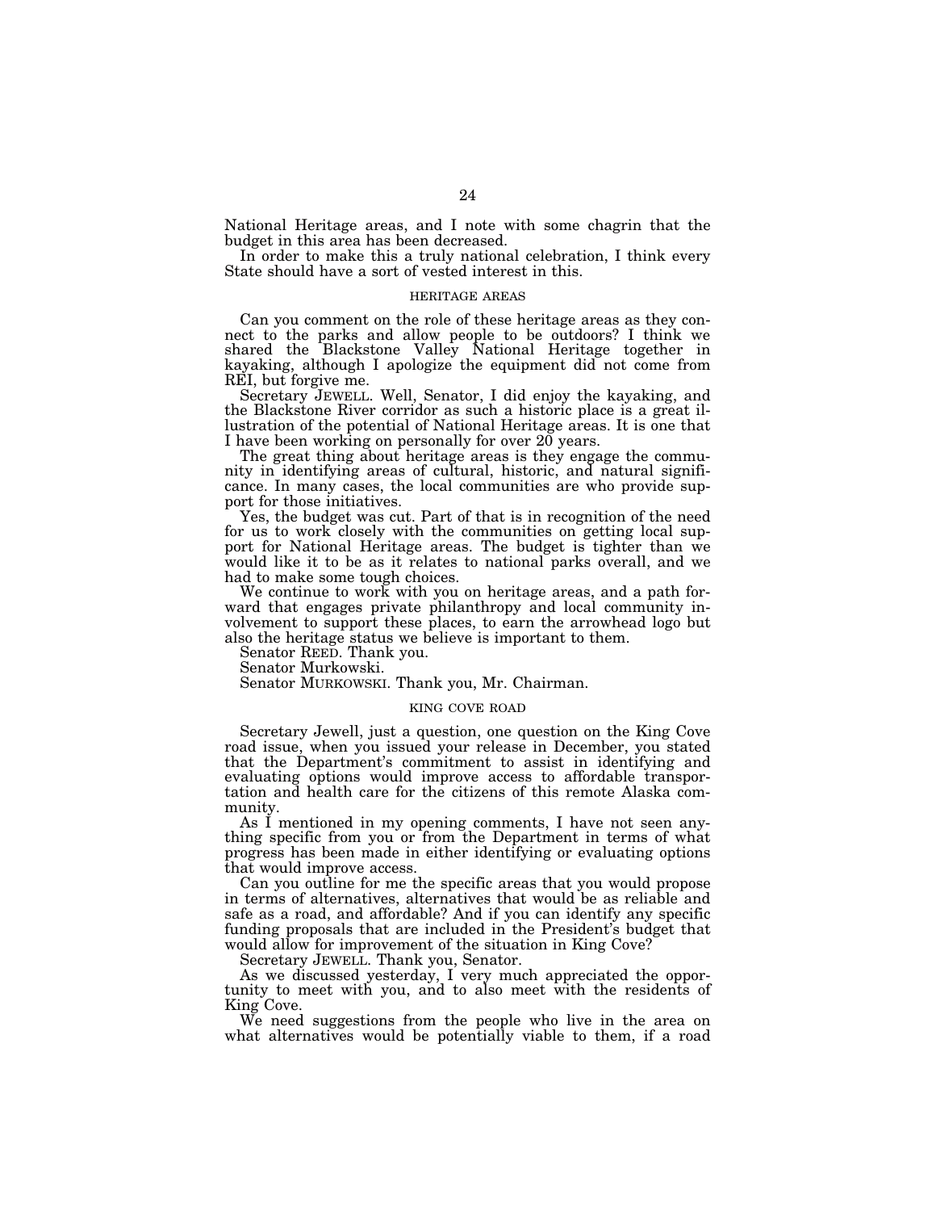National Heritage areas, and I note with some chagrin that the budget in this area has been decreased.

In order to make this a truly national celebration, I think every State should have a sort of vested interest in this.

### HERITAGE AREAS

Can you comment on the role of these heritage areas as they connect to the parks and allow people to be outdoors? I think we shared the Blackstone Valley National Heritage together in kayaking, although I apologize the equipment did not come from REI, but forgive me.

Secretary JEWELL. Well, Senator, I did enjoy the kayaking, and the Blackstone River corridor as such a historic place is a great illustration of the potential of National Heritage areas. It is one that I have been working on personally for over 20 years.

The great thing about heritage areas is they engage the community in identifying areas of cultural, historic, and natural significance. In many cases, the local communities are who provide support for those initiatives.

Yes, the budget was cut. Part of that is in recognition of the need for us to work closely with the communities on getting local support for National Heritage areas. The budget is tighter than we would like it to be as it relates to national parks overall, and we had to make some tough choices.

We continue to work with you on heritage areas, and a path forward that engages private philanthropy and local community involvement to support these places, to earn the arrowhead logo but also the heritage status we believe is important to them.

Senator REED. Thank you.

Senator Murkowski.

Senator MURKOWSKI. Thank you, Mr. Chairman.

### KING COVE ROAD

Secretary Jewell, just a question, one question on the King Cove road issue, when you issued your release in December, you stated that the Department's commitment to assist in identifying and evaluating options would improve access to affordable transportation and health care for the citizens of this remote Alaska community.

As I mentioned in my opening comments, I have not seen anything specific from you or from the Department in terms of what progress has been made in either identifying or evaluating options that would improve access.

Can you outline for me the specific areas that you would propose in terms of alternatives, alternatives that would be as reliable and safe as a road, and affordable? And if you can identify any specific funding proposals that are included in the President's budget that would allow for improvement of the situation in King Cove?

Secretary JEWELL. Thank you, Senator.

As we discussed yesterday, I very much appreciated the opportunity to meet with you, and to also meet with the residents of King Cove.

We need suggestions from the people who live in the area on what alternatives would be potentially viable to them, if a road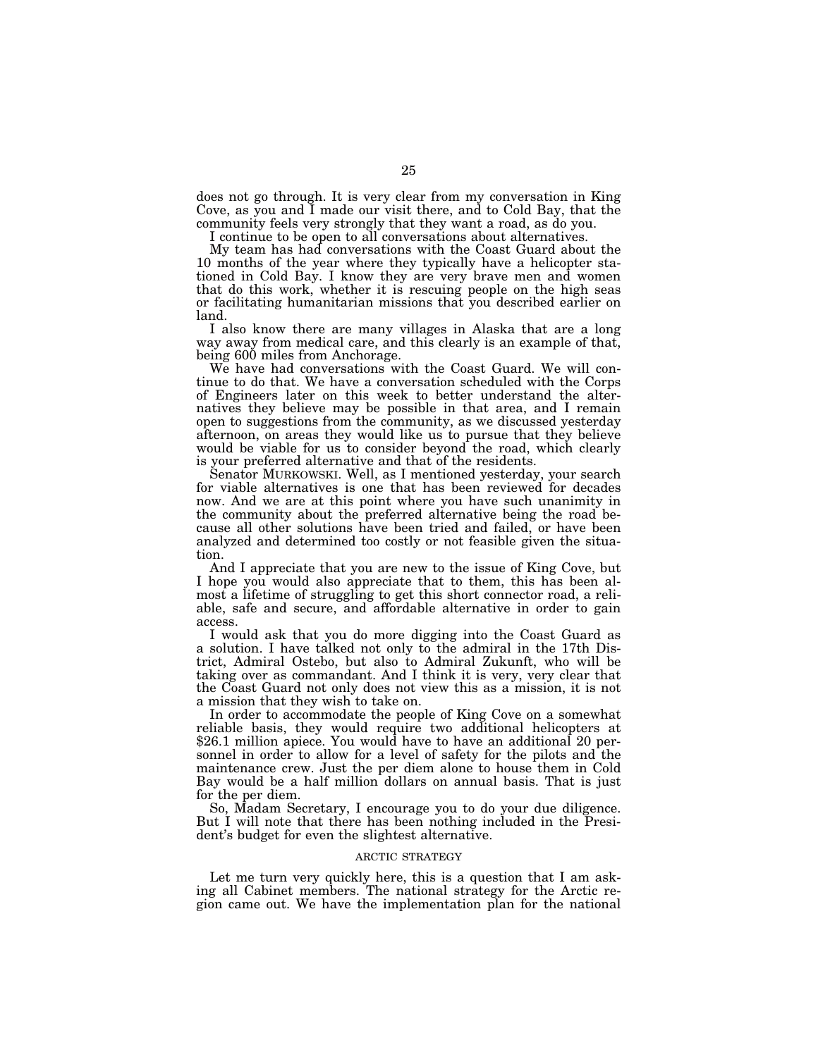does not go through. It is very clear from my conversation in King Cove, as you and I made our visit there, and to Cold Bay, that the community feels very strongly that they want a road, as do you.

I continue to be open to all conversations about alternatives.

My team has had conversations with the Coast Guard about the 10 months of the year where they typically have a helicopter stationed in Cold Bay. I know they are very brave men and women that do this work, whether it is rescuing people on the high seas or facilitating humanitarian missions that you described earlier on land.

I also know there are many villages in Alaska that are a long way away from medical care, and this clearly is an example of that, being 600 miles from Anchorage.

We have had conversations with the Coast Guard. We will continue to do that. We have a conversation scheduled with the Corps of Engineers later on this week to better understand the alternatives they believe may be possible in that area, and I remain open to suggestions from the community, as we discussed yesterday afternoon, on areas they would like us to pursue that they believe would be viable for us to consider beyond the road, which clearly is your preferred alternative and that of the residents.

Senator MURKOWSKI. Well, as I mentioned yesterday, your search for viable alternatives is one that has been reviewed for decades now. And we are at this point where you have such unanimity in the community about the preferred alternative being the road because all other solutions have been tried and failed, or have been analyzed and determined too costly or not feasible given the situation.

And I appreciate that you are new to the issue of King Cove, but I hope you would also appreciate that to them, this has been almost a lifetime of struggling to get this short connector road, a reliable, safe and secure, and affordable alternative in order to gain access.

I would ask that you do more digging into the Coast Guard as a solution. I have talked not only to the admiral in the 17th District, Admiral Ostebo, but also to Admiral Zukunft, who will be taking over as commandant. And I think it is very, very clear that the Coast Guard not only does not view this as a mission, it is not a mission that they wish to take on.

In order to accommodate the people of King Cove on a somewhat reliable basis, they would require two additional helicopters at $26.1 million apiece. You would have to have an additional 20 personnel in order to allow for a level of safety for the pilots and the maintenance crew. Just the per diem alone to house them in Cold Bay would be a half million dollars on annual basis. That is just for the per diem.

So, Madam Secretary, I encourage you to do your due diligence. But I will note that there has been nothing included in the President's budget for even the slightest alternative.

## ARCTIC STRATEGY

Let me turn very quickly here, this is a question that I am asking all Cabinet members. The national strategy for the Arctic region came out. We have the implementation plan for the national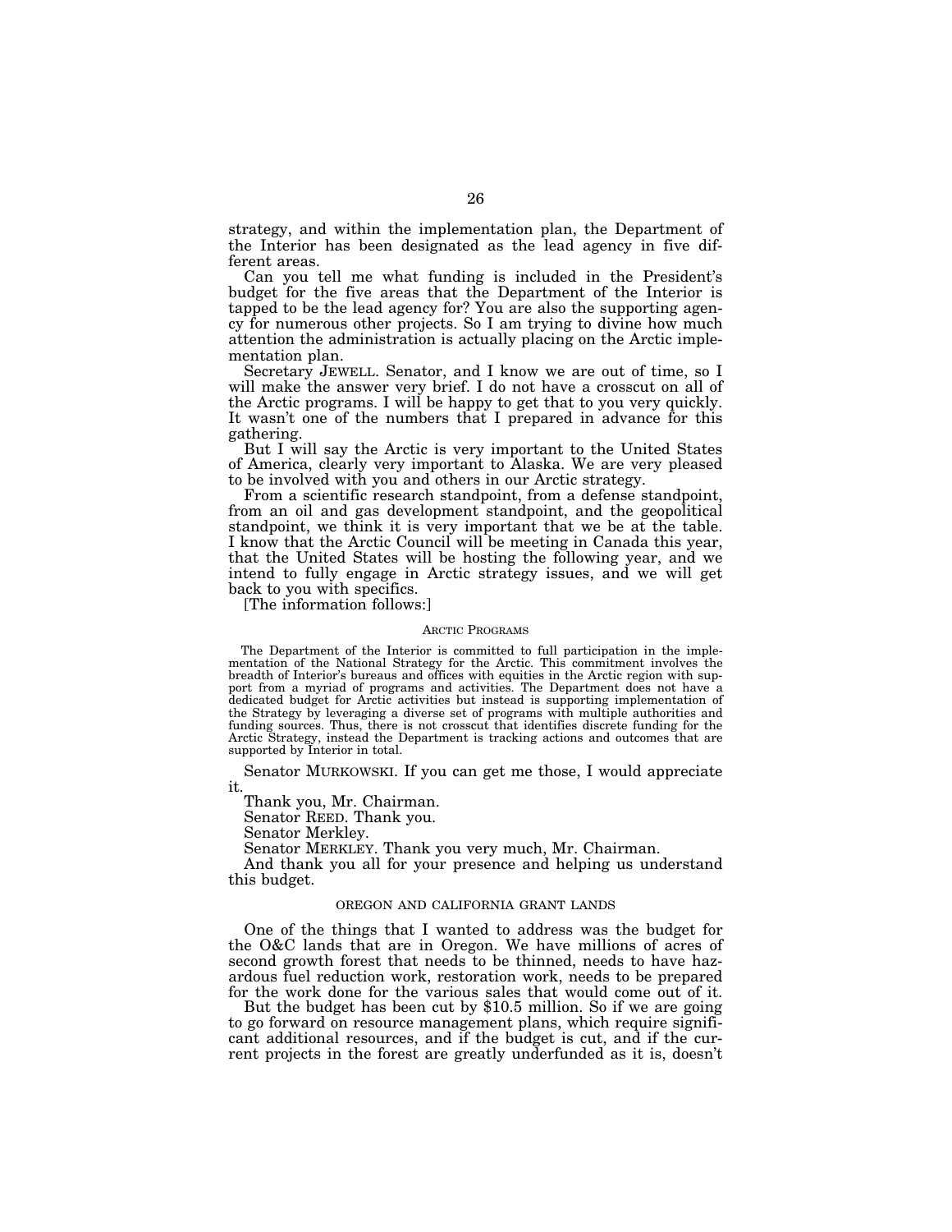strategy, and within the implementation plan, the Department of the Interior has been designated as the lead agency in five different areas.

Can you tell me what funding is included in the President's budget for the five areas that the Department of the Interior is tapped to be the lead agency for? You are also the supporting agency for numerous other projects. So I am trying to divine how much attention the administration is actually placing on the Arctic implementation plan.

Secretary JEWELL. Senator, and I know we are out of time, so I will make the answer very brief. I do not have a crosscut on all of the Arctic programs. I will be happy to get that to you very quickly. It wasn't one of the numbers that I prepared in advance for this gathering.

But I will say the Arctic is very important to the United States of America, clearly very important to Alaska. We are very pleased to be involved with you and others in our Arctic strategy.

From a scientific research standpoint, from a defense standpoint, from an oil and gas development standpoint, and the geopolitical standpoint, we think it is very important that we be at the table. I know that the Arctic Council will be meeting in Canada this year, that the United States will be hosting the following year, and we intend to fully engage in Arctic strategy issues, and we will get back to you with specifics.

[The information follows:]

ARCTIC PROGRAMS

The Department of the Interior is committed to full participation in the implementation of the National Strategy for the Arctic. This commitment involves the breadth of Interior's bureaus and offices with equities in the Arctic region with support from a myriad of programs and activities. The Department does not have a dedicated budget for Arctic activities but instead is supporting implementation of the Strategy by leveraging a diverse set of programs with multiple authorities and funding sources. Thus, there is not crosscut that identifies discrete funding for the Arctic Strategy, instead the Department is tracking actions and outcomes that are supported by Interior in total.

Senator MURKOWSKI. If you can get me those, I would appreciate it.

Thank you, Mr. Chairman.

Senator REED. Thank you.

Senator Merkley.

Senator MERKLEY. Thank you very much, Mr. Chairman.

And thank you all for your presence and helping us understand this budget.

OREGON AND CALIFORNIA GRANT LANDS

One of the things that I wanted to address was the budget for the O&C lands that are in Oregon. We have millions of acres of second growth forest that needs to be thinned, needs to have hazardous fuel reduction work, restoration work, needs to be prepared for the work done for the various sales that would come out of it.

But the budget has been cut by $10.5 million. So if we are going to go forward on resource management plans, which require significant additional resources, and if the budget is cut, and if the current projects in the forest are greatly underfunded as it is, doesn't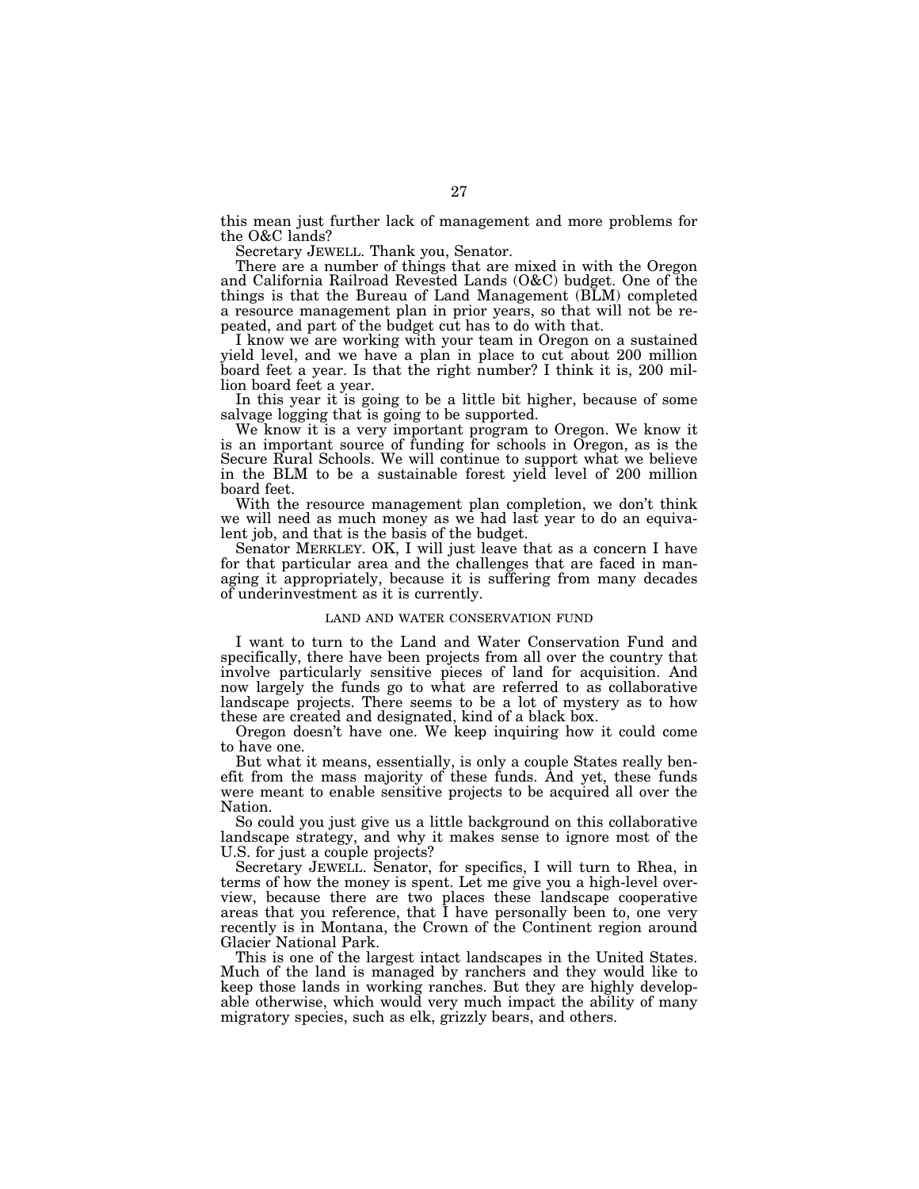this mean just further lack of management and more problems for the O&C lands?

Secretary JEWELL. Thank you, Senator.

There are a number of things that are mixed in with the Oregon and California Railroad Revested Lands (O&C) budget. One of the things is that the Bureau of Land Management (BLM) completed a resource management plan in prior years, so that will not be repeated, and part of the budget cut has to do with that.

I know we are working with your team in Oregon on a sustained yield level, and we have a plan in place to cut about 200 million board feet a year. Is that the right number? I think it is, 200 million board feet a year.

In this year it is going to be a little bit higher, because of some salvage logging that is going to be supported.

We know it is a very important program to Oregon. We know it is an important source of funding for schools in Oregon, as is the Secure Rural Schools. We will continue to support what we believe in the BLM to be a sustainable forest yield level of 200 million board feet.

With the resource management plan completion, we don't think we will need as much money as we had last year to do an equivalent job, and that is the basis of the budget.

Senator MERKLEY. OK, I will just leave that as a concern I have for that particular area and the challenges that are faced in managing it appropriately, because it is suffering from many decades of underinvestment as it is currently.

### LAND AND WATER CONSERVATION FUND

I want to turn to the Land and Water Conservation Fund and specifically, there have been projects from all over the country that involve particularly sensitive pieces of land for acquisition. And now largely the funds go to what are referred to as collaborative landscape projects. There seems to be a lot of mystery as to how these are created and designated, kind of a black box.

Oregon doesn't have one. We keep inquiring how it could come to have one.

But what it means, essentially, is only a couple States really benefit from the mass majority of these funds. And yet, these funds were meant to enable sensitive projects to be acquired all over the Nation.

So could you just give us a little background on this collaborative landscape strategy, and why it makes sense to ignore most of the U.S. for just a couple projects?

Secretary JEWELL. Senator, for specifics, I will turn to Rhea, in terms of how the money is spent. Let me give you a high-level overview, because there are two places these landscape cooperative areas that you reference, that I have personally been to, one very recently is in Montana, the Crown of the Continent region around Glacier National Park.

This is one of the largest intact landscapes in the United States. Much of the land is managed by ranchers and they would like to keep those lands in working ranches. But they are highly developable otherwise, which would very much impact the ability of many migratory species, such as elk, grizzly bears, and others.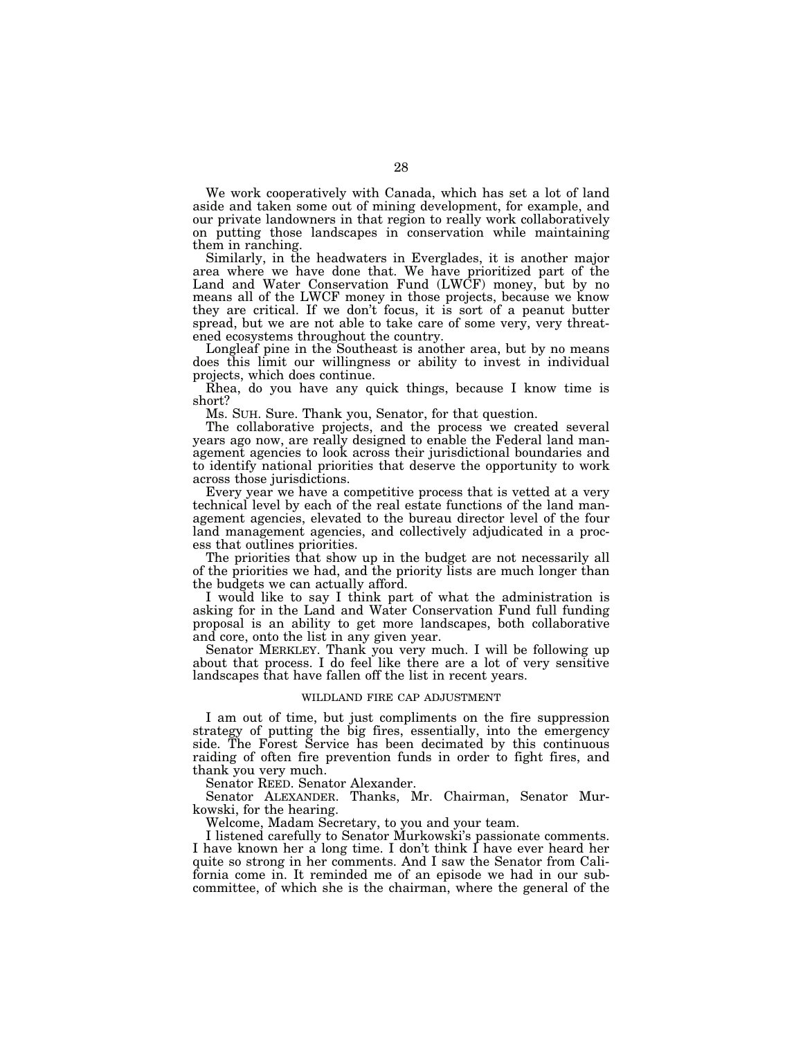We work cooperatively with Canada, which has set a lot of land aside and taken some out of mining development, for example, and our private landowners in that region to really work collaboratively on putting those landscapes in conservation while maintaining them in ranching.

Similarly, in the headwaters in Everglades, it is another major area where we have done that. We have prioritized part of the Land and Water Conservation Fund (LWCF) money, but by no means all of the LWCF money in those projects, because we know they are critical. If we don't focus, it is sort of a peanut butter spread, but we are not able to take care of some very, very threatened ecosystems throughout the country.

Longleaf pine in the Southeast is another area, but by no means does this limit our willingness or ability to invest in individual projects, which does continue.

Rhea, do you have any quick things, because I know time is short?

Ms. SUH. Sure. Thank you, Senator, for that question.

The collaborative projects, and the process we created several years ago now, are really designed to enable the Federal land management agencies to look across their jurisdictional boundaries and to identify national priorities that deserve the opportunity to work across those jurisdictions.

Every year we have a competitive process that is vetted at a very technical level by each of the real estate functions of the land management agencies, elevated to the bureau director level of the four land management agencies, and collectively adjudicated in a process that outlines priorities.

The priorities that show up in the budget are not necessarily all of the priorities we had, and the priority lists are much longer than the budgets we can actually afford.

I would like to say I think part of what the administration is asking for in the Land and Water Conservation Fund full funding proposal is an ability to get more landscapes, both collaborative and core, onto the list in any given year.

Senator MERKLEY. Thank you very much. I will be following up about that process. I do feel like there are a lot of very sensitive landscapes that have fallen off the list in recent years.

### WILDLAND FIRE CAP ADJUSTMENT

I am out of time, but just compliments on the fire suppression strategy of putting the big fires, essentially, into the emergency side. The Forest Service has been decimated by this continuous raiding of often fire prevention funds in order to fight fires, and thank you very much.

Senator REED. Senator Alexander.

Senator ALEXANDER. Thanks, Mr. Chairman, Senator Murkowski, for the hearing.

Welcome, Madam Secretary, to you and your team.

I listened carefully to Senator Murkowski's passionate comments. I have known her a long time. I don't think I have ever heard her quite so strong in her comments. And I saw the Senator from California come in. It reminded me of an episode we had in our subcommittee, of which she is the chairman, where the general of the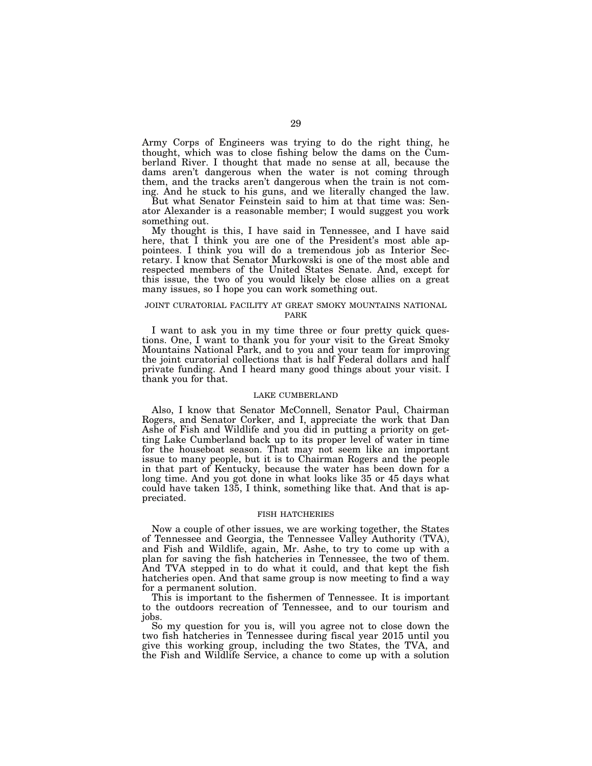Army Corps of Engineers was trying to do the right thing, he thought, which was to close fishing below the dams on the Cumberland River. I thought that made no sense at all, because the dams aren't dangerous when the water is not coming through them, and the tracks aren't dangerous when the train is not coming. And he stuck to his guns, and we literally changed the law.

But what Senator Feinstein said to him at that time was: Senator Alexander is a reasonable member; I would suggest you work something out.

My thought is this, I have said in Tennessee, and I have said here, that I think you are one of the President's most able appointees. I think you will do a tremendous job as Interior Secretary. I know that Senator Murkowski is one of the most able and respected members of the United States Senate. And, except for this issue, the two of you would likely be close allies on a great many issues, so I hope you can work something out.

### JOINT CURATORIAL FACILITY AT GREAT SMOKY MOUNTAINS NATIONAL PARK

I want to ask you in my time three or four pretty quick questions. One, I want to thank you for your visit to the Great Smoky Mountains National Park, and to you and your team for improving the joint curatorial collections that is half Federal dollars and half private funding. And I heard many good things about your visit. I thank you for that.

### LAKE CUMBERLAND

Also, I know that Senator McConnell, Senator Paul, Chairman Rogers, and Senator Corker, and I, appreciate the work that Dan Ashe of Fish and Wildlife and you did in putting a priority on getting Lake Cumberland back up to its proper level of water in time for the houseboat season. That may not seem like an important issue to many people, but it is to Chairman Rogers and the people in that part of Kentucky, because the water has been down for a long time. And you got done in what looks like 35 or 45 days what could have taken 135, I think, something like that. And that is appreciated.

### FISH HATCHERIES

Now a couple of other issues, we are working together, the States of Tennessee and Georgia, the Tennessee Valley Authority (TVA), and Fish and Wildlife, again, Mr. Ashe, to try to come up with a plan for saving the fish hatcheries in Tennessee, the two of them. And TVA stepped in to do what it could, and that kept the fish hatcheries open. And that same group is now meeting to find a way for a permanent solution.

This is important to the fishermen of Tennessee. It is important to the outdoors recreation of Tennessee, and to our tourism and jobs.

So my question for you is, will you agree not to close down the two fish hatcheries in Tennessee during fiscal year 2015 until you give this working group, including the two States, the TVA, and the Fish and Wildlife Service, a chance to come up with a solution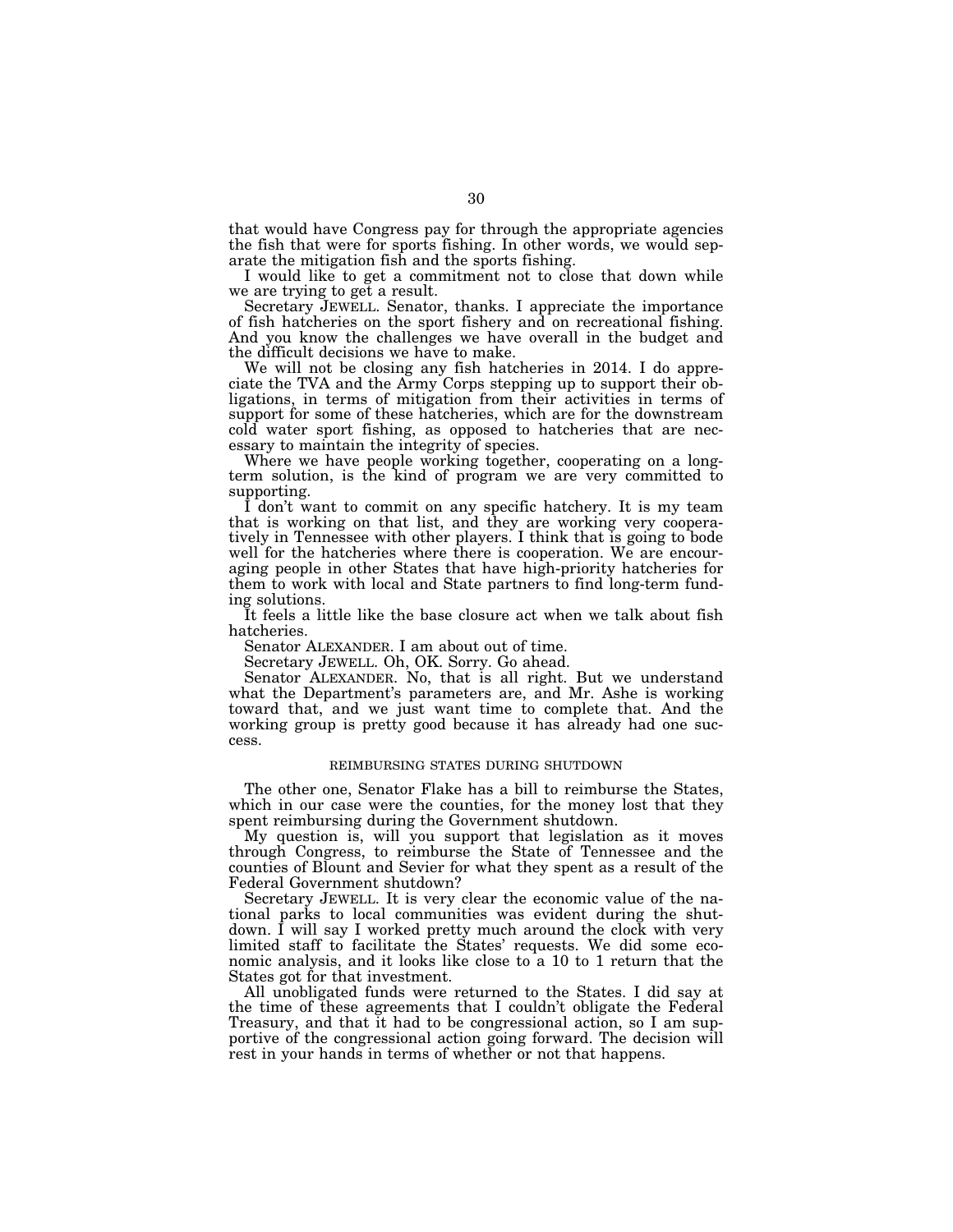that would have Congress pay for through the appropriate agencies the fish that were for sports fishing. In other words, we would separate the mitigation fish and the sports fishing.

I would like to get a commitment not to close that down while we are trying to get a result.

Secretary JEWELL. Senator, thanks. I appreciate the importance of fish hatcheries on the sport fishery and on recreational fishing. And you know the challenges we have overall in the budget and the difficult decisions we have to make.

We will not be closing any fish hatcheries in 2014. I do appreciate the TVA and the Army Corps stepping up to support their obligations, in terms of mitigation from their activities in terms of support for some of these hatcheries, which are for the downstream cold water sport fishing, as opposed to hatcheries that are necessary to maintain the integrity of species.

Where we have people working together, cooperating on a long-term solution, is the kind of program we are very committed to supporting.

I don't want to commit on any specific hatchery. It is my team that is working on that list, and they are working very cooperatively in Tennessee with other players. I think that is going to bode well for the hatcheries where there is cooperation. We are encouraging people in other States that have high-priority hatcheries for them to work with local and State partners to find long-term funding solutions.

It feels a little like the base closure act when we talk about fish hatcheries.

Senator ALEXANDER. I am about out of time.

Secretary JEWELL. Oh, OK. Sorry. Go ahead.

Senator ALEXANDER. No, that is all right. But we understand what the Department's parameters are, and Mr. Ashe is working toward that, and we just want time to complete that. And the working group is pretty good because it has already had one success.

### REIMBURSING STATES DURING SHUTDOWN

The other one, Senator Flake has a bill to reimburse the States, which in our case were the counties, for the money lost that they spent reimbursing during the Government shutdown.

My question is, will you support that legislation as it moves through Congress, to reimburse the State of Tennessee and the counties of Blount and Sevier for what they spent as a result of the Federal Government shutdown?

Secretary JEWELL. It is very clear the economic value of the national parks to local communities was evident during the shutdown. I will say I worked pretty much around the clock with very limited staff to facilitate the States' requests. We did some economic analysis, and it looks like close to a 10 to 1 return that the States got for that investment.

All unobligated funds were returned to the States. I did say at the time of these agreements that I couldn't obligate the Federal Treasury, and that it had to be congressional action, so I am supportive of the congressional action going forward. The decision will rest in your hands in terms of whether or not that happens.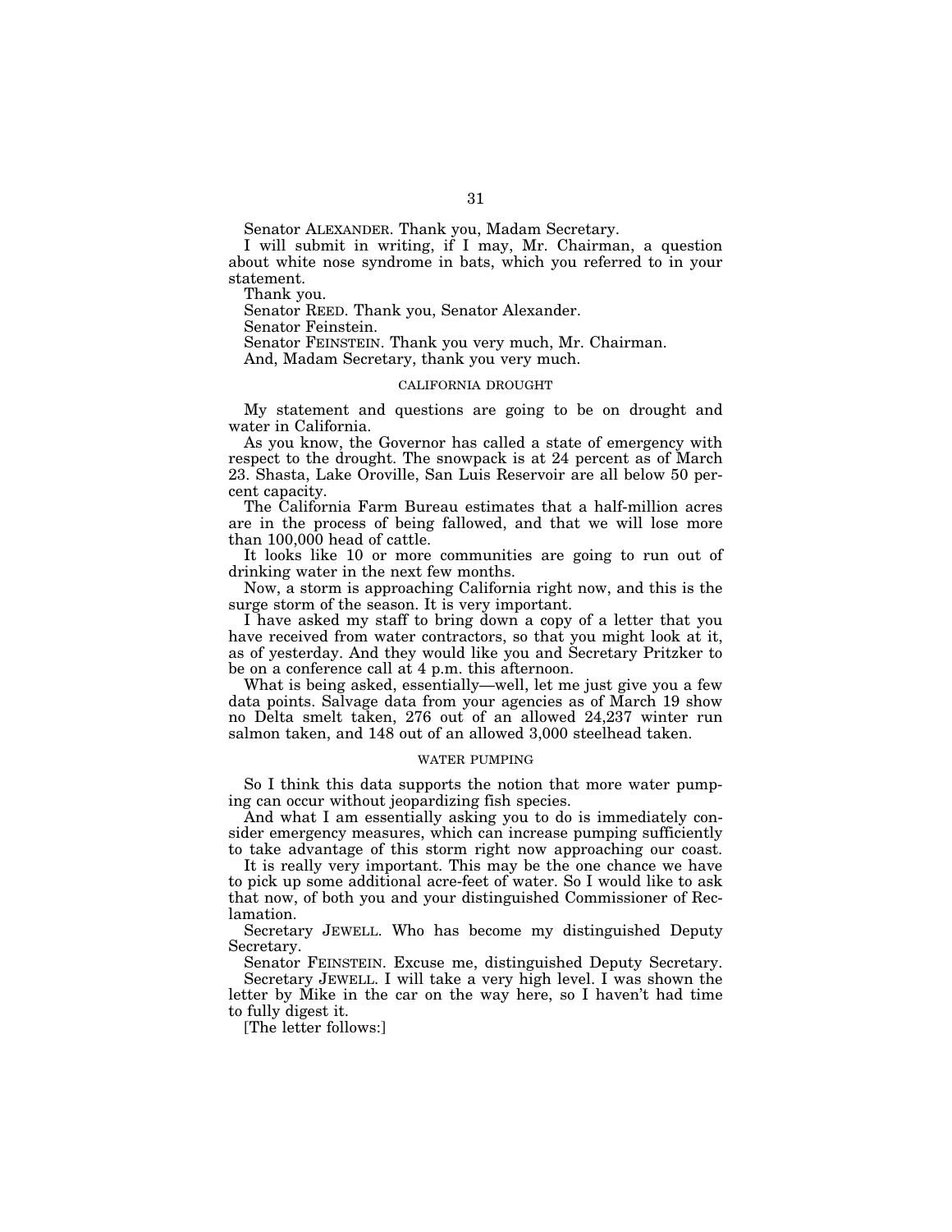Senator ALEXANDER. Thank you, Madam Secretary.

I will submit in writing, if I may, Mr. Chairman, a question about white nose syndrome in bats, which you referred to in your statement.

Thank you.

Senator REED. Thank you, Senator Alexander.

Senator Feinstein.

Senator FEINSTEIN. Thank you very much, Mr. Chairman.

And, Madam Secretary, thank you very much.

## CALIFORNIA DROUGHT

My statement and questions are going to be on drought and water in California.

As you know, the Governor has called a state of emergency with respect to the drought. The snowpack is at 24 percent as of March 23. Shasta, Lake Oroville, San Luis Reservoir are all below 50 percent capacity.

The California Farm Bureau estimates that a half-million acres are in the process of being fallowed, and that we will lose more than 100,000 head of cattle.

It looks like 10 or more communities are going to run out of drinking water in the next few months.

Now, a storm is approaching California right now, and this is the surge storm of the season. It is very important.

I have asked my staff to bring down a copy of a letter that you have received from water contractors, so that you might look at it, as of yesterday. And they would like you and Secretary Pritzker to be on a conference call at 4 p.m. this afternoon.

What is being asked, essentially—well, let me just give you a few data points. Salvage data from your agencies as of March 19 show no Delta smelt taken, 276 out of an allowed 24,237 winter run salmon taken, and 148 out of an allowed 3,000 steelhead taken.

## WATER PUMPING

So I think this data supports the notion that more water pumping can occur without jeopardizing fish species.

And what I am essentially asking you to do is immediately consider emergency measures, which can increase pumping sufficiently to take advantage of this storm right now approaching our coast.

It is really very important. This may be the one chance we have to pick up some additional acre-feet of water. So I would like to ask that now, of both you and your distinguished Commissioner of Reclamation.

Secretary JEWELL. Who has become my distinguished Deputy Secretary.

Senator FEINSTEIN. Excuse me, distinguished Deputy Secretary.

Secretary JEWELL. I will take a very high level. I was shown the letter by Mike in the car on the way here, so I haven't had time to fully digest it.

[The letter follows:]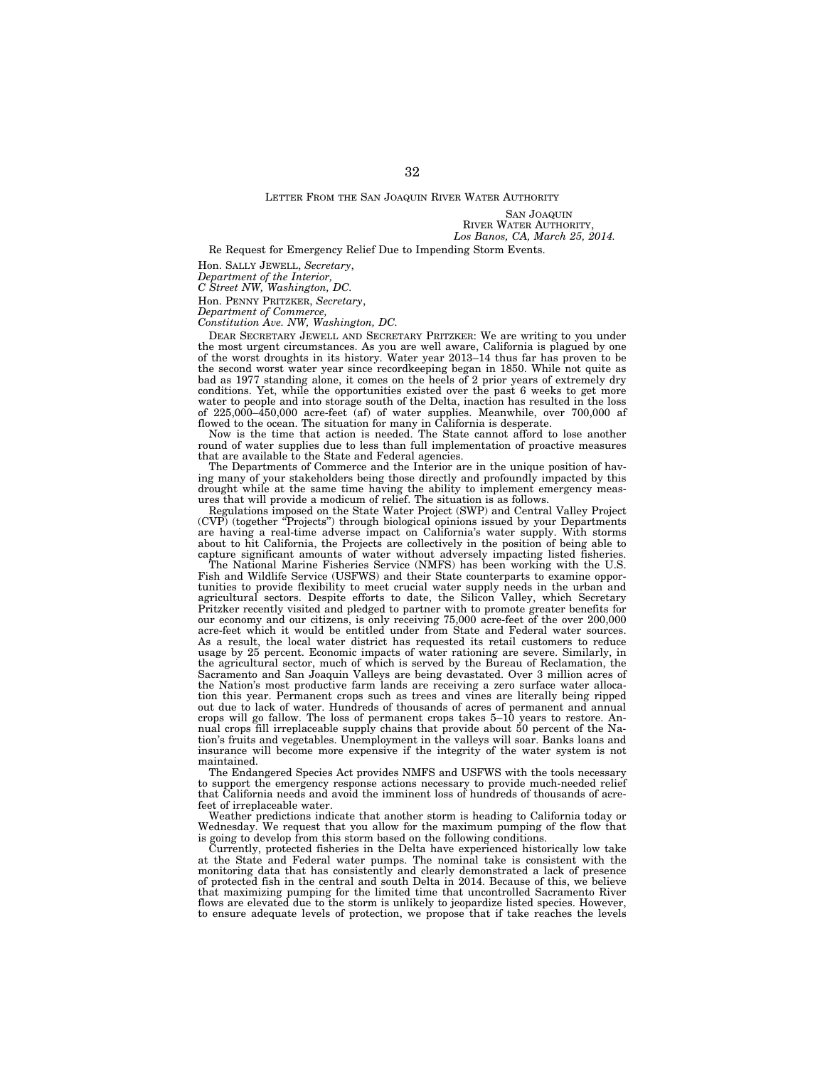LETTER FROM THE SAN JOAQUIN RIVER WATER AUTHORITY

SAN JOAQUIN
RIVER WATER AUTHORITY,
*Los Banos, CA, March 25, 2014.*

Re Request for Emergency Relief Due to Impending Storm Events.

Hon. SALLY JEWELL, *Secretary*,
*Department of the Interior,*
*C Street NW, Washington, DC.*

Hon. PENNY PRITZKER, *Secretary*,
*Department of Commerce,*
*Constitution Ave. NW, Washington, DC.*

DEAR SECRETARY JEWELL AND SECRETARY PRITZKER: We are writing to you under the most urgent circumstances. As you are well aware, California is plagued by one of the worst droughts in its history. Water year 2013–14 thus far has proven to be the second worst water year since recordkeeping began in 1850. While not quite as bad as 1977 standing alone, it comes on the heels of 2 prior years of extremely dry conditions. Yet, while the opportunities existed over the past 6 weeks to get more water to people and into storage south of the Delta, inaction has resulted in the loss of 225,000–450,000 acre-feet (af) of water supplies. Meanwhile, over 700,000 af flowed to the ocean. The situation for many in California is desperate.

Now is the time that action is needed. The State cannot afford to lose another round of water supplies due to less than full implementation of proactive measures that are available to the State and Federal agencies.

The Departments of Commerce and the Interior are in the unique position of having many of your stakeholders being those directly and profoundly impacted by this drought while at the same time having the ability to implement emergency measures that will provide a modicum of relief. The situation is as follows.

Regulations imposed on the State Water Project (SWP) and Central Valley Project (CVP) (together "Projects") through biological opinions issued by your Departments are having a real-time adverse impact on California's water supply. With storms about to hit California, the Projects are collectively in the position of being able to capture significant amounts of water without adversely impacting listed fisheries.

The National Marine Fisheries Service (NMFS) has been working with the U.S. Fish and Wildlife Service (USFWS) and their State counterparts to examine opportunities to provide flexibility to meet crucial water supply needs in the urban and agricultural sectors. Despite efforts to date, the Silicon Valley, which Secretary Pritzker recently visited and pledged to partner with to promote greater benefits for our economy and our citizens, is only receiving 75,000 acre-feet of the over 200,000 acre-feet which it would be entitled under from State and Federal water sources. As a result, the local water district has requested its retail customers to reduce usage by 25 percent. Economic impacts of water rationing are severe. Similarly, in the agricultural sector, much of which is served by the Bureau of Reclamation, the Sacramento and San Joaquin Valleys are being devastated. Over 3 million acres of the Nation's most productive farm lands are receiving a zero surface water allocation this year. Permanent crops such as trees and vines are literally being ripped out due to lack of water. Hundreds of thousands of acres of permanent and annual crops will go fallow. The loss of permanent crops takes 5–10 years to restore. Annual crops fill irreplaceable supply chains that provide about 50 percent of the Nation's fruits and vegetables. Unemployment in the valleys will soar. Banks loans and insurance will become more expensive if the integrity of the water system is not maintained.

The Endangered Species Act provides NMFS and USFWS with the tools necessary to support the emergency response actions necessary to provide much-needed relief that California needs and avoid the imminent loss of hundreds of thousands of acre-feet of irreplaceable water.

Weather predictions indicate that another storm is heading to California today or Wednesday. We request that you allow for the maximum pumping of the flow that is going to develop from this storm based on the following conditions.

Currently, protected fisheries in the Delta have experienced historically low take at the State and Federal water pumps. The nominal take is consistent with the monitoring data that has consistently and clearly demonstrated a lack of presence of protected fish in the central and south Delta in 2014. Because of this, we believe that maximizing pumping for the limited time that uncontrolled Sacramento River flows are elevated due to the storm is unlikely to jeopardize listed species. However, to ensure adequate levels of protection, we propose that if take reaches the levels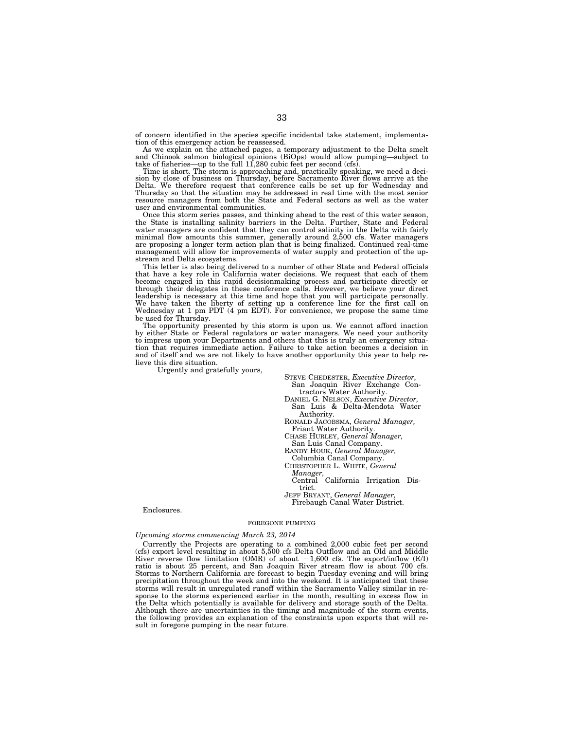of concern identified in the species specific incidental take statement, implementation of this emergency action be reassessed.

As we explain on the attached pages, a temporary adjustment to the Delta smelt and Chinook salmon biological opinions (BiOps) would allow pumping—subject to take of fisheries—up to the full 11,280 cubic feet per second (cfs).

Time is short. The storm is approaching and, practically speaking, we need a decision by close of business on Thursday, before Sacramento River flows arrive at the Delta. We therefore request that conference calls be set up for Wednesday and Thursday so that the situation may be addressed in real time with the most senior resource managers from both the State and Federal sectors as well as the water user and environmental communities.

Once this storm series passes, and thinking ahead to the rest of this water season, the State is installing salinity barriers in the Delta. Further, State and Federal water managers are confident that they can control salinity in the Delta with fairly minimal flow amounts this summer, generally around 2,500 cfs. Water managers are proposing a longer term action plan that is being finalized. Continued real-time management will allow for improvements of water supply and protection of the upstream and Delta ecosystems.

This letter is also being delivered to a number of other State and Federal officials that have a key role in California water decisions. We request that each of them become engaged in this rapid decisionmaking process and participate directly or through their delegates in these conference calls. However, we believe your direct leadership is necessary at this time and hope that you will participate personally. We have taken the liberty of setting up a conference line for the first call on Wednesday at 1 pm PDT (4 pm EDT). For convenience, we propose the same time be used for Thursday.

The opportunity presented by this storm is upon us. We cannot afford inaction by either State or Federal regulators or water managers. We need your authority to impress upon your Departments and others that this is truly an emergency situation that requires immediate action. Failure to take action becomes a decision in and of itself and we are not likely to have another opportunity this year to help relieve this dire situation.

Urgently and gratefully yours,

STEVE CHEDESTER, *Executive Director,*
San Joaquin River Exchange Contractors Water Authority.

DANIEL G. NELSON, *Executive Director,*
San Luis & Delta-Mendota Water Authority.

RONALD JACOBSMA, *General Manager,*
Friant Water Authority.

CHASE HURLEY, *General Manager,*
San Luis Canal Company.

RANDY HOUK, *General Manager,*
Columbia Canal Company.

CHRISTOPHER L. WHITE, *General Manager,*
Central California Irrigation District.

JEFF BRYANT, *General Manager,*
Firebaugh Canal Water District.

Enclosures.

## FOREGONE PUMPING

*Upcoming storms commencing March 23, 2014*

Currently the Projects are operating to a combined 2,000 cubic feet per second (cfs) export level resulting in about 5,500 cfs Delta Outflow and an Old and Middle River reverse flow limitation (OMR) of about −1,600 cfs. The export/inflow (E/I) ratio is about 25 percent, and San Joaquin River stream flow is about 700 cfs. Storms to Northern California are forecast to begin Tuesday evening and will bring precipitation throughout the week and into the weekend. It is anticipated that these storms will result in unregulated runoff within the Sacramento Valley similar in response to the storms experienced earlier in the month, resulting in excess flow in the Delta which potentially is available for delivery and storage south of the Delta. Although there are uncertainties in the timing and magnitude of the storm events, the following provides an explanation of the constraints upon exports that will result in foregone pumping in the near future.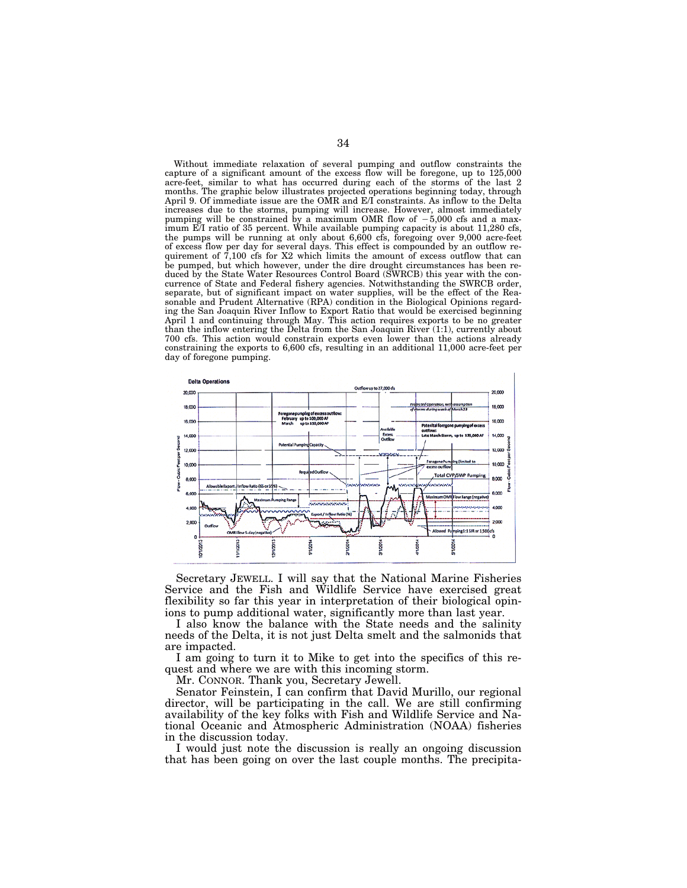Without immediate relaxation of several pumping and outflow constraints the capture of a significant amount of the excess flow will be foregone, up to 125,000 acre-feet, similar to what has occurred during each of the storms of the last 2 months. The graphic below illustrates projected operations beginning today, through April 9. Of immediate issue are the OMR and E/I constraints. As inflow to the Delta increases due to the storms, pumping will increase. However, almost immediately pumping will be constrained by a maximum OMR flow of −5,000 cfs and a maximum E/I ratio of 35 percent. While available pumping capacity is about 11,280 cfs, the pumps will be running at only about 6,600 cfs, foregoing over 9,000 acre-feet of excess flow per day for several days. This effect is compounded by an outflow requirement of 7,100 cfs for X2 which limits the amount of excess outflow that can be pumped, but which however, under the dire drought circumstances has been reduced by the State Water Resources Control Board (SWRCB) this year with the concurrence of State and Federal fishery agencies. Notwithstanding the SWRCB order, separate, but of significant impact on water supplies, will be the effect of the Reasonable and Prudent Alternative (RPA) condition in the Biological Opinions regarding the San Joaquin River Inflow to Export Ratio that would be exercised beginning April 1 and continuing through May. This action requires exports to be no greater than the inflow entering the Delta from the San Joaquin River (1:1), currently about 700 cfs. This action would constrain exports even lower than the actions already constraining the exports to 6,600 cfs, resulting in an additional 11,000 acre-feet per day of foregone pumping.

Secretary JEWELL. I will say that the National Marine Fisheries Service and the Fish and Wildlife Service have exercised great flexibility so far this year in interpretation of their biological opinions to pump additional water, significantly more than last year.

I also know the balance with the State needs and the salinity needs of the Delta, it is not just Delta smelt and the salmonids that are impacted.

I am going to turn it to Mike to get into the specifics of this request and where we are with this incoming storm.

Mr. CONNOR. Thank you, Secretary Jewell.

Senator Feinstein, I can confirm that David Murillo, our regional director, will be participating in the call. We are still confirming availability of the key folks with Fish and Wildlife Service and National Oceanic and Atmospheric Administration (NOAA) fisheries in the discussion today.

I would just note the discussion is really an ongoing discussion that has been going on over the last couple months. The precipita-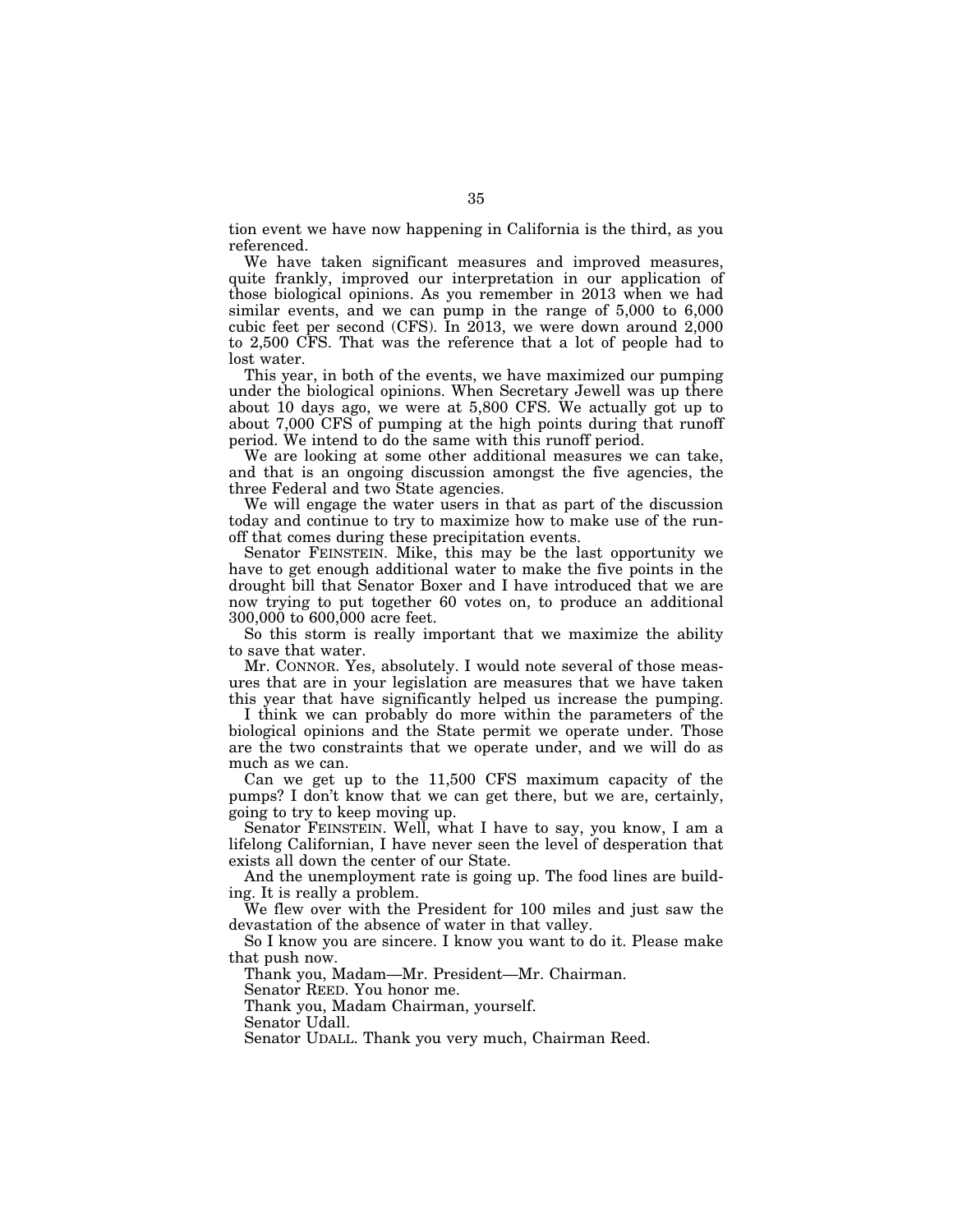tion event we have now happening in California is the third, as you referenced.

We have taken significant measures and improved measures, quite frankly, improved our interpretation in our application of those biological opinions. As you remember in 2013 when we had similar events, and we can pump in the range of 5,000 to 6,000 cubic feet per second (CFS). In 2013, we were down around 2,000 to 2,500 CFS. That was the reference that a lot of people had to lost water.

This year, in both of the events, we have maximized our pumping under the biological opinions. When Secretary Jewell was up there about 10 days ago, we were at 5,800 CFS. We actually got up to about 7,000 CFS of pumping at the high points during that runoff period. We intend to do the same with this runoff period.

We are looking at some other additional measures we can take, and that is an ongoing discussion amongst the five agencies, the three Federal and two State agencies.

We will engage the water users in that as part of the discussion today and continue to try to maximize how to make use of the run-off that comes during these precipitation events.

Senator FEINSTEIN. Mike, this may be the last opportunity we have to get enough additional water to make the five points in the drought bill that Senator Boxer and I have introduced that we are now trying to put together 60 votes on, to produce an additional 300,000 to 600,000 acre feet.

So this storm is really important that we maximize the ability to save that water.

Mr. CONNOR. Yes, absolutely. I would note several of those measures that are in your legislation are measures that we have taken this year that have significantly helped us increase the pumping.

I think we can probably do more within the parameters of the biological opinions and the State permit we operate under. Those are the two constraints that we operate under, and we will do as much as we can.

Can we get up to the 11,500 CFS maximum capacity of the pumps? I don't know that we can get there, but we are, certainly, going to try to keep moving up.

Senator FEINSTEIN. Well, what I have to say, you know, I am a lifelong Californian, I have never seen the level of desperation that exists all down the center of our State.

And the unemployment rate is going up. The food lines are building. It is really a problem.

We flew over with the President for 100 miles and just saw the devastation of the absence of water in that valley.

So I know you are sincere. I know you want to do it. Please make that push now.

Thank you, Madam—Mr. President—Mr. Chairman.

Senator REED. You honor me.

Thank you, Madam Chairman, yourself.

Senator Udall.

Senator UDALL. Thank you very much, Chairman Reed.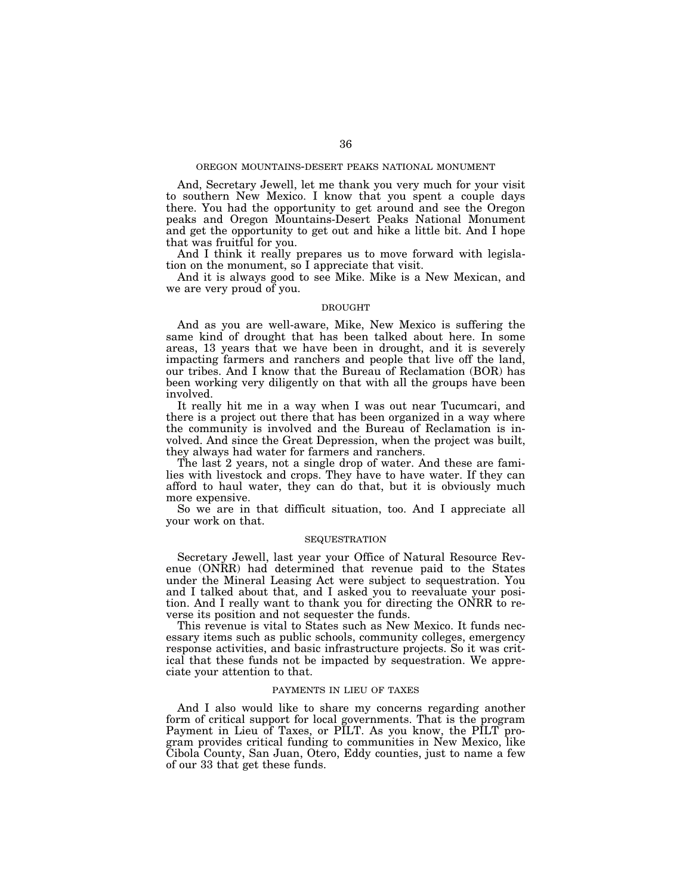## OREGON MOUNTAINS-DESERT PEAKS NATIONAL MONUMENT

And, Secretary Jewell, let me thank you very much for your visit to southern New Mexico. I know that you spent a couple days there. You had the opportunity to get around and see the Oregon peaks and Oregon Mountains-Desert Peaks National Monument and get the opportunity to get out and hike a little bit. And I hope that was fruitful for you.

And I think it really prepares us to move forward with legislation on the monument, so I appreciate that visit.

And it is always good to see Mike. Mike is a New Mexican, and we are very proud of you.

## DROUGHT

And as you are well-aware, Mike, New Mexico is suffering the same kind of drought that has been talked about here. In some areas, 13 years that we have been in drought, and it is severely impacting farmers and ranchers and people that live off the land, our tribes. And I know that the Bureau of Reclamation (BOR) has been working very diligently on that with all the groups have been involved.

It really hit me in a way when I was out near Tucumcari, and there is a project out there that has been organized in a way where the community is involved and the Bureau of Reclamation is involved. And since the Great Depression, when the project was built, they always had water for farmers and ranchers.

The last 2 years, not a single drop of water. And these are families with livestock and crops. They have to have water. If they can afford to haul water, they can do that, but it is obviously much more expensive.

So we are in that difficult situation, too. And I appreciate all your work on that.

## SEQUESTRATION

Secretary Jewell, last year your Office of Natural Resource Revenue (ONRR) had determined that revenue paid to the States under the Mineral Leasing Act were subject to sequestration. You and I talked about that, and I asked you to reevaluate your position. And I really want to thank you for directing the ONRR to reverse its position and not sequester the funds.

This revenue is vital to States such as New Mexico. It funds necessary items such as public schools, community colleges, emergency response activities, and basic infrastructure projects. So it was critical that these funds not be impacted by sequestration. We appreciate your attention to that.

## PAYMENTS IN LIEU OF TAXES

And I also would like to share my concerns regarding another form of critical support for local governments. That is the program Payment in Lieu of Taxes, or PILT. As you know, the PILT program provides critical funding to communities in New Mexico, like Cibola County, San Juan, Otero, Eddy counties, just to name a few of our 33 that get these funds.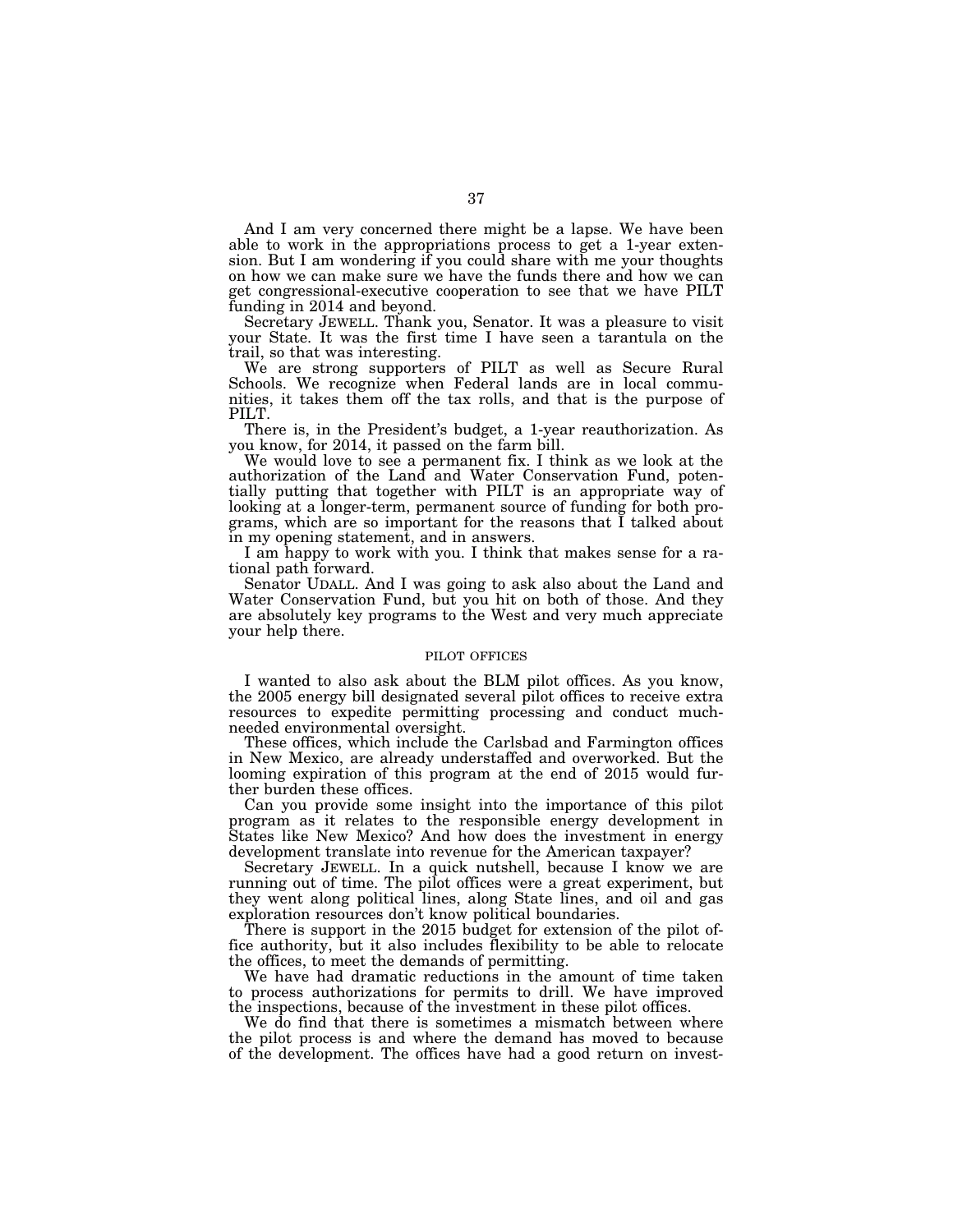And I am very concerned there might be a lapse. We have been able to work in the appropriations process to get a 1-year extension. But I am wondering if you could share with me your thoughts on how we can make sure we have the funds there and how we can get congressional-executive cooperation to see that we have PILT funding in 2014 and beyond.

Secretary JEWELL. Thank you, Senator. It was a pleasure to visit your State. It was the first time I have seen a tarantula on the trail, so that was interesting.

We are strong supporters of PILT as well as Secure Rural Schools. We recognize when Federal lands are in local communities, it takes them off the tax rolls, and that is the purpose of PILT.

There is, in the President's budget, a 1-year reauthorization. As you know, for 2014, it passed on the farm bill.

We would love to see a permanent fix. I think as we look at the authorization of the Land and Water Conservation Fund, potentially putting that together with PILT is an appropriate way of looking at a longer-term, permanent source of funding for both programs, which are so important for the reasons that I talked about in my opening statement, and in answers.

I am happy to work with you. I think that makes sense for a rational path forward.

Senator UDALL. And I was going to ask also about the Land and Water Conservation Fund, but you hit on both of those. And they are absolutely key programs to the West and very much appreciate your help there.

## PILOT OFFICES

I wanted to also ask about the BLM pilot offices. As you know, the 2005 energy bill designated several pilot offices to receive extra resources to expedite permitting processing and conduct much-needed environmental oversight.

These offices, which include the Carlsbad and Farmington offices in New Mexico, are already understaffed and overworked. But the looming expiration of this program at the end of 2015 would further burden these offices.

Can you provide some insight into the importance of this pilot program as it relates to the responsible energy development in States like New Mexico? And how does the investment in energy development translate into revenue for the American taxpayer?

Secretary JEWELL. In a quick nutshell, because I know we are running out of time. The pilot offices were a great experiment, but they went along political lines, along State lines, and oil and gas exploration resources don't know political boundaries.

There is support in the 2015 budget for extension of the pilot office authority, but it also includes flexibility to be able to relocate the offices, to meet the demands of permitting.

We have had dramatic reductions in the amount of time taken to process authorizations for permits to drill. We have improved the inspections, because of the investment in these pilot offices.

We do find that there is sometimes a mismatch between where the pilot process is and where the demand has moved to because of the development. The offices have had a good return on invest-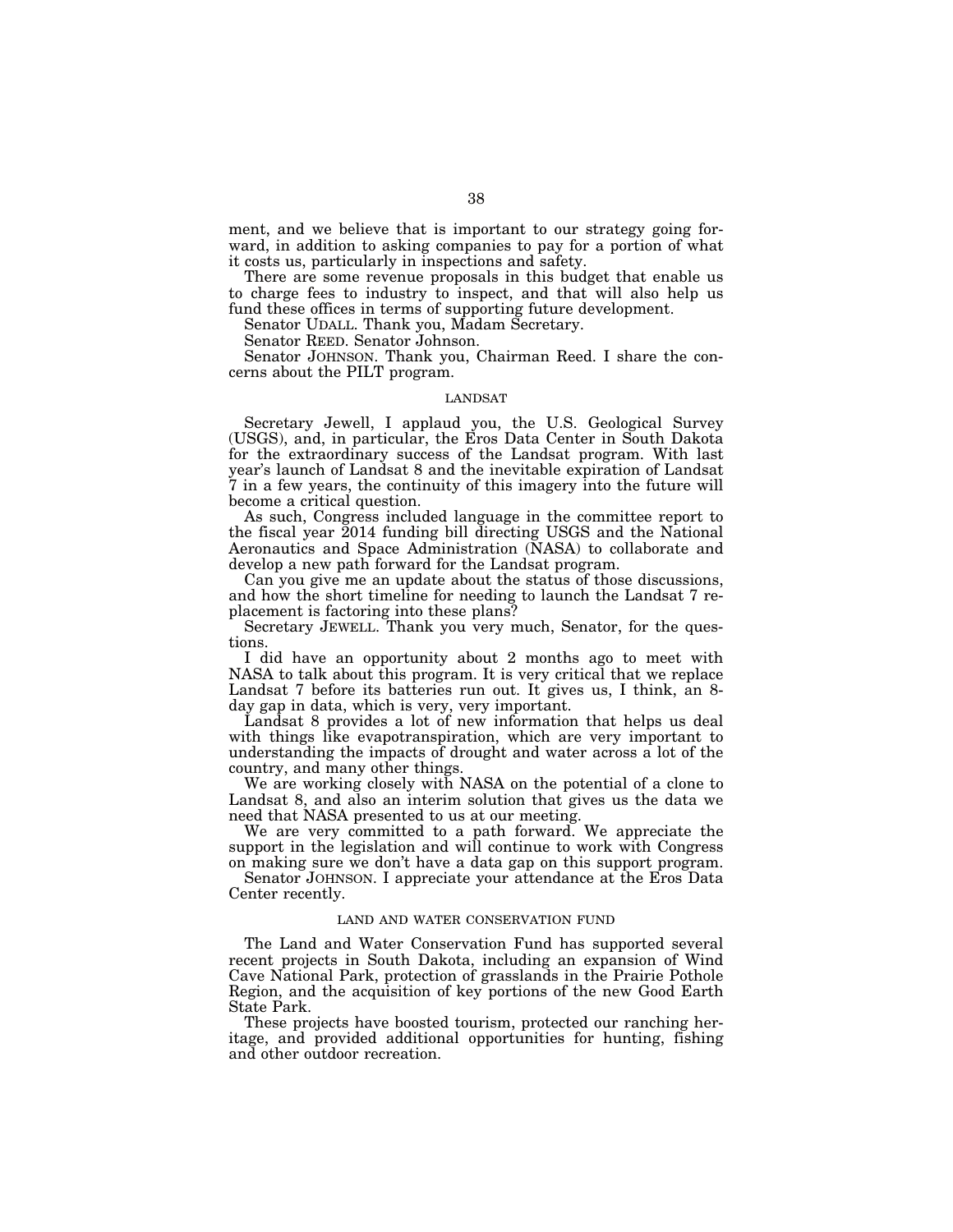ment, and we believe that is important to our strategy going forward, in addition to asking companies to pay for a portion of what it costs us, particularly in inspections and safety.

There are some revenue proposals in this budget that enable us to charge fees to industry to inspect, and that will also help us fund these offices in terms of supporting future development.

Senator UDALL. Thank you, Madam Secretary.

Senator REED. Senator Johnson.

Senator JOHNSON. Thank you, Chairman Reed. I share the concerns about the PILT program.

### LANDSAT

Secretary Jewell, I applaud you, the U.S. Geological Survey (USGS), and, in particular, the Eros Data Center in South Dakota for the extraordinary success of the Landsat program. With last year's launch of Landsat 8 and the inevitable expiration of Landsat 7 in a few years, the continuity of this imagery into the future will become a critical question.

As such, Congress included language in the committee report to the fiscal year 2014 funding bill directing USGS and the National Aeronautics and Space Administration (NASA) to collaborate and develop a new path forward for the Landsat program.

Can you give me an update about the status of those discussions, and how the short timeline for needing to launch the Landsat 7 replacement is factoring into these plans?

Secretary JEWELL. Thank you very much, Senator, for the questions.

I did have an opportunity about 2 months ago to meet with NASA to talk about this program. It is very critical that we replace Landsat 7 before its batteries run out. It gives us, I think, an 8-day gap in data, which is very, very important.

Landsat 8 provides a lot of new information that helps us deal with things like evapotranspiration, which are very important to understanding the impacts of drought and water across a lot of the country, and many other things.

We are working closely with NASA on the potential of a clone to Landsat 8, and also an interim solution that gives us the data we need that NASA presented to us at our meeting.

We are very committed to a path forward. We appreciate the support in the legislation and will continue to work with Congress on making sure we don't have a data gap on this support program.

Senator JOHNSON. I appreciate your attendance at the Eros Data Center recently.

### LAND AND WATER CONSERVATION FUND

The Land and Water Conservation Fund has supported several recent projects in South Dakota, including an expansion of Wind Cave National Park, protection of grasslands in the Prairie Pothole Region, and the acquisition of key portions of the new Good Earth State Park.

These projects have boosted tourism, protected our ranching heritage, and provided additional opportunities for hunting, fishing and other outdoor recreation.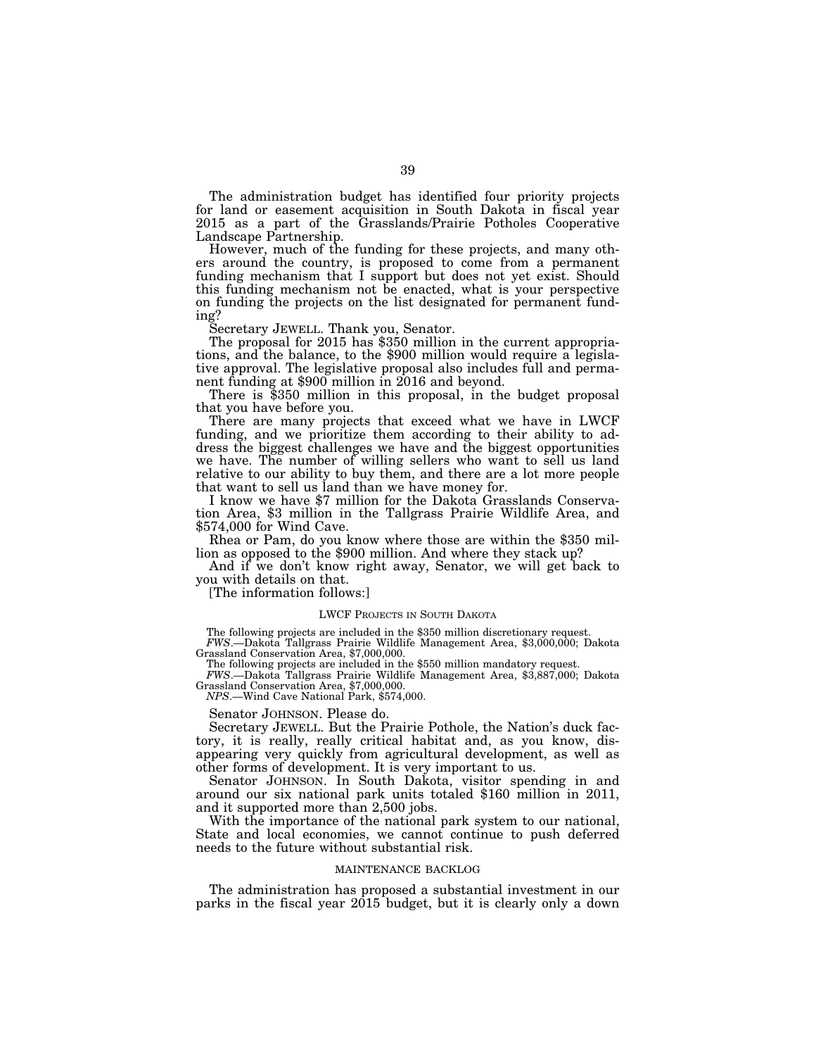The administration budget has identified four priority projects for land or easement acquisition in South Dakota in fiscal year 2015 as a part of the Grasslands/Prairie Potholes Cooperative Landscape Partnership.

However, much of the funding for these projects, and many others around the country, is proposed to come from a permanent funding mechanism that I support but does not yet exist. Should this funding mechanism not be enacted, what is your perspective on funding the projects on the list designated for permanent funding?

Secretary JEWELL. Thank you, Senator.

The proposal for 2015 has $350 million in the current appropriations, and the balance, to the $900 million would require a legislative approval. The legislative proposal also includes full and permanent funding at $900 million in 2016 and beyond.

There is $350 million in this proposal, in the budget proposal that you have before you.

There are many projects that exceed what we have in LWCF funding, and we prioritize them according to their ability to address the biggest challenges we have and the biggest opportunities we have. The number of willing sellers who want to sell us land relative to our ability to buy them, and there are a lot more people that want to sell us land than we have money for.

I know we have $7 million for the Dakota Grasslands Conservation Area, $3 million in the Tallgrass Prairie Wildlife Area, and $574,000 for Wind Cave.

Rhea or Pam, do you know where those are within the $350 million as opposed to the $900 million. And where they stack up?

And if we don't know right away, Senator, we will get back to you with details on that.

[The information follows:]

LWCF PROJECTS IN SOUTH DAKOTA

The following projects are included in the $350 million discretionary request.

*FWS*.—Dakota Tallgrass Prairie Wildlife Management Area, $3,000,000; Dakota Grassland Conservation Area, $7,000,000.

The following projects are included in the $550 million mandatory request.

*FWS*.—Dakota Tallgrass Prairie Wildlife Management Area, $3,887,000; Dakota Grassland Conservation Area, $7,000,000.

*NPS*.—Wind Cave National Park, $574,000.

Senator JOHNSON. Please do.

Secretary JEWELL. But the Prairie Pothole, the Nation's duck factory, it is really, really critical habitat and, as you know, disappearing very quickly from agricultural development, as well as other forms of development. It is very important to us.

Senator JOHNSON. In South Dakota, visitor spending in and around our six national park units totaled $160 million in 2011, and it supported more than 2,500 jobs.

With the importance of the national park system to our national, State and local economies, we cannot continue to push deferred needs to the future without substantial risk.

MAINTENANCE BACKLOG

The administration has proposed a substantial investment in our parks in the fiscal year 2015 budget, but it is clearly only a down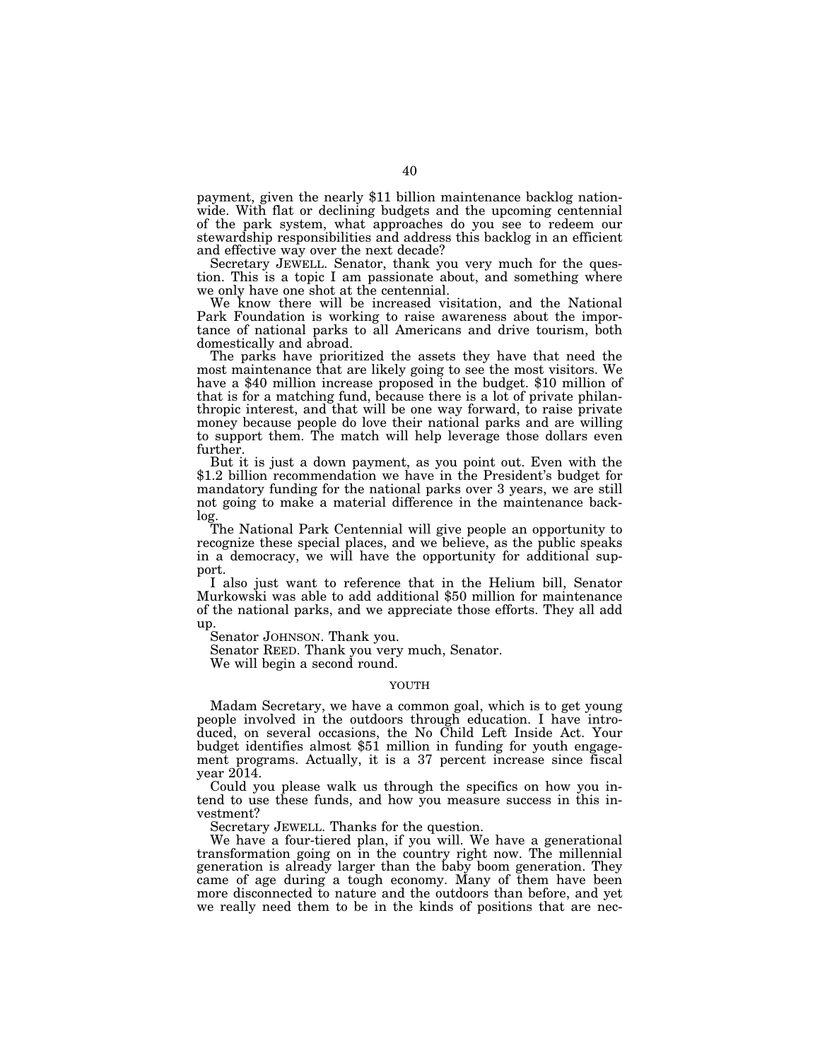payment, given the nearly $11 billion maintenance backlog nationwide. With flat or declining budgets and the upcoming centennial of the park system, what approaches do you see to redeem our stewardship responsibilities and address this backlog in an efficient and effective way over the next decade?

Secretary JEWELL. Senator, thank you very much for the question. This is a topic I am passionate about, and something where we only have one shot at the centennial.

We know there will be increased visitation, and the National Park Foundation is working to raise awareness about the importance of national parks to all Americans and drive tourism, both domestically and abroad.

The parks have prioritized the assets they have that need the most maintenance that are likely going to see the most visitors. We have a $40 million increase proposed in the budget. $10 million of that is for a matching fund, because there is a lot of private philanthropic interest, and that will be one way forward, to raise private money because people do love their national parks and are willing to support them. The match will help leverage those dollars even further.

But it is just a down payment, as you point out. Even with the $1.2 billion recommendation we have in the President's budget for mandatory funding for the national parks over 3 years, we are still not going to make a material difference in the maintenance backlog.

The National Park Centennial will give people an opportunity to recognize these special places, and we believe, as the public speaks in a democracy, we will have the opportunity for additional support.

I also just want to reference that in the Helium bill, Senator Murkowski was able to add additional $50 million for maintenance of the national parks, and we appreciate those efforts. They all add up.

Senator JOHNSON. Thank you.

Senator REED. Thank you very much, Senator.

We will begin a second round.

## YOUTH

Madam Secretary, we have a common goal, which is to get young people involved in the outdoors through education. I have introduced, on several occasions, the No Child Left Inside Act. Your budget identifies almost $51 million in funding for youth engagement programs. Actually, it is a 37 percent increase since fiscal year 2014.

Could you please walk us through the specifics on how you intend to use these funds, and how you measure success in this investment?

Secretary JEWELL. Thanks for the question.

We have a four-tiered plan, if you will. We have a generational transformation going on in the country right now. The millennial generation is already larger than the baby boom generation. They came of age during a tough economy. Many of them have been more disconnected to nature and the outdoors than before, and yet we really need them to be in the kinds of positions that are nec-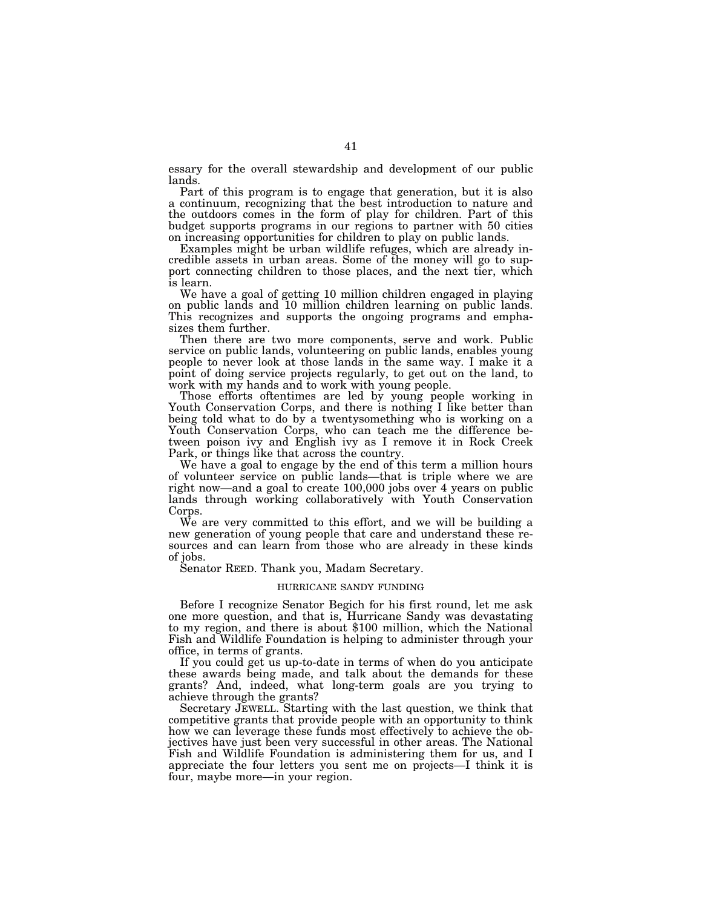essary for the overall stewardship and development of our public lands.

Part of this program is to engage that generation, but it is also a continuum, recognizing that the best introduction to nature and the outdoors comes in the form of play for children. Part of this budget supports programs in our regions to partner with 50 cities on increasing opportunities for children to play on public lands.

Examples might be urban wildlife refuges, which are already incredible assets in urban areas. Some of the money will go to support connecting children to those places, and the next tier, which is learn.

We have a goal of getting 10 million children engaged in playing on public lands and 10 million children learning on public lands. This recognizes and supports the ongoing programs and emphasizes them further.

Then there are two more components, serve and work. Public service on public lands, volunteering on public lands, enables young people to never look at those lands in the same way. I make it a point of doing service projects regularly, to get out on the land, to work with my hands and to work with young people.

Those efforts oftentimes are led by young people working in Youth Conservation Corps, and there is nothing I like better than being told what to do by a twentysomething who is working on a Youth Conservation Corps, who can teach me the difference between poison ivy and English ivy as I remove it in Rock Creek Park, or things like that across the country.

We have a goal to engage by the end of this term a million hours of volunteer service on public lands—that is triple where we are right now—and a goal to create 100,000 jobs over 4 years on public lands through working collaboratively with Youth Conservation Corps.

We are very committed to this effort, and we will be building a new generation of young people that care and understand these resources and can learn from those who are already in these kinds of jobs.

Senator REED. Thank you, Madam Secretary.

### HURRICANE SANDY FUNDING

Before I recognize Senator Begich for his first round, let me ask one more question, and that is, Hurricane Sandy was devastating to my region, and there is about $100 million, which the National Fish and Wildlife Foundation is helping to administer through your office, in terms of grants.

If you could get us up-to-date in terms of when do you anticipate these awards being made, and talk about the demands for these grants? And, indeed, what long-term goals are you trying to achieve through the grants?

Secretary JEWELL. Starting with the last question, we think that competitive grants that provide people with an opportunity to think how we can leverage these funds most effectively to achieve the objectives have just been very successful in other areas. The National Fish and Wildlife Foundation is administering them for us, and I appreciate the four letters you sent me on projects—I think it is four, maybe more—in your region.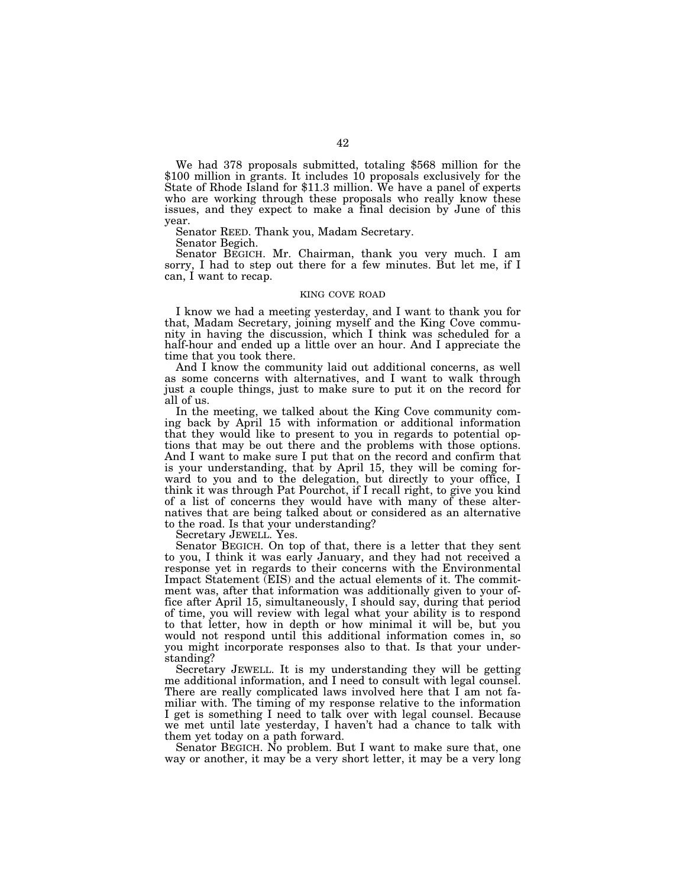We had 378 proposals submitted, totaling $568 million for the $100 million in grants. It includes 10 proposals exclusively for the State of Rhode Island for $11.3 million. We have a panel of experts who are working through these proposals who really know these issues, and they expect to make a final decision by June of this year.

Senator REED. Thank you, Madam Secretary.

Senator Begich.

Senator BEGICH. Mr. Chairman, thank you very much. I am sorry, I had to step out there for a few minutes. But let me, if I can, I want to recap.

## KING COVE ROAD

I know we had a meeting yesterday, and I want to thank you for that, Madam Secretary, joining myself and the King Cove community in having the discussion, which I think was scheduled for a half-hour and ended up a little over an hour. And I appreciate the time that you took there.

And I know the community laid out additional concerns, as well as some concerns with alternatives, and I want to walk through just a couple things, just to make sure to put it on the record for all of us.

In the meeting, we talked about the King Cove community coming back by April 15 with information or additional information that they would like to present to you in regards to potential options that may be out there and the problems with those options. And I want to make sure I put that on the record and confirm that is your understanding, that by April 15, they will be coming forward to you and to the delegation, but directly to your office, I think it was through Pat Pourchot, if I recall right, to give you kind of a list of concerns they would have with many of these alternatives that are being talked about or considered as an alternative to the road. Is that your understanding?

Secretary JEWELL. Yes.

Senator BEGICH. On top of that, there is a letter that they sent to you, I think it was early January, and they had not received a response yet in regards to their concerns with the Environmental Impact Statement (EIS) and the actual elements of it. The commitment was, after that information was additionally given to your office after April 15, simultaneously, I should say, during that period of time, you will review with legal what your ability is to respond to that letter, how in depth or how minimal it will be, but you would not respond until this additional information comes in, so you might incorporate responses also to that. Is that your understanding?

Secretary JEWELL. It is my understanding they will be getting me additional information, and I need to consult with legal counsel. There are really complicated laws involved here that I am not familiar with. The timing of my response relative to the information I get is something I need to talk over with legal counsel. Because we met until late yesterday, I haven't had a chance to talk with them yet today on a path forward.

Senator BEGICH. No problem. But I want to make sure that, one way or another, it may be a very short letter, it may be a very long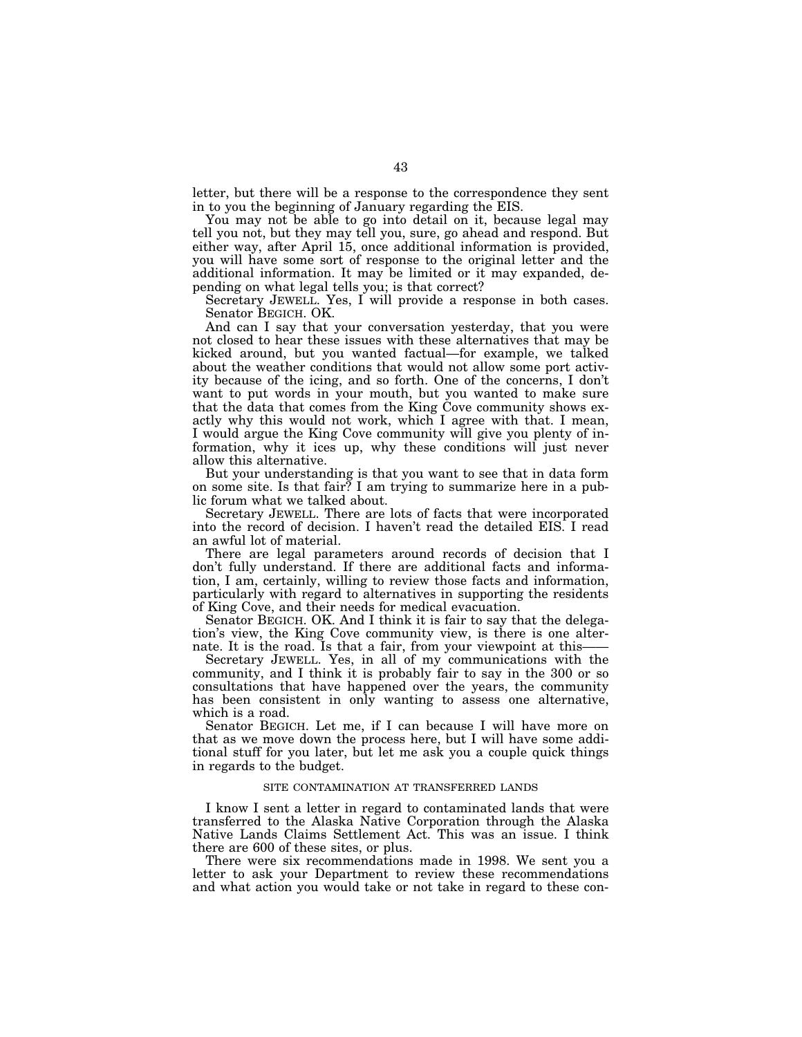letter, but there will be a response to the correspondence they sent in to you the beginning of January regarding the EIS.

You may not be able to go into detail on it, because legal may tell you not, but they may tell you, sure, go ahead and respond. But either way, after April 15, once additional information is provided, you will have some sort of response to the original letter and the additional information. It may be limited or it may expanded, depending on what legal tells you; is that correct?

Secretary JEWELL. Yes, I will provide a response in both cases.

Senator BEGICH. OK.

And can I say that your conversation yesterday, that you were not closed to hear these issues with these alternatives that may be kicked around, but you wanted factual—for example, we talked about the weather conditions that would not allow some port activity because of the icing, and so forth. One of the concerns, I don't want to put words in your mouth, but you wanted to make sure that the data that comes from the King Cove community shows exactly why this would not work, which I agree with that. I mean, I would argue the King Cove community will give you plenty of information, why it ices up, why these conditions will just never allow this alternative.

But your understanding is that you want to see that in data form on some site. Is that fair? I am trying to summarize here in a public forum what we talked about.

Secretary JEWELL. There are lots of facts that were incorporated into the record of decision. I haven't read the detailed EIS. I read an awful lot of material.

There are legal parameters around records of decision that I don't fully understand. If there are additional facts and information, I am, certainly, willing to review those facts and information, particularly with regard to alternatives in supporting the residents of King Cove, and their needs for medical evacuation.

Senator BEGICH. OK. And I think it is fair to say that the delegation's view, the King Cove community view, is there is one alternate. It is the road. Is that a fair, from your viewpoint at this——

Secretary JEWELL. Yes, in all of my communications with the community, and I think it is probably fair to say in the 300 or so consultations that have happened over the years, the community has been consistent in only wanting to assess one alternative, which is a road.

Senator BEGICH. Let me, if I can because I will have more on that as we move down the process here, but I will have some additional stuff for you later, but let me ask you a couple quick things in regards to the budget.

SITE CONTAMINATION AT TRANSFERRED LANDS

I know I sent a letter in regard to contaminated lands that were transferred to the Alaska Native Corporation through the Alaska Native Lands Claims Settlement Act. This was an issue. I think there are 600 of these sites, or plus.

There were six recommendations made in 1998. We sent you a letter to ask your Department to review these recommendations and what action you would take or not take in regard to these con-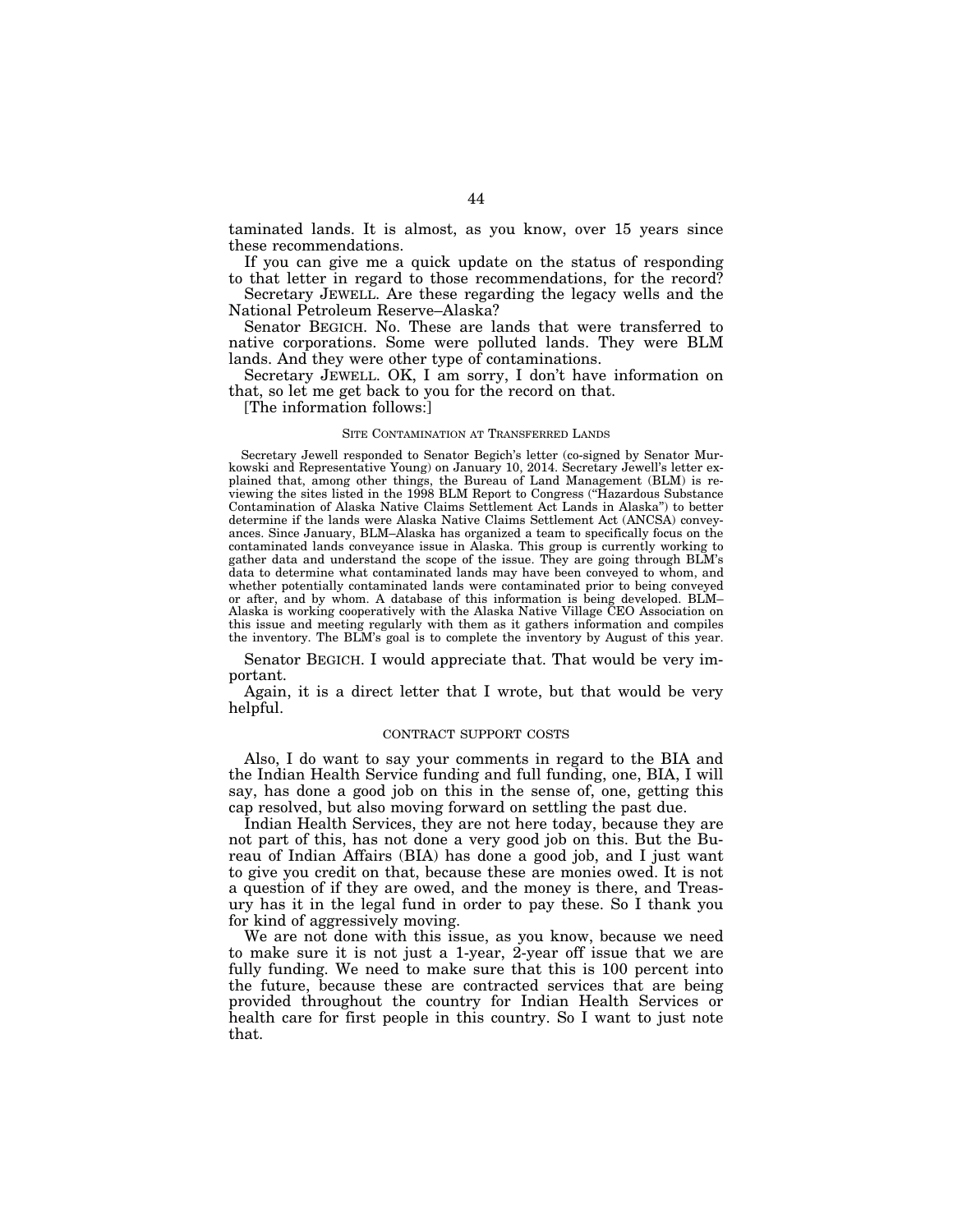taminated lands. It is almost, as you know, over 15 years since these recommendations.

If you can give me a quick update on the status of responding to that letter in regard to those recommendations, for the record?

Secretary JEWELL. Are these regarding the legacy wells and the National Petroleum Reserve–Alaska?

Senator BEGICH. No. These are lands that were transferred to native corporations. Some were polluted lands. They were BLM lands. And they were other type of contaminations.

Secretary JEWELL. OK, I am sorry, I don't have information on that, so let me get back to you for the record on that.

[The information follows:]

#### SITE CONTAMINATION AT TRANSFERRED LANDS

Secretary Jewell responded to Senator Begich's letter (co-signed by Senator Murkowski and Representative Young) on January 10, 2014. Secretary Jewell's letter explained that, among other things, the Bureau of Land Management (BLM) is reviewing the sites listed in the 1998 BLM Report to Congress ("Hazardous Substance Contamination of Alaska Native Claims Settlement Act Lands in Alaska") to better determine if the lands were Alaska Native Claims Settlement Act (ANCSA) conveyances. Since January, BLM–Alaska has organized a team to specifically focus on the contaminated lands conveyance issue in Alaska. This group is currently working to gather data and understand the scope of the issue. They are going through BLM's data to determine what contaminated lands may have been conveyed to whom, and whether potentially contaminated lands were contaminated prior to being conveyed or after, and by whom. A database of this information is being developed. BLM–Alaska is working cooperatively with the Alaska Native Village CEO Association on this issue and meeting regularly with them as it gathers information and compiles the inventory. The BLM's goal is to complete the inventory by August of this year.

Senator BEGICH. I would appreciate that. That would be very important.

Again, it is a direct letter that I wrote, but that would be very helpful.

#### CONTRACT SUPPORT COSTS

Also, I do want to say your comments in regard to the BIA and the Indian Health Service funding and full funding, one, BIA, I will say, has done a good job on this in the sense of, one, getting this cap resolved, but also moving forward on settling the past due.

Indian Health Services, they are not here today, because they are not part of this, has not done a very good job on this. But the Bureau of Indian Affairs (BIA) has done a good job, and I just want to give you credit on that, because these are monies owed. It is not a question of if they are owed, and the money is there, and Treasury has it in the legal fund in order to pay these. So I thank you for kind of aggressively moving.

We are not done with this issue, as you know, because we need to make sure it is not just a 1-year, 2-year off issue that we are fully funding. We need to make sure that this is 100 percent into the future, because these are contracted services that are being provided throughout the country for Indian Health Services or health care for first people in this country. So I want to just note that.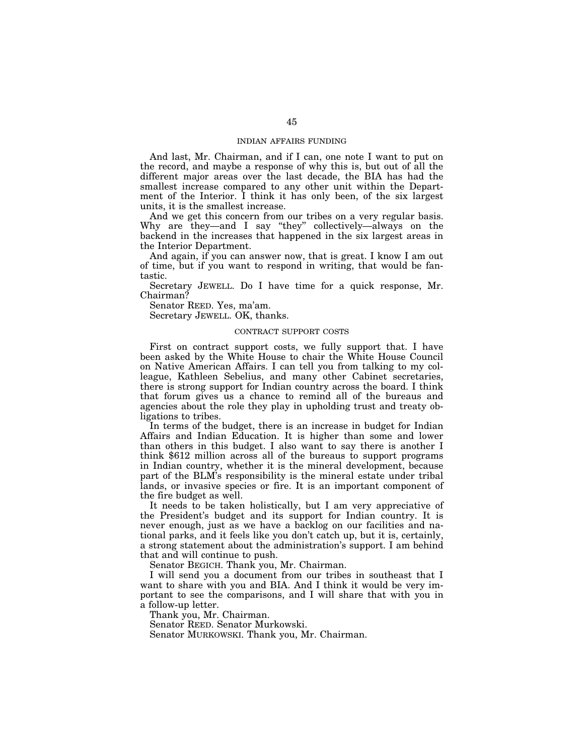## INDIAN AFFAIRS FUNDING

And last, Mr. Chairman, and if I can, one note I want to put on the record, and maybe a response of why this is, but out of all the different major areas over the last decade, the BIA has had the smallest increase compared to any other unit within the Department of the Interior. I think it has only been, of the six largest units, it is the smallest increase.

And we get this concern from our tribes on a very regular basis. Why are they—and I say "they" collectively—always on the backend in the increases that happened in the six largest areas in the Interior Department.

And again, if you can answer now, that is great. I know I am out of time, but if you want to respond in writing, that would be fantastic.

Secretary JEWELL. Do I have time for a quick response, Mr. Chairman?

Senator REED. Yes, ma'am.

Secretary JEWELL. OK, thanks.

## CONTRACT SUPPORT COSTS

First on contract support costs, we fully support that. I have been asked by the White House to chair the White House Council on Native American Affairs. I can tell you from talking to my colleague, Kathleen Sebelius, and many other Cabinet secretaries, there is strong support for Indian country across the board. I think that forum gives us a chance to remind all of the bureaus and agencies about the role they play in upholding trust and treaty obligations to tribes.

In terms of the budget, there is an increase in budget for Indian Affairs and Indian Education. It is higher than some and lower than others in this budget. I also want to say there is another I think $612 million across all of the bureaus to support programs in Indian country, whether it is the mineral development, because part of the BLM's responsibility is the mineral estate under tribal lands, or invasive species or fire. It is an important component of the fire budget as well.

It needs to be taken holistically, but I am very appreciative of the President's budget and its support for Indian country. It is never enough, just as we have a backlog on our facilities and national parks, and it feels like you don't catch up, but it is, certainly, a strong statement about the administration's support. I am behind that and will continue to push.

Senator BEGICH. Thank you, Mr. Chairman.

I will send you a document from our tribes in southeast that I want to share with you and BIA. And I think it would be very important to see the comparisons, and I will share that with you in a follow-up letter.

Thank you, Mr. Chairman.

Senator REED. Senator Murkowski.

Senator MURKOWSKI. Thank you, Mr. Chairman.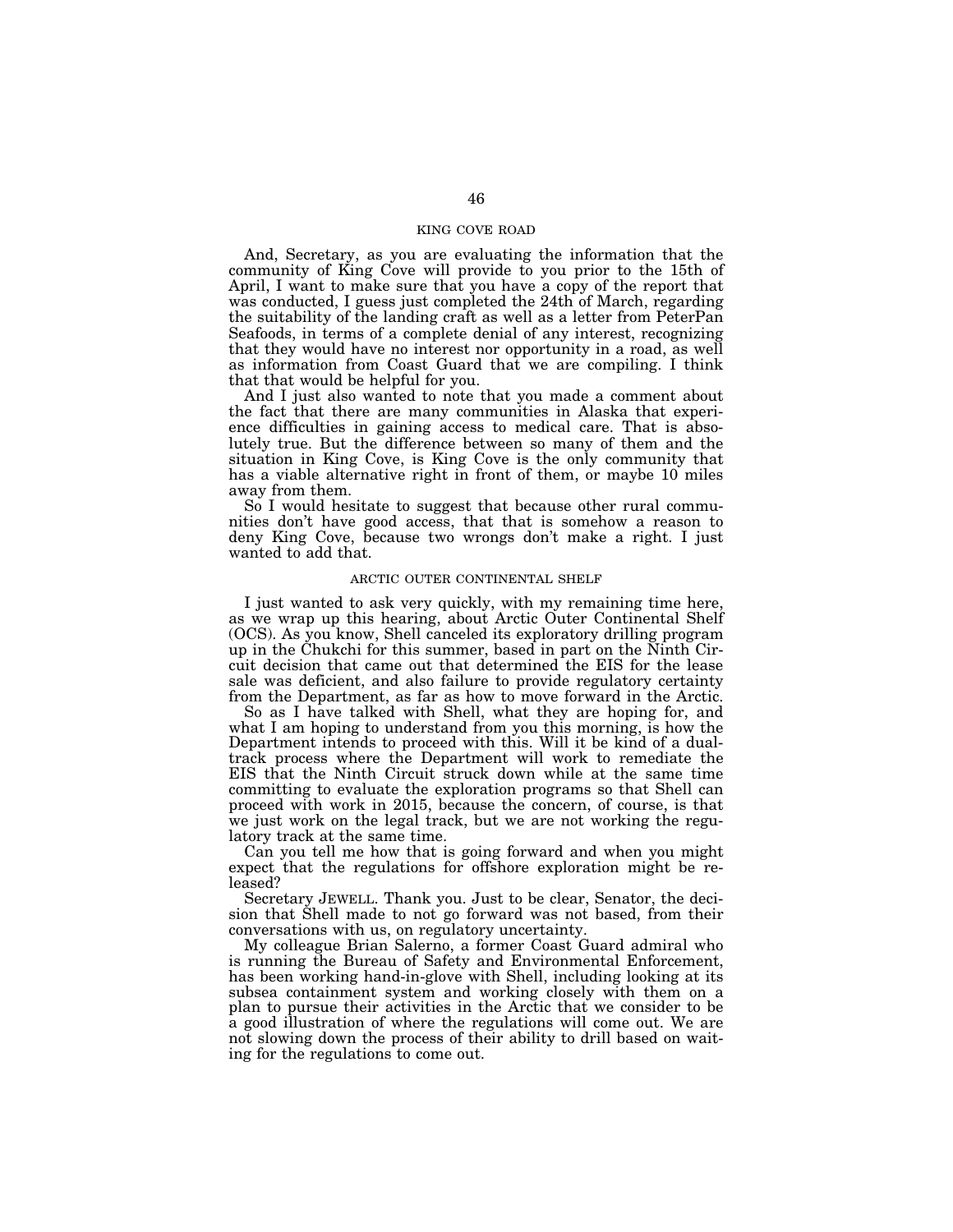### KING COVE ROAD

And, Secretary, as you are evaluating the information that the community of King Cove will provide to you prior to the 15th of April, I want to make sure that you have a copy of the report that was conducted, I guess just completed the 24th of March, regarding the suitability of the landing craft as well as a letter from PeterPan Seafoods, in terms of a complete denial of any interest, recognizing that they would have no interest nor opportunity in a road, as well as information from Coast Guard that we are compiling. I think that that would be helpful for you.

And I just also wanted to note that you made a comment about the fact that there are many communities in Alaska that experience difficulties in gaining access to medical care. That is absolutely true. But the difference between so many of them and the situation in King Cove, is King Cove is the only community that has a viable alternative right in front of them, or maybe 10 miles away from them.

So I would hesitate to suggest that because other rural communities don't have good access, that that is somehow a reason to deny King Cove, because two wrongs don't make a right. I just wanted to add that.

### ARCTIC OUTER CONTINENTAL SHELF

I just wanted to ask very quickly, with my remaining time here, as we wrap up this hearing, about Arctic Outer Continental Shelf (OCS). As you know, Shell canceled its exploratory drilling program up in the Chukchi for this summer, based in part on the Ninth Circuit decision that came out that determined the EIS for the lease sale was deficient, and also failure to provide regulatory certainty from the Department, as far as how to move forward in the Arctic.

So as I have talked with Shell, what they are hoping for, and what I am hoping to understand from you this morning, is how the Department intends to proceed with this. Will it be kind of a dual-track process where the Department will work to remediate the EIS that the Ninth Circuit struck down while at the same time committing to evaluate the exploration programs so that Shell can proceed with work in 2015, because the concern, of course, is that we just work on the legal track, but we are not working the regulatory track at the same time.

Can you tell me how that is going forward and when you might expect that the regulations for offshore exploration might be released?

Secretary JEWELL. Thank you. Just to be clear, Senator, the decision that Shell made to not go forward was not based, from their conversations with us, on regulatory uncertainty.

My colleague Brian Salerno, a former Coast Guard admiral who is running the Bureau of Safety and Environmental Enforcement, has been working hand-in-glove with Shell, including looking at its subsea containment system and working closely with them on a plan to pursue their activities in the Arctic that we consider to be a good illustration of where the regulations will come out. We are not slowing down the process of their ability to drill based on waiting for the regulations to come out.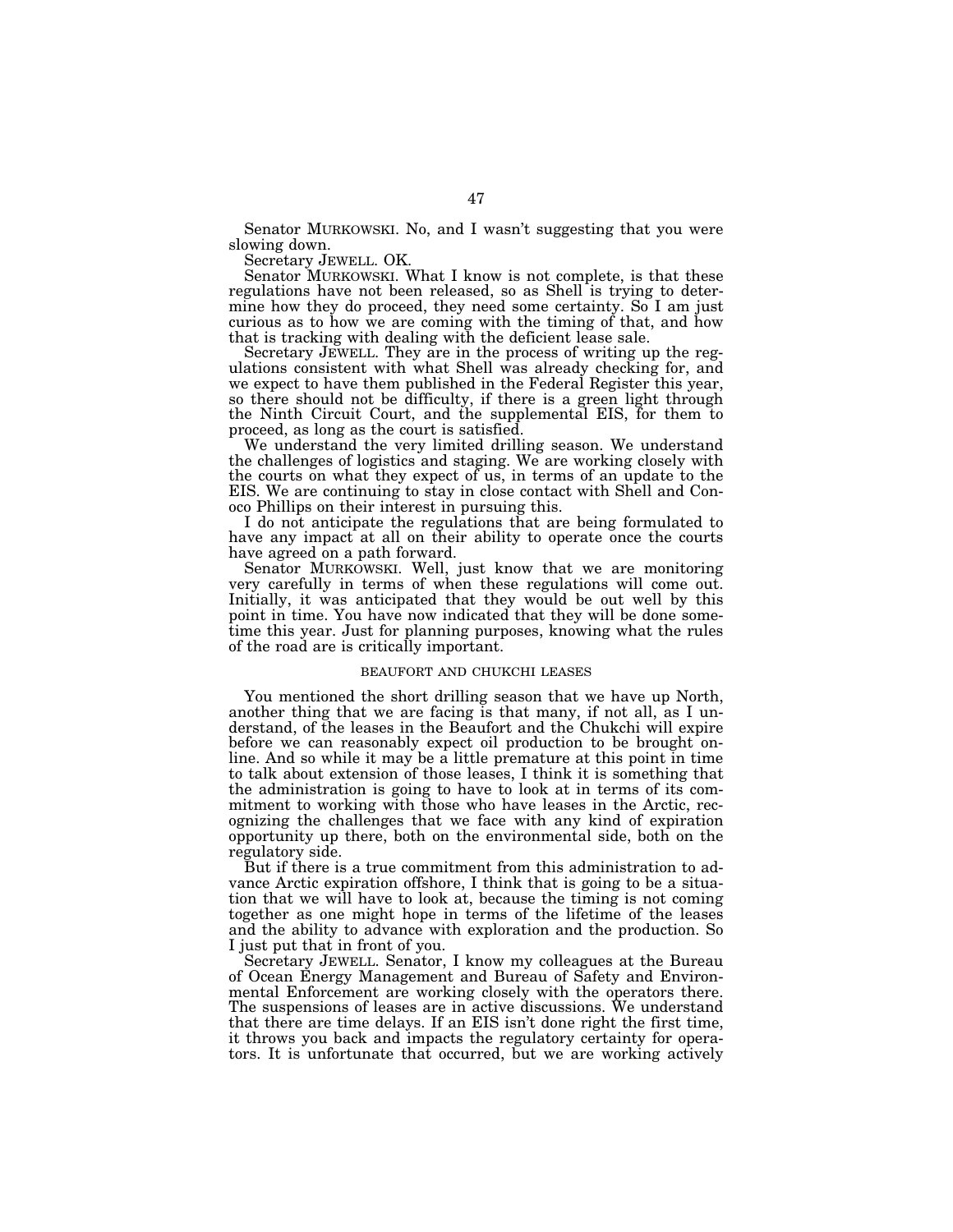Senator MURKOWSKI. No, and I wasn't suggesting that you were slowing down.

Secretary JEWELL. OK.

Senator MURKOWSKI. What I know is not complete, is that these regulations have not been released, so as Shell is trying to determine how they do proceed, they need some certainty. So I am just curious as to how we are coming with the timing of that, and how that is tracking with dealing with the deficient lease sale.

Secretary JEWELL. They are in the process of writing up the regulations consistent with what Shell was already checking for, and we expect to have them published in the Federal Register this year, so there should not be difficulty, if there is a green light through the Ninth Circuit Court, and the supplemental EIS, for them to proceed, as long as the court is satisfied.

We understand the very limited drilling season. We understand the challenges of logistics and staging. We are working closely with the courts on what they expect of us, in terms of an update to the EIS. We are continuing to stay in close contact with Shell and Conoco Phillips on their interest in pursuing this.

I do not anticipate the regulations that are being formulated to have any impact at all on their ability to operate once the courts have agreed on a path forward.

Senator MURKOWSKI. Well, just know that we are monitoring very carefully in terms of when these regulations will come out. Initially, it was anticipated that they would be out well by this point in time. You have now indicated that they will be done sometime this year. Just for planning purposes, knowing what the rules of the road are is critically important.

### BEAUFORT AND CHUKCHI LEASES

You mentioned the short drilling season that we have up North, another thing that we are facing is that many, if not all, as I understand, of the leases in the Beaufort and the Chukchi will expire before we can reasonably expect oil production to be brought online. And so while it may be a little premature at this point in time to talk about extension of those leases, I think it is something that the administration is going to have to look at in terms of its commitment to working with those who have leases in the Arctic, recognizing the challenges that we face with any kind of expiration opportunity up there, both on the environmental side, both on the regulatory side.

But if there is a true commitment from this administration to advance Arctic expiration offshore, I think that is going to be a situation that we will have to look at, because the timing is not coming together as one might hope in terms of the lifetime of the leases and the ability to advance with exploration and the production. So I just put that in front of you.

Secretary JEWELL. Senator, I know my colleagues at the Bureau of Ocean Energy Management and Bureau of Safety and Environmental Enforcement are working closely with the operators there. The suspensions of leases are in active discussions. We understand that there are time delays. If an EIS isn't done right the first time, it throws you back and impacts the regulatory certainty for operators. It is unfortunate that occurred, but we are working actively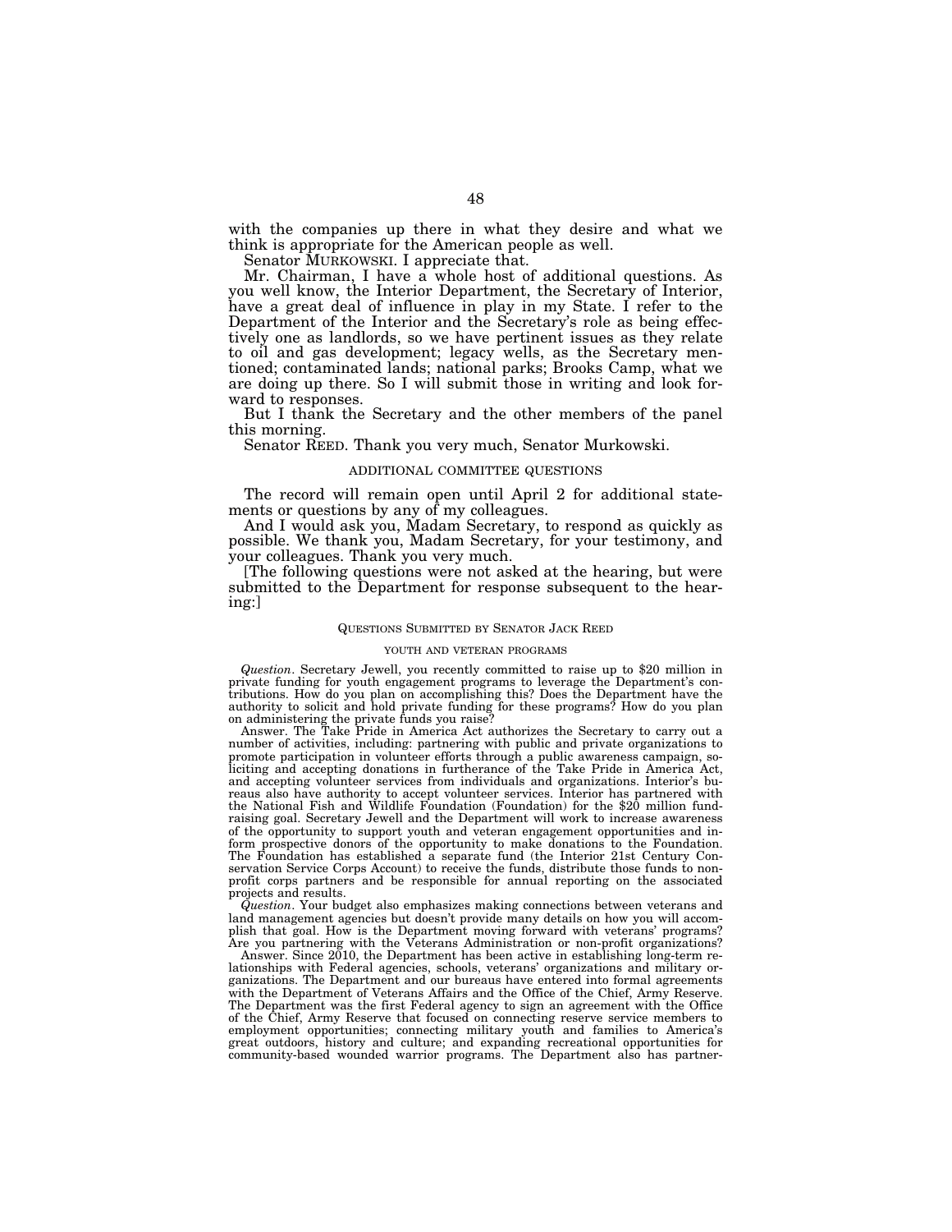with the companies up there in what they desire and what we think is appropriate for the American people as well.

Senator MURKOWSKI. I appreciate that.

Mr. Chairman, I have a whole host of additional questions. As you well know, the Interior Department, the Secretary of Interior, have a great deal of influence in play in my State. I refer to the Department of the Interior and the Secretary's role as being effectively one as landlords, so we have pertinent issues as they relate to oil and gas development; legacy wells, as the Secretary mentioned; contaminated lands; national parks; Brooks Camp, what we are doing up there. So I will submit those in writing and look forward to responses.

But I thank the Secretary and the other members of the panel this morning.

Senator REED. Thank you very much, Senator Murkowski.

## ADDITIONAL COMMITTEE QUESTIONS

The record will remain open until April 2 for additional statements or questions by any of my colleagues.

And I would ask you, Madam Secretary, to respond as quickly as possible. We thank you, Madam Secretary, for your testimony, and your colleagues. Thank you very much.

[The following questions were not asked at the hearing, but were submitted to the Department for response subsequent to the hearing:]

### QUESTIONS SUBMITTED BY SENATOR JACK REED

#### YOUTH AND VETERAN PROGRAMS

*Question*. Secretary Jewell, you recently committed to raise up to $20 million in private funding for youth engagement programs to leverage the Department's contributions. How do you plan on accomplishing this? Does the Department have the authority to solicit and hold private funding for these programs? How do you plan on administering the private funds you raise?

Answer. The Take Pride in America Act authorizes the Secretary to carry out a number of activities, including: partnering with public and private organizations to promote participation in volunteer efforts through a public awareness campaign, soliciting and accepting donations in furtherance of the Take Pride in America Act, and accepting volunteer services from individuals and organizations. Interior's bureaus also have authority to accept volunteer services. Interior has partnered with the National Fish and Wildlife Foundation (Foundation) for the $20 million fundraising goal. Secretary Jewell and the Department will work to increase awareness of the opportunity to support youth and veteran engagement opportunities and inform prospective donors of the opportunity to make donations to the Foundation. The Foundation has established a separate fund (the Interior 21st Century Conservation Service Corps Account) to receive the funds, distribute those funds to nonprofit corps partners and be responsible for annual reporting on the associated projects and results.

*Question*. Your budget also emphasizes making connections between veterans and land management agencies but doesn't provide many details on how you will accomplish that goal. How is the Department moving forward with veterans' programs? Are you partnering with the Veterans Administration or non-profit organizations?

Answer. Since 2010, the Department has been active in establishing long-term relationships with Federal agencies, schools, veterans' organizations and military organizations. The Department and our bureaus have entered into formal agreements with the Department of Veterans Affairs and the Office of the Chief, Army Reserve. The Department was the first Federal agency to sign an agreement with the Office of the Chief, Army Reserve that focused on connecting reserve service members to employment opportunities; connecting military youth and families to America's great outdoors, history and culture; and expanding recreational opportunities for community-based wounded warrior programs. The Department also has partner-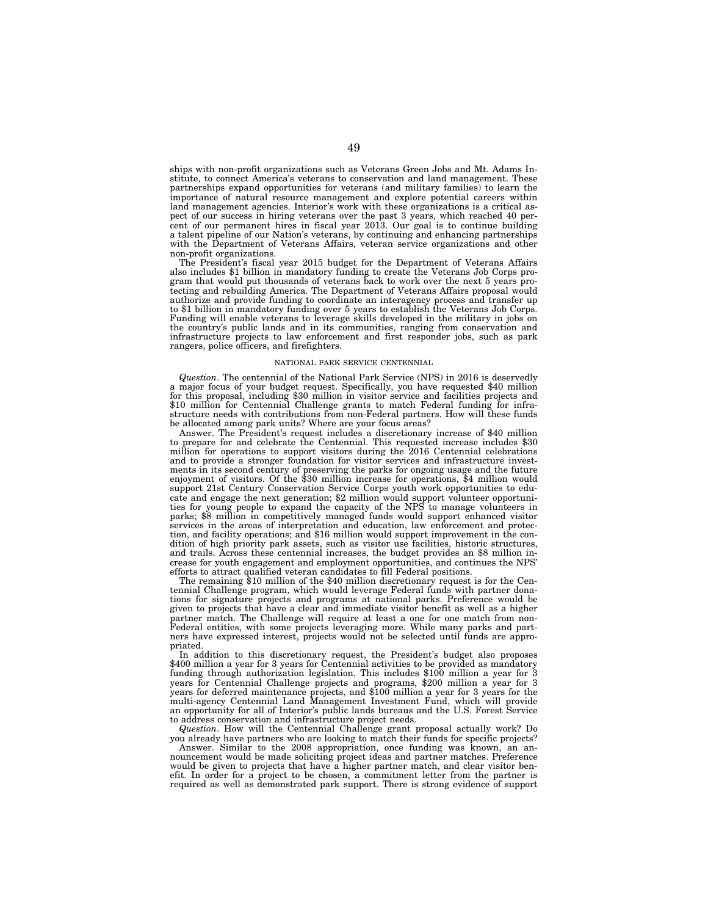ships with non-profit organizations such as Veterans Green Jobs and Mt. Adams Institute, to connect America's veterans to conservation and land management. These partnerships expand opportunities for veterans (and military families) to learn the importance of natural resource management and explore potential careers within land management agencies. Interior's work with these organizations is a critical aspect of our success in hiring veterans over the past 3 years, which reached 40 percent of our permanent hires in fiscal year 2013. Our goal is to continue building a talent pipeline of our Nation's veterans, by continuing and enhancing partnerships with the Department of Veterans Affairs, veteran service organizations and other non-profit organizations.

The President's fiscal year 2015 budget for the Department of Veterans Affairs also includes $1 billion in mandatory funding to create the Veterans Job Corps program that would put thousands of veterans back to work over the next 5 years protecting and rebuilding America. The Department of Veterans Affairs proposal would authorize and provide funding to coordinate an interagency process and transfer up to $1 billion in mandatory funding over 5 years to establish the Veterans Job Corps. Funding will enable veterans to leverage skills developed in the military in jobs on the country's public lands and in its communities, ranging from conservation and infrastructure projects to law enforcement and first responder jobs, such as park rangers, police officers, and firefighters.

NATIONAL PARK SERVICE CENTENNIAL

*Question*. The centennial of the National Park Service (NPS) in 2016 is deservedly a major focus of your budget request. Specifically, you have requested $40 million for this proposal, including $30 million in visitor service and facilities projects and $10 million for Centennial Challenge grants to match Federal funding for infrastructure needs with contributions from non-Federal partners. How will these funds be allocated among park units? Where are your focus areas?

Answer. The President's request includes a discretionary increase of $40 million to prepare for and celebrate the Centennial. This requested increase includes $30 million for operations to support visitors during the 2016 Centennial celebrations and to provide a stronger foundation for visitor services and infrastructure investments in its second century of preserving the parks for ongoing usage and the future enjoyment of visitors. Of the $30 million increase for operations, $4 million would support 21st Century Conservation Service Corps youth work opportunities to educate and engage the next generation; $2 million would support volunteer opportunities for young people to expand the capacity of the NPS to manage volunteers in parks; $8 million in competitively managed funds would support enhanced visitor services in the areas of interpretation and education, law enforcement and protection, and facility operations; and $16 million would support improvement in the condition of high priority park assets, such as visitor use facilities, historic structures, and trails. Across these centennial increases, the budget provides an $8 million increase for youth engagement and employment opportunities, and continues the NPS' efforts to attract qualified veteran candidates to fill Federal positions.

The remaining $10 million of the $40 million discretionary request is for the Centennial Challenge program, which would leverage Federal funds with partner donations for signature projects and programs at national parks. Preference would be given to projects that have a clear and immediate visitor benefit as well as a higher partner match. The Challenge will require at least a one for one match from non-Federal entities, with some projects leveraging more. While many parks and partners have expressed interest, projects would not be selected until funds are appropriated.

In addition to this discretionary request, the President's budget also proposes $400 million a year for 3 years for Centennial activities to be provided as mandatory funding through authorization legislation. This includes $100 million a year for 3 years for Centennial Challenge projects and programs, $200 million a year for 3 years for deferred maintenance projects, and $100 million a year for 3 years for the multi-agency Centennial Land Management Investment Fund, which will provide an opportunity for all of Interior's public lands bureaus and the U.S. Forest Service to address conservation and infrastructure project needs.

*Question*. How will the Centennial Challenge grant proposal actually work? Do you already have partners who are looking to match their funds for specific projects?

Answer. Similar to the 2008 appropriation, once funding was known, an announcement would be made soliciting project ideas and partner matches. Preference would be given to projects that have a higher partner match, and clear visitor benefit. In order for a project to be chosen, a commitment letter from the partner is required as well as demonstrated park support. There is strong evidence of support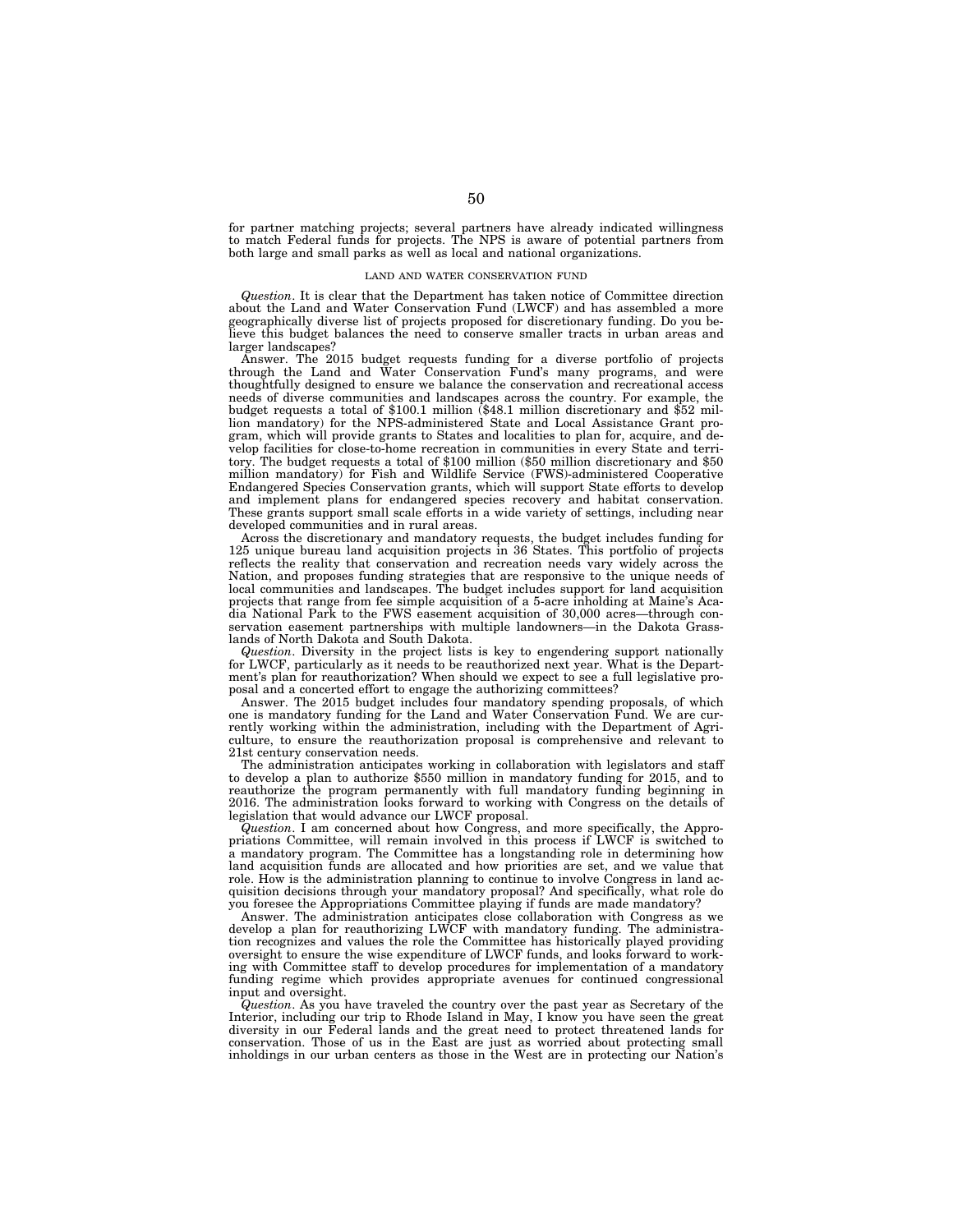for partner matching projects; several partners have already indicated willingness to match Federal funds for projects. The NPS is aware of potential partners from both large and small parks as well as local and national organizations.

## LAND AND WATER CONSERVATION FUND

*Question*. It is clear that the Department has taken notice of Committee direction about the Land and Water Conservation Fund (LWCF) and has assembled a more geographically diverse list of projects proposed for discretionary funding. Do you believe this budget balances the need to conserve smaller tracts in urban areas and larger landscapes?

Answer. The 2015 budget requests funding for a diverse portfolio of projects through the Land and Water Conservation Fund's many programs, and were thoughtfully designed to ensure we balance the conservation and recreational access needs of diverse communities and landscapes across the country. For example, the budget requests a total of $100.1 million ($48.1 million discretionary and $52 million mandatory) for the NPS-administered State and Local Assistance Grant program, which will provide grants to States and localities to plan for, acquire, and develop facilities for close-to-home recreation in communities in every State and territory. The budget requests a total of $100 million ($50 million discretionary and $50 million mandatory) for Fish and Wildlife Service (FWS)-administered Cooperative Endangered Species Conservation grants, which will support State efforts to develop and implement plans for endangered species recovery and habitat conservation. These grants support small scale efforts in a wide variety of settings, including near developed communities and in rural areas.

Across the discretionary and mandatory requests, the budget includes funding for 125 unique bureau land acquisition projects in 36 States. This portfolio of projects reflects the reality that conservation and recreation needs vary widely across the Nation, and proposes funding strategies that are responsive to the unique needs of local communities and landscapes. The budget includes support for land acquisition projects that range from fee simple acquisition of a 5-acre inholding at Maine's Acadia National Park to the FWS easement acquisition of 30,000 acres—through conservation easement partnerships with multiple landowners—in the Dakota Grasslands of North Dakota and South Dakota.

*Question*. Diversity in the project lists is key to engendering support nationally for LWCF, particularly as it needs to be reauthorized next year. What is the Department's plan for reauthorization? When should we expect to see a full legislative proposal and a concerted effort to engage the authorizing committees?

Answer. The 2015 budget includes four mandatory spending proposals, of which one is mandatory funding for the Land and Water Conservation Fund. We are currently working within the administration, including with the Department of Agriculture, to ensure the reauthorization proposal is comprehensive and relevant to 21st century conservation needs.

The administration anticipates working in collaboration with legislators and staff to develop a plan to authorize $550 million in mandatory funding for 2015, and to reauthorize the program permanently with full mandatory funding beginning in 2016. The administration looks forward to working with Congress on the details of legislation that would advance our LWCF proposal.

*Question*. I am concerned about how Congress, and more specifically, the Appropriations Committee, will remain involved in this process if LWCF is switched to a mandatory program. The Committee has a longstanding role in determining how land acquisition funds are allocated and how priorities are set, and we value that role. How is the administration planning to continue to involve Congress in land acquisition decisions through your mandatory proposal? And specifically, what role do you foresee the Appropriations Committee playing if funds are made mandatory?

Answer. The administration anticipates close collaboration with Congress as we develop a plan for reauthorizing LWCF with mandatory funding. The administration recognizes and values the role the Committee has historically played providing oversight to ensure the wise expenditure of LWCF funds, and looks forward to working with Committee staff to develop procedures for implementation of a mandatory funding regime which provides appropriate avenues for continued congressional input and oversight.

*Question*. As you have traveled the country over the past year as Secretary of the Interior, including our trip to Rhode Island in May, I know you have seen the great diversity in our Federal lands and the great need to protect threatened lands for conservation. Those of us in the East are just as worried about protecting small inholdings in our urban centers as those in the West are in protecting our Nation's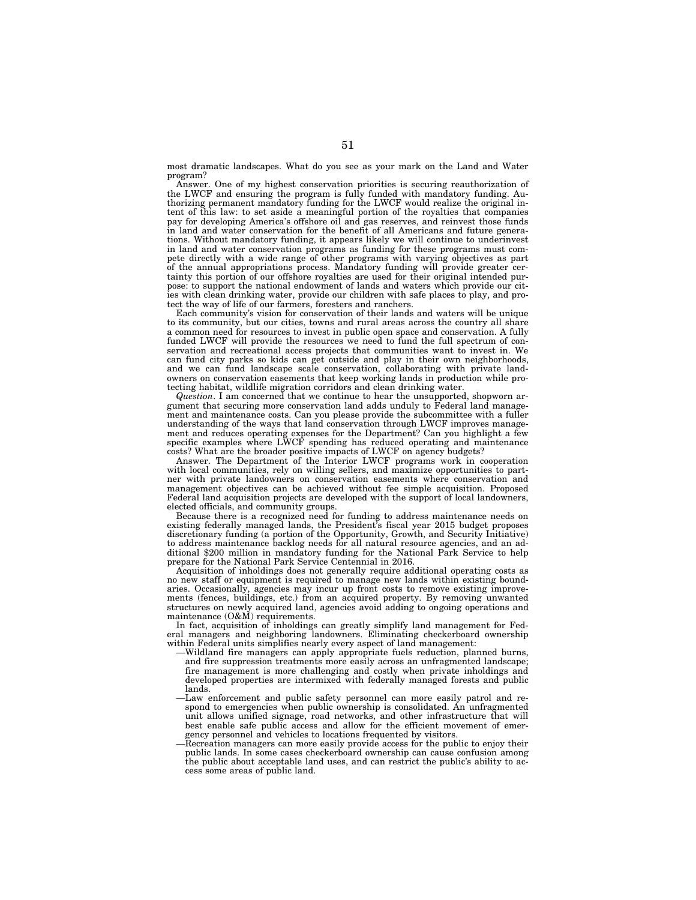most dramatic landscapes. What do you see as your mark on the Land and Water program?

Answer. One of my highest conservation priorities is securing reauthorization of the LWCF and ensuring the program is fully funded with mandatory funding. Authorizing permanent mandatory funding for the LWCF would realize the original intent of this law: to set aside a meaningful portion of the royalties that companies pay for developing America's offshore oil and gas reserves, and reinvest those funds in land and water conservation for the benefit of all Americans and future generations. Without mandatory funding, it appears likely we will continue to underinvest in land and water conservation programs as funding for these programs must compete directly with a wide range of other programs with varying objectives as part of the annual appropriations process. Mandatory funding will provide greater certainty this portion of our offshore royalties are used for their original intended purpose: to support the national endowment of lands and waters which provide our cities with clean drinking water, provide our children with safe places to play, and protect the way of life of our farmers, foresters and ranchers.

Each community's vision for conservation of their lands and waters will be unique to its community, but our cities, towns and rural areas across the country all share a common need for resources to invest in public open space and conservation. A fully funded LWCF will provide the resources we need to fund the full spectrum of conservation and recreational access projects that communities want to invest in. We can fund city parks so kids can get outside and play in their own neighborhoods, and we can fund landscape scale conservation, collaborating with private landowners on conservation easements that keep working lands in production while protecting habitat, wildlife migration corridors and clean drinking water.

*Question*. I am concerned that we continue to hear the unsupported, shopworn argument that securing more conservation land adds unduly to Federal land management and maintenance costs. Can you please provide the subcommittee with a fuller understanding of the ways that land conservation through LWCF improves management and reduces operating expenses for the Department? Can you highlight a few specific examples where LWCF spending has reduced operating and maintenance costs? What are the broader positive impacts of LWCF on agency budgets?

Answer. The Department of the Interior LWCF programs work in cooperation with local communities, rely on willing sellers, and maximize opportunities to partner with private landowners on conservation easements where conservation and management objectives can be achieved without fee simple acquisition. Proposed Federal land acquisition projects are developed with the support of local landowners, elected officials, and community groups.

Because there is a recognized need for funding to address maintenance needs on existing federally managed lands, the President's fiscal year 2015 budget proposes discretionary funding (a portion of the Opportunity, Growth, and Security Initiative) to address maintenance backlog needs for all natural resource agencies, and an additional $200 million in mandatory funding for the National Park Service to help prepare for the National Park Service Centennial in 2016.

Acquisition of inholdings does not generally require additional operating costs as no new staff or equipment is required to manage new lands within existing boundaries. Occasionally, agencies may incur up front costs to remove existing improvements (fences, buildings, etc.) from an acquired property. By removing unwanted structures on newly acquired land, agencies avoid adding to ongoing operations and maintenance (O&M) requirements.

In fact, acquisition of inholdings can greatly simplify land management for Federal managers and neighboring landowners. Eliminating checkerboard ownership within Federal units simplifies nearly every aspect of land management:

—Wildland fire managers can apply appropriate fuels reduction, planned burns, and fire suppression treatments more easily across an unfragmented landscape; fire management is more challenging and costly when private inholdings and developed properties are intermixed with federally managed forests and public lands.

—Law enforcement and public safety personnel can more easily patrol and respond to emergencies when public ownership is consolidated. An unfragmented unit allows unified signage, road networks, and other infrastructure that will best enable safe public access and allow for the efficient movement of emergency personnel and vehicles to locations frequented by visitors.

—Recreation managers can more easily provide access for the public to enjoy their public lands. In some cases checkerboard ownership can cause confusion among the public about acceptable land uses, and can restrict the public's ability to access some areas of public land.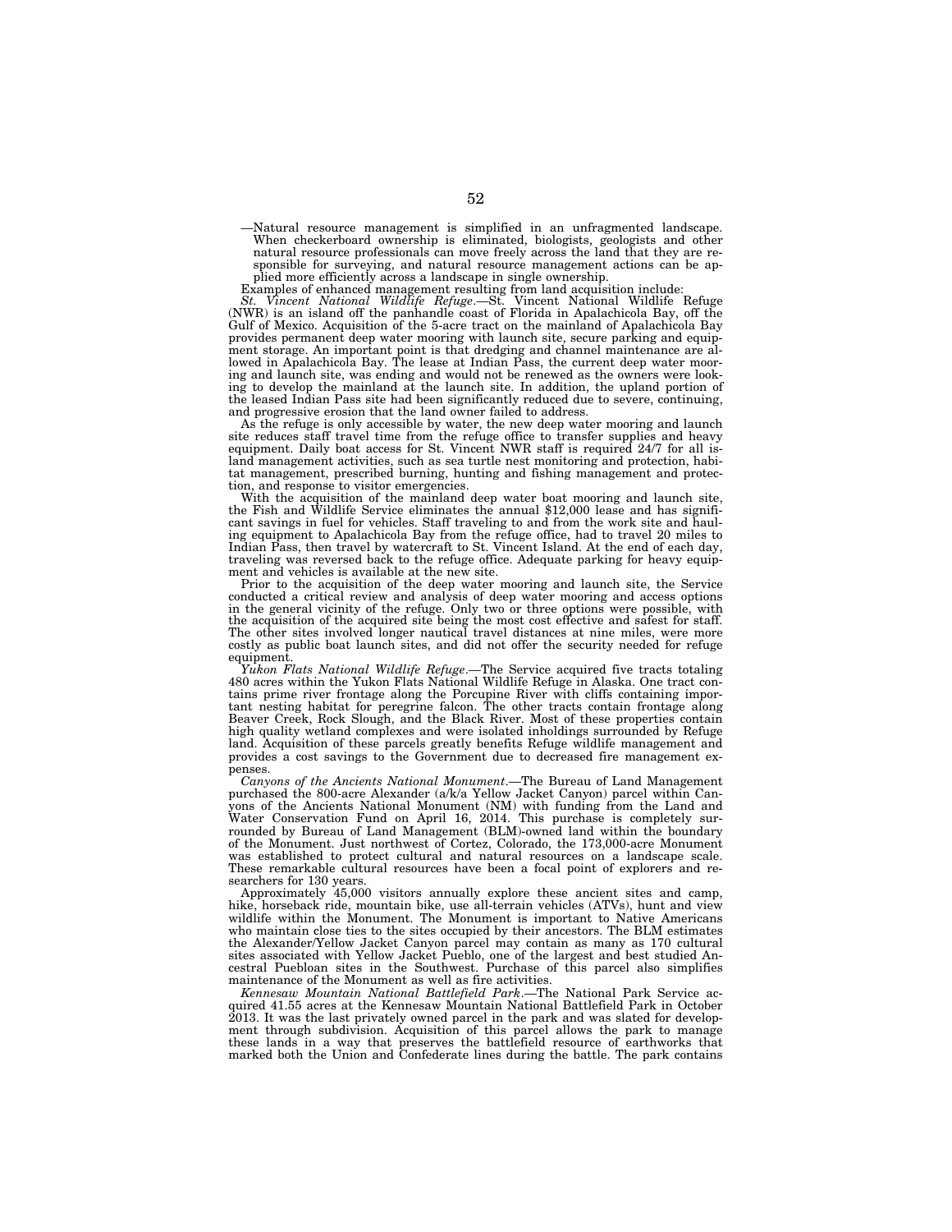—Natural resource management is simplified in an unfragmented landscape. When checkerboard ownership is eliminated, biologists, geologists and other natural resource professionals can move freely across the land that they are responsible for surveying, and natural resource management actions can be applied more efficiently across a landscape in single ownership.

Examples of enhanced management resulting from land acquisition include:

*St. Vincent National Wildlife Refuge*.—St. Vincent National Wildlife Refuge (NWR) is an island off the panhandle coast of Florida in Apalachicola Bay, off the Gulf of Mexico. Acquisition of the 5-acre tract on the mainland of Apalachicola Bay provides permanent deep water mooring with launch site, secure parking and equipment storage. An important point is that dredging and channel maintenance are allowed in Apalachicola Bay. The lease at Indian Pass, the current deep water mooring and launch site, was ending and would not be renewed as the owners were looking to develop the mainland at the launch site. In addition, the upland portion of the leased Indian Pass site had been significantly reduced due to severe, continuing, and progressive erosion that the land owner failed to address.

As the refuge is only accessible by water, the new deep water mooring and launch site reduces staff travel time from the refuge office to transfer supplies and heavy equipment. Daily boat access for St. Vincent NWR staff is required 24/7 for all island management activities, such as sea turtle nest monitoring and protection, habitat management, prescribed burning, hunting and fishing management and protection, and response to visitor emergencies.

With the acquisition of the mainland deep water boat mooring and launch site, the Fish and Wildlife Service eliminates the annual $12,000 lease and has significant savings in fuel for vehicles. Staff traveling to and from the work site and hauling equipment to Apalachicola Bay from the refuge office, had to travel 20 miles to Indian Pass, then travel by watercraft to St. Vincent Island. At the end of each day, traveling was reversed back to the refuge office. Adequate parking for heavy equipment and vehicles is available at the new site.

Prior to the acquisition of the deep water mooring and launch site, the Service conducted a critical review and analysis of deep water mooring and access options in the general vicinity of the refuge. Only two or three options were possible, with the acquisition of the acquired site being the most cost effective and safest for staff. The other sites involved longer nautical travel distances at nine miles, were more costly as public boat launch sites, and did not offer the security needed for refuge equipment.

*Yukon Flats National Wildlife Refuge*.—The Service acquired five tracts totaling 480 acres within the Yukon Flats National Wildlife Refuge in Alaska. One tract contains prime river frontage along the Porcupine River with cliffs containing important nesting habitat for peregrine falcon. The other tracts contain frontage along Beaver Creek, Rock Slough, and the Black River. Most of these properties contain high quality wetland complexes and were isolated inholdings surrounded by Refuge land. Acquisition of these parcels greatly benefits Refuge wildlife management and provides a cost savings to the Government due to decreased fire management expenses.

*Canyons of the Ancients National Monument*.—The Bureau of Land Management purchased the 800-acre Alexander (a/k/a Yellow Jacket Canyon) parcel within Canyons of the Ancients National Monument (NM) with funding from the Land and Water Conservation Fund on April 16, 2014. This purchase is completely surrounded by Bureau of Land Management (BLM)-owned land within the boundary of the Monument. Just northwest of Cortez, Colorado, the 173,000-acre Monument was established to protect cultural and natural resources on a landscape scale. These remarkable cultural resources have been a focal point of explorers and researchers for 130 years.

Approximately 45,000 visitors annually explore these ancient sites and camp, hike, horseback ride, mountain bike, use all-terrain vehicles (ATVs), hunt and view wildlife within the Monument. The Monument is important to Native Americans who maintain close ties to the sites occupied by their ancestors. The BLM estimates the Alexander/Yellow Jacket Canyon parcel may contain as many as 170 cultural sites associated with Yellow Jacket Pueblo, one of the largest and best studied Ancestral Puebloan sites in the Southwest. Purchase of this parcel also simplifies maintenance of the Monument as well as fire activities.

*Kennesaw Mountain National Battlefield Park*.—The National Park Service acquired 41.55 acres at the Kennesaw Mountain National Battlefield Park in October 2013. It was the last privately owned parcel in the park and was slated for development through subdivision. Acquisition of this parcel allows the park to manage these lands in a way that preserves the battlefield resource of earthworks that marked both the Union and Confederate lines during the battle. The park contains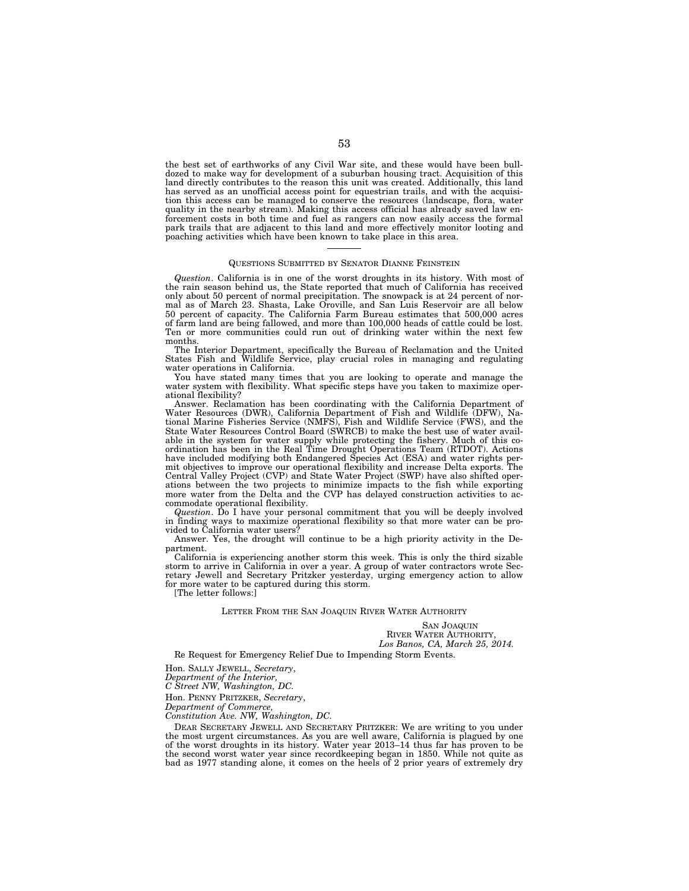the best set of earthworks of any Civil War site, and these would have been bulldozed to make way for development of a suburban housing tract. Acquisition of this land directly contributes to the reason this unit was created. Additionally, this land has served as an unofficial access point for equestrian trails, and with the acquisition this access can be managed to conserve the resources (landscape, flora, water quality in the nearby stream). Making this access official has already saved law enforcement costs in both time and fuel as rangers can now easily access the formal park trails that are adjacent to this land and more effectively monitor looting and poaching activities which have been known to take place in this area.

---

### QUESTIONS SUBMITTED BY SENATOR DIANNE FEINSTEIN

*Question*. California is in one of the worst droughts in its history. With most of the rain season behind us, the State reported that much of California has received only about 50 percent of normal precipitation. The snowpack is at 24 percent of normal as of March 23. Shasta, Lake Oroville, and San Luis Reservoir are all below 50 percent of capacity. The California Farm Bureau estimates that 500,000 acres of farm land are being fallowed, and more than 100,000 heads of cattle could be lost. Ten or more communities could run out of drinking water within the next few months.

The Interior Department, specifically the Bureau of Reclamation and the United States Fish and Wildlife Service, play crucial roles in managing and regulating water operations in California.

You have stated many times that you are looking to operate and manage the water system with flexibility. What specific steps have you taken to maximize operational flexibility?

Answer. Reclamation has been coordinating with the California Department of Water Resources (DWR), California Department of Fish and Wildlife (DFW), National Marine Fisheries Service (NMFS), Fish and Wildlife Service (FWS), and the State Water Resources Control Board (SWRCB) to make the best use of water available in the system for water supply while protecting the fishery. Much of this coordination has been in the Real Time Drought Operations Team (RTDOT). Actions have included modifying both Endangered Species Act (ESA) and water rights permit objectives to improve our operational flexibility and increase Delta exports. The Central Valley Project (CVP) and State Water Project (SWP) have also shifted operations between the two projects to minimize impacts to the fish while exporting more water from the Delta and the CVP has delayed construction activities to accommodate operational flexibility.

*Question*. Do I have your personal commitment that you will be deeply involved in finding ways to maximize operational flexibility so that more water can be provided to California water users?

Answer. Yes, the drought will continue to be a high priority activity in the Department.

California is experiencing another storm this week. This is only the third sizable storm to arrive in California in over a year. A group of water contractors wrote Secretary Jewell and Secretary Pritzker yesterday, urging emergency action to allow for more water to be captured during this storm.

[The letter follows:]

#### LETTER FROM THE SAN JOAQUIN RIVER WATER AUTHORITY

SAN JOAQUIN
RIVER WATER AUTHORITY,
*Los Banos, CA, March 25, 2014.*

Re Request for Emergency Relief Due to Impending Storm Events.

Hon. SALLY JEWELL, *Secretary*,
*Department of the Interior,*
*C Street NW, Washington, DC.*

Hon. PENNY PRITZKER, *Secretary*,
*Department of Commerce,*
*Constitution Ave. NW, Washington, DC.*

DEAR SECRETARY JEWELL AND SECRETARY PRITZKER: We are writing to you under the most urgent circumstances. As you are well aware, California is plagued by one of the worst droughts in its history. Water year 2013–14 thus far has proven to be the second worst water year since recordkeeping began in 1850. While not quite as bad as 1977 standing alone, it comes on the heels of 2 prior years of extremely dry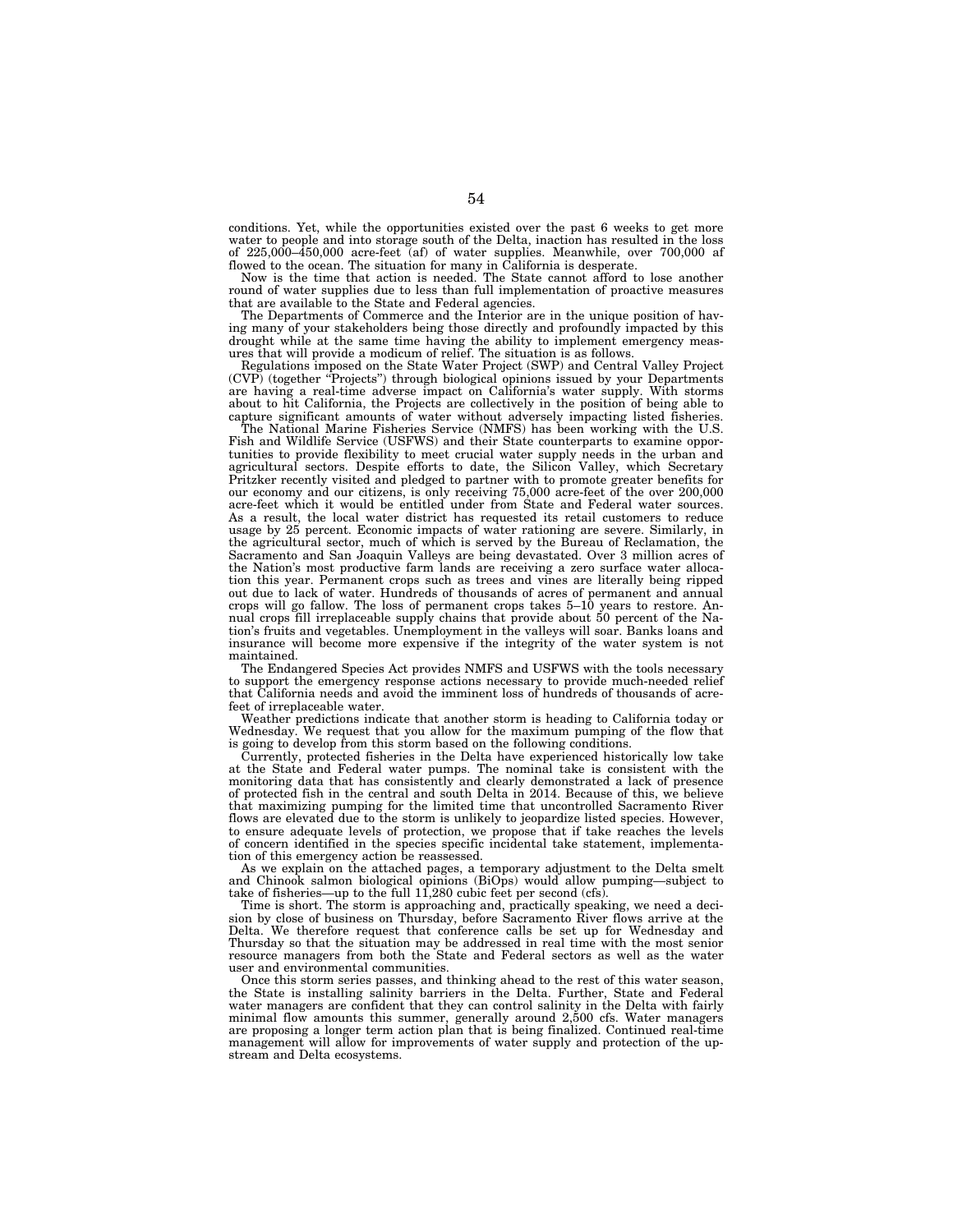conditions. Yet, while the opportunities existed over the past 6 weeks to get more water to people and into storage south of the Delta, inaction has resulted in the loss of 225,000–450,000 acre-feet (af) of water supplies. Meanwhile, over 700,000 af flowed to the ocean. The situation for many in California is desperate.

Now is the time that action is needed. The State cannot afford to lose another round of water supplies due to less than full implementation of proactive measures that are available to the State and Federal agencies.

The Departments of Commerce and the Interior are in the unique position of having many of your stakeholders being those directly and profoundly impacted by this drought while at the same time having the ability to implement emergency measures that will provide a modicum of relief. The situation is as follows.

Regulations imposed on the State Water Project (SWP) and Central Valley Project (CVP) (together "Projects") through biological opinions issued by your Departments are having a real-time adverse impact on California's water supply. With storms about to hit California, the Projects are collectively in the position of being able to capture significant amounts of water without adversely impacting listed fisheries.

The National Marine Fisheries Service (NMFS) has been working with the U.S. Fish and Wildlife Service (USFWS) and their State counterparts to examine opportunities to provide flexibility to meet crucial water supply needs in the urban and agricultural sectors. Despite efforts to date, the Silicon Valley, which Secretary Pritzker recently visited and pledged to partner with to promote greater benefits for our economy and our citizens, is only receiving 75,000 acre-feet of the over 200,000 acre-feet which it would be entitled under from State and Federal water sources. As a result, the local water district has requested its retail customers to reduce usage by 25 percent. Economic impacts of water rationing are severe. Similarly, in the agricultural sector, much of which is served by the Bureau of Reclamation, the Sacramento and San Joaquin Valleys are being devastated. Over 3 million acres of the Nation's most productive farm lands are receiving a zero surface water allocation this year. Permanent crops such as trees and vines are literally being ripped out due to lack of water. Hundreds of thousands of acres of permanent and annual crops will go fallow. The loss of permanent crops takes 5–10 years to restore. Annual crops fill irreplaceable supply chains that provide about 50 percent of the Nation's fruits and vegetables. Unemployment in the valleys will soar. Banks loans and insurance will become more expensive if the integrity of the water system is not maintained.

The Endangered Species Act provides NMFS and USFWS with the tools necessary to support the emergency response actions necessary to provide much-needed relief that California needs and avoid the imminent loss of hundreds of thousands of acre-feet of irreplaceable water.

Weather predictions indicate that another storm is heading to California today or Wednesday. We request that you allow for the maximum pumping of the flow that is going to develop from this storm based on the following conditions.

Currently, protected fisheries in the Delta have experienced historically low take at the State and Federal water pumps. The nominal take is consistent with the monitoring data that has consistently and clearly demonstrated a lack of presence of protected fish in the central and south Delta in 2014. Because of this, we believe that maximizing pumping for the limited time that uncontrolled Sacramento River flows are elevated due to the storm is unlikely to jeopardize listed species. However, to ensure adequate levels of protection, we propose that if take reaches the levels of concern identified in the species specific incidental take statement, implementation of this emergency action be reassessed.

As we explain on the attached pages, a temporary adjustment to the Delta smelt and Chinook salmon biological opinions (BiOps) would allow pumping—subject to take of fisheries—up to the full 11,280 cubic feet per second (cfs).

Time is short. The storm is approaching and, practically speaking, we need a decision by close of business on Thursday, before Sacramento River flows arrive at the Delta. We therefore request that conference calls be set up for Wednesday and Thursday so that the situation may be addressed in real time with the most senior resource managers from both the State and Federal sectors as well as the water user and environmental communities.

Once this storm series passes, and thinking ahead to the rest of this water season, the State is installing salinity barriers in the Delta. Further, State and Federal water managers are confident that they can control salinity in the Delta with fairly minimal flow amounts this summer, generally around 2,500 cfs. Water managers are proposing a longer term action plan that is being finalized. Continued real-time management will allow for improvements of water supply and protection of the upstream and Delta ecosystems.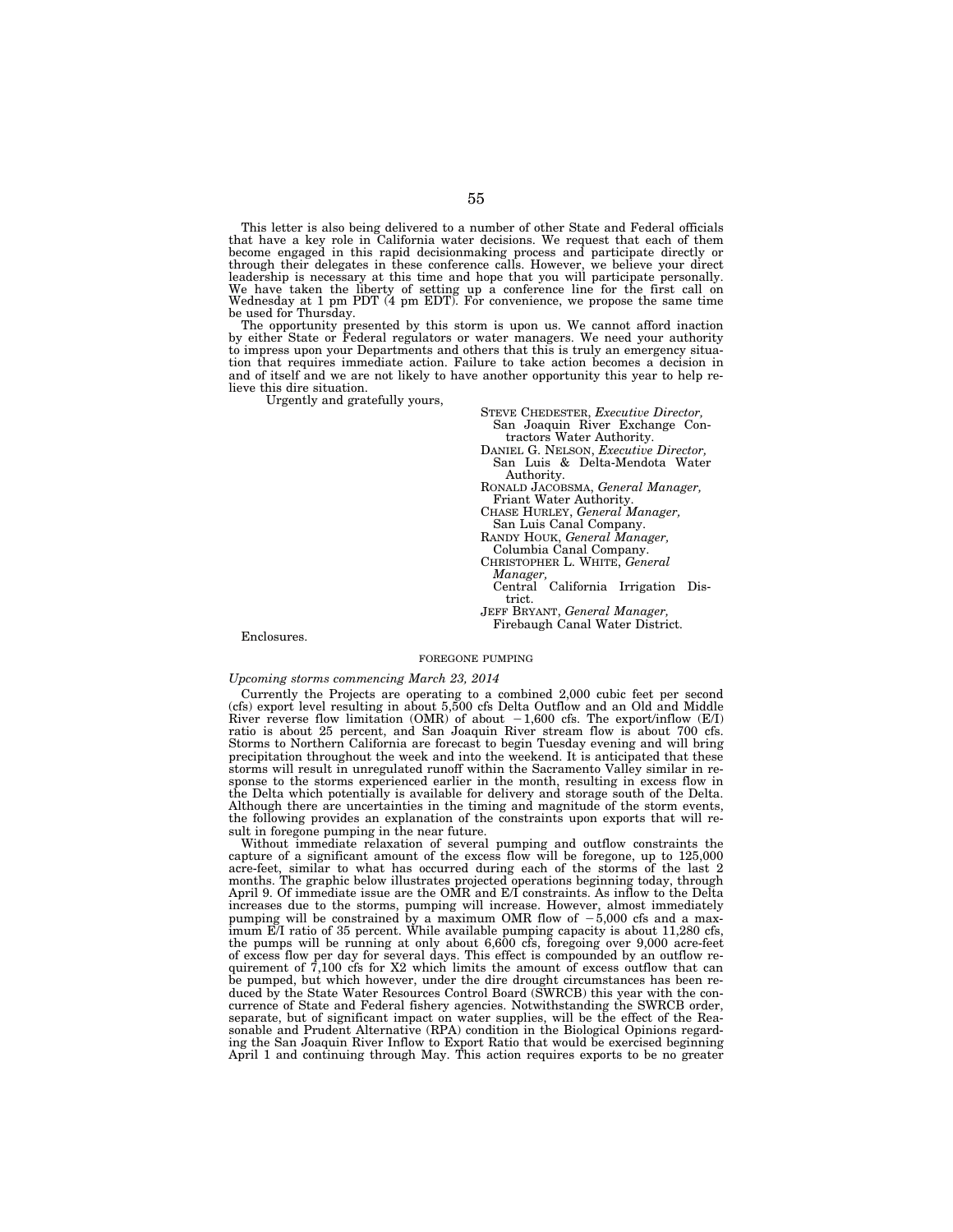This letter is also being delivered to a number of other State and Federal officials that have a key role in California water decisions. We request that each of them become engaged in this rapid decisionmaking process and participate directly or through their delegates in these conference calls. However, we believe your direct leadership is necessary at this time and hope that you will participate personally. We have taken the liberty of setting up a conference line for the first call on Wednesday at 1 pm PDT (4 pm EDT). For convenience, we propose the same time be used for Thursday.

The opportunity presented by this storm is upon us. We cannot afford inaction by either State or Federal regulators or water managers. We need your authority to impress upon your Departments and others that this is truly an emergency situation that requires immediate action. Failure to take action becomes a decision in and of itself and we are not likely to have another opportunity this year to help relieve this dire situation.

Urgently and gratefully yours,

STEVE CHEDESTER, *Executive Director,*
San Joaquin River Exchange Contractors Water Authority.

DANIEL G. NELSON, *Executive Director,*
San Luis & Delta-Mendota Water Authority.

RONALD JACOBSMA, *General Manager,*
Friant Water Authority.

CHASE HURLEY, *General Manager,*
San Luis Canal Company.

RANDY HOUK, *General Manager,*
Columbia Canal Company.

CHRISTOPHER L. WHITE, *General Manager,*
Central California Irrigation District.

JEFF BRYANT, *General Manager,*
Firebaugh Canal Water District.

Enclosures.

## FOREGONE PUMPING

*Upcoming storms commencing March 23, 2014*

Currently the Projects are operating to a combined 2,000 cubic feet per second (cfs) export level resulting in about 5,500 cfs Delta Outflow and an Old and Middle River reverse flow limitation (OMR) of about −1,600 cfs. The export/inflow (E/I) ratio is about 25 percent, and San Joaquin River stream flow is about 700 cfs. Storms to Northern California are forecast to begin Tuesday evening and will bring precipitation throughout the week and into the weekend. It is anticipated that these storms will result in unregulated runoff within the Sacramento Valley similar in response to the storms experienced earlier in the month, resulting in excess flow in the Delta which potentially is available for delivery and storage south of the Delta. Although there are uncertainties in the timing and magnitude of the storm events, the following provides an explanation of the constraints upon exports that will result in foregone pumping in the near future.

Without immediate relaxation of several pumping and outflow constraints the capture of a significant amount of the excess flow will be foregone, up to 125,000 acre-feet, similar to what has occurred during each of the storms of the last 2 months. The graphic below illustrates projected operations beginning today, through April 9. Of immediate issue are the OMR and E/I constraints. As inflow to the Delta increases due to the storms, pumping will increase. However, almost immediately pumping will be constrained by a maximum OMR flow of −5,000 cfs and a maximum E/I ratio of 35 percent. While available pumping capacity is about 11,280 cfs, the pumps will be running at only about 6,600 cfs, foregoing over 9,000 acre-feet of excess flow per day for several days. This effect is compounded by an outflow requirement of 7,100 cfs for X2 which limits the amount of excess outflow that can be pumped, but which however, under the dire drought circumstances has been reduced by the State Water Resources Control Board (SWRCB) this year with the concurrence of State and Federal fishery agencies. Notwithstanding the SWRCB order, separate, but of significant impact on water supplies, will be the effect of the Reasonable and Prudent Alternative (RPA) condition in the Biological Opinions regarding the San Joaquin River Inflow to Export Ratio that would be exercised beginning April 1 and continuing through May. This action requires exports to be no greater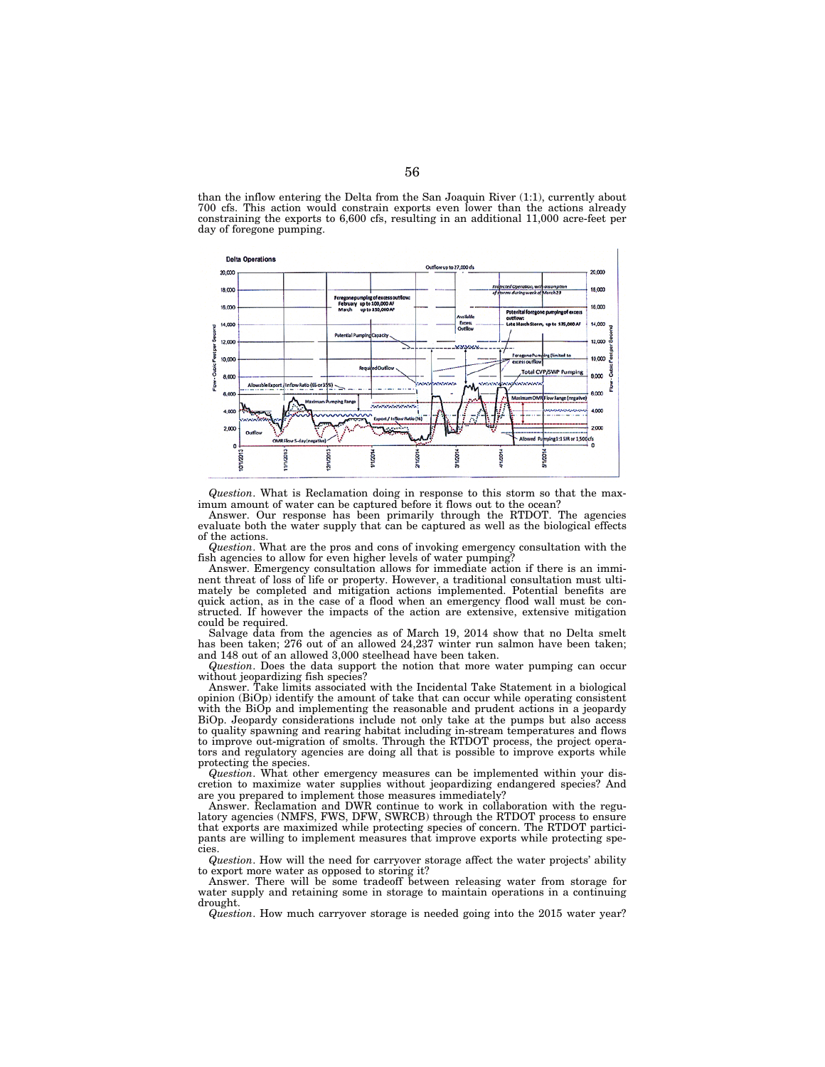than the inflow entering the Delta from the San Joaquin River (1:1), currently about 700 cfs. This action would constrain exports even lower than the actions already constraining the exports to 6,600 cfs, resulting in an additional 11,000 acre-feet per day of foregone pumping.

*Question*. What is Reclamation doing in response to this storm so that the maximum amount of water can be captured before it flows out to the ocean?

Answer. Our response has been primarily through the RTDOT. The agencies evaluate both the water supply that can be captured as well as the biological effects of the actions.

*Question*. What are the pros and cons of invoking emergency consultation with the fish agencies to allow for even higher levels of water pumping?

Answer. Emergency consultation allows for immediate action if there is an imminent threat of loss of life or property. However, a traditional consultation must ultimately be completed and mitigation actions implemented. Potential benefits are quick action, as in the case of a flood when an emergency flood wall must be constructed. If however the impacts of the action are extensive, extensive mitigation could be required.

Salvage data from the agencies as of March 19, 2014 show that no Delta smelt has been taken; 276 out of an allowed 24,237 winter run salmon have been taken; and 148 out of an allowed 3,000 steelhead have been taken.

*Question*. Does the data support the notion that more water pumping can occur without jeopardizing fish species?

Answer. Take limits associated with the Incidental Take Statement in a biological opinion (BiOp) identify the amount of take that can occur while operating consistent with the BiOp and implementing the reasonable and prudent actions in a jeopardy BiOp. Jeopardy considerations include not only take at the pumps but also access to quality spawning and rearing habitat including in-stream temperatures and flows to improve out-migration of smolts. Through the RTDOT process, the project operators and regulatory agencies are doing all that is possible to improve exports while protecting the species.

*Question*. What other emergency measures can be implemented within your discretion to maximize water supplies without jeopardizing endangered species? And are you prepared to implement those measures immediately?

Answer. Reclamation and DWR continue to work in collaboration with the regulatory agencies (NMFS, FWS, DFW, SWRCB) through the RTDOT process to ensure that exports are maximized while protecting species of concern. The RTDOT participants are willing to implement measures that improve exports while protecting species.

*Question*. How will the need for carryover storage affect the water projects' ability to export more water as opposed to storing it?

Answer. There will be some tradeoff between releasing water from storage for water supply and retaining some in storage to maintain operations in a continuing drought.

*Question*. How much carryover storage is needed going into the 2015 water year?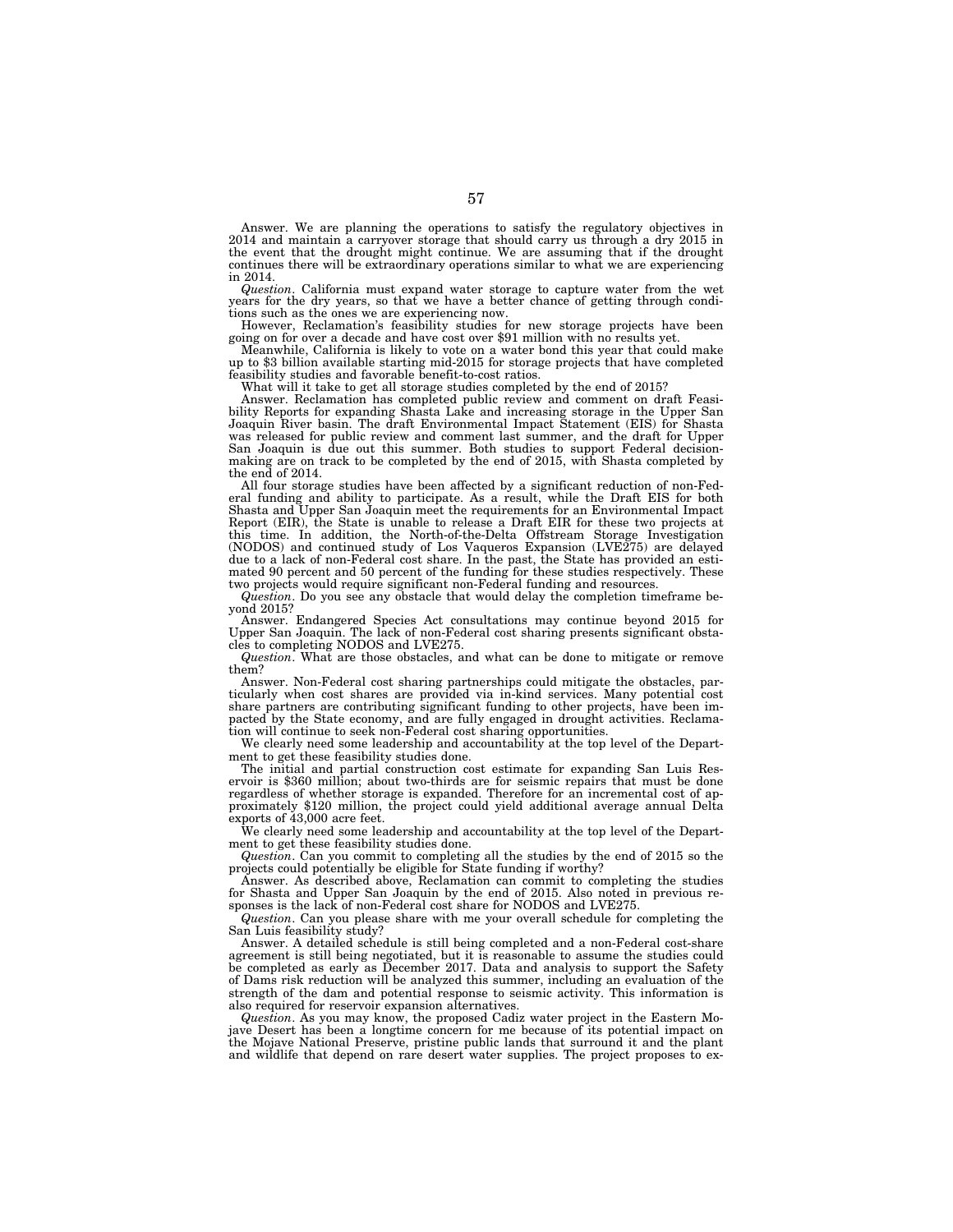Answer. We are planning the operations to satisfy the regulatory objectives in 2014 and maintain a carryover storage that should carry us through a dry 2015 in the event that the drought might continue. We are assuming that if the drought continues there will be extraordinary operations similar to what we are experiencing in 2014.

*Question*. California must expand water storage to capture water from the wet years for the dry years, so that we have a better chance of getting through conditions such as the ones we are experiencing now.

However, Reclamation's feasibility studies for new storage projects have been going on for over a decade and have cost over $91 million with no results yet.

Meanwhile, California is likely to vote on a water bond this year that could make up to $3 billion available starting mid-2015 for storage projects that have completed feasibility studies and favorable benefit-to-cost ratios.

What will it take to get all storage studies completed by the end of 2015?

Answer. Reclamation has completed public review and comment on draft Feasibility Reports for expanding Shasta Lake and increasing storage in the Upper San Joaquin River basin. The draft Environmental Impact Statement (EIS) for Shasta was released for public review and comment last summer, and the draft for Upper San Joaquin is due out this summer. Both studies to support Federal decision-making are on track to be completed by the end of 2015, with Shasta completed by the end of 2014.

All four storage studies have been affected by a significant reduction of non-Federal funding and ability to participate. As a result, while the Draft EIS for both Shasta and Upper San Joaquin meet the requirements for an Environmental Impact Report (EIR), the State is unable to release a Draft EIR for these two projects at this time. In addition, the North-of-the-Delta Offstream Storage Investigation (NODOS) and continued study of Los Vaqueros Expansion (LVE275) are delayed due to a lack of non-Federal cost share. In the past, the State has provided an estimated 90 percent and 50 percent of the funding for these studies respectively. These two projects would require significant non-Federal funding and resources.

*Question*. Do you see any obstacle that would delay the completion timeframe beyond 2015?

Answer. Endangered Species Act consultations may continue beyond 2015 for Upper San Joaquin. The lack of non-Federal cost sharing presents significant obstacles to completing NODOS and LVE275.

*Question*. What are those obstacles, and what can be done to mitigate or remove them?

Answer. Non-Federal cost sharing partnerships could mitigate the obstacles, particularly when cost shares are provided via in-kind services. Many potential cost share partners are contributing significant funding to other projects, have been impacted by the State economy, and are fully engaged in drought activities. Reclamation will continue to seek non-Federal cost sharing opportunities.

We clearly need some leadership and accountability at the top level of the Department to get these feasibility studies done.

The initial and partial construction cost estimate for expanding San Luis Reservoir is $360 million; about two-thirds are for seismic repairs that must be done regardless of whether storage is expanded. Therefore for an incremental cost of approximately $120 million, the project could yield additional average annual Delta exports of 43,000 acre feet.

We clearly need some leadership and accountability at the top level of the Department to get these feasibility studies done.

*Question*. Can you commit to completing all the studies by the end of 2015 so the projects could potentially be eligible for State funding if worthy?

Answer. As described above, Reclamation can commit to completing the studies for Shasta and Upper San Joaquin by the end of 2015. Also noted in previous responses is the lack of non-Federal cost share for NODOS and LVE275.

*Question*. Can you please share with me your overall schedule for completing the San Luis feasibility study?

Answer. A detailed schedule is still being completed and a non-Federal cost-share agreement is still being negotiated, but it is reasonable to assume the studies could be completed as early as December 2017. Data and analysis to support the Safety of Dams risk reduction will be analyzed this summer, including an evaluation of the strength of the dam and potential response to seismic activity. This information is also required for reservoir expansion alternatives.

*Question*. As you may know, the proposed Cadiz water project in the Eastern Mojave Desert has been a longtime concern for me because of its potential impact on the Mojave National Preserve, pristine public lands that surround it and the plant and wildlife that depend on rare desert water supplies. The project proposes to ex-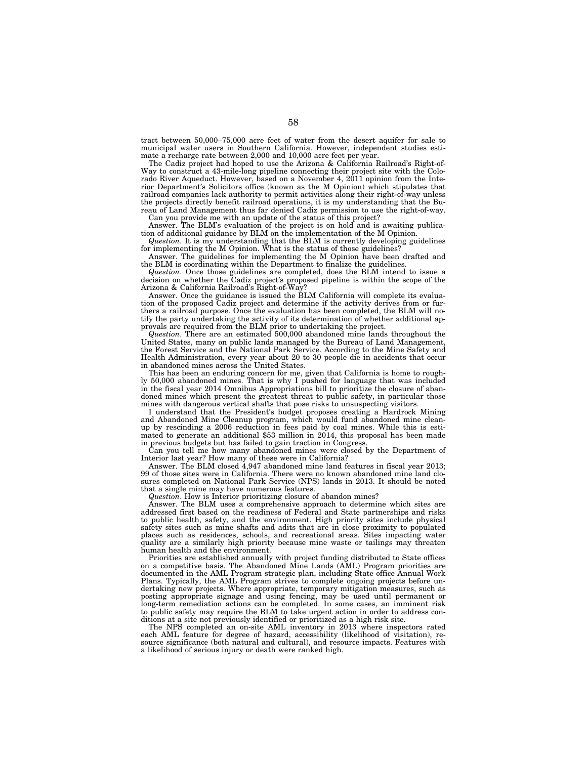tract between 50,000–75,000 acre feet of water from the desert aquifer for sale to municipal water users in Southern California. However, independent studies estimate a recharge rate between 2,000 and 10,000 acre feet per year.

The Cadiz project had hoped to use the Arizona & California Railroad's Right-of-Way to construct a 43-mile-long pipeline connecting their project site with the Colorado River Aqueduct. However, based on a November 4, 2011 opinion from the Interior Department's Solicitors office (known as the M Opinion) which stipulates that railroad companies lack authority to permit activities along their right-of-way unless the projects directly benefit railroad operations, it is my understanding that the Bureau of Land Management thus far denied Cadiz permission to use the right-of-way.

Can you provide me with an update of the status of this project?

Answer. The BLM's evaluation of the project is on hold and is awaiting publication of additional guidance by BLM on the implementation of the M Opinion.

*Question*. It is my understanding that the BLM is currently developing guidelines for implementing the M Opinion. What is the status of those guidelines?

Answer. The guidelines for implementing the M Opinion have been drafted and the BLM is coordinating within the Department to finalize the guidelines.

*Question*. Once those guidelines are completed, does the BLM intend to issue a decision on whether the Cadiz project's proposed pipeline is within the scope of the Arizona & California Railroad's Right-of-Way?

Answer. Once the guidance is issued the BLM California will complete its evaluation of the proposed Cadiz project and determine if the activity derives from or furthers a railroad purpose. Once the evaluation has been completed, the BLM will notify the party undertaking the activity of its determination of whether additional approvals are required from the BLM prior to undertaking the project.

*Question*. There are an estimated 500,000 abandoned mine lands throughout the United States, many on public lands managed by the Bureau of Land Management, the Forest Service and the National Park Service. According to the Mine Safety and Health Administration, every year about 20 to 30 people die in accidents that occur in abandoned mines across the United States.

This has been an enduring concern for me, given that California is home to roughly 50,000 abandoned mines. That is why I pushed for language that was included in the fiscal year 2014 Omnibus Appropriations bill to prioritize the closure of abandoned mines which present the greatest threat to public safety, in particular those mines with dangerous vertical shafts that pose risks to unsuspecting visitors.

I understand that the President's budget proposes creating a Hardrock Mining and Abandoned Mine Cleanup program, which would fund abandoned mine cleanup by rescinding a 2006 reduction in fees paid by coal mines. While this is estimated to generate an additional $53 million in 2014, this proposal has been made in previous budgets but has failed to gain traction in Congress.

Can you tell me how many abandoned mines were closed by the Department of Interior last year? How many of these were in California?

Answer. The BLM closed 4,947 abandoned mine land features in fiscal year 2013; 99 of those sites were in California. There were no known abandoned mine land closures completed on National Park Service (NPS) lands in 2013. It should be noted that a single mine may have numerous features.

*Question*. How is Interior prioritizing closure of abandon mines?

Answer. The BLM uses a comprehensive approach to determine which sites are addressed first based on the readiness of Federal and State partnerships and risks to public health, safety, and the environment. High priority sites include physical safety sites such as mine shafts and adits that are in close proximity to populated places such as residences, schools, and recreational areas. Sites impacting water quality are a similarly high priority because mine waste or tailings may threaten human health and the environment.

Priorities are established annually with project funding distributed to State offices on a competitive basis. The Abandoned Mine Lands (AML) Program priorities are documented in the AML Program strategic plan, including State office Annual Work Plans. Typically, the AML Program strives to complete ongoing projects before undertaking new projects. Where appropriate, temporary mitigation measures, such as posting appropriate signage and using fencing, may be used until permanent or long-term remediation actions can be completed. In some cases, an imminent risk to public safety may require the BLM to take urgent action in order to address conditions at a site not previously identified or prioritized as a high risk site.

The NPS completed an on-site AML inventory in 2013 where inspectors rated each AML feature for degree of hazard, accessibility (likelihood of visitation), resource significance (both natural and cultural), and resource impacts. Features with a likelihood of serious injury or death were ranked high.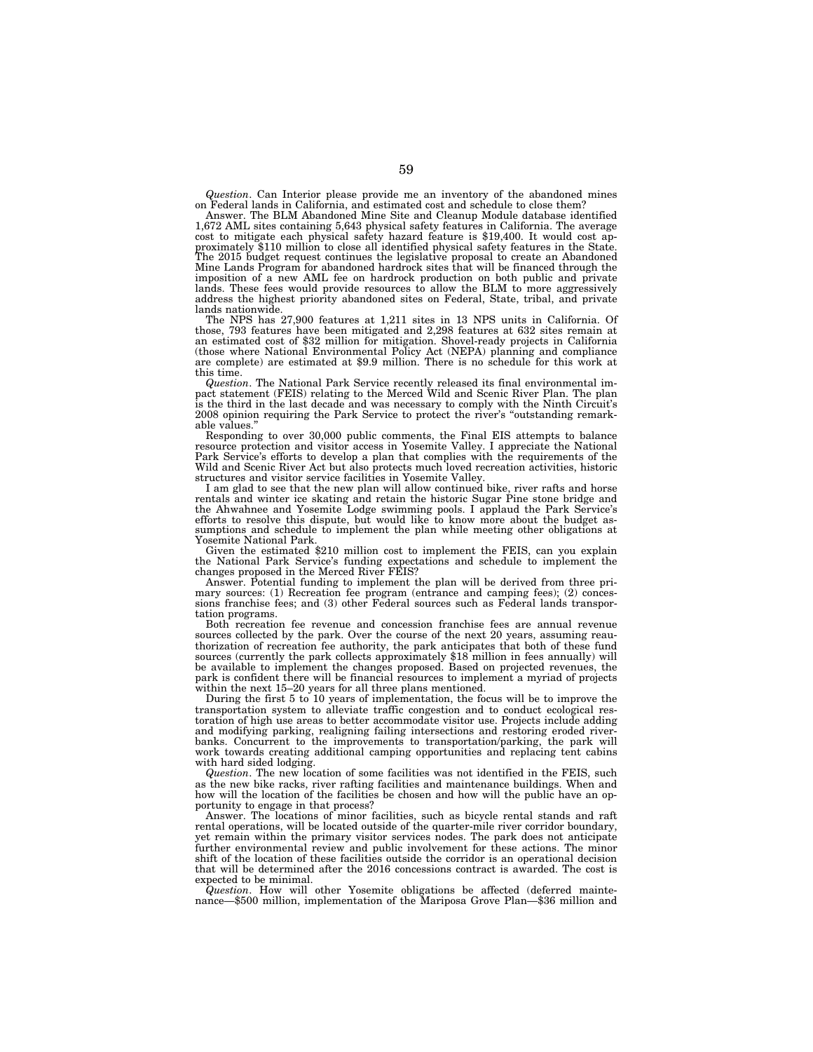*Question*. Can Interior please provide me an inventory of the abandoned mines on Federal lands in California, and estimated cost and schedule to close them?

Answer. The BLM Abandoned Mine Site and Cleanup Module database identified 1,672 AML sites containing 5,643 physical safety features in California. The average cost to mitigate each physical safety hazard feature is $19,400. It would cost approximately $110 million to close all identified physical safety features in the State. The 2015 budget request continues the legislative proposal to create an Abandoned Mine Lands Program for abandoned hardrock sites that will be financed through the imposition of a new AML fee on hardrock production on both public and private lands. These fees would provide resources to allow the BLM to more aggressively address the highest priority abandoned sites on Federal, State, tribal, and private lands nationwide.

The NPS has 27,900 features at 1,211 sites in 13 NPS units in California. Of those, 793 features have been mitigated and 2,298 features at 632 sites remain at an estimated cost of $32 million for mitigation. Shovel-ready projects in California (those where National Environmental Policy Act (NEPA) planning and compliance are complete) are estimated at $9.9 million. There is no schedule for this work at this time.

*Question*. The National Park Service recently released its final environmental impact statement (FEIS) relating to the Merced Wild and Scenic River Plan. The plan is the third in the last decade and was necessary to comply with the Ninth Circuit's 2008 opinion requiring the Park Service to protect the river's "outstanding remarkable values."

Responding to over 30,000 public comments, the Final EIS attempts to balance resource protection and visitor access in Yosemite Valley. I appreciate the National Park Service's efforts to develop a plan that complies with the requirements of the Wild and Scenic River Act but also protects much loved recreation activities, historic structures and visitor service facilities in Yosemite Valley.

I am glad to see that the new plan will allow continued bike, river rafts and horse rentals and winter ice skating and retain the historic Sugar Pine stone bridge and the Ahwahnee and Yosemite Lodge swimming pools. I applaud the Park Service's efforts to resolve this dispute, but would like to know more about the budget assumptions and schedule to implement the plan while meeting other obligations at Yosemite National Park.

Given the estimated $210 million cost to implement the FEIS, can you explain the National Park Service's funding expectations and schedule to implement the changes proposed in the Merced River FEIS?

Answer. Potential funding to implement the plan will be derived from three primary sources: (1) Recreation fee program (entrance and camping fees); (2) concessions franchise fees; and (3) other Federal sources such as Federal lands transportation programs.

Both recreation fee revenue and concession franchise fees are annual revenue sources collected by the park. Over the course of the next 20 years, assuming reauthorization of recreation fee authority, the park anticipates that both of these fund sources (currently the park collects approximately $18 million in fees annually) will be available to implement the changes proposed. Based on projected revenues, the park is confident there will be financial resources to implement a myriad of projects within the next 15–20 years for all three plans mentioned.

During the first 5 to 10 years of implementation, the focus will be to improve the transportation system to alleviate traffic congestion and to conduct ecological restoration of high use areas to better accommodate visitor use. Projects include adding and modifying parking, realigning failing intersections and restoring eroded riverbanks. Concurrent to the improvements to transportation/parking, the park will work towards creating additional camping opportunities and replacing tent cabins with hard sided lodging.

*Question*. The new location of some facilities was not identified in the FEIS, such as the new bike racks, river rafting facilities and maintenance buildings. When and how will the location of the facilities be chosen and how will the public have an opportunity to engage in that process?

Answer. The locations of minor facilities, such as bicycle rental stands and raft rental operations, will be located outside of the quarter-mile river corridor boundary, yet remain within the primary visitor services nodes. The park does not anticipate further environmental review and public involvement for these actions. The minor shift of the location of these facilities outside the corridor is an operational decision that will be determined after the 2016 concessions contract is awarded. The cost is expected to be minimal.

*Question*. How will other Yosemite obligations be affected (deferred maintenance—$500 million, implementation of the Mariposa Grove Plan—$36 million and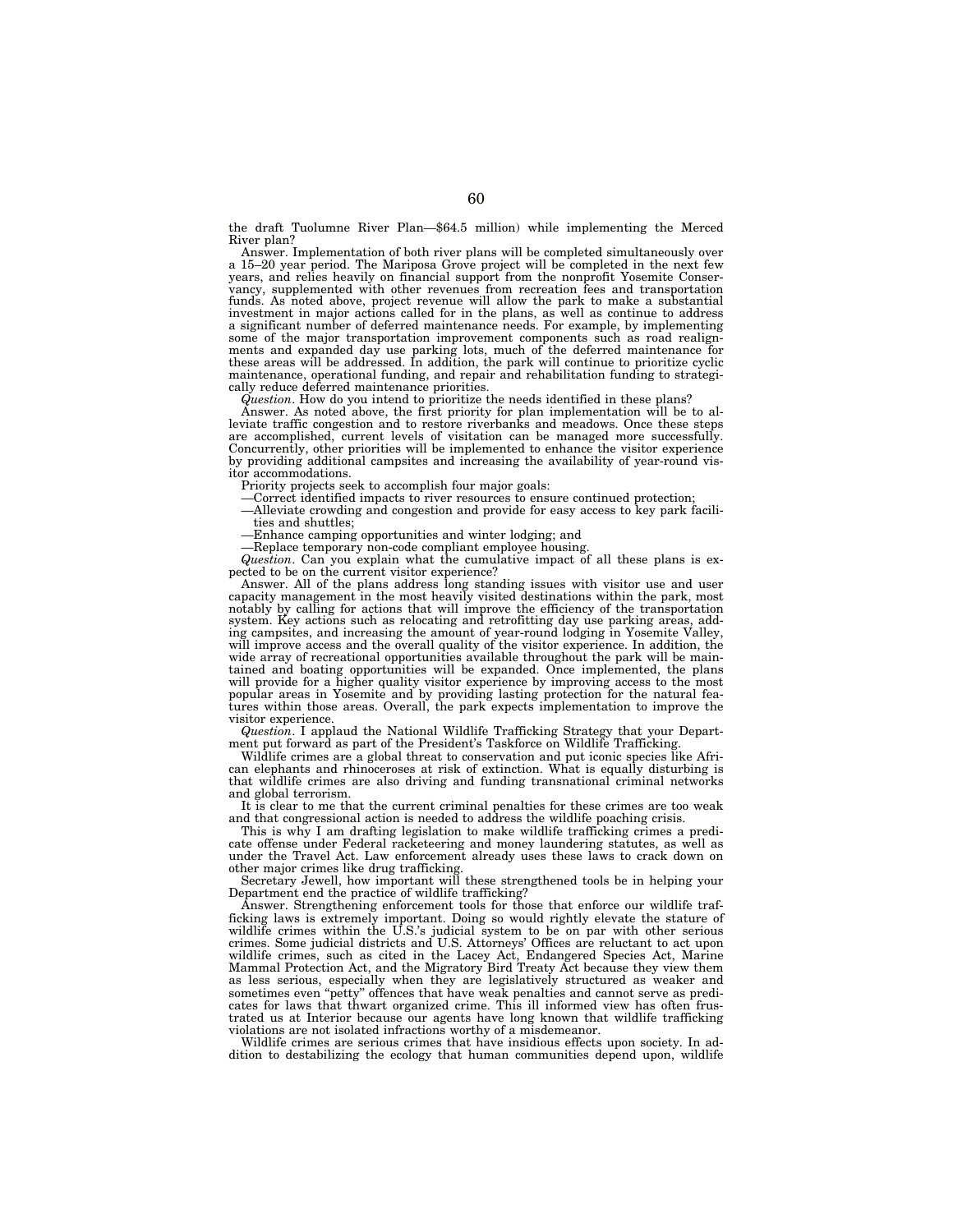the draft Tuolumne River Plan—$64.5 million) while implementing the Merced River plan?

Answer. Implementation of both river plans will be completed simultaneously over a 15–20 year period. The Mariposa Grove project will be completed in the next few years, and relies heavily on financial support from the nonprofit Yosemite Conservancy, supplemented with other revenues from recreation fees and transportation funds. As noted above, project revenue will allow the park to make a substantial investment in major actions called for in the plans, as well as continue to address a significant number of deferred maintenance needs. For example, by implementing some of the major transportation improvement components such as road realignments and expanded day use parking lots, much of the deferred maintenance for these areas will be addressed. In addition, the park will continue to prioritize cyclic maintenance, operational funding, and repair and rehabilitation funding to strategically reduce deferred maintenance priorities.

*Question*. How do you intend to prioritize the needs identified in these plans?

Answer. As noted above, the first priority for plan implementation will be to alleviate traffic congestion and to restore riverbanks and meadows. Once these steps are accomplished, current levels of visitation can be managed more successfully. Concurrently, other priorities will be implemented to enhance the visitor experience by providing additional campsites and increasing the availability of year-round visitor accommodations.

Priority projects seek to accomplish four major goals:

—Correct identified impacts to river resources to ensure continued protection;

—Alleviate crowding and congestion and provide for easy access to key park facilities and shuttles;

—Enhance camping opportunities and winter lodging; and

—Replace temporary non-code compliant employee housing.

*Question*. Can you explain what the cumulative impact of all these plans is expected to be on the current visitor experience?

Answer. All of the plans address long standing issues with visitor use and user capacity management in the most heavily visited destinations within the park, most notably by calling for actions that will improve the efficiency of the transportation system. Key actions such as relocating and retrofitting day use parking areas, adding campsites, and increasing the amount of year-round lodging in Yosemite Valley, will improve access and the overall quality of the visitor experience. In addition, the wide array of recreational opportunities available throughout the park will be maintained and boating opportunities will be expanded. Once implemented, the plans will provide for a higher quality visitor experience by improving access to the most popular areas in Yosemite and by providing lasting protection for the natural features within those areas. Overall, the park expects implementation to improve the visitor experience.

*Question*. I applaud the National Wildlife Trafficking Strategy that your Department put forward as part of the President's Taskforce on Wildlife Trafficking.

Wildlife crimes are a global threat to conservation and put iconic species like African elephants and rhinoceroses at risk of extinction. What is equally disturbing is that wildlife crimes are also driving and funding transnational criminal networks and global terrorism.

It is clear to me that the current criminal penalties for these crimes are too weak and that congressional action is needed to address the wildlife poaching crisis.

This is why I am drafting legislation to make wildlife trafficking crimes a predicate offense under Federal racketeering and money laundering statutes, as well as under the Travel Act. Law enforcement already uses these laws to crack down on other major crimes like drug trafficking.

Secretary Jewell, how important will these strengthened tools be in helping your Department end the practice of wildlife trafficking?

Answer. Strengthening enforcement tools for those that enforce our wildlife trafficking laws is extremely important. Doing so would rightly elevate the stature of wildlife crimes within the U.S.'s judicial system to be on par with other serious crimes. Some judicial districts and U.S. Attorneys' Offices are reluctant to act upon wildlife crimes, such as cited in the Lacey Act, Endangered Species Act, Marine Mammal Protection Act, and the Migratory Bird Treaty Act because they view them as less serious, especially when they are legislatively structured as weaker and sometimes even "petty" offences that have weak penalties and cannot serve as predicates for laws that thwart organized crime. This ill informed view has often frustrated us at Interior because our agents have long known that wildlife trafficking violations are not isolated infractions worthy of a misdemeanor.

Wildlife crimes are serious crimes that have insidious effects upon society. In addition to destabilizing the ecology that human communities depend upon, wildlife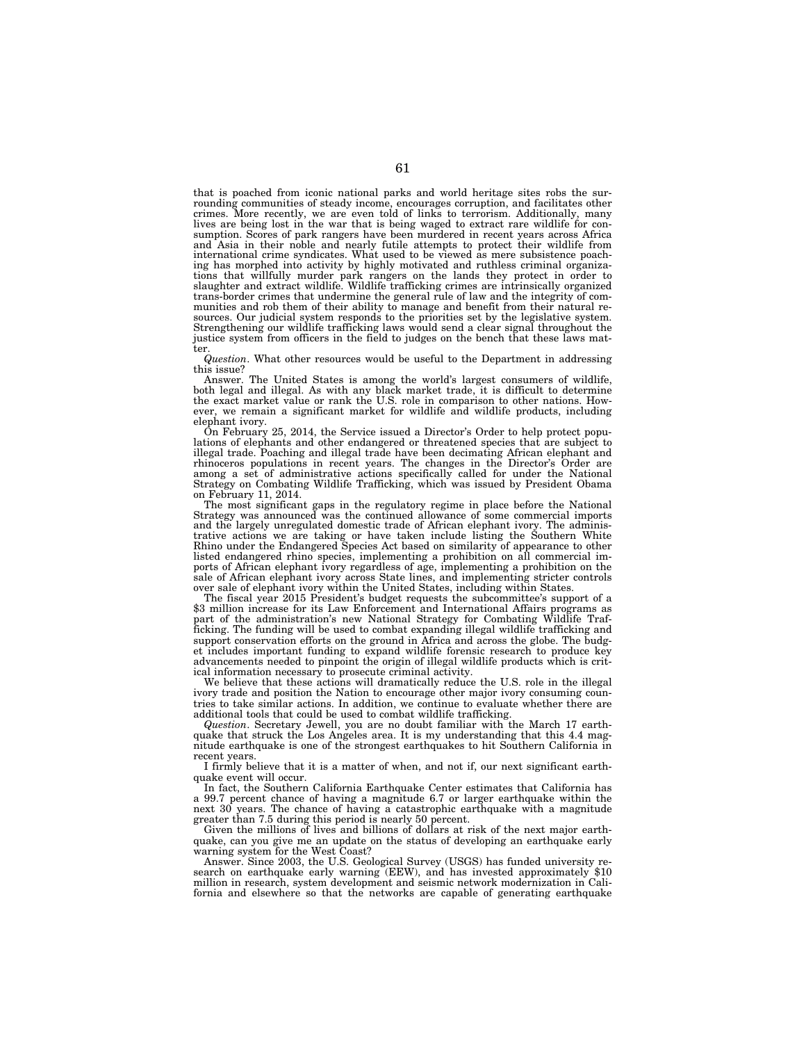that is poached from iconic national parks and world heritage sites robs the surrounding communities of steady income, encourages corruption, and facilitates other crimes. More recently, we are even told of links to terrorism. Additionally, many lives are being lost in the war that is being waged to extract rare wildlife for consumption. Scores of park rangers have been murdered in recent years across Africa and Asia in their noble and nearly futile attempts to protect their wildlife from international crime syndicates. What used to be viewed as mere subsistence poaching has morphed into activity by highly motivated and ruthless criminal organizations that willfully murder park rangers on the lands they protect in order to slaughter and extract wildlife. Wildlife trafficking crimes are intrinsically organized trans-border crimes that undermine the general rule of law and the integrity of communities and rob them of their ability to manage and benefit from their natural resources. Our judicial system responds to the priorities set by the legislative system. Strengthening our wildlife trafficking laws would send a clear signal throughout the justice system from officers in the field to judges on the bench that these laws matter.

*Question*. What other resources would be useful to the Department in addressing this issue?

Answer. The United States is among the world's largest consumers of wildlife, both legal and illegal. As with any black market trade, it is difficult to determine the exact market value or rank the U.S. role in comparison to other nations. However, we remain a significant market for wildlife and wildlife products, including elephant ivory.

On February 25, 2014, the Service issued a Director's Order to help protect populations of elephants and other endangered or threatened species that are subject to illegal trade. Poaching and illegal trade have been decimating African elephant and rhinoceros populations in recent years. The changes in the Director's Order are among a set of administrative actions specifically called for under the National Strategy on Combating Wildlife Trafficking, which was issued by President Obama on February 11, 2014.

The most significant gaps in the regulatory regime in place before the National Strategy was announced was the continued allowance of some commercial imports and the largely unregulated domestic trade of African elephant ivory. The administrative actions we are taking or have taken include listing the Southern White Rhino under the Endangered Species Act based on similarity of appearance to other listed endangered rhino species, implementing a prohibition on all commercial imports of African elephant ivory regardless of age, implementing a prohibition on the sale of African elephant ivory across State lines, and implementing stricter controls over sale of elephant ivory within the United States, including within States.

The fiscal year 2015 President's budget requests the subcommittee's support of a $3 million increase for its Law Enforcement and International Affairs programs as part of the administration's new National Strategy for Combating Wildlife Trafficking. The funding will be used to combat expanding illegal wildlife trafficking and support conservation efforts on the ground in Africa and across the globe. The budget includes important funding to expand wildlife forensic research to produce key advancements needed to pinpoint the origin of illegal wildlife products which is critical information necessary to prosecute criminal activity.

We believe that these actions will dramatically reduce the U.S. role in the illegal ivory trade and position the Nation to encourage other major ivory consuming countries to take similar actions. In addition, we continue to evaluate whether there are additional tools that could be used to combat wildlife trafficking.

*Question*. Secretary Jewell, you are no doubt familiar with the March 17 earthquake that struck the Los Angeles area. It is my understanding that this 4.4 magnitude earthquake is one of the strongest earthquakes to hit Southern California in recent years.

I firmly believe that it is a matter of when, and not if, our next significant earthquake event will occur.

In fact, the Southern California Earthquake Center estimates that California has a 99.7 percent chance of having a magnitude 6.7 or larger earthquake within the next 30 years. The chance of having a catastrophic earthquake with a magnitude greater than 7.5 during this period is nearly 50 percent.

Given the millions of lives and billions of dollars at risk of the next major earthquake, can you give me an update on the status of developing an earthquake early warning system for the West Coast?

Answer. Since 2003, the U.S. Geological Survey (USGS) has funded university research on earthquake early warning (EEW), and has invested approximately $10 million in research, system development and seismic network modernization in California and elsewhere so that the networks are capable of generating earthquake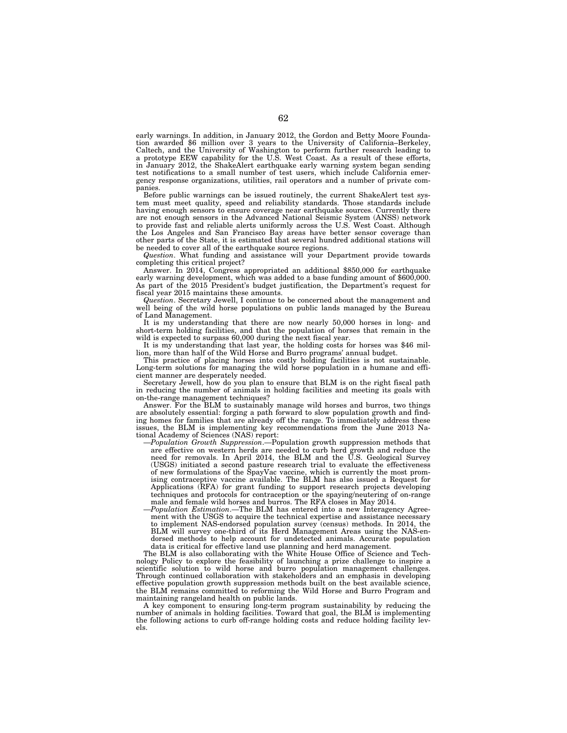early warnings. In addition, in January 2012, the Gordon and Betty Moore Foundation awarded $6 million over 3 years to the University of California–Berkeley, Caltech, and the University of Washington to perform further research leading to a prototype EEW capability for the U.S. West Coast. As a result of these efforts, in January 2012, the ShakeAlert earthquake early warning system began sending test notifications to a small number of test users, which include California emergency response organizations, utilities, rail operators and a number of private companies.

Before public warnings can be issued routinely, the current ShakeAlert test system must meet quality, speed and reliability standards. Those standards include having enough sensors to ensure coverage near earthquake sources. Currently there are not enough sensors in the Advanced National Seismic System (ANSS) network to provide fast and reliable alerts uniformly across the U.S. West Coast. Although the Los Angeles and San Francisco Bay areas have better sensor coverage than other parts of the State, it is estimated that several hundred additional stations will be needed to cover all of the earthquake source regions.

*Question*. What funding and assistance will your Department provide towards completing this critical project?

Answer. In 2014, Congress appropriated an additional $850,000 for earthquake early warning development, which was added to a base funding amount of $600,000. As part of the 2015 President's budget justification, the Department's request for fiscal year 2015 maintains these amounts.

*Question*. Secretary Jewell, I continue to be concerned about the management and well being of the wild horse populations on public lands managed by the Bureau of Land Management.

It is my understanding that there are now nearly 50,000 horses in long- and short-term holding facilities, and that the population of horses that remain in the wild is expected to surpass 60,000 during the next fiscal year.

It is my understanding that last year, the holding costs for horses was $46 million, more than half of the Wild Horse and Burro programs' annual budget.

This practice of placing horses into costly holding facilities is not sustainable. Long-term solutions for managing the wild horse population in a humane and efficient manner are desperately needed.

Secretary Jewell, how do you plan to ensure that BLM is on the right fiscal path in reducing the number of animals in holding facilities and meeting its goals with on-the-range management techniques?

Answer. For the BLM to sustainably manage wild horses and burros, two things are absolutely essential: forging a path forward to slow population growth and finding homes for families that are already off the range. To immediately address these issues, the BLM is implementing key recommendations from the June 2013 National Academy of Sciences (NAS) report:

—*Population Growth Suppression*.—Population growth suppression methods that are effective on western herds are needed to curb herd growth and reduce the need for removals. In April 2014, the BLM and the U.S. Geological Survey (USGS) initiated a second pasture research trial to evaluate the effectiveness of new formulations of the SpayVac vaccine, which is currently the most promising contraceptive vaccine available. The BLM has also issued a Request for Applications (RFA) for grant funding to support research projects developing techniques and protocols for contraception or the spaying/neutering of on-range male and female wild horses and burros. The RFA closes in May 2014.

—*Population Estimation*.—The BLM has entered into a new Interagency Agreement with the USGS to acquire the technical expertise and assistance necessary to implement NAS-endorsed population survey (census) methods. In 2014, the BLM will survey one-third of its Herd Management Areas using the NAS-endorsed methods to help account for undetected animals. Accurate population data is critical for effective land use planning and herd management.

The BLM is also collaborating with the White House Office of Science and Technology Policy to explore the feasibility of launching a prize challenge to inspire a scientific solution to wild horse and burro population management challenges. Through continued collaboration with stakeholders and an emphasis in developing effective population growth suppression methods built on the best available science, the BLM remains committed to reforming the Wild Horse and Burro Program and maintaining rangeland health on public lands.

A key component to ensuring long-term program sustainability by reducing the number of animals in holding facilities. Toward that goal, the BLM is implementing the following actions to curb off-range holding costs and reduce holding facility levels.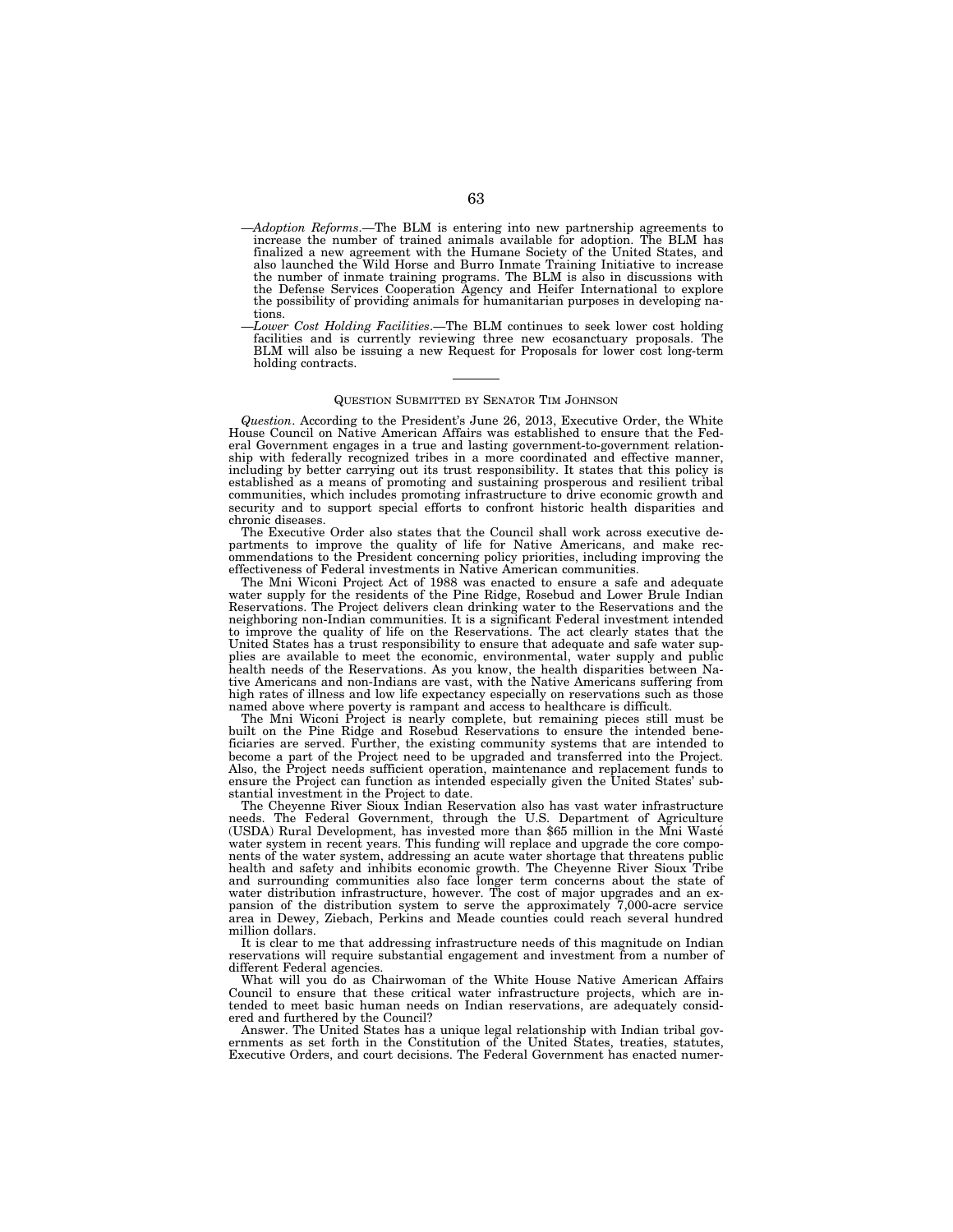—*Adoption Reforms*.—The BLM is entering into new partnership agreements to increase the number of trained animals available for adoption. The BLM has finalized a new agreement with the Humane Society of the United States, and also launched the Wild Horse and Burro Inmate Training Initiative to increase the number of inmate training programs. The BLM is also in discussions with the Defense Services Cooperation Agency and Heifer International to explore the possibility of providing animals for humanitarian purposes in developing nations.

—*Lower Cost Holding Facilities*.—The BLM continues to seek lower cost holding facilities and is currently reviewing three new ecosanctuary proposals. The BLM will also be issuing a new Request for Proposals for lower cost long-term holding contracts.

---

QUESTION SUBMITTED BY SENATOR TIM JOHNSON

*Question*. According to the President's June 26, 2013, Executive Order, the White House Council on Native American Affairs was established to ensure that the Federal Government engages in a true and lasting government-to-government relationship with federally recognized tribes in a more coordinated and effective manner, including by better carrying out its trust responsibility. It states that this policy is established as a means of promoting and sustaining prosperous and resilient tribal communities, which includes promoting infrastructure to drive economic growth and security and to support special efforts to confront historic health disparities and chronic diseases.

The Executive Order also states that the Council shall work across executive departments to improve the quality of life for Native Americans, and make recommendations to the President concerning policy priorities, including improving the effectiveness of Federal investments in Native American communities.

The Mni Wiconi Project Act of 1988 was enacted to ensure a safe and adequate water supply for the residents of the Pine Ridge, Rosebud and Lower Brule Indian Reservations. The Project delivers clean drinking water to the Reservations and the neighboring non-Indian communities. It is a significant Federal investment intended to improve the quality of life on the Reservations. The act clearly states that the United States has a trust responsibility to ensure that adequate and safe water supplies are available to meet the economic, environmental, water supply and public health needs of the Reservations. As you know, the health disparities between Native Americans and non-Indians are vast, with the Native Americans suffering from high rates of illness and low life expectancy especially on reservations such as those named above where poverty is rampant and access to healthcare is difficult.

The Mni Wiconi Project is nearly complete, but remaining pieces still must be built on the Pine Ridge and Rosebud Reservations to ensure the intended beneficiaries are served. Further, the existing community systems that are intended to become a part of the Project need to be upgraded and transferred into the Project. Also, the Project needs sufficient operation, maintenance and replacement funds to ensure the Project can function as intended especially given the United States' substantial investment in the Project to date.

The Cheyenne River Sioux Indian Reservation also has vast water infrastructure needs. The Federal Government, through the U.S. Department of Agriculture (USDA) Rural Development, has invested more than $65 million in the Mni Wasté water system in recent years. This funding will replace and upgrade the core components of the water system, addressing an acute water shortage that threatens public health and safety and inhibits economic growth. The Cheyenne River Sioux Tribe and surrounding communities also face longer term concerns about the state of water distribution infrastructure, however. The cost of major upgrades and an expansion of the distribution system to serve the approximately 7,000-acre service area in Dewey, Ziebach, Perkins and Meade counties could reach several hundred million dollars.

It is clear to me that addressing infrastructure needs of this magnitude on Indian reservations will require substantial engagement and investment from a number of different Federal agencies.

What will you do as Chairwoman of the White House Native American Affairs Council to ensure that these critical water infrastructure projects, which are intended to meet basic human needs on Indian reservations, are adequately considered and furthered by the Council?

Answer. The United States has a unique legal relationship with Indian tribal governments as set forth in the Constitution of the United States, treaties, statutes, Executive Orders, and court decisions. The Federal Government has enacted numer-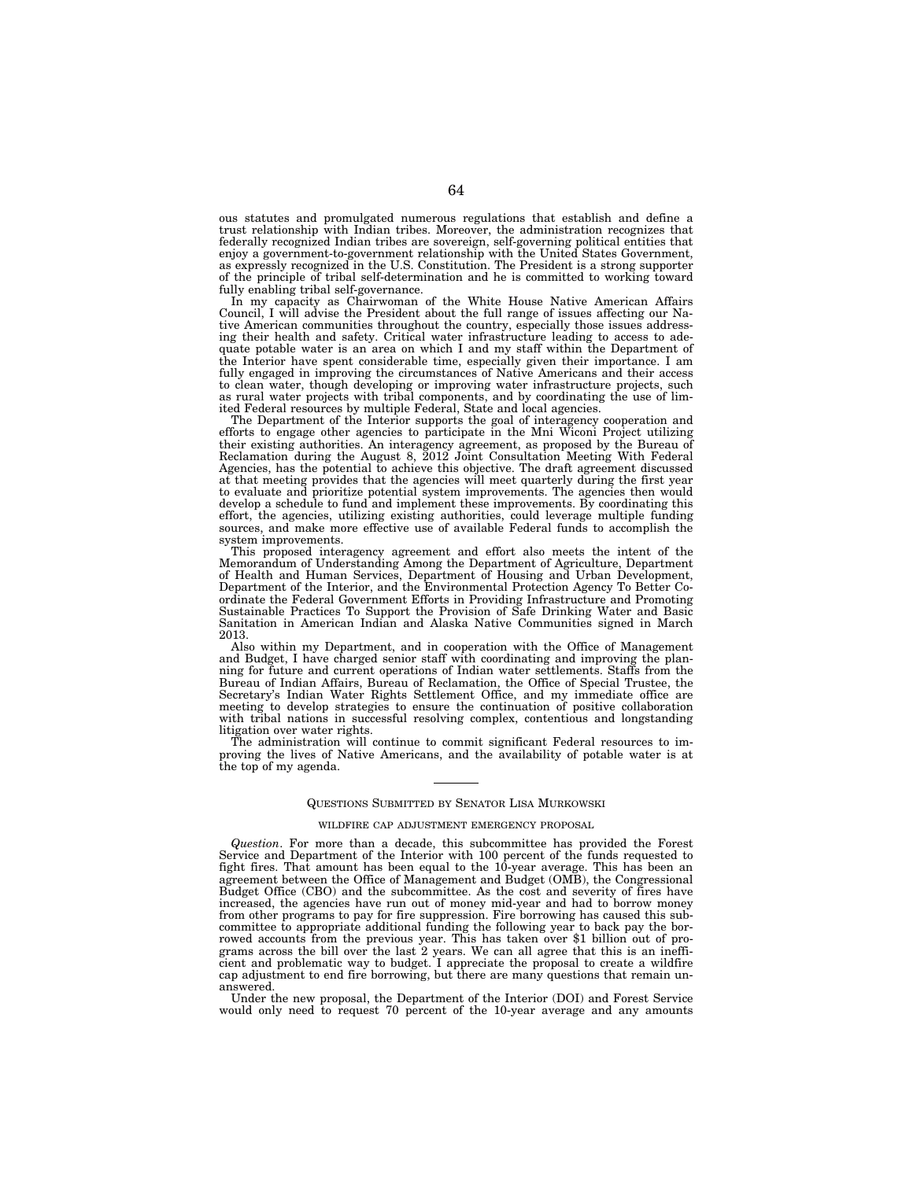ous statutes and promulgated numerous regulations that establish and define a trust relationship with Indian tribes. Moreover, the administration recognizes that federally recognized Indian tribes are sovereign, self-governing political entities that enjoy a government-to-government relationship with the United States Government, as expressly recognized in the U.S. Constitution. The President is a strong supporter of the principle of tribal self-determination and he is committed to working toward fully enabling tribal self-governance.

In my capacity as Chairwoman of the White House Native American Affairs Council, I will advise the President about the full range of issues affecting our Native American communities throughout the country, especially those issues addressing their health and safety. Critical water infrastructure leading to access to adequate potable water is an area on which I and my staff within the Department of the Interior have spent considerable time, especially given their importance. I am fully engaged in improving the circumstances of Native Americans and their access to clean water, though developing or improving water infrastructure projects, such as rural water projects with tribal components, and by coordinating the use of limited Federal resources by multiple Federal, State and local agencies.

The Department of the Interior supports the goal of interagency cooperation and efforts to engage other agencies to participate in the Mni Wiconi Project utilizing their existing authorities. An interagency agreement, as proposed by the Bureau of Reclamation during the August 8, 2012 Joint Consultation Meeting With Federal Agencies, has the potential to achieve this objective. The draft agreement discussed at that meeting provides that the agencies will meet quarterly during the first year to evaluate and prioritize potential system improvements. The agencies then would develop a schedule to fund and implement these improvements. By coordinating this effort, the agencies, utilizing existing authorities, could leverage multiple funding sources, and make more effective use of available Federal funds to accomplish the system improvements.

This proposed interagency agreement and effort also meets the intent of the Memorandum of Understanding Among the Department of Agriculture, Department of Health and Human Services, Department of Housing and Urban Development, Department of the Interior, and the Environmental Protection Agency To Better Coordinate the Federal Government Efforts in Providing Infrastructure and Promoting Sustainable Practices To Support the Provision of Safe Drinking Water and Basic Sanitation in American Indian and Alaska Native Communities signed in March 2013.

Also within my Department, and in cooperation with the Office of Management and Budget, I have charged senior staff with coordinating and improving the planning for future and current operations of Indian water settlements. Staffs from the Bureau of Indian Affairs, Bureau of Reclamation, the Office of Special Trustee, the Secretary's Indian Water Rights Settlement Office, and my immediate office are meeting to develop strategies to ensure the continuation of positive collaboration with tribal nations in successful resolving complex, contentious and longstanding litigation over water rights.

The administration will continue to commit significant Federal resources to improving the lives of Native Americans, and the availability of potable water is at the top of my agenda.

---

## QUESTIONS SUBMITTED BY SENATOR LISA MURKOWSKI

### WILDFIRE CAP ADJUSTMENT EMERGENCY PROPOSAL

*Question*. For more than a decade, this subcommittee has provided the Forest Service and Department of the Interior with 100 percent of the funds requested to fight fires. That amount has been equal to the 10-year average. This has been an agreement between the Office of Management and Budget (OMB), the Congressional Budget Office (CBO) and the subcommittee. As the cost and severity of fires have increased, the agencies have run out of money mid-year and had to borrow money from other programs to pay for fire suppression. Fire borrowing has caused this subcommittee to appropriate additional funding the following year to back pay the borrowed accounts from the previous year. This has taken over $1 billion out of programs across the bill over the last 2 years. We can all agree that this is an inefficient and problematic way to budget. I appreciate the proposal to create a wildfire cap adjustment to end fire borrowing, but there are many questions that remain unanswered.

Under the new proposal, the Department of the Interior (DOI) and Forest Service would only need to request 70 percent of the 10-year average and any amounts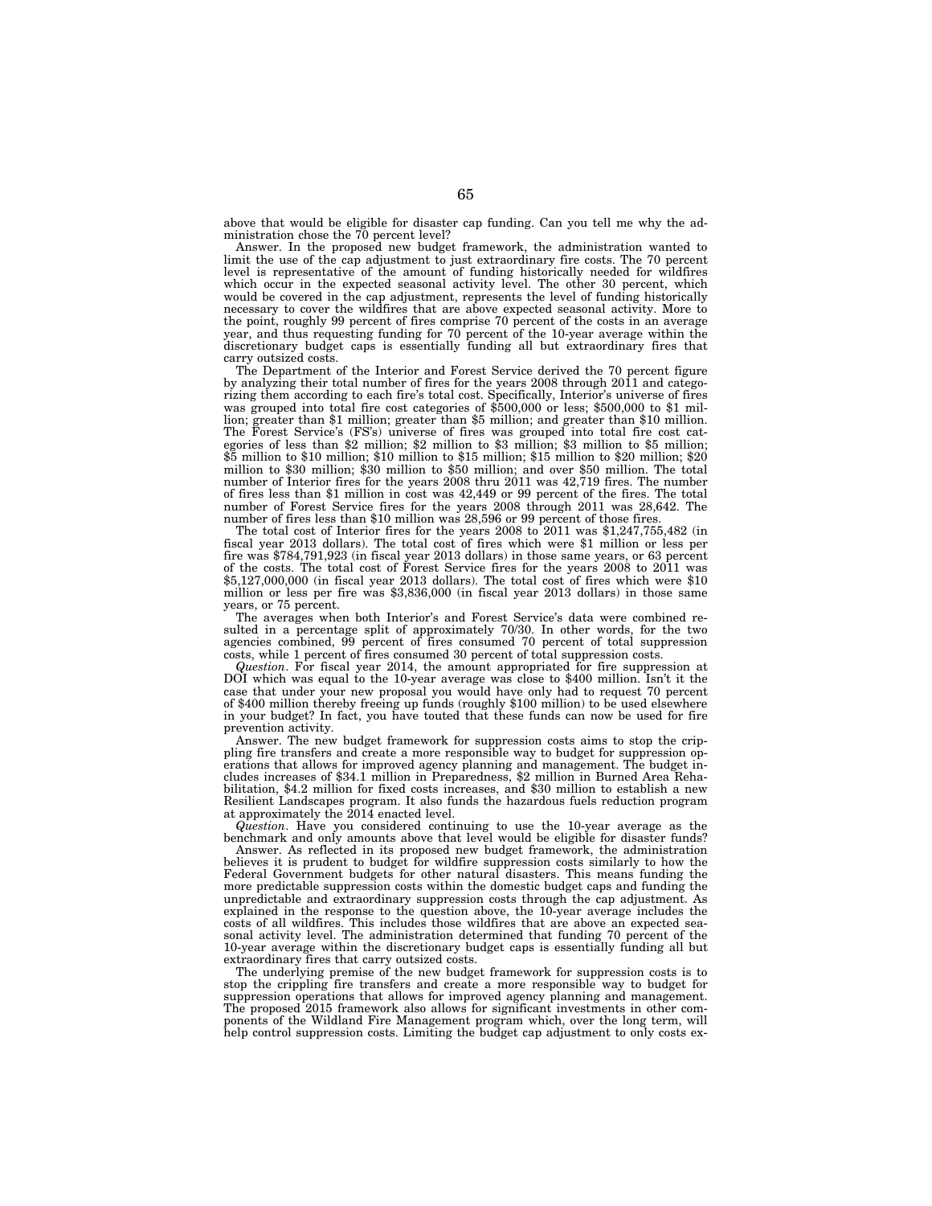above that would be eligible for disaster cap funding. Can you tell me why the administration chose the 70 percent level?

Answer. In the proposed new budget framework, the administration wanted to limit the use of the cap adjustment to just extraordinary fire costs. The 70 percent level is representative of the amount of funding historically needed for wildfires which occur in the expected seasonal activity level. The other 30 percent, which would be covered in the cap adjustment, represents the level of funding historically necessary to cover the wildfires that are above expected seasonal activity. More to the point, roughly 99 percent of fires comprise 70 percent of the costs in an average year, and thus requesting funding for 70 percent of the 10-year average within the discretionary budget caps is essentially funding all but extraordinary fires that carry outsized costs.

The Department of the Interior and Forest Service derived the 70 percent figure by analyzing their total number of fires for the years 2008 through 2011 and categorizing them according to each fire's total cost. Specifically, Interior's universe of fires was grouped into total fire cost categories of $500,000 or less; $500,000 to $1 million; greater than $1 million; greater than $5 million; and greater than $10 million. The Forest Service's (FS's) universe of fires was grouped into total fire cost categories of less than $2 million; $2 million to $3 million; $3 million to $5 million; $5 million to $10 million; $10 million to $15 million; $15 million to $20 million; $20 million to $30 million; $30 million to $50 million; and over $50 million. The total number of Interior fires for the years 2008 thru 2011 was 42,719 fires. The number of fires less than $1 million in cost was 42,449 or 99 percent of the fires. The total number of Forest Service fires for the years 2008 through 2011 was 28,642. The number of fires less than $10 million was 28,596 or 99 percent of those fires.

The total cost of Interior fires for the years 2008 to 2011 was $1,247,755,482 (in fiscal year 2013 dollars). The total cost of fires which were $1 million or less per fire was $784,791,923 (in fiscal year 2013 dollars) in those same years, or 63 percent of the costs. The total cost of Forest Service fires for the years 2008 to 2011 was $5,127,000,000 (in fiscal year 2013 dollars). The total cost of fires which were $10 million or less per fire was $3,836,000 (in fiscal year 2013 dollars) in those same years, or 75 percent.

The averages when both Interior's and Forest Service's data were combined resulted in a percentage split of approximately 70/30. In other words, for the two agencies combined, 99 percent of fires consumed 70 percent of total suppression costs, while 1 percent of fires consumed 30 percent of total suppression costs.

*Question*. For fiscal year 2014, the amount appropriated for fire suppression at DOI which was equal to the 10-year average was close to $400 million. Isn't it the case that under your new proposal you would have only had to request 70 percent of $400 million thereby freeing up funds (roughly $100 million) to be used elsewhere in your budget? In fact, you have touted that these funds can now be used for fire prevention activity.

Answer. The new budget framework for suppression costs aims to stop the crippling fire transfers and create a more responsible way to budget for suppression operations that allows for improved agency planning and management. The budget includes increases of $34.1 million in Preparedness, $2 million in Burned Area Rehabilitation, $4.2 million for fixed costs increases, and $30 million to establish a new Resilient Landscapes program. It also funds the hazardous fuels reduction program at approximately the 2014 enacted level.

*Question*. Have you considered continuing to use the 10-year average as the benchmark and only amounts above that level would be eligible for disaster funds?

Answer. As reflected in its proposed new budget framework, the administration believes it is prudent to budget for wildfire suppression costs similarly to how the Federal Government budgets for other natural disasters. This means funding the more predictable suppression costs within the domestic budget caps and funding the unpredictable and extraordinary suppression costs through the cap adjustment. As explained in the response to the question above, the 10-year average includes the costs of all wildfires. This includes those wildfires that are above an expected seasonal activity level. The administration determined that funding 70 percent of the 10-year average within the discretionary budget caps is essentially funding all but extraordinary fires that carry outsized costs.

The underlying premise of the new budget framework for suppression costs is to stop the crippling fire transfers and create a more responsible way to budget for suppression operations that allows for improved agency planning and management. The proposed 2015 framework also allows for significant investments in other components of the Wildland Fire Management program which, over the long term, will help control suppression costs. Limiting the budget cap adjustment to only costs ex-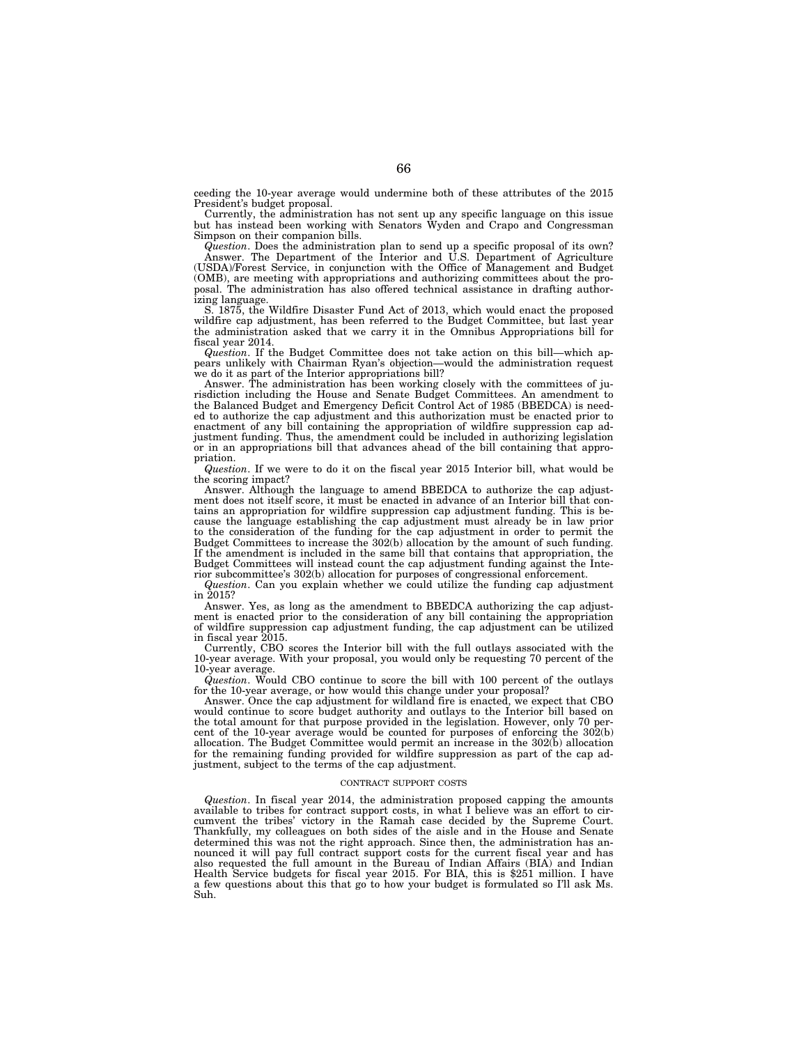ceeding the 10-year average would undermine both of these attributes of the 2015 President's budget proposal.

Currently, the administration has not sent up any specific language on this issue but has instead been working with Senators Wyden and Crapo and Congressman Simpson on their companion bills.

*Question*. Does the administration plan to send up a specific proposal of its own?

Answer. The Department of the Interior and U.S. Department of Agriculture (USDA)/Forest Service, in conjunction with the Office of Management and Budget (OMB), are meeting with appropriations and authorizing committees about the proposal. The administration has also offered technical assistance in drafting authorizing language.

S. 1875, the Wildfire Disaster Fund Act of 2013, which would enact the proposed wildfire cap adjustment, has been referred to the Budget Committee, but last year the administration asked that we carry it in the Omnibus Appropriations bill for fiscal year 2014.

*Question*. If the Budget Committee does not take action on this bill—which appears unlikely with Chairman Ryan's objection—would the administration request we do it as part of the Interior appropriations bill?

Answer. The administration has been working closely with the committees of jurisdiction including the House and Senate Budget Committees. An amendment to the Balanced Budget and Emergency Deficit Control Act of 1985 (BBEDCA) is needed to authorize the cap adjustment and this authorization must be enacted prior to enactment of any bill containing the appropriation of wildfire suppression cap adjustment funding. Thus, the amendment could be included in authorizing legislation or in an appropriations bill that advances ahead of the bill containing that appropriation.

*Question*. If we were to do it on the fiscal year 2015 Interior bill, what would be the scoring impact?

Answer. Although the language to amend BBEDCA to authorize the cap adjustment does not itself score, it must be enacted in advance of an Interior bill that contains an appropriation for wildfire suppression cap adjustment funding. This is because the language establishing the cap adjustment must already be in law prior to the consideration of the funding for the cap adjustment in order to permit the Budget Committees to increase the 302(b) allocation by the amount of such funding. If the amendment is included in the same bill that contains that appropriation, the Budget Committees will instead count the cap adjustment funding against the Interior subcommittee's 302(b) allocation for purposes of congressional enforcement.

*Question*. Can you explain whether we could utilize the funding cap adjustment in 2015?

Answer. Yes, as long as the amendment to BBEDCA authorizing the cap adjustment is enacted prior to the consideration of any bill containing the appropriation of wildfire suppression cap adjustment funding, the cap adjustment can be utilized in fiscal year 2015.

Currently, CBO scores the Interior bill with the full outlays associated with the 10-year average. With your proposal, you would only be requesting 70 percent of the 10-year average.

*Question*. Would CBO continue to score the bill with 100 percent of the outlays for the 10-year average, or how would this change under your proposal?

Answer. Once the cap adjustment for wildland fire is enacted, we expect that CBO would continue to score budget authority and outlays to the Interior bill based on the total amount for that purpose provided in the legislation. However, only 70 percent of the 10-year average would be counted for purposes of enforcing the 302(b) allocation. The Budget Committee would permit an increase in the 302(b) allocation for the remaining funding provided for wildfire suppression as part of the cap adjustment, subject to the terms of the cap adjustment.

## CONTRACT SUPPORT COSTS

*Question*. In fiscal year 2014, the administration proposed capping the amounts available to tribes for contract support costs, in what I believe was an effort to circumvent the tribes' victory in the Ramah case decided by the Supreme Court. Thankfully, my colleagues on both sides of the aisle and in the House and Senate determined this was not the right approach. Since then, the administration has announced it will pay full contract support costs for the current fiscal year and has also requested the full amount in the Bureau of Indian Affairs (BIA) and Indian Health Service budgets for fiscal year 2015. For BIA, this is $251 million. I have a few questions about this that go to how your budget is formulated so I'll ask Ms. Suh.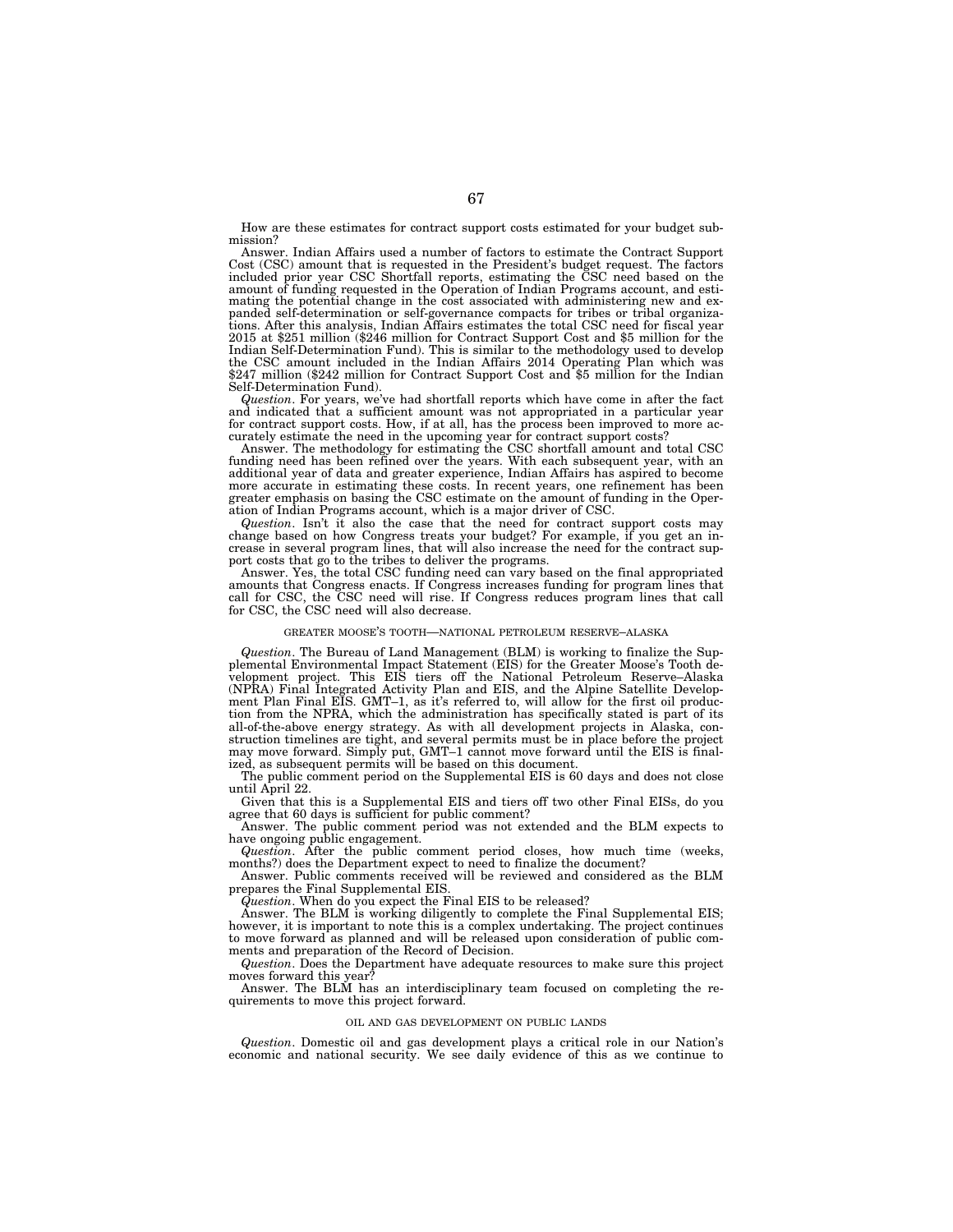How are these estimates for contract support costs estimated for your budget submission?

Answer. Indian Affairs used a number of factors to estimate the Contract Support Cost (CSC) amount that is requested in the President's budget request. The factors included prior year CSC Shortfall reports, estimating the CSC need based on the amount of funding requested in the Operation of Indian Programs account, and estimating the potential change in the cost associated with administering new and expanded self-determination or self-governance compacts for tribes or tribal organizations. After this analysis, Indian Affairs estimates the total CSC need for fiscal year 2015 at $251 million ($246 million for Contract Support Cost and $5 million for the Indian Self-Determination Fund). This is similar to the methodology used to develop the CSC amount included in the Indian Affairs 2014 Operating Plan which was $247 million ($242 million for Contract Support Cost and $5 million for the Indian Self-Determination Fund).

*Question*. For years, we've had shortfall reports which have come in after the fact and indicated that a sufficient amount was not appropriated in a particular year for contract support costs. How, if at all, has the process been improved to more accurately estimate the need in the upcoming year for contract support costs?

Answer. The methodology for estimating the CSC shortfall amount and total CSC funding need has been refined over the years. With each subsequent year, with an additional year of data and greater experience, Indian Affairs has aspired to become more accurate in estimating these costs. In recent years, one refinement has been greater emphasis on basing the CSC estimate on the amount of funding in the Operation of Indian Programs account, which is a major driver of CSC.

*Question*. Isn't it also the case that the need for contract support costs may change based on how Congress treats your budget? For example, if you get an increase in several program lines, that will also increase the need for the contract support costs that go to the tribes to deliver the programs.

Answer. Yes, the total CSC funding need can vary based on the final appropriated amounts that Congress enacts. If Congress increases funding for program lines that call for CSC, the CSC need will rise. If Congress reduces program lines that call for CSC, the CSC need will also decrease.

GREATER MOOSE'S TOOTH—NATIONAL PETROLEUM RESERVE–ALASKA

*Question*. The Bureau of Land Management (BLM) is working to finalize the Supplemental Environmental Impact Statement (EIS) for the Greater Moose's Tooth development project. This EIS tiers off the National Petroleum Reserve–Alaska (NPRA) Final Integrated Activity Plan and EIS, and the Alpine Satellite Development Plan Final EIS. GMT–1, as it's referred to, will allow for the first oil production from the NPRA, which the administration has specifically stated is part of its all-of-the-above energy strategy. As with all development projects in Alaska, construction timelines are tight, and several permits must be in place before the project may move forward. Simply put, GMT–1 cannot move forward until the EIS is finalized, as subsequent permits will be based on this document.

The public comment period on the Supplemental EIS is 60 days and does not close until April 22.

Given that this is a Supplemental EIS and tiers off two other Final EISs, do you agree that 60 days is sufficient for public comment?

Answer. The public comment period was not extended and the BLM expects to have ongoing public engagement.

*Question*. After the public comment period closes, how much time (weeks, months?) does the Department expect to need to finalize the document?

Answer. Public comments received will be reviewed and considered as the BLM prepares the Final Supplemental EIS.

*Question*. When do you expect the Final EIS to be released?

Answer. The BLM is working diligently to complete the Final Supplemental EIS; however, it is important to note this is a complex undertaking. The project continues to move forward as planned and will be released upon consideration of public comments and preparation of the Record of Decision.

*Question*. Does the Department have adequate resources to make sure this project moves forward this year?

Answer. The BLM has an interdisciplinary team focused on completing the requirements to move this project forward.

OIL AND GAS DEVELOPMENT ON PUBLIC LANDS

*Question*. Domestic oil and gas development plays a critical role in our Nation's economic and national security. We see daily evidence of this as we continue to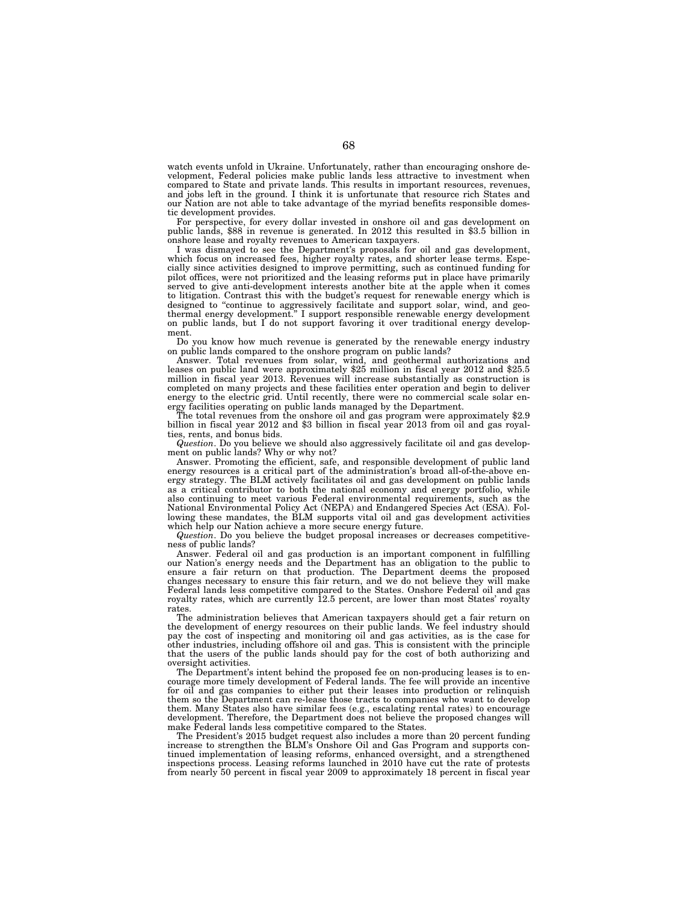watch events unfold in Ukraine. Unfortunately, rather than encouraging onshore development, Federal policies make public lands less attractive to investment when compared to State and private lands. This results in important resources, revenues, and jobs left in the ground. I think it is unfortunate that resource rich States and our Nation are not able to take advantage of the myriad benefits responsible domestic development provides.

For perspective, for every dollar invested in onshore oil and gas development on public lands, $88 in revenue is generated. In 2012 this resulted in $3.5 billion in onshore lease and royalty revenues to American taxpayers.

I was dismayed to see the Department's proposals for oil and gas development, which focus on increased fees, higher royalty rates, and shorter lease terms. Especially since activities designed to improve permitting, such as continued funding for pilot offices, were not prioritized and the leasing reforms put in place have primarily served to give anti-development interests another bite at the apple when it comes to litigation. Contrast this with the budget's request for renewable energy which is designed to "continue to aggressively facilitate and support solar, wind, and geothermal energy development." I support responsible renewable energy development on public lands, but I do not support favoring it over traditional energy development.

Do you know how much revenue is generated by the renewable energy industry on public lands compared to the onshore program on public lands?

Answer. Total revenues from solar, wind, and geothermal authorizations and leases on public land were approximately $25 million in fiscal year 2012 and $25.5 million in fiscal year 2013. Revenues will increase substantially as construction is completed on many projects and these facilities enter operation and begin to deliver energy to the electric grid. Until recently, there were no commercial scale solar energy facilities operating on public lands managed by the Department.

The total revenues from the onshore oil and gas program were approximately $2.9 billion in fiscal year 2012 and $3 billion in fiscal year 2013 from oil and gas royalties, rents, and bonus bids.

*Question*. Do you believe we should also aggressively facilitate oil and gas development on public lands? Why or why not?

Answer. Promoting the efficient, safe, and responsible development of public land energy resources is a critical part of the administration's broad all-of-the-above energy strategy. The BLM actively facilitates oil and gas development on public lands as a critical contributor to both the national economy and energy portfolio, while also continuing to meet various Federal environmental requirements, such as the National Environmental Policy Act (NEPA) and Endangered Species Act (ESA). Following these mandates, the BLM supports vital oil and gas development activities which help our Nation achieve a more secure energy future.

*Question*. Do you believe the budget proposal increases or decreases competitiveness of public lands?

Answer. Federal oil and gas production is an important component in fulfilling our Nation's energy needs and the Department has an obligation to the public to ensure a fair return on that production. The Department deems the proposed changes necessary to ensure this fair return, and we do not believe they will make Federal lands less competitive compared to the States. Onshore Federal oil and gas royalty rates, which are currently 12.5 percent, are lower than most States' royalty rates.

The administration believes that American taxpayers should get a fair return on the development of energy resources on their public lands. We feel industry should pay the cost of inspecting and monitoring oil and gas activities, as is the case for other industries, including offshore oil and gas. This is consistent with the principle that the users of the public lands should pay for the cost of both authorizing and oversight activities.

The Department's intent behind the proposed fee on non-producing leases is to encourage more timely development of Federal lands. The fee will provide an incentive for oil and gas companies to either put their leases into production or relinquish them so the Department can re-lease those tracts to companies who want to develop them. Many States also have similar fees (e.g., escalating rental rates) to encourage development. Therefore, the Department does not believe the proposed changes will make Federal lands less competitive compared to the States.

The President's 2015 budget request also includes a more than 20 percent funding increase to strengthen the BLM's Onshore Oil and Gas Program and supports continued implementation of leasing reforms, enhanced oversight, and a strengthened inspections process. Leasing reforms launched in 2010 have cut the rate of protests from nearly 50 percent in fiscal year 2009 to approximately 18 percent in fiscal year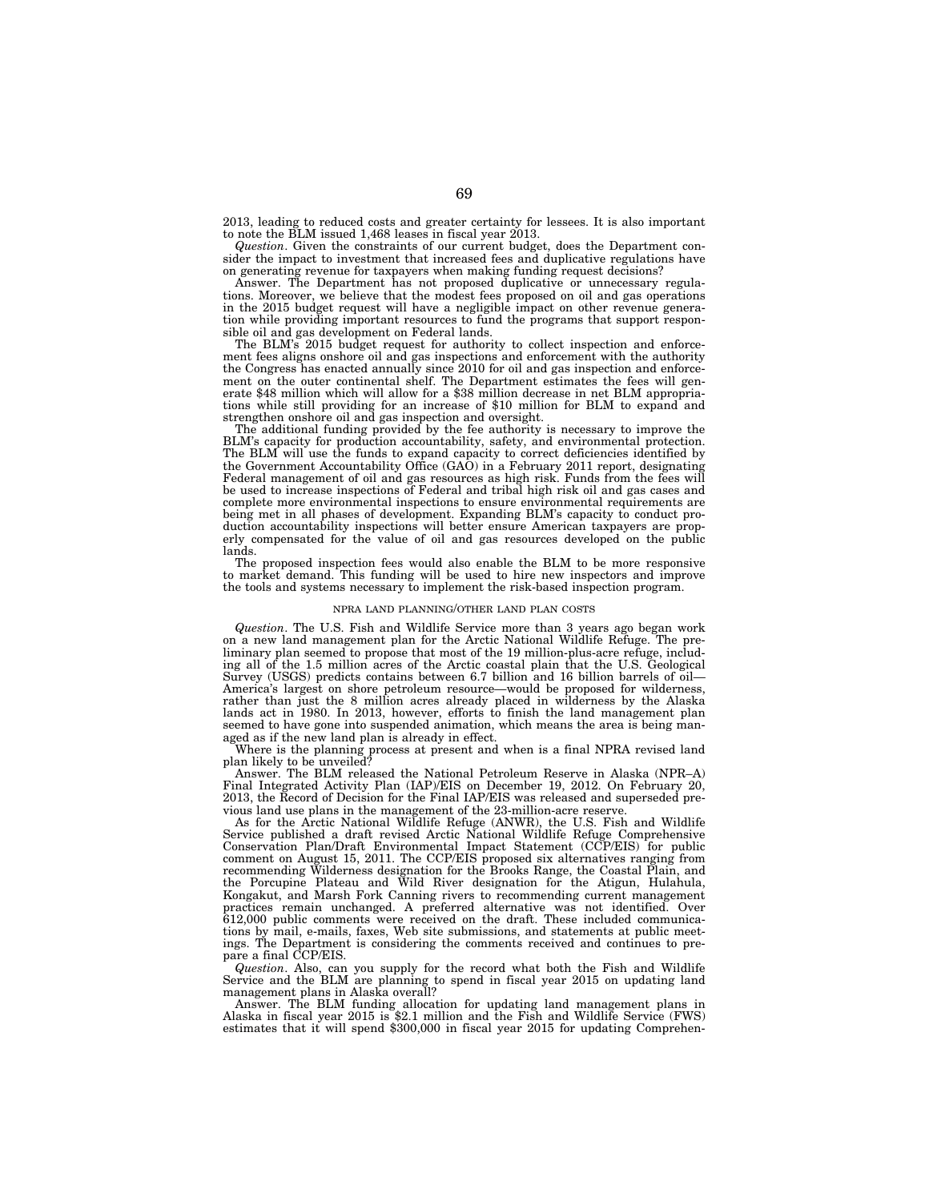2013, leading to reduced costs and greater certainty for lessees. It is also important to note the BLM issued 1,468 leases in fiscal year 2013.

*Question*. Given the constraints of our current budget, does the Department consider the impact to investment that increased fees and duplicative regulations have on generating revenue for taxpayers when making funding request decisions?

Answer. The Department has not proposed duplicative or unnecessary regulations. Moreover, we believe that the modest fees proposed on oil and gas operations in the 2015 budget request will have a negligible impact on other revenue generation while providing important resources to fund the programs that support responsible oil and gas development on Federal lands.

The BLM's 2015 budget request for authority to collect inspection and enforcement fees aligns onshore oil and gas inspections and enforcement with the authority the Congress has enacted annually since 2010 for oil and gas inspection and enforcement on the outer continental shelf. The Department estimates the fees will generate $48 million which will allow for a $38 million decrease in net BLM appropriations while still providing for an increase of $10 million for BLM to expand and strengthen onshore oil and gas inspection and oversight.

The additional funding provided by the fee authority is necessary to improve the BLM's capacity for production accountability, safety, and environmental protection. The BLM will use the funds to expand capacity to correct deficiencies identified by the Government Accountability Office (GAO) in a February 2011 report, designating Federal management of oil and gas resources as high risk. Funds from the fees will be used to increase inspections of Federal and tribal high risk oil and gas cases and complete more environmental inspections to ensure environmental requirements are being met in all phases of development. Expanding BLM's capacity to conduct production accountability inspections will better ensure American taxpayers are properly compensated for the value of oil and gas resources developed on the public lands.

The proposed inspection fees would also enable the BLM to be more responsive to market demand. This funding will be used to hire new inspectors and improve the tools and systems necessary to implement the risk-based inspection program.

## NPRA LAND PLANNING/OTHER LAND PLAN COSTS

*Question*. The U.S. Fish and Wildlife Service more than 3 years ago began work on a new land management plan for the Arctic National Wildlife Refuge. The preliminary plan seemed to propose that most of the 19 million-plus-acre refuge, including all of the 1.5 million acres of the Arctic coastal plain that the U.S. Geological Survey (USGS) predicts contains between 6.7 billion and 16 billion barrels of oil—America's largest on shore petroleum resource—would be proposed for wilderness, rather than just the 8 million acres already placed in wilderness by the Alaska lands act in 1980. In 2013, however, efforts to finish the land management plan seemed to have gone into suspended animation, which means the area is being managed as if the new land plan is already in effect.

Where is the planning process at present and when is a final NPRA revised land plan likely to be unveiled?

Answer. The BLM released the National Petroleum Reserve in Alaska (NPR–A) Final Integrated Activity Plan (IAP)/EIS on December 19, 2012. On February 20, 2013, the Record of Decision for the Final IAP/EIS was released and superseded previous land use plans in the management of the 23-million-acre reserve.

As for the Arctic National Wildlife Refuge (ANWR), the U.S. Fish and Wildlife Service published a draft revised Arctic National Wildlife Refuge Comprehensive Conservation Plan/Draft Environmental Impact Statement (CCP/EIS) for public comment on August 15, 2011. The CCP/EIS proposed six alternatives ranging from recommending Wilderness designation for the Brooks Range, the Coastal Plain, and the Porcupine Plateau and Wild River designation for the Atigun, Hulahula, Kongakut, and Marsh Fork Canning rivers to recommending current management practices remain unchanged. A preferred alternative was not identified. Over 612,000 public comments were received on the draft. These included communications by mail, e-mails, faxes, Web site submissions, and statements at public meetings. The Department is considering the comments received and continues to prepare a final CCP/EIS.

*Question*. Also, can you supply for the record what both the Fish and Wildlife Service and the BLM are planning to spend in fiscal year 2015 on updating land management plans in Alaska overall?

Answer. The BLM funding allocation for updating land management plans in Alaska in fiscal year 2015 is $2.1 million and the Fish and Wildlife Service (FWS) estimates that it will spend $300,000 in fiscal year 2015 for updating Comprehen-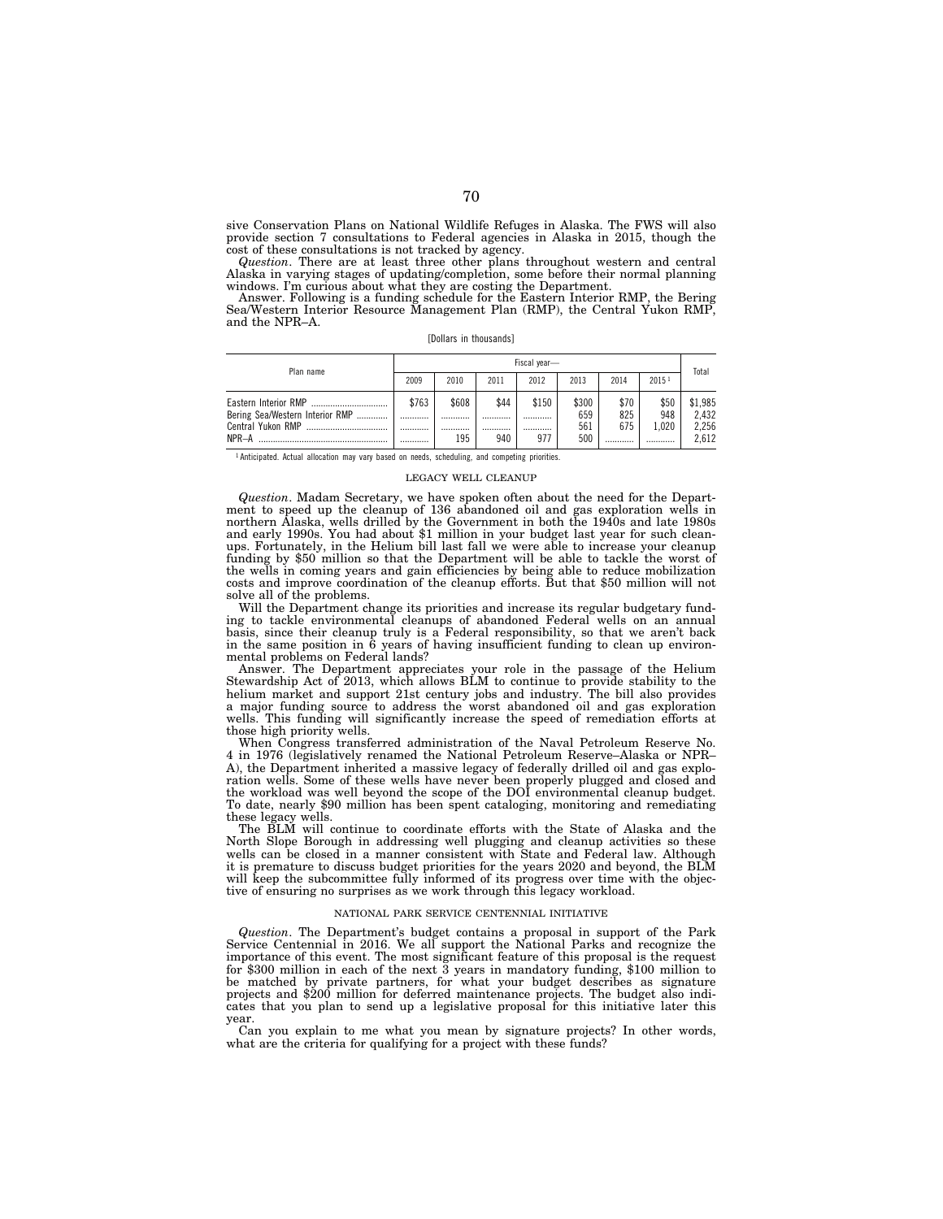sive Conservation Plans on National Wildlife Refuges in Alaska. The FWS will also provide section 7 consultations to Federal agencies in Alaska in 2015, though the cost of these consultations is not tracked by agency.

*Question*. There are at least three other plans throughout western and central Alaska in varying stages of updating/completion, some before their normal planning windows. I'm curious about what they are costing the Department.

Answer. Following is a funding schedule for the Eastern Interior RMP, the Bering Sea/Western Interior Resource Management Plan (RMP), the Central Yukon RMP, and the NPR–A.

[Dollars in thousands]

| Plan name | Fiscal year— | | | | | | | Total |
|---|---|---|---|---|---|---|---|---|
| | 2009 | 2010 | 2011 | 2012 | 2013 | 2014 | 2015 [1] | |
| Eastern Interior RMP | $763 | $608 | $44 | $150 | $300 | $70 | $50 | $1,985 |
| Bering Sea/Western Interior RMP | ............ | ............ | ............ | ............ | 659 | 825 | 948 | 2,432 |
| Central Yukon RMP | ............ | ............ | ............ | ............ | 561 | 675 | 1,020 | 2,256 |
| NPR–A | ............ | 195 | 940 | 977 | 500 | ............ | ............ | 2,612 |

[1] Anticipated. Actual allocation may vary based on needs, scheduling, and competing priorities.

## LEGACY WELL CLEANUP

*Question*. Madam Secretary, we have spoken often about the need for the Department to speed up the cleanup of 136 abandoned oil and gas exploration wells in northern Alaska, wells drilled by the Government in both the 1940s and late 1980s and early 1990s. You had about $1 million in your budget last year for such cleanups. Fortunately, in the Helium bill last fall we were able to increase your cleanup funding by $50 million so that the Department will be able to tackle the worst of the wells in coming years and gain efficiencies by being able to reduce mobilization costs and improve coordination of the cleanup efforts. But that $50 million will not solve all of the problems.

Will the Department change its priorities and increase its regular budgetary funding to tackle environmental cleanups of abandoned Federal wells on an annual basis, since their cleanup truly is a Federal responsibility, so that we aren't back in the same position in 6 years of having insufficient funding to clean up environmental problems on Federal lands?

Answer. The Department appreciates your role in the passage of the Helium Stewardship Act of 2013, which allows BLM to continue to provide stability to the helium market and support 21st century jobs and industry. The bill also provides a major funding source to address the worst abandoned oil and gas exploration wells. This funding will significantly increase the speed of remediation efforts at those high priority wells.

When Congress transferred administration of the Naval Petroleum Reserve No. 4 in 1976 (legislatively renamed the National Petroleum Reserve–Alaska or NPR–A), the Department inherited a massive legacy of federally drilled oil and gas exploration wells. Some of these wells have never been properly plugged and closed and the workload was well beyond the scope of the DOI environmental cleanup budget. To date, nearly $90 million has been spent cataloging, monitoring and remediating these legacy wells.

The BLM will continue to coordinate efforts with the State of Alaska and the North Slope Borough in addressing well plugging and cleanup activities so these wells can be closed in a manner consistent with State and Federal law. Although it is premature to discuss budget priorities for the years 2020 and beyond, the BLM will keep the subcommittee fully informed of its progress over time with the objective of ensuring no surprises as we work through this legacy workload.

## NATIONAL PARK SERVICE CENTENNIAL INITIATIVE

*Question*. The Department's budget contains a proposal in support of the Park Service Centennial in 2016. We all support the National Parks and recognize the importance of this event. The most significant feature of this proposal is the request for $300 million in each of the next 3 years in mandatory funding, $100 million to be matched by private partners, for what your budget describes as signature projects and $200 million for deferred maintenance projects. The budget also indicates that you plan to send up a legislative proposal for this initiative later this year.

Can you explain to me what you mean by signature projects? In other words, what are the criteria for qualifying for a project with these funds?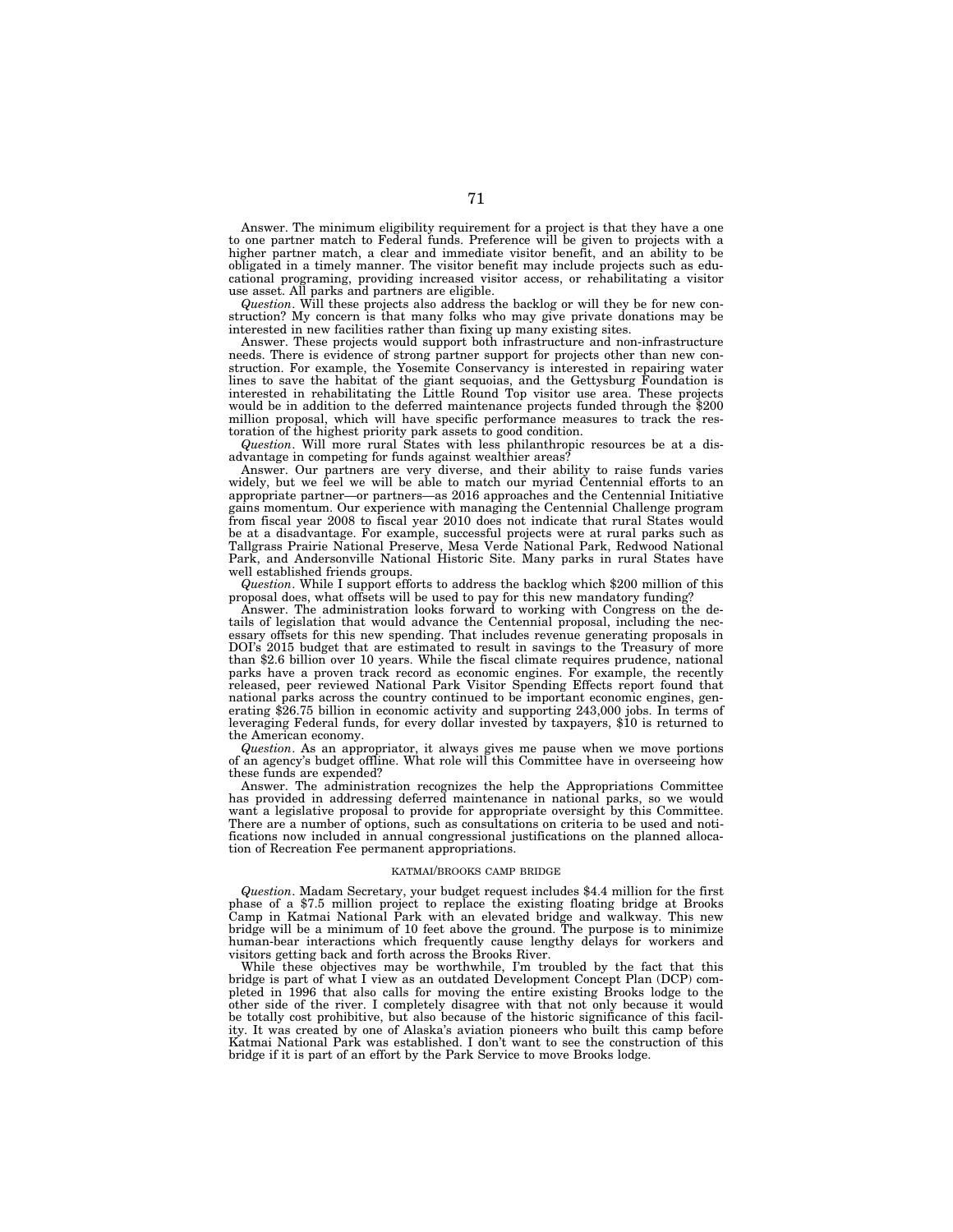Answer. The minimum eligibility requirement for a project is that they have a one to one partner match to Federal funds. Preference will be given to projects with a higher partner match, a clear and immediate visitor benefit, and an ability to be obligated in a timely manner. The visitor benefit may include projects such as educational programing, providing increased visitor access, or rehabilitating a visitor use asset. All parks and partners are eligible.

*Question*. Will these projects also address the backlog or will they be for new construction? My concern is that many folks who may give private donations may be interested in new facilities rather than fixing up many existing sites.

Answer. These projects would support both infrastructure and non-infrastructure needs. There is evidence of strong partner support for projects other than new construction. For example, the Yosemite Conservancy is interested in repairing water lines to save the habitat of the giant sequoias, and the Gettysburg Foundation is interested in rehabilitating the Little Round Top visitor use area. These projects would be in addition to the deferred maintenance projects funded through the $200 million proposal, which will have specific performance measures to track the restoration of the highest priority park assets to good condition.

*Question*. Will more rural States with less philanthropic resources be at a disadvantage in competing for funds against wealthier areas?

Answer. Our partners are very diverse, and their ability to raise funds varies widely, but we feel we will be able to match our myriad Centennial efforts to an appropriate partner—or partners—as 2016 approaches and the Centennial Initiative gains momentum. Our experience with managing the Centennial Challenge program from fiscal year 2008 to fiscal year 2010 does not indicate that rural States would be at a disadvantage. For example, successful projects were at rural parks such as Tallgrass Prairie National Preserve, Mesa Verde National Park, Redwood National Park, and Andersonville National Historic Site. Many parks in rural States have well established friends groups.

*Question*. While I support efforts to address the backlog which $200 million of this proposal does, what offsets will be used to pay for this new mandatory funding?

Answer. The administration looks forward to working with Congress on the details of legislation that would advance the Centennial proposal, including the necessary offsets for this new spending. That includes revenue generating proposals in DOI's 2015 budget that are estimated to result in savings to the Treasury of more than $2.6 billion over 10 years. While the fiscal climate requires prudence, national parks have a proven track record as economic engines. For example, the recently released, peer reviewed National Park Visitor Spending Effects report found that national parks across the country continued to be important economic engines, generating $26.75 billion in economic activity and supporting 243,000 jobs. In terms of leveraging Federal funds, for every dollar invested by taxpayers, $10 is returned to the American economy.

*Question*. As an appropriator, it always gives me pause when we move portions of an agency's budget offline. What role will this Committee have in overseeing how these funds are expended?

Answer. The administration recognizes the help the Appropriations Committee has provided in addressing deferred maintenance in national parks, so we would want a legislative proposal to provide for appropriate oversight by this Committee. There are a number of options, such as consultations on criteria to be used and notifications now included in annual congressional justifications on the planned allocation of Recreation Fee permanent appropriations.

## KATMAI/BROOKS CAMP BRIDGE

*Question*. Madam Secretary, your budget request includes $4.4 million for the first phase of a $7.5 million project to replace the existing floating bridge at Brooks Camp in Katmai National Park with an elevated bridge and walkway. This new bridge will be a minimum of 10 feet above the ground. The purpose is to minimize human-bear interactions which frequently cause lengthy delays for workers and visitors getting back and forth across the Brooks River.

While these objectives may be worthwhile, I'm troubled by the fact that this bridge is part of what I view as an outdated Development Concept Plan (DCP) completed in 1996 that also calls for moving the entire existing Brooks lodge to the other side of the river. I completely disagree with that not only because it would be totally cost prohibitive, but also because of the historic significance of this facility. It was created by one of Alaska's aviation pioneers who built this camp before Katmai National Park was established. I don't want to see the construction of this bridge if it is part of an effort by the Park Service to move Brooks lodge.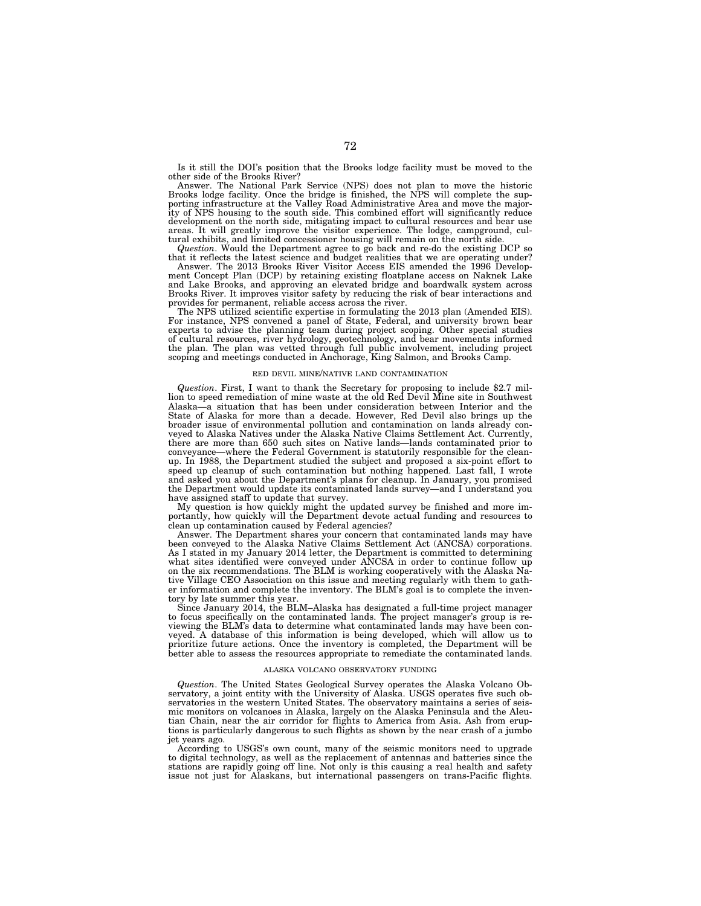Is it still the DOI's position that the Brooks lodge facility must be moved to the other side of the Brooks River?

Answer. The National Park Service (NPS) does not plan to move the historic Brooks lodge facility. Once the bridge is finished, the NPS will complete the supporting infrastructure at the Valley Road Administrative Area and move the majority of NPS housing to the south side. This combined effort will significantly reduce development on the north side, mitigating impact to cultural resources and bear use areas. It will greatly improve the visitor experience. The lodge, campground, cultural exhibits, and limited concessioner housing will remain on the north side.

*Question*. Would the Department agree to go back and re-do the existing DCP so that it reflects the latest science and budget realities that we are operating under?

Answer. The 2013 Brooks River Visitor Access EIS amended the 1996 Development Concept Plan (DCP) by retaining existing floatplane access on Naknek Lake and Lake Brooks, and approving an elevated bridge and boardwalk system across Brooks River. It improves visitor safety by reducing the risk of bear interactions and provides for permanent, reliable access across the river.

The NPS utilized scientific expertise in formulating the 2013 plan (Amended EIS). For instance, NPS convened a panel of State, Federal, and university brown bear experts to advise the planning team during project scoping. Other special studies of cultural resources, river hydrology, geotechnology, and bear movements informed the plan. The plan was vetted through full public involvement, including project scoping and meetings conducted in Anchorage, King Salmon, and Brooks Camp.

RED DEVIL MINE/NATIVE LAND CONTAMINATION

*Question*. First, I want to thank the Secretary for proposing to include $2.7 million to speed remediation of mine waste at the old Red Devil Mine site in Southwest Alaska—a situation that has been under consideration between Interior and the State of Alaska for more than a decade. However, Red Devil also brings up the broader issue of environmental pollution and contamination on lands already conveyed to Alaska Natives under the Alaska Native Claims Settlement Act. Currently, there are more than 650 such sites on Native lands—lands contaminated prior to conveyance—where the Federal Government is statutorily responsible for the cleanup. In 1988, the Department studied the subject and proposed a six-point effort to speed up cleanup of such contamination but nothing happened. Last fall, I wrote and asked you about the Department's plans for cleanup. In January, you promised the Department would update its contaminated lands survey—and I understand you have assigned staff to update that survey.

My question is how quickly might the updated survey be finished and more importantly, how quickly will the Department devote actual funding and resources to clean up contamination caused by Federal agencies?

Answer. The Department shares your concern that contaminated lands may have been conveyed to the Alaska Native Claims Settlement Act (ANCSA) corporations. As I stated in my January 2014 letter, the Department is committed to determining what sites identified were conveyed under ANCSA in order to continue follow up on the six recommendations. The BLM is working cooperatively with the Alaska Native Village CEO Association on this issue and meeting regularly with them to gather information and complete the inventory. The BLM's goal is to complete the inventory by late summer this year.

Since January 2014, the BLM–Alaska has designated a full-time project manager to focus specifically on the contaminated lands. The project manager's group is reviewing the BLM's data to determine what contaminated lands may have been conveyed. A database of this information is being developed, which will allow us to prioritize future actions. Once the inventory is completed, the Department will be better able to assess the resources appropriate to remediate the contaminated lands.

ALASKA VOLCANO OBSERVATORY FUNDING

*Question*. The United States Geological Survey operates the Alaska Volcano Observatory, a joint entity with the University of Alaska. USGS operates five such observatories in the western United States. The observatory maintains a series of seismic monitors on volcanoes in Alaska, largely on the Alaska Peninsula and the Aleutian Chain, near the air corridor for flights to America from Asia. Ash from eruptions is particularly dangerous to such flights as shown by the near crash of a jumbo jet years ago.

According to USGS's own count, many of the seismic monitors need to upgrade to digital technology, as well as the replacement of antennas and batteries since the stations are rapidly going off line. Not only is this causing a real health and safety issue not just for Alaskans, but international passengers on trans-Pacific flights.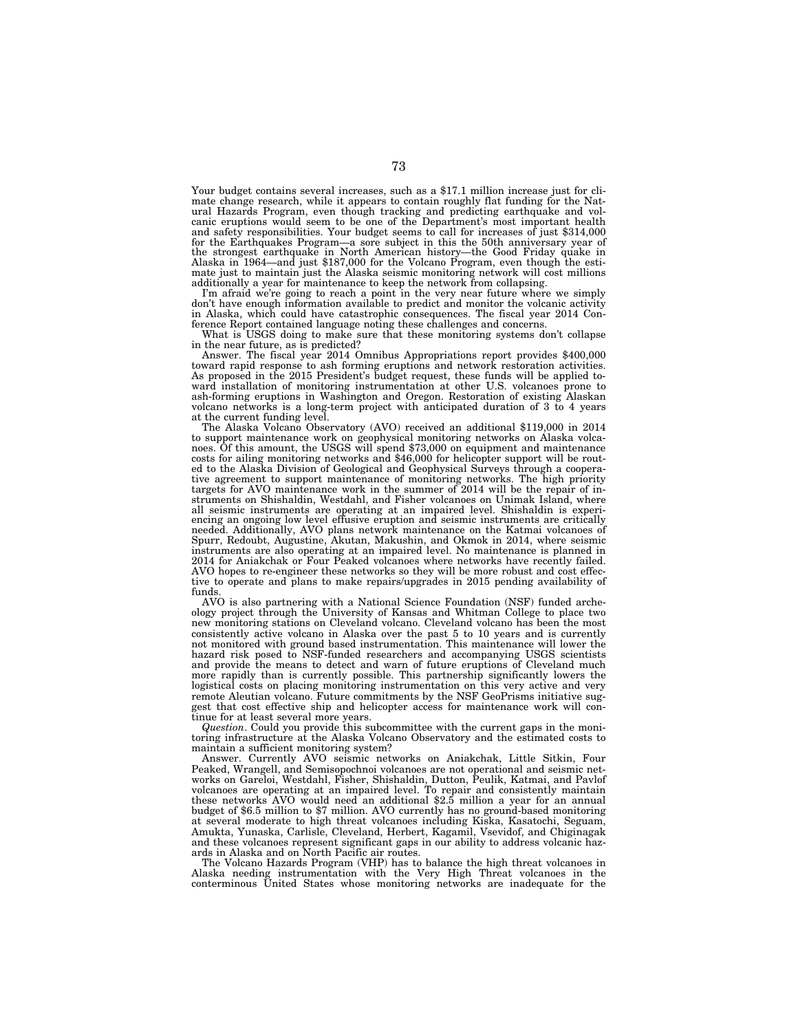Your budget contains several increases, such as a $17.1 million increase just for climate change research, while it appears to contain roughly flat funding for the Natural Hazards Program, even though tracking and predicting earthquake and volcanic eruptions would seem to be one of the Department's most important health and safety responsibilities. Your budget seems to call for increases of just $314,000 for the Earthquakes Program—a sore subject in this the 50th anniversary year of the strongest earthquake in North American history—the Good Friday quake in Alaska in 1964—and just $187,000 for the Volcano Program, even though the estimate just to maintain just the Alaska seismic monitoring network will cost millions additionally a year for maintenance to keep the network from collapsing.

I'm afraid we're going to reach a point in the very near future where we simply don't have enough information available to predict and monitor the volcanic activity in Alaska, which could have catastrophic consequences. The fiscal year 2014 Conference Report contained language noting these challenges and concerns.

What is USGS doing to make sure that these monitoring systems don't collapse in the near future, as is predicted?

Answer. The fiscal year 2014 Omnibus Appropriations report provides $400,000 toward rapid response to ash forming eruptions and network restoration activities. As proposed in the 2015 President's budget request, these funds will be applied toward installation of monitoring instrumentation at other U.S. volcanoes prone to ash-forming eruptions in Washington and Oregon. Restoration of existing Alaskan volcano networks is a long-term project with anticipated duration of 3 to 4 years at the current funding level.

The Alaska Volcano Observatory (AVO) received an additional $119,000 in 2014 to support maintenance work on geophysical monitoring networks on Alaska volcanoes. Of this amount, the USGS will spend $73,000 on equipment and maintenance costs for ailing monitoring networks and $46,000 for helicopter support will be routed to the Alaska Division of Geological and Geophysical Surveys through a cooperative agreement to support maintenance of monitoring networks. The high priority targets for AVO maintenance work in the summer of 2014 will be the repair of instruments on Shishaldin, Westdahl, and Fisher volcanoes on Unimak Island, where all seismic instruments are operating at an impaired level. Shishaldin is experiencing an ongoing low level effusive eruption and seismic instruments are critically needed. Additionally, AVO plans network maintenance on the Katmai volcanoes of Spurr, Redoubt, Augustine, Akutan, Makushin, and Okmok in 2014, where seismic instruments are also operating at an impaired level. No maintenance is planned in 2014 for Aniakchak or Four Peaked volcanoes where networks have recently failed. AVO hopes to re-engineer these networks so they will be more robust and cost effective to operate and plans to make repairs/upgrades in 2015 pending availability of funds.

AVO is also partnering with a National Science Foundation (NSF) funded archeology project through the University of Kansas and Whitman College to place two new monitoring stations on Cleveland volcano. Cleveland volcano has been the most consistently active volcano in Alaska over the past 5 to 10 years and is currently not monitored with ground based instrumentation. This maintenance will lower the hazard risk posed to NSF-funded researchers and accompanying USGS scientists and provide the means to detect and warn of future eruptions of Cleveland much more rapidly than is currently possible. This partnership significantly lowers the logistical costs on placing monitoring instrumentation on this very active and very remote Aleutian volcano. Future commitments by the NSF GeoPrisms initiative suggest that cost effective ship and helicopter access for maintenance work will continue for at least several more years.

*Question*. Could you provide this subcommittee with the current gaps in the monitoring infrastructure at the Alaska Volcano Observatory and the estimated costs to maintain a sufficient monitoring system?

Answer. Currently AVO seismic networks on Aniakchak, Little Sitkin, Four Peaked, Wrangell, and Semisopochnoi volcanoes are not operational and seismic networks on Gareloi, Westdahl, Fisher, Shishaldin, Dutton, Peulik, Katmai, and Pavlof volcanoes are operating at an impaired level. To repair and consistently maintain these networks AVO would need an additional $2.5 million a year for an annual budget of $6.5 million to $7 million. AVO currently has no ground-based monitoring at several moderate to high threat volcanoes including Kiska, Kasatochi, Seguam, Amukta, Yunaska, Carlisle, Cleveland, Herbert, Kagamil, Vsevidof, and Chiginagak and these volcanoes represent significant gaps in our ability to address volcanic hazards in Alaska and on North Pacific air routes.

The Volcano Hazards Program (VHP) has to balance the high threat volcanoes in Alaska needing instrumentation with the Very High Threat volcanoes in the conterminous United States whose monitoring networks are inadequate for the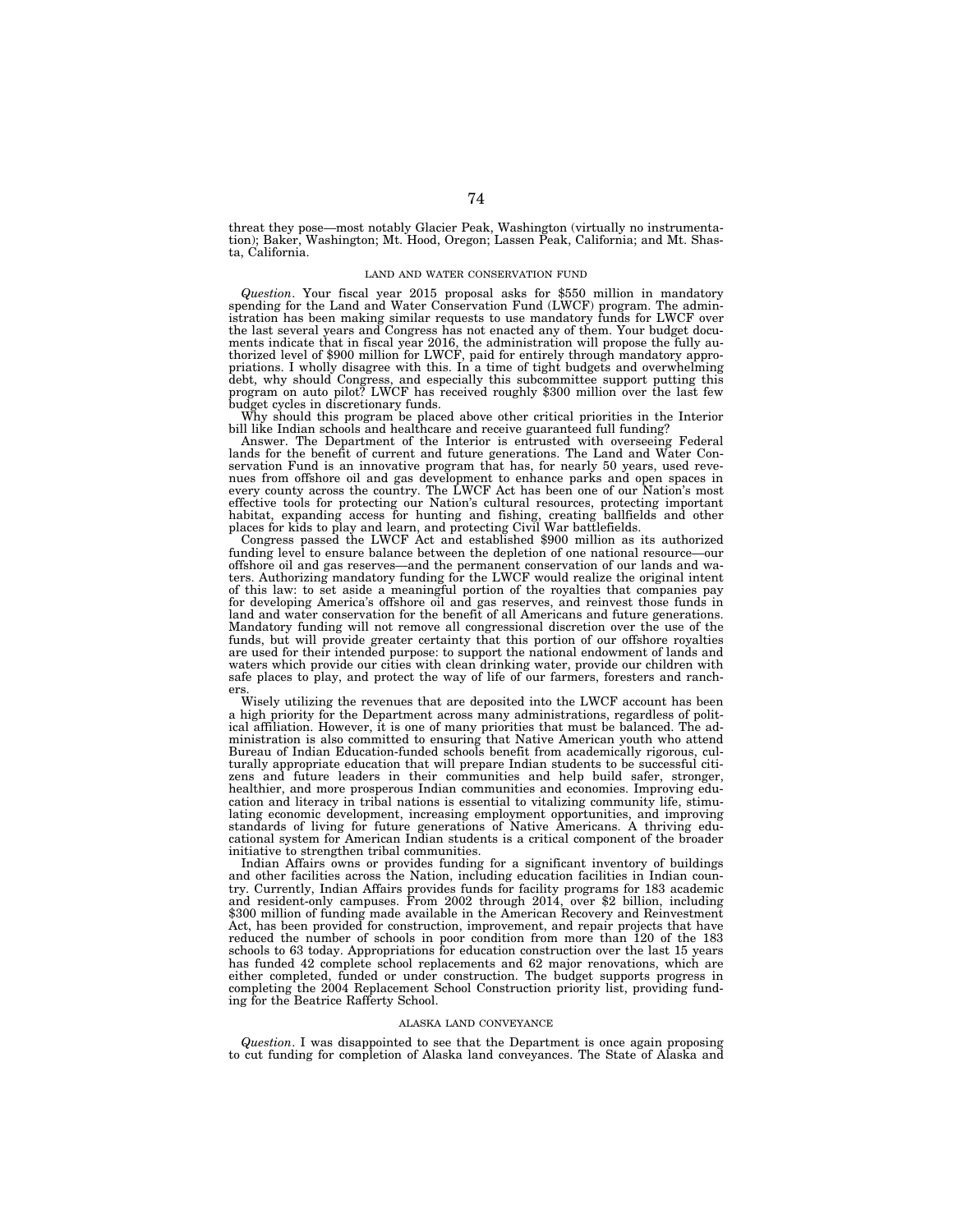threat they pose—most notably Glacier Peak, Washington (virtually no instrumentation); Baker, Washington; Mt. Hood, Oregon; Lassen Peak, California; and Mt. Shasta, California.

## LAND AND WATER CONSERVATION FUND

*Question*. Your fiscal year 2015 proposal asks for $550 million in mandatory spending for the Land and Water Conservation Fund (LWCF) program. The administration has been making similar requests to use mandatory funds for LWCF over the last several years and Congress has not enacted any of them. Your budget documents indicate that in fiscal year 2016, the administration will propose the fully authorized level of $900 million for LWCF, paid for entirely through mandatory appropriations. I wholly disagree with this. In a time of tight budgets and overwhelming debt, why should Congress, and especially this subcommittee support putting this program on auto pilot? LWCF has received roughly $300 million over the last few budget cycles in discretionary funds.

Why should this program be placed above other critical priorities in the Interior bill like Indian schools and healthcare and receive guaranteed full funding?

Answer. The Department of the Interior is entrusted with overseeing Federal lands for the benefit of current and future generations. The Land and Water Conservation Fund is an innovative program that has, for nearly 50 years, used revenues from offshore oil and gas development to enhance parks and open spaces in every county across the country. The LWCF has been one of our Nation's most effective tools for protecting our Nation's cultural resources, protecting important habitat, expanding access for hunting and fishing, creating ballfields and other places for kids to play and learn, and protecting Civil War battlefields.

Congress passed the LWCF Act and established $900 million as its authorized funding level to ensure balance between the depletion of one national resource—our offshore oil and gas reserves—and the permanent conservation of our lands and waters. Authorizing mandatory funding for the LWCF would realize the original intent of this law: to set aside a meaningful portion of the royalties that companies pay for developing America's offshore oil and gas reserves, and reinvest those funds in land and water conservation for the benefit of all Americans and future generations. Mandatory funding will not remove all congressional discretion over the use of the funds, but will provide greater certainty that this portion of our offshore royalties are used for their intended purpose: to support the national endowment of lands and waters which provide our cities with clean drinking water, provide our children with safe places to play, and protect the way of life of our farmers, foresters and ranchers.

Wisely utilizing the revenues that are deposited into the LWCF account has been a high priority for the Department across many administrations, regardless of political affiliation. However, it is one of many priorities that must be balanced. The administration is also committed to ensuring that Native American youth who attend Bureau of Indian Education-funded schools benefit from academically rigorous, culturally appropriate education that will prepare Indian students to be successful citizens and future leaders in their communities and help build safer, stronger, healthier, and more prosperous Indian communities and economies. Improving education and literacy in tribal nations is essential to vitalizing community life, stimulating economic development, increasing employment opportunities, and improving standards of living for future generations of Native Americans. A thriving educational system for American Indian students is a critical component of the broader initiative to strengthen tribal communities.

Indian Affairs owns or provides funding for a significant inventory of buildings and other facilities across the Nation, including education facilities in Indian country. Currently, Indian Affairs provides funds for facility programs for 183 academic and resident-only campuses. From 2002 through 2014, over $2 billion, including $300 million of funding made available in the American Recovery and Reinvestment Act, has been provided for construction, improvement, and repair projects that have reduced the number of schools in poor condition from more than 120 of the 183 schools to 63 today. Appropriations for education construction over the last 15 years has funded 42 complete school replacements and 62 major renovations, which are either completed, funded or under construction. The budget supports progress in completing the 2004 Replacement School Construction priority list, providing funding for the Beatrice Rafferty School.

## ALASKA LAND CONVEYANCE

*Question*. I was disappointed to see that the Department is once again proposing to cut funding for completion of Alaska land conveyances. The State of Alaska and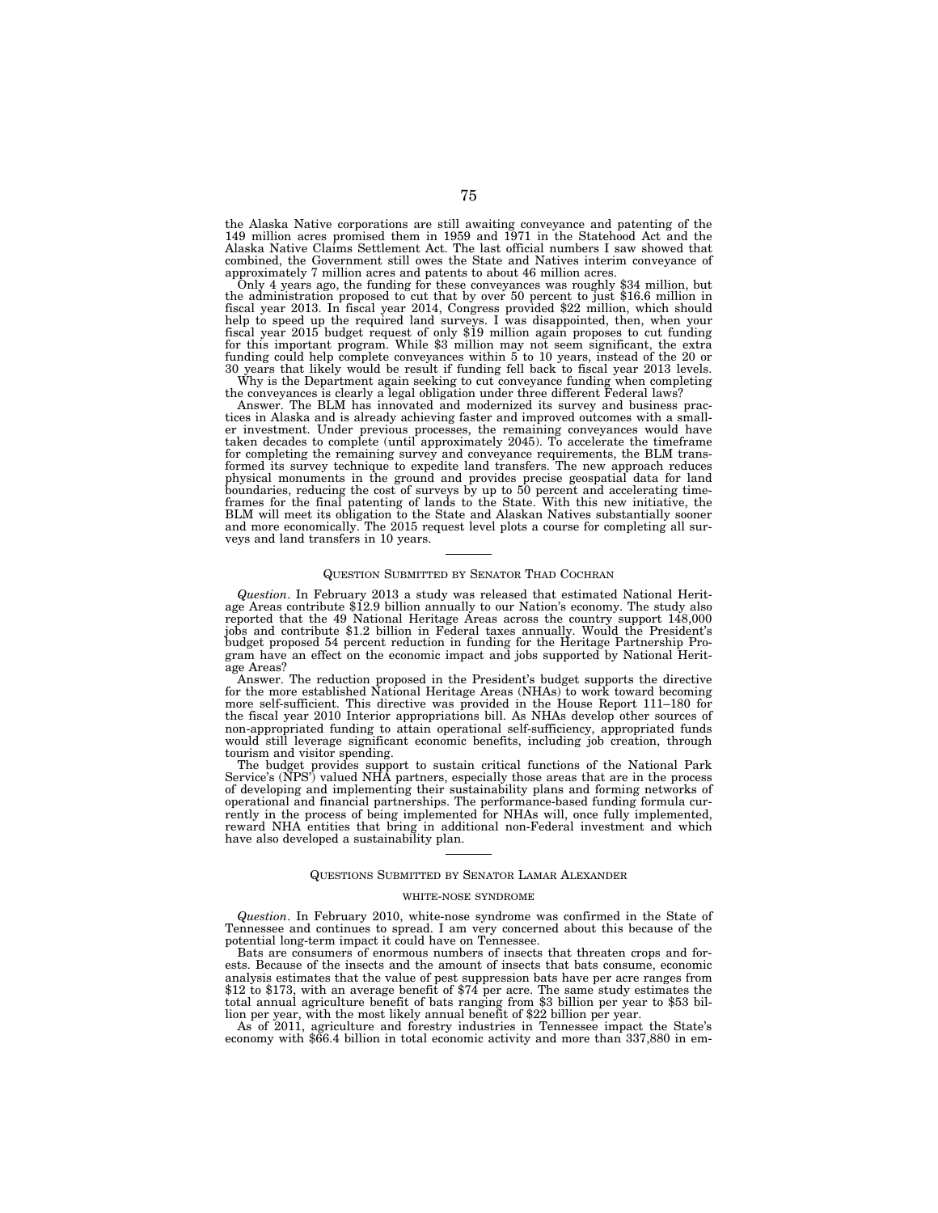the Alaska Native corporations are still awaiting conveyance and patenting of the 149 million acres promised them in 1959 and 1971 in the Statehood Act and the Alaska Native Claims Settlement Act. The last official numbers I saw showed that combined, the Government still owes the State and Natives interim conveyance of approximately 7 million acres and patents to about 46 million acres.

Only 4 years ago, the funding for these conveyances was roughly $34 million, but the administration proposed to cut that by over 50 percent to just $16.6 million in fiscal year 2013. In fiscal year 2014, Congress provided $22 million, which should help to speed up the required land surveys. I was disappointed, then, when your fiscal year 2015 budget request of only $19 million again proposes to cut funding for this important program. While $3 million may not seem significant, the extra funding could help complete conveyances within 5 to 10 years, instead of the 20 or 30 years that likely would be result if funding fell back to fiscal year 2013 levels.

Why is the Department again seeking to cut conveyance funding when completing the conveyances is clearly a legal obligation under three different Federal laws?

Answer. The BLM has innovated and modernized its survey and business practices in Alaska and is already achieving faster and improved outcomes with a smaller investment. Under previous processes, the remaining conveyances would have taken decades to complete (until approximately 2045). To accelerate the timeframe for completing the remaining survey and conveyance requirements, the BLM transformed its survey technique to expedite land transfers. The new approach reduces physical monuments in the ground and provides precise geospatial data for land boundaries, reducing the cost of surveys by up to 50 percent and accelerating timeframes for the final patenting of lands to the State. With this new initiative, the BLM will meet its obligation to the State and Alaskan Natives substantially sooner and more economically. The 2015 request level plots a course for completing all surveys and land transfers in 10 years.

---

## QUESTION SUBMITTED BY SENATOR THAD COCHRAN

*Question*. In February 2013 a study was released that estimated National Heritage Areas contribute $12.9 billion annually to our Nation's economy. The study also reported that the 49 National Heritage Areas across the country support 148,000 jobs and contribute $1.2 billion in Federal taxes annually. Would the President's budget proposed 54 percent reduction in funding for the Heritage Partnership Program have an effect on the economic impact and jobs supported by National Heritage Areas?

Answer. The reduction proposed in the President's budget supports the directive for the more established National Heritage Areas (NHAs) to work toward becoming more self-sufficient. This directive was provided in the House Report 111–180 for the fiscal year 2010 Interior appropriations bill. As NHAs develop other sources of non-appropriated funding to attain operational self-sufficiency, appropriated funds would still leverage significant economic benefits, including job creation, through tourism and visitor spending.

The budget provides support to sustain critical functions of the National Park Service's (NPS') valued NHA partners, especially those areas that are in the process of developing and implementing their sustainability plans and forming networks of operational and financial partnerships. The performance-based funding formula currently in the process of being implemented for NHAs will, once fully implemented, reward NHA entities that bring in additional non-Federal investment and which have also developed a sustainability plan.

---

## QUESTIONS SUBMITTED BY SENATOR LAMAR ALEXANDER

### WHITE-NOSE SYNDROME

*Question*. In February 2010, white-nose syndrome was confirmed in the State of Tennessee and continues to spread. I am very concerned about this because of the potential long-term impact it could have on Tennessee.

Bats are consumers of enormous numbers of insects that threaten crops and forests. Because of the insects and the amount of insects that bats consume, economic analysis estimates that the value of pest suppression bats have per acre ranges from $12 to $173, with an average benefit of $74 per acre. The same study estimates the total annual agriculture benefit of bats ranging from $3 billion per year to $53 billion per year, with the most likely annual benefit of $22 billion per year.

As of 2011, agriculture and forestry industries in Tennessee impact the State's economy with $66.4 billion in total economic activity and more than 337,880 in em-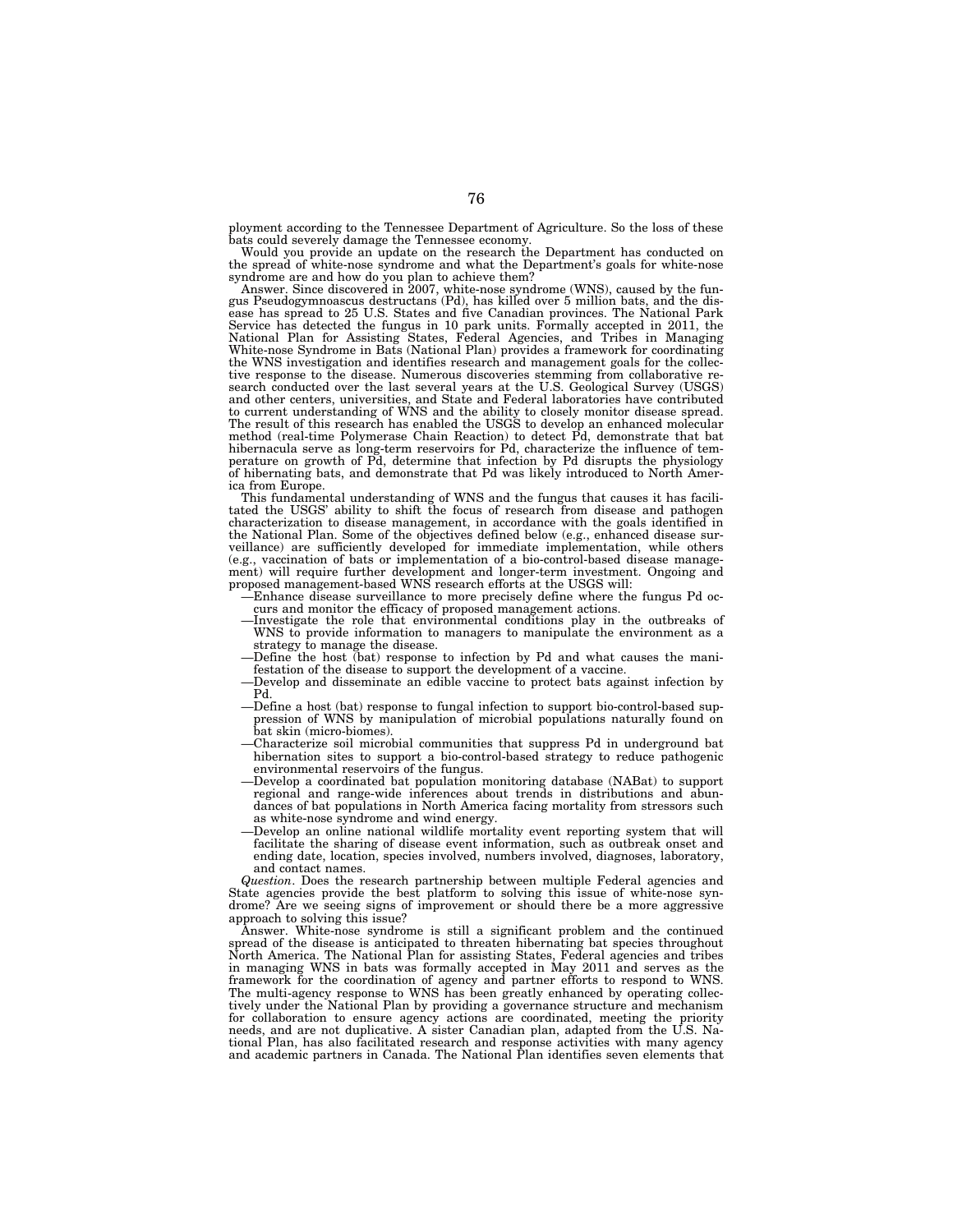ployment according to the Tennessee Department of Agriculture. So the loss of these bats could severely damage the Tennessee economy.

Would you provide an update on the research the Department has conducted on the spread of white-nose syndrome and what the Department's goals for white-nose syndrome are and how do you plan to achieve them?

Answer. Since discovered in 2007, white-nose syndrome (WNS), caused by the fungus Pseudogymnoascus destructans (Pd), has killed over 5 million bats, and the disease has spread to 25 U.S. States and five Canadian provinces. The National Park Service has detected the fungus in 10 park units. Formally accepted in 2011, the National Plan for Assisting States, Federal Agencies, and Tribes in Managing White-nose Syndrome in Bats (National Plan) provides a framework for coordinating the WNS investigation and identifies research and management goals for the collective response to the disease. Numerous discoveries stemming from collaborative research conducted over the last several years at the U.S. Geological Survey (USGS) and other centers, universities, and State and Federal laboratories have contributed to current understanding of WNS and the ability to closely monitor disease spread. The result of this research has enabled the USGS to develop an enhanced molecular method (real-time Polymerase Chain Reaction) to detect Pd, demonstrate that bat hibernacula serve as long-term reservoirs for Pd, characterize the influence of temperature on growth of Pd, determine that infection by Pd disrupts the physiology of hibernating bats, and demonstrate that Pd was likely introduced to North America from Europe.

This fundamental understanding of WNS and the fungus that causes it has facilitated the USGS' ability to shift the focus of research from disease and pathogen characterization to disease management, in accordance with the goals identified in the National Plan. Some of the objectives defined below (e.g., enhanced disease surveillance) are sufficiently developed for immediate implementation, while others (e.g., vaccination of bats or implementation of a bio-control-based disease management) will require further development and longer-term investment. Ongoing and proposed management-based WNS research efforts at the USGS will:

—Enhance disease surveillance to more precisely define where the fungus Pd occurs and monitor the efficacy of proposed management actions.

—Investigate the role that environmental conditions play in the outbreaks of WNS to provide information to managers to manipulate the environment as a strategy to manage the disease.

—Define the host (bat) response to infection by Pd and what causes the manifestation of the disease to support the development of a vaccine.

—Develop and disseminate an edible vaccine to protect bats against infection by Pd.

—Define a host (bat) response to fungal infection to support bio-control-based suppression of WNS by manipulation of microbial populations naturally found on bat skin (micro-biomes).

—Characterize soil microbial communities that suppress Pd in underground bat hibernation sites to support a bio-control-based strategy to reduce pathogenic environmental reservoirs of the fungus.

—Develop a coordinated bat population monitoring database (NABat) to support regional and range-wide inferences about trends in distributions and abundances of bat populations in North America facing mortality from stressors such as white-nose syndrome and wind energy.

—Develop an online national wildlife mortality event reporting system that will facilitate the sharing of disease event information, such as outbreak onset and ending date, location, species involved, numbers involved, diagnoses, laboratory, and contact names.

*Question*. Does the research partnership between multiple Federal agencies and State agencies provide the best platform to solving this issue of white-nose syndrome? Are we seeing signs of improvement or should there be a more aggressive approach to solving this issue?

Answer. White-nose syndrome is still a significant problem and the continued spread of the disease is anticipated to threaten hibernating bat species throughout North America. The National Plan for assisting States, Federal agencies and tribes in managing WNS in bats was formally accepted in May 2011 and serves as the framework for the coordination of agency and partner efforts to respond to WNS. The multi-agency response to WNS has been greatly enhanced by operating collectively under the National Plan by providing a governance structure and mechanism for collaboration to ensure agency actions are coordinated, meeting the priority needs, and are not duplicative. A sister Canadian plan, adapted from the U.S. National Plan, has also facilitated research and response activities with many agency and academic partners in Canada. The National Plan identifies seven elements that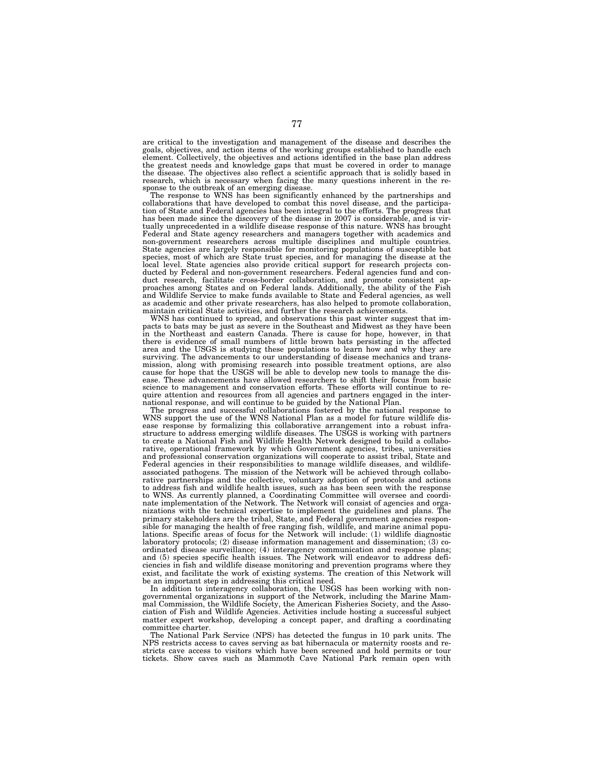are critical to the investigation and management of the disease and describes the goals, objectives, and action items of the working groups established to handle each element. Collectively, the objectives and actions identified in the base plan address the greatest needs and knowledge gaps that must be covered in order to manage the disease. The objectives also reflect a scientific approach that is solidly based in research, which is necessary when facing the many questions inherent in the response to the outbreak of an emerging disease.

The response to WNS has been significantly enhanced by the partnerships and collaborations that have developed to combat this novel disease, and the participation of State and Federal agencies has been integral to the efforts. The progress that has been made since the discovery of the disease in 2007 is considerable, and is virtually unprecedented in a wildlife disease response of this nature. WNS has brought Federal and State agency researchers and managers together with academics and non-government researchers across multiple disciplines and multiple countries. State agencies are largely responsible for monitoring populations of susceptible bat species, most of which are State trust species, and for managing the disease at the local level. State agencies also provide critical support for research projects conducted by Federal and non-government researchers. Federal agencies fund and conduct research, facilitate cross-border collaboration, and promote consistent approaches among States and on Federal lands. Additionally, the ability of the Fish and Wildlife Service to make funds available to State and Federal agencies, as well as academic and other private researchers, has also helped to promote collaboration, maintain critical State activities, and further the research achievements.

WNS has continued to spread, and observations this past winter suggest that impacts to bats may be just as severe in the Southeast and Midwest as they have been in the Northeast and eastern Canada. There is cause for hope, however, in that there is evidence of small numbers of little brown bats persisting in the affected area and the USGS is studying these populations to learn how and why they are surviving. The advancements to our understanding of disease mechanics and transmission, along with promising research into possible treatment options, are also cause for hope that the USGS will be able to develop new tools to manage the disease. These advancements have allowed researchers to shift their focus from basic science to management and conservation efforts. These efforts will continue to require attention and resources from all agencies and partners engaged in the international response, and will continue to be guided by the National Plan.

The progress and successful collaborations fostered by the national response to WNS support the use of the WNS National Plan as a model for future wildlife disease response by formalizing this collaborative arrangement into a robust infrastructure to address emerging wildlife diseases. The USGS is working with partners to create a National Fish and Wildlife Health Network designed to build a collaborative, operational framework by which Government agencies, tribes, universities and professional conservation organizations will cooperate to assist tribal, State and Federal agencies in their responsibilities to manage wildlife diseases, and wildlife-associated pathogens. The mission of the Network will be achieved through collaborative partnerships and the collective, voluntary adoption of protocols and actions to address fish and wildlife health issues, such as has been seen with the response to WNS. As currently planned, a Coordinating Committee will oversee and coordinate implementation of the Network. The Network will consist of agencies and organizations with the technical expertise to implement the guidelines and plans. The primary stakeholders are the tribal, State, and Federal government agencies responsible for managing the health of free ranging fish, wildlife, and marine animal populations. Specific areas of focus for the Network will include: (1) wildlife diagnostic laboratory protocols; (2) disease information management and dissemination; (3) coordinated disease surveillance; (4) interagency communication and response plans; and (5) species specific health issues. The Network will endeavor to address deficiencies in fish and wildlife disease monitoring and prevention programs where they exist, and facilitate the work of existing systems. The creation of this Network will be an important step in addressing this critical need.

In addition to interagency collaboration, the USGS has been working with non-governmental organizations in support of the Network, including the Marine Mammal Commission, the Wildlife Society, the American Fisheries Society, and the Association of Fish and Wildlife Agencies. Activities include hosting a successful subject matter expert workshop, developing a concept paper, and drafting a coordinating committee charter.

The National Park Service (NPS) has detected the fungus in 10 park units. The NPS restricts access to caves serving as bat hibernacula or maternity roosts and restricts cave access to visitors which have been screened and hold permits or tour tickets. Show caves such as Mammoth Cave National Park remain open with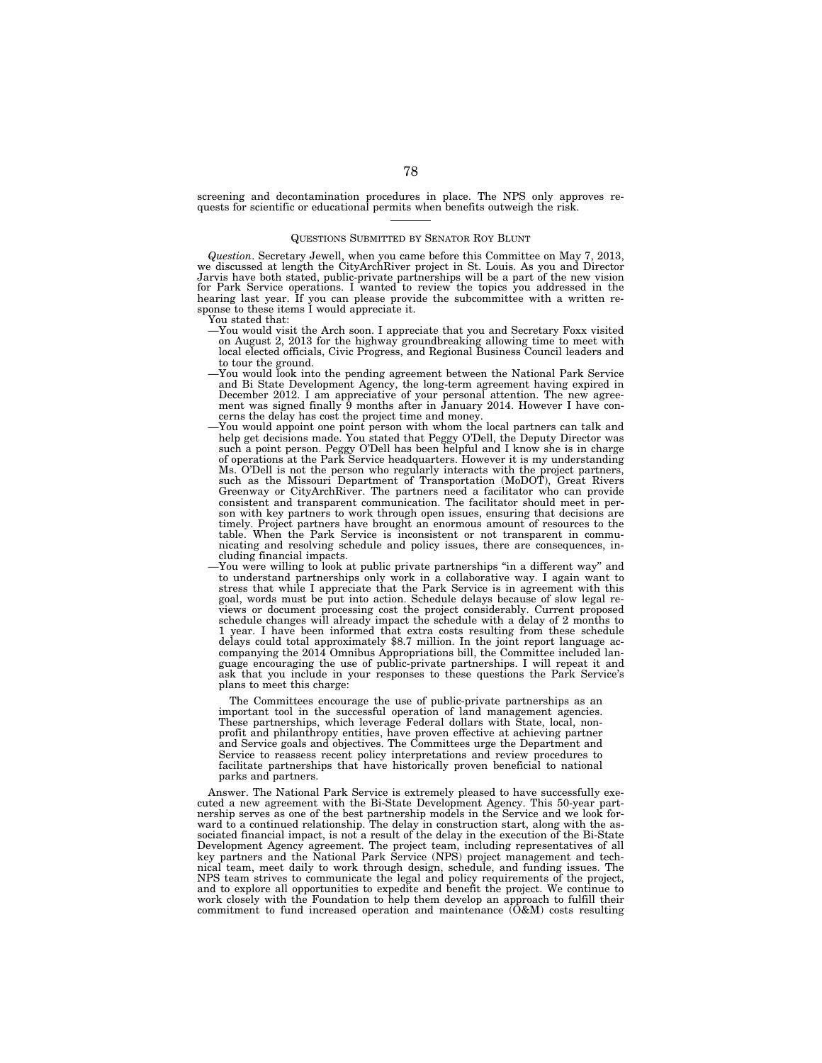screening and decontamination procedures in place. The NPS only approves requests for scientific or educational permits when benefits outweigh the risk.

---

QUESTIONS SUBMITTED BY SENATOR ROY BLUNT

*Question*. Secretary Jewell, when you came before this Committee on May 7, 2013, we discussed at length the CityArchRiver project in St. Louis. As you and Director Jarvis have both stated, public-private partnerships will be a part of the new vision for Park Service operations. I wanted to review the topics you addressed in the hearing last year. If you can please provide the subcommittee with a written response to these items I would appreciate it.

You stated that:

—You would visit the Arch soon. I appreciate that you and Secretary Foxx visited on August 2, 2013 for the highway groundbreaking allowing time to meet with local elected officials, Civic Progress, and Regional Business Council leaders and to tour the ground.

—You would look into the pending agreement between the National Park Service and Bi State Development Agency, the long-term agreement having expired in December 2012. I am appreciative of your personal attention. The new agreement was signed finally 9 months after in January 2014. However I have concerns the delay has cost the project time and money.

—You would appoint one point person with whom the local partners can talk and help get decisions made. You stated that Peggy O'Dell, the Deputy Director was such a point person. Peggy O'Dell has been helpful and I know she is in charge of operations at the Park Service headquarters. However it is my understanding Ms. O'Dell is not the person who regularly interacts with the project partners, such as the Missouri Department of Transportation (MoDOT), Great Rivers Greenway or CityArchRiver. The partners need a facilitator who can provide consistent and transparent communication. The facilitator should meet in person with key partners to work through open issues, ensuring that decisions are timely. Project partners have brought an enormous amount of resources to the table. When the Park Service is inconsistent or not transparent in communicating and resolving schedule and policy issues, there are consequences, including financial impacts.

—You were willing to look at public private partnerships "in a different way" and to understand partnerships only work in a collaborative way. I again want to stress that while I appreciate that the Park Service is in agreement with this goal, words must be put into action. Schedule delays because of slow legal reviews or document processing cost the project considerably. Current proposed schedule changes will already impact the schedule with a delay of 2 months to 1 year. I have been informed that extra costs resulting from these schedule delays could total approximately $8.7 million. In the joint report language accompanying the 2014 Omnibus Appropriations bill, the Committee included language encouraging the use of public-private partnerships. I will repeat it and ask that you include in your responses to these questions the Park Service's plans to meet this charge:

> The Committees encourage the use of public-private partnerships as an important tool in the successful operation of land management agencies. These partnerships, which leverage Federal dollars with State, local, nonprofit and philanthropy entities, have proven effective at achieving partner and Service goals and objectives. The Committees urge the Department and Service to reassess recent policy interpretations and review procedures to facilitate partnerships that have historically proven beneficial to national parks and partners.

Answer. The National Park Service is extremely pleased to have successfully executed a new agreement with the Bi-State Development Agency. This 50-year partnership serves as one of the best partnership models in the Service and we look forward to a continued relationship. The delay in construction start, along with the associated financial impact, is not a result of the delay in the execution of the Bi-State Development Agency agreement. The project team, including representatives of all key partners and the National Park Service (NPS) project management and technical team, meet daily to work through design, schedule, and funding issues. The NPS team strives to communicate the legal and policy requirements of the project, and to explore all opportunities to expedite and benefit the project. We continue to work closely with the Foundation to help them develop an approach to fulfill their commitment to fund increased operation and maintenance (O&M) costs resulting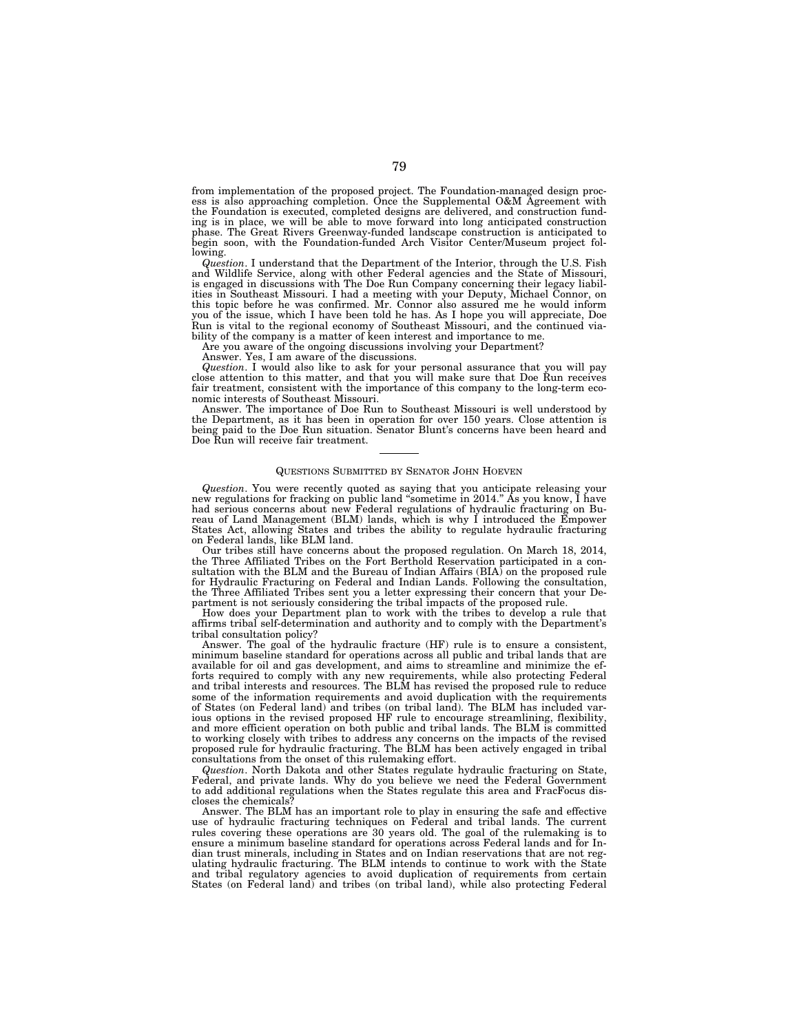from implementation of the proposed project. The Foundation-managed design process is also approaching completion. Once the Supplemental O&M Agreement with the Foundation is executed, completed designs are delivered, and construction funding is in place, we will be able to move forward into long anticipated construction phase. The Great Rivers Greenway-funded landscape construction is anticipated to begin soon, with the Foundation-funded Arch Visitor Center/Museum project following.

*Question*. I understand that the Department of the Interior, through the U.S. Fish and Wildlife Service, along with other Federal agencies and the State of Missouri, is engaged in discussions with The Doe Run Company concerning their legacy liabilities in Southeast Missouri. I had a meeting with your Deputy, Michael Connor, on this topic before he was confirmed. Mr. Connor also assured me he would inform you of the issue, which I have been told he has. As I hope you will appreciate, Doe Run is vital to the regional economy of Southeast Missouri, and the continued viability of the company is a matter of keen interest and importance to me.

Are you aware of the ongoing discussions involving your Department?

Answer. Yes, I am aware of the discussions.

*Question*. I would also like to ask for your personal assurance that you will pay close attention to this matter, and that you will make sure that Doe Run receives fair treatment, consistent with the importance of this company to the long-term economic interests of Southeast Missouri.

Answer. The importance of Doe Run to Southeast Missouri is well understood by the Department, as it has been in operation for over 150 years. Close attention is being paid to the Doe Run situation. Senator Blunt's concerns have been heard and Doe Run will receive fair treatment.

---

## QUESTIONS SUBMITTED BY SENATOR JOHN HOEVEN

*Question*. You were recently quoted as saying that you anticipate releasing your new regulations for fracking on public land "sometime in 2014." As you know, I have had serious concerns about new Federal regulations of hydraulic fracturing on Bureau of Land Management (BLM) lands, which is why I introduced the Empower States Act, allowing States and tribes the ability to regulate hydraulic fracturing on Federal lands, like BLM land.

Our tribes still have concerns about the proposed regulation. On March 18, 2014, the Three Affiliated Tribes on the Fort Berthold Reservation participated in a consultation with the BLM and the Bureau of Indian Affairs (BIA) on the proposed rule for Hydraulic Fracturing on Federal and Indian Lands. Following the consultation, the Three Affiliated Tribes sent you a letter expressing their concern that your Department is not seriously considering the tribal impacts of the proposed rule.

How does your Department plan to work with the tribes to develop a rule that affirms tribal self-determination and authority and to comply with the Department's tribal consultation policy?

Answer. The goal of the hydraulic fracture (HF) rule is to ensure a consistent, minimum baseline standard for operations across all public and tribal lands that are available for oil and gas development, and aims to streamline and minimize the efforts required to comply with any new requirements, while also protecting Federal and tribal interests and resources. The BLM has revised the proposed rule to reduce some of the information requirements and avoid duplication with the requirements of States (on Federal land) and tribes (on tribal land). The BLM has included various options in the revised proposed HF rule to encourage streamlining, flexibility, and more efficient operation on both public and tribal lands. The BLM is committed to working closely with tribes to address any concerns on the impacts of the revised proposed rule for hydraulic fracturing. The BLM has been actively engaged in tribal consultations from the onset of this rulemaking effort.

*Question*. North Dakota and other States regulate hydraulic fracturing on State, Federal, and private lands. Why do you believe we need the Federal Government to add additional regulations when the States regulate this area and FracFocus discloses the chemicals?

Answer. The BLM has an important role to play in ensuring the safe and effective use of hydraulic fracturing techniques on Federal and tribal lands. The current rules covering these operations are 30 years old. The goal of the rulemaking is to ensure a minimum baseline standard for operations across Federal lands and for Indian trust minerals, including in States and on Indian reservations that are not regulating hydraulic fracturing. The BLM intends to continue to work with the State and tribal regulatory agencies to avoid duplication of requirements from certain States (on Federal land) and tribes (on tribal land), while also protecting Federal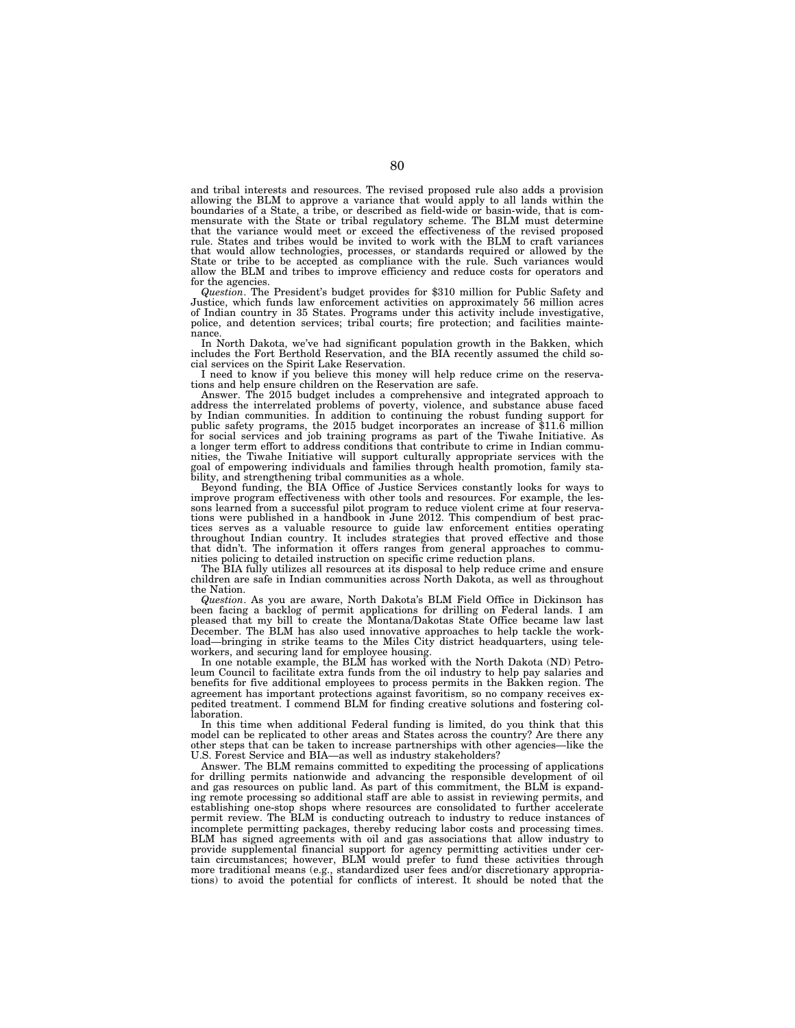and tribal interests and resources. The revised proposed rule also adds a provision allowing the BLM to approve a variance that would apply to all lands within the boundaries of a State, a tribe, or described as field-wide or basin-wide, that is commensurate with the State or tribal regulatory scheme. The BLM must determine that the variance would meet or exceed the effectiveness of the revised proposed rule. States and tribes would be invited to work with the BLM to craft variances that would allow technologies, processes, or standards required or allowed by the State or tribe to be accepted as compliance with the rule. Such variances would allow the BLM and tribes to improve efficiency and reduce costs for operators and for the agencies.

*Question*. The President's budget provides for $310 million for Public Safety and Justice, which funds law enforcement activities on approximately 56 million acres of Indian country in 35 States. Programs under this activity include investigative, police, and detention services; tribal courts; fire protection; and facilities maintenance.

In North Dakota, we've had significant population growth in the Bakken, which includes the Fort Berthold Reservation, and the BIA recently assumed the child social services on the Spirit Lake Reservation.

I need to know if you believe this money will help reduce crime on the reservations and help ensure children on the Reservation are safe.

Answer. The 2015 budget includes a comprehensive and integrated approach to address the interrelated problems of poverty, violence, and substance abuse faced by Indian communities. In addition to continuing the robust funding support for public safety programs, the 2015 budget incorporates an increase of $11.6 million for social services and job training programs as part of the Tiwahe Initiative. As a longer term effort to address conditions that contribute to crime in Indian communities, the Tiwahe Initiative will support culturally appropriate services with the goal of empowering individuals and families through health promotion, family stability, and strengthening tribal communities as a whole.

Beyond funding, the BIA Office of Justice Services constantly looks for ways to improve program effectiveness with other tools and resources. For example, the lessons learned from a successful pilot program to reduce violent crime at four reservations were published in a handbook in June 2012. This compendium of best practices serves as a valuable resource to guide law enforcement entities operating throughout Indian country. It includes strategies that proved effective and those that didn't. The information it offers ranges from general approaches to communities policing to detailed instruction on specific crime reduction plans.

The BIA fully utilizes all resources at its disposal to help reduce crime and ensure children are safe in Indian communities across North Dakota, as well as throughout the Nation.

*Question*. As you are aware, North Dakota's BLM Field Office in Dickinson has been facing a backlog of permit applications for drilling on Federal lands. I am pleased that my bill to create the Montana/Dakotas State Office became law last December. The BLM has also used innovative approaches to help tackle the workload—bringing in strike teams to the Miles City district headquarters, using teleworkers, and securing land for employee housing.

In one notable example, the BLM has worked with the North Dakota (ND) Petroleum Council to facilitate extra funds from the oil industry to help pay salaries and benefits for five additional employees to process permits in the Bakken region. The agreement has important protections against favoritism, so no company receives expedited treatment. I commend BLM for finding creative solutions and fostering collaboration.

In this time when additional Federal funding is limited, do you think that this model can be replicated to other areas and States across the country? Are there any other steps that can be taken to increase partnerships with other agencies—like the U.S. Forest Service and BIA—as well as industry stakeholders?

Answer. The BLM remains committed to expediting the processing of applications for drilling permits nationwide and advancing the responsible development of oil and gas resources on public land. As part of this commitment, the BLM is expanding remote processing so additional staff are able to assist in reviewing permits, and establishing one-stop shops where resources are consolidated to further accelerate permit review. The BLM is conducting outreach to industry to reduce instances of incomplete permitting packages, thereby reducing labor costs and processing times. BLM has signed agreements with oil and gas associations that allow industry to provide supplemental financial support for agency permitting activities under certain circumstances; however, BLM would prefer to fund these activities through more traditional means (e.g., standardized user fees and/or discretionary appropriations) to avoid the potential for conflicts of interest. It should be noted that the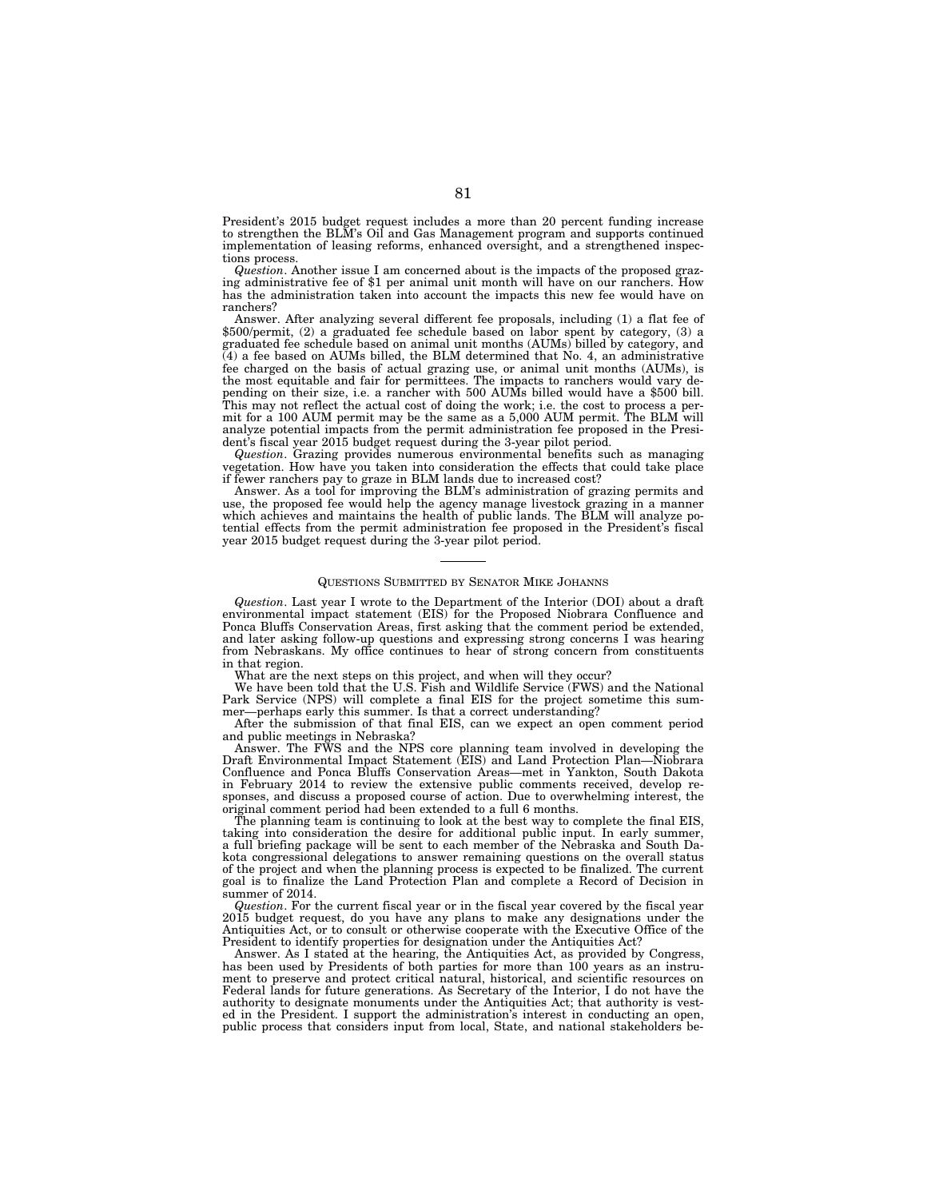President's 2015 budget request includes a more than 20 percent funding increase to strengthen the BLM's Oil and Gas Management program and supports continued implementation of leasing reforms, enhanced oversight, and a strengthened inspections process.

*Question*. Another issue I am concerned about is the impacts of the proposed grazing administrative fee of $1 per animal unit month will have on our ranchers. How has the administration taken into account the impacts this new fee would have on ranchers?

Answer. After analyzing several different fee proposals, including (1) a flat fee of $500/permit, (2) a graduated fee schedule based on labor spent by category, (3) a graduated fee schedule based on animal unit months (AUMs) billed by category, and (4) a fee based on AUMs billed, the BLM determined that No. 4, an administrative fee charged on the basis of actual grazing use, or animal unit months (AUMs), is the most equitable and fair for permittees. The impacts to ranchers would vary depending on their size, i.e. a rancher with 500 AUMs billed would have a $500 bill. This may not reflect the actual cost of doing the work; i.e. the cost to process a permit for a 100 AUM permit may be the same as a 5,000 AUM permit. The BLM will analyze potential impacts from the permit administration fee proposed in the President's fiscal year 2015 budget request during the 3-year pilot period.

*Question*. Grazing provides numerous environmental benefits such as managing vegetation. How have you taken into consideration the effects that could take place if fewer ranchers pay to graze in BLM lands due to increased cost?

Answer. As a tool for improving the BLM's administration of grazing permits and use, the proposed fee would help the agency manage livestock grazing in a manner which achieves and maintains the health of public lands. The BLM will analyze potential effects from the permit administration fee proposed in the President's fiscal year 2015 budget request during the 3-year pilot period.

---

QUESTIONS SUBMITTED BY SENATOR MIKE JOHANNS

*Question*. Last year I wrote to the Department of the Interior (DOI) about a draft environmental impact statement (EIS) for the Proposed Niobrara Confluence and Ponca Bluffs Conservation Areas, first asking that the comment period be extended, and later asking follow-up questions and expressing strong concerns I was hearing from Nebraskans. My office continues to hear of strong concern from constituents in that region.

What are the next steps on this project, and when will they occur?

We have been told that the U.S. Fish and Wildlife Service (FWS) and the National Park Service (NPS) will complete a final EIS for the project sometime this summer—perhaps early this summer. Is that a correct understanding?

After the submission of that final EIS, can we expect an open comment period and public meetings in Nebraska?

Answer. The FWS and the NPS core planning team involved in developing the Draft Environmental Impact Statement (EIS) and Land Protection Plan—Niobrara Confluence and Ponca Bluffs Conservation Areas—met in Yankton, South Dakota in February 2014 to review the extensive public comments received, develop responses, and discuss a proposed course of action. Due to overwhelming interest, the original comment period had been extended to a full 6 months.

The planning team is continuing to look at the best way to complete the final EIS, taking into consideration the desire for additional public input. In early summer, a full briefing package will be sent to each member of the Nebraska and South Dakota congressional delegations to answer remaining questions on the overall status of the project and when the planning process is expected to be finalized. The current goal is to finalize the Land Protection Plan and complete a Record of Decision in summer of 2014.

*Question*. For the current fiscal year or in the fiscal year covered by the fiscal year 2015 budget request, do you have any plans to make any designations under the Antiquities Act, or to consult or otherwise cooperate with the Executive Office of the President to identify properties for designation under the Antiquities Act?

Answer. As I stated at the hearing, the Antiquities Act, as provided by Congress, has been used by Presidents of both parties for more than 100 years as an instrument to preserve and protect critical natural, historical, and scientific resources on Federal lands for future generations. As Secretary of the Interior, I do not have the authority to designate monuments under the Antiquities Act; that authority is vested in the President. I support the administration's interest in conducting an open, public process that considers input from local, State, and national stakeholders be-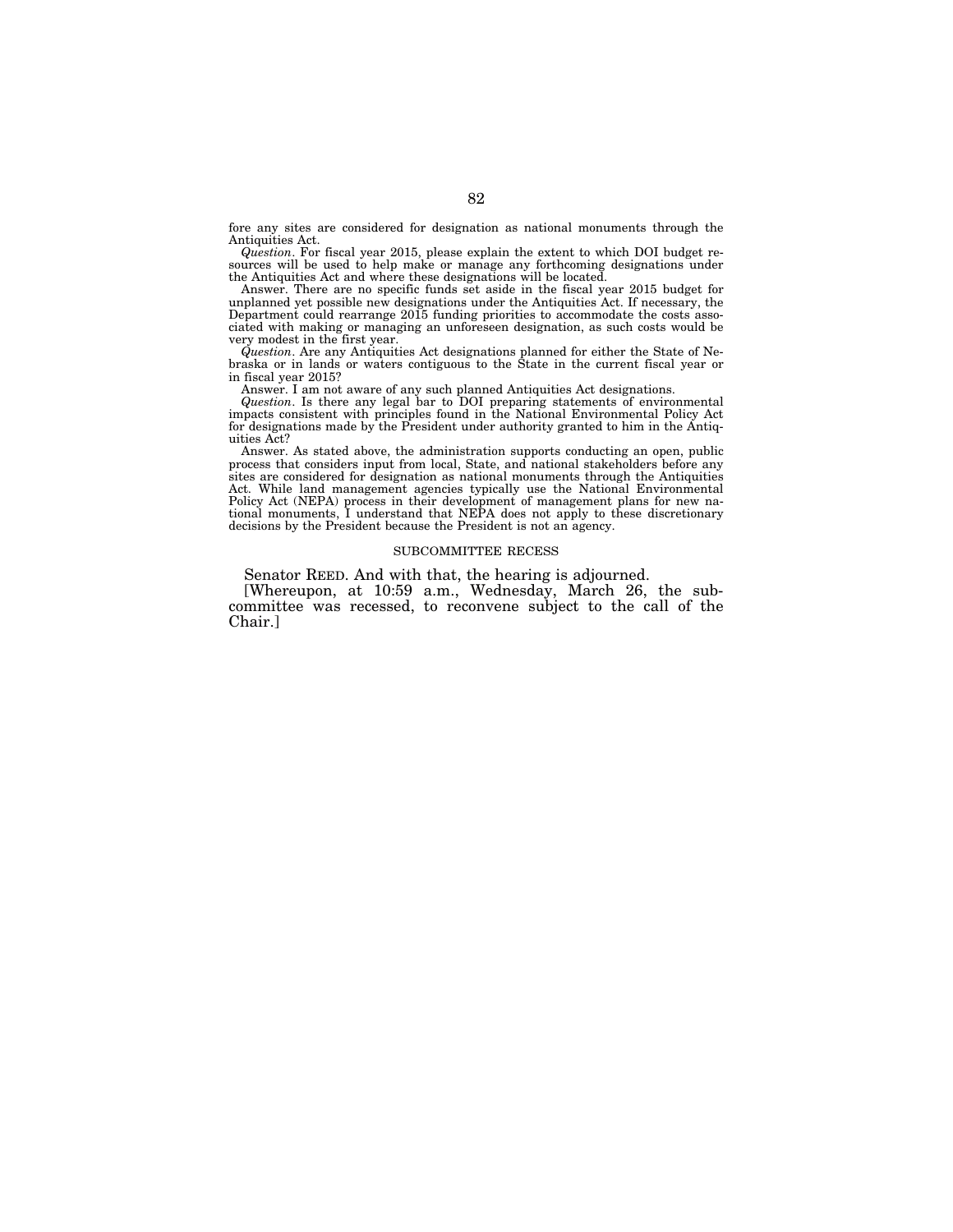fore any sites are considered for designation as national monuments through the Antiquities Act.

*Question*. For fiscal year 2015, please explain the extent to which DOI budget resources will be used to help make or manage any forthcoming designations under the Antiquities Act and where these designations will be located.

Answer. There are no specific funds set aside in the fiscal year 2015 budget for unplanned yet possible new designations under the Antiquities Act. If necessary, the Department could rearrange 2015 funding priorities to accommodate the costs associated with making or managing an unforeseen designation, as such costs would be very modest in the first year.

*Question*. Are any Antiquities Act designations planned for either the State of Nebraska or in lands or waters contiguous to the State in the current fiscal year or in fiscal year 2015?

Answer. I am not aware of any such planned Antiquities Act designations.

*Question*. Is there any legal bar to DOI preparing statements of environmental impacts consistent with principles found in the National Environmental Policy Act for designations made by the President under authority granted to him in the Antiquities Act?

Answer. As stated above, the administration supports conducting an open, public process that considers input from local, State, and national stakeholders before any sites are considered for designation as national monuments through the Antiquities Act. While land management agencies typically use the National Environmental Policy Act (NEPA) process in their development of management plans for new national monuments, I understand that NEPA does not apply to these discretionary decisions by the President because the President is not an agency.

SUBCOMMITTEE RECESS

Senator REED. And with that, the hearing is adjourned.

[Whereupon, at 10:59 a.m., Wednesday, March 26, the subcommittee was recessed, to reconvene subject to the call of the Chair.]